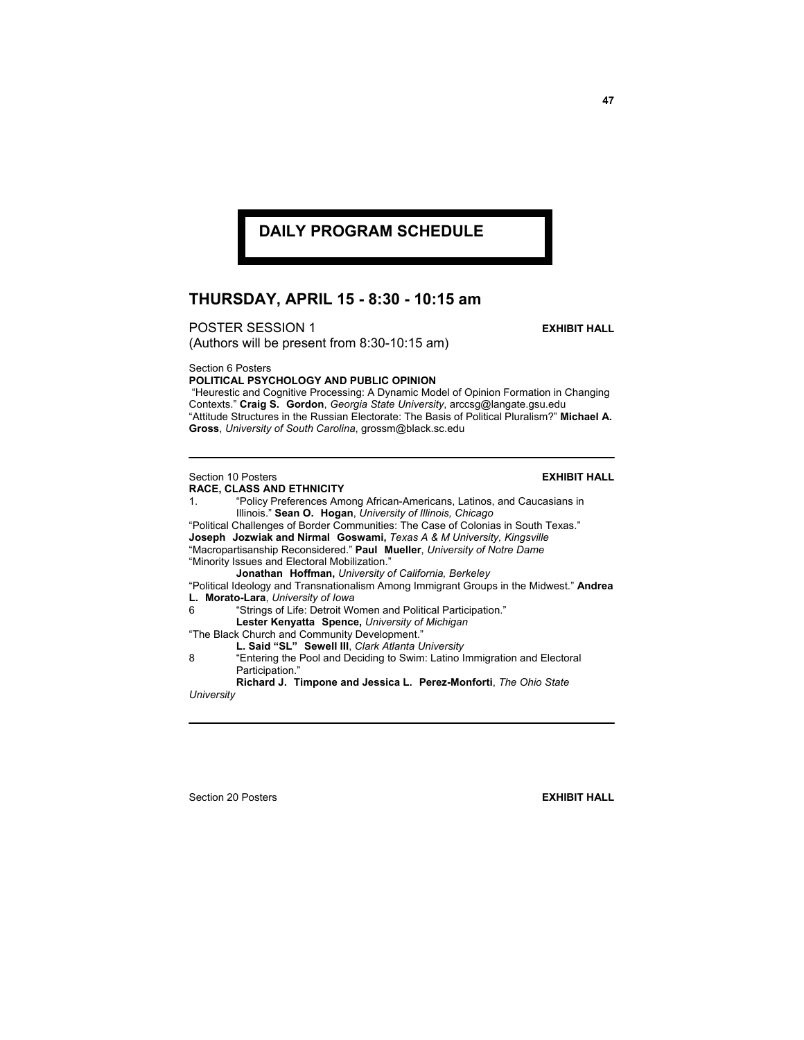# DAILY PROGRAM SCHEDULE

## THURSDAY, APRIL 15 - 8:30 - 10:15 am

POSTER SESSION 1 **EXHIBIT HALL**
(Authors will be present from 8:30-10:15 am)

Section 6 Posters
**POLITICAL PSYCHOLOGY AND PUBLIC OPINION**
"Heurestic and Cognitive Processing: A Dynamic Model of Opinion Formation in Changing Contexts." **Craig S. Gordon**, *Georgia State University*, arccsg@langate.gsu.edu
"Attitude Structures in the Russian Electorate: The Basis of Political Pluralism?" **Michael A. Gross**, *University of South Carolina*, grossm@black.sc.edu

---

Section 10 Posters **EXHIBIT HALL**
**RACE, CLASS AND ETHNICITY**
1. "Policy Preferences Among African-Americans, Latinos, and Caucasians in Illinois." **Sean O. Hogan**, *University of Illinois, Chicago*

"Political Challenges of Border Communities: The Case of Colonias in South Texas." **Joseph Jozwiak and Nirmal Goswami,** *Texas A & M University, Kingsville*
"Macropartisanship Reconsidered." **Paul Mueller**, *University of Notre Dame*
"Minority Issues and Electoral Mobilization."
**Jonathan Hoffman,** *University of California, Berkeley*
"Political Ideology and Transnationalism Among Immigrant Groups in the Midwest." **Andrea L. Morato-Lara**, *University of Iowa*

6 "Strings of Life: Detroit Women and Political Participation."
**Lester Kenyatta Spence,** *University of Michigan*

"The Black Church and Community Development."
**L. Said "SL" Sewell III**, *Clark Atlanta University*

8 "Entering the Pool and Deciding to Swim: Latino Immigration and Electoral Participation."
**Richard J. Timpone and Jessica L. Perez-Monforti**, *The Ohio State University*

---

Section 20 Posters **EXHIBIT HALL**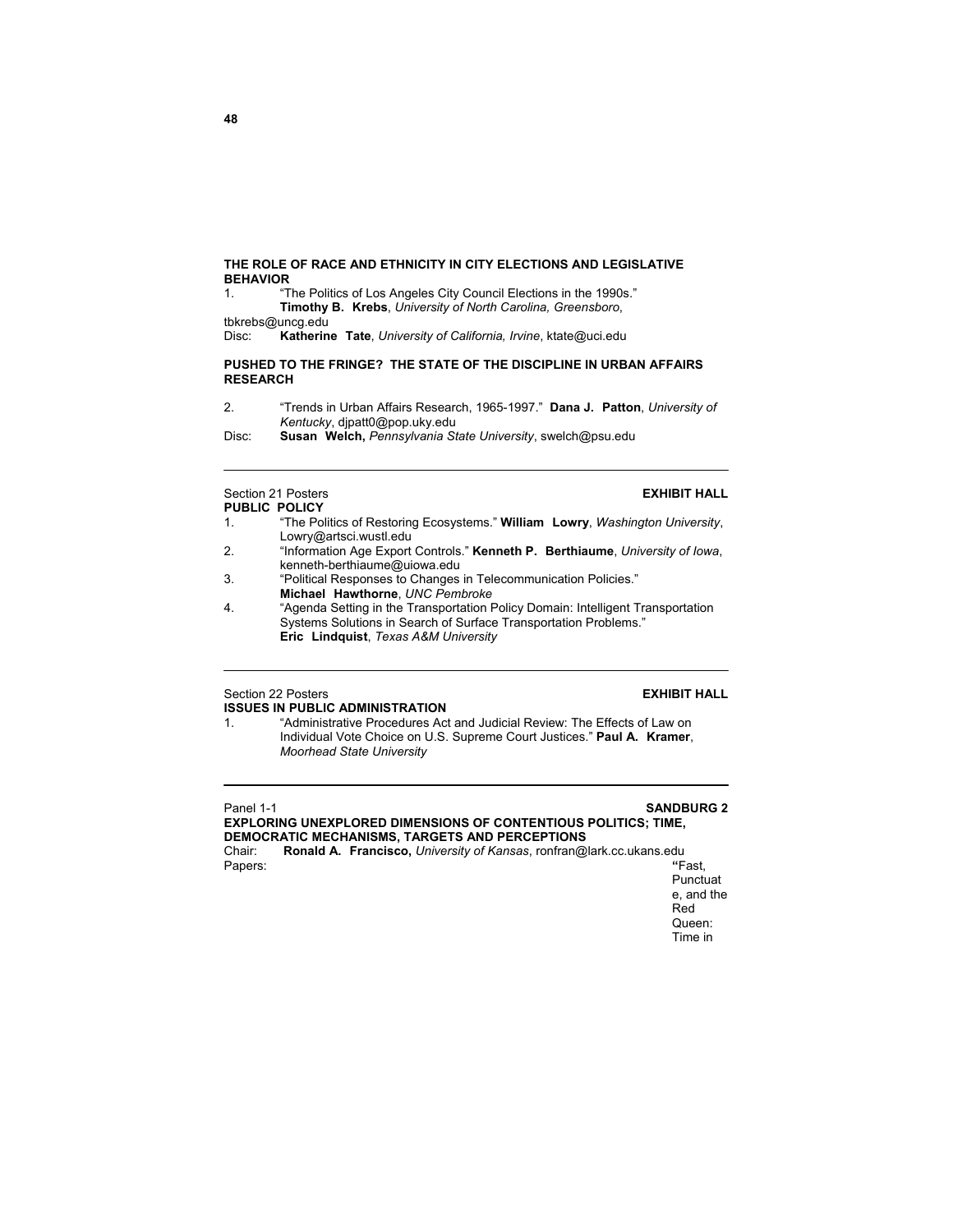**THE ROLE OF RACE AND ETHNICITY IN CITY ELECTIONS AND LEGISLATIVE BEHAVIOR**

1. "The Politics of Los Angeles City Council Elections in the 1990s." **Timothy B. Krebs**, *University of North Carolina, Greensboro*, tbkrebs@uncg.edu

Disc: **Katherine Tate**, *University of California, Irvine*, ktate@uci.edu

**PUSHED TO THE FRINGE? THE STATE OF THE DISCIPLINE IN URBAN AFFAIRS RESEARCH**

2. "Trends in Urban Affairs Research, 1965-1997." **Dana J. Patton**, *University of Kentucky*, djpatt0@pop.uky.edu

Disc: **Susan Welch,** *Pennsylvania State University*, swelch@psu.edu

---

Section 21 Posters — **EXHIBIT HALL**

**PUBLIC POLICY**

1. "The Politics of Restoring Ecosystems." **William Lowry**, *Washington University*, Lowry@artsci.wustl.edu
2. "Information Age Export Controls." **Kenneth P. Berthiaume**, *University of Iowa*, kenneth-berthiaume@uiowa.edu
3. "Political Responses to Changes in Telecommunication Policies." **Michael Hawthorne**, *UNC Pembroke*
4. "Agenda Setting in the Transportation Policy Domain: Intelligent Transportation Systems Solutions in Search of Surface Transportation Problems." **Eric Lindquist**, *Texas A&M University*

---

Section 22 Posters — **EXHIBIT HALL**

**ISSUES IN PUBLIC ADMINISTRATION**

1. "Administrative Procedures Act and Judicial Review: The Effects of Law on Individual Vote Choice on U.S. Supreme Court Justices." **Paul A. Kramer**, *Moorhead State University*

---

Panel 1-1 — **SANDBURG 2**

**EXPLORING UNEXPLORED DIMENSIONS OF CONTENTIOUS POLITICS; TIME, DEMOCRATIC MECHANISMS, TARGETS AND PERCEPTIONS**

Chair: **Ronald A. Francisco,** *University of Kansas*, ronfran@lark.cc.ukans.edu

Papers: "Fast, Punctuate, and the Red Queen: Time in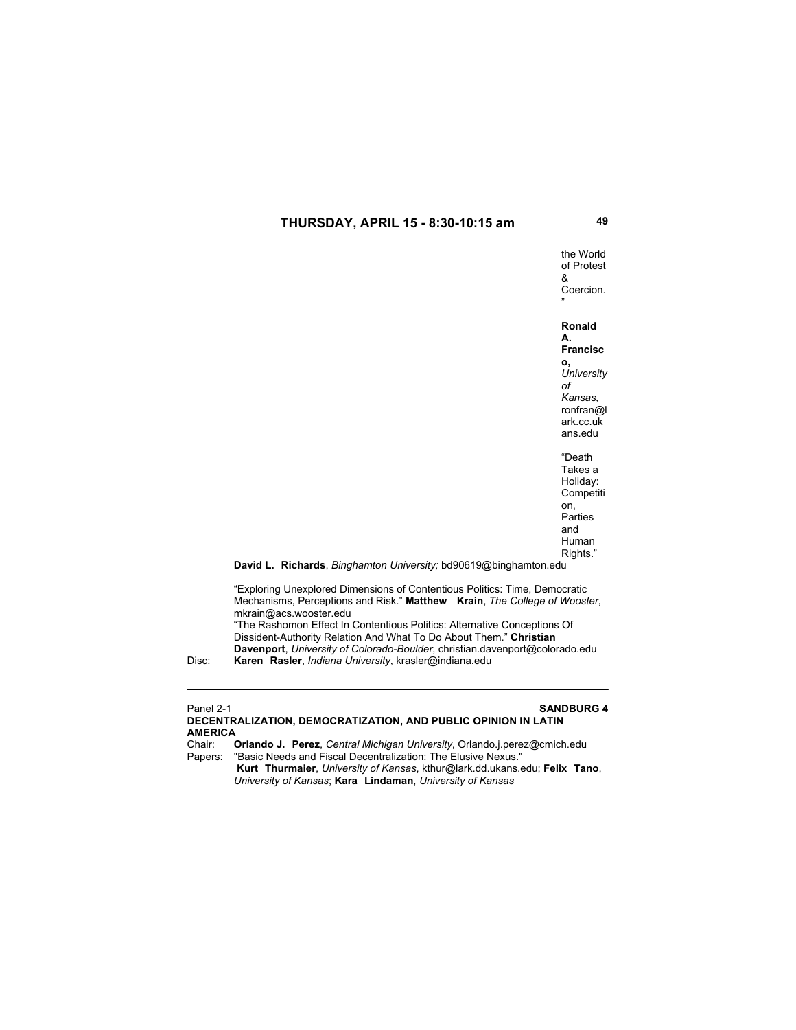the World of Protest & Coercion."

**Ronald A. Francisco,** *University of Kansas,* ronfran@lark.cc.ukans.edu

"Death Takes a Holiday: Competition, Parties and Human Rights."
**David L. Richards**, *Binghamton University;* bd90619@binghamton.edu

"Exploring Unexplored Dimensions of Contentious Politics: Time, Democratic Mechanisms, Perceptions and Risk." **Matthew Krain**, *The College of Wooster*, mkrain@acs.wooster.edu

"The Rashomon Effect In Contentious Politics: Alternative Conceptions Of Dissident-Authority Relation And What To Do About Them." **Christian Davenport**, *University of Colorado-Boulder*, christian.davenport@colorado.edu

Disc: **Karen Rasler**, *Indiana University*, krasler@indiana.edu

---

Panel 2-1 **SANDBURG 4**

**DECENTRALIZATION, DEMOCRATIZATION, AND PUBLIC OPINION IN LATIN AMERICA**

Chair: **Orlando J. Perez**, *Central Michigan University*, Orlando.j.perez@cmich.edu

Papers: "Basic Needs and Fiscal Decentralization: The Elusive Nexus."
**Kurt Thurmaier**, *University of Kansas*, kthur@lark.dd.ukans.edu; **Felix Tano**, *University of Kansas*; **Kara Lindaman**, *University of Kansas*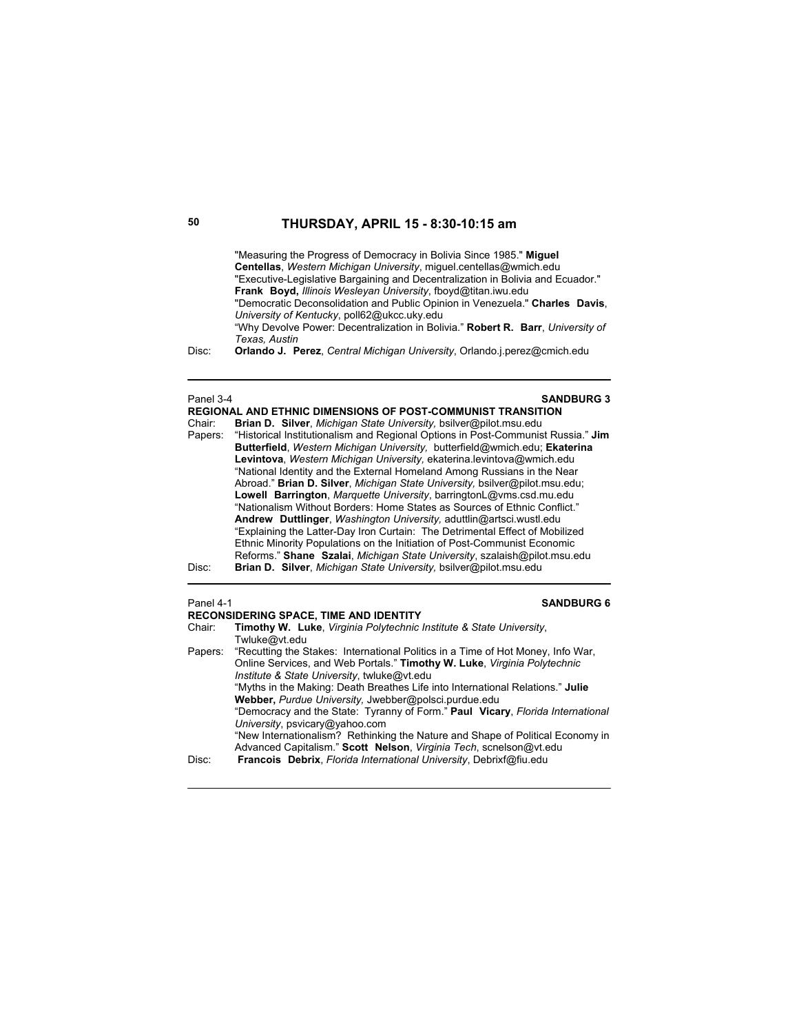## THURSDAY, APRIL 15 - 8:30-10:15 am

"Measuring the Progress of Democracy in Bolivia Since 1985." **Miguel Centellas**, *Western Michigan University*, miguel.centellas@wmich.edu
"Executive-Legislative Bargaining and Decentralization in Bolivia and Ecuador." **Frank Boyd,** *Illinois Wesleyan University*, fboyd@titan.iwu.edu
"Democratic Deconsolidation and Public Opinion in Venezuela." **Charles Davis**, *University of Kentucky*, poll62@ukcc.uky.edu
"Why Devolve Power: Decentralization in Bolivia." **Robert R. Barr**, *University of Texas, Austin*

Disc: **Orlando J. Perez**, *Central Michigan University*, Orlando.j.perez@cmich.edu

---

Panel 3-4 **SANDBURG 3**

### REGIONAL AND ETHNIC DIMENSIONS OF POST-COMMUNIST TRANSITION

Chair: **Brian D. Silver**, *Michigan State University,* bsilver@pilot.msu.edu

Papers: "Historical Institutionalism and Regional Options in Post-Communist Russia." **Jim Butterfield**, *Western Michigan University,* butterfield@wmich.edu; **Ekaterina Levintova**, *Western Michigan University,* ekaterina.levintova@wmich.edu
"National Identity and the External Homeland Among Russians in the Near Abroad." **Brian D. Silver**, *Michigan State University,* bsilver@pilot.msu.edu; **Lowell Barrington**, *Marquette University*, barringtonL@vms.csd.mu.edu
"Nationalism Without Borders: Home States as Sources of Ethnic Conflict." **Andrew Duttlinger**, *Washington University,* aduttlin@artsci.wustl.edu
"Explaining the Latter-Day Iron Curtain: The Detrimental Effect of Mobilized Ethnic Minority Populations on the Initiation of Post-Communist Economic Reforms." **Shane Szalai**, *Michigan State University*, szalaish@pilot.msu.edu

Disc: **Brian D. Silver**, *Michigan State University,* bsilver@pilot.msu.edu

---

Panel 4-1 **SANDBURG 6**

### RECONSIDERING SPACE, TIME AND IDENTITY

Chair: **Timothy W. Luke**, *Virginia Polytechnic Institute & State University*, Twluke@vt.edu

Papers: "Recutting the Stakes: International Politics in a Time of Hot Money, Info War, Online Services, and Web Portals." **Timothy W. Luke**, *Virginia Polytechnic Institute & State University*, twluke@vt.edu
"Myths in the Making: Death Breathes Life into International Relations." **Julie Webber,** *Purdue University,* Jwebber@polsci.purdue.edu
"Democracy and the State: Tyranny of Form." **Paul Vicary**, *Florida International University*, psvicary@yahoo.com
"New Internationalism? Rethinking the Nature and Shape of Political Economy in Advanced Capitalism." **Scott Nelson**, *Virginia Tech*, scnelson@vt.edu

Disc: **Francois Debrix**, *Florida International University*, Debrixf@fiu.edu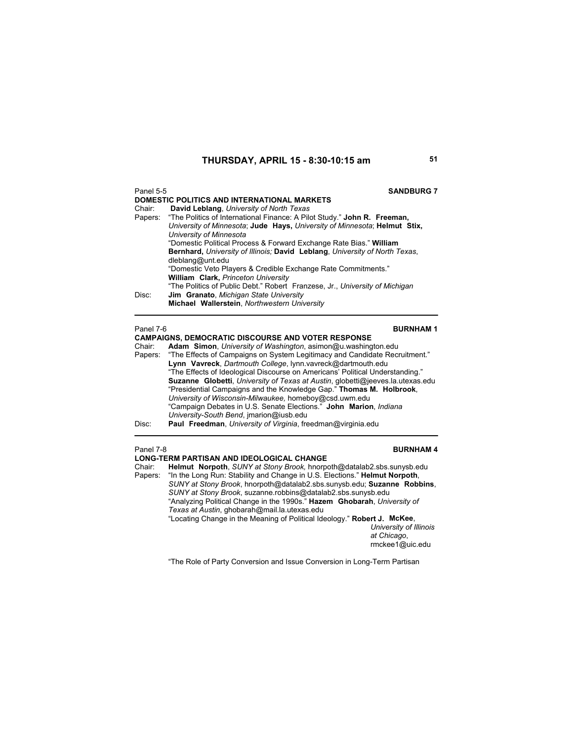## THURSDAY, APRIL 15 - 8:30-10:15 am

Panel 5-5 **SANDBURG 7**

**DOMESTIC POLITICS AND INTERNATIONAL MARKETS**

Chair: **David Leblang**, *University of North Texas*

Papers: "The Politics of International Finance: A Pilot Study." **John R. Freeman,** *University of Minnesota*; **Jude Hays,** *University of Minnesota*; **Helmut Stix,** *University of Minnesota*

"Domestic Political Process & Forward Exchange Rate Bias." **William Bernhard,** *University of Illinois;* **David Leblang**, *University of North Texas*, dleblang@unt.edu

"Domestic Veto Players & Credible Exchange Rate Commitments." **William Clark,** *Princeton University*

"The Politics of Public Debt." Robert Franzese, Jr., *University of Michigan*

Disc: **Jim Granato**, *Michigan State University*
**Michael Wallerstein**, *Northwestern University*

---

Panel 7-6 **BURNHAM 1**

**CAMPAIGNS, DEMOCRATIC DISCOURSE AND VOTER RESPONSE**

Chair: **Adam Simon**, *University of Washington*, asimon@u.washington.edu

Papers: "The Effects of Campaigns on System Legitimacy and Candidate Recruitment." **Lynn Vavreck**, *Dartmouth College*, lynn.vavreck@dartmouth.edu

"The Effects of Ideological Discourse on Americans' Political Understanding." **Suzanne Globetti**, *University of Texas at Austin*, globetti@jeeves.la.utexas.edu

"Presidential Campaigns and the Knowledge Gap." **Thomas M. Holbrook**, *University of Wisconsin-Milwaukee,* homeboy@csd.uwm.edu

"Campaign Debates in U.S. Senate Elections." **John Marion**, *Indiana University-South Bend*, jmarion@iusb.edu

Disc: **Paul Freedman**, *University of Virginia*, freedman@virginia.edu

---

Panel 7-8 **BURNHAM 4**

**LONG-TERM PARTISAN AND IDEOLOGICAL CHANGE**

Chair: **Helmut Norpoth**, *SUNY at Stony Brook,* hnorpoth@datalab2.sbs.sunysb.edu

Papers: "In the Long Run: Stability and Change in U.S. Elections." **Helmut Norpoth**, *SUNY at Stony Brook*, hnorpoth@datalab2.sbs.sunysb.edu; **Suzanne Robbins**, *SUNY at Stony Brook*, suzanne.robbins@datalab2.sbs.sunysb.edu

"Analyzing Political Change in the 1990s." **Hazem Ghobarah**, *University of Texas at Austin*, ghobarah@mail.la.utexas.edu

"Locating Change in the Meaning of Political Ideology." **Robert J. McKee**, *University of Illinois at Chicago*, rmckee1@uic.edu

"The Role of Party Conversion and Issue Conversion in Long-Term Partisan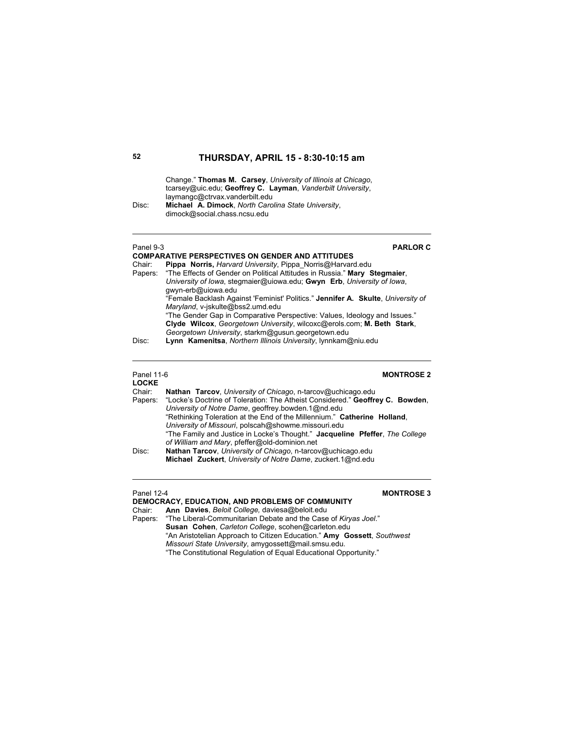## THURSDAY, APRIL 15 - 8:30-10:15 am

Change." **Thomas M. Carsey**, *University of Illinois at Chicago*, tcarsey@uic.edu; **Geoffrey C. Layman**, *Vanderbilt University*, laymangc@ctrvax.vanderbilt.edu

Disc: **Michael A. Dimock**, *North Carolina State University*, dimock@social.chass.ncsu.edu

---

Panel 9-3 **PARLOR C**

### COMPARATIVE PERSPECTIVES ON GENDER AND ATTITUDES

Chair: **Pippa Norris,** *Harvard University*, Pippa_Norris@Harvard.edu

Papers: "The Effects of Gender on Political Attitudes in Russia." **Mary Stegmaier**, *University of Iowa*, stegmaier@uiowa.edu; **Gwyn Erb**, *University of Iowa*, gwyn-erb@uiowa.edu

"Female Backlash Against 'Feminist' Politics." **Jennifer A. Skulte**, *University of Maryland*, v-jskulte@bss2.umd.edu

"The Gender Gap in Comparative Perspective: Values, Ideology and Issues." **Clyde Wilcox**, *Georgetown University*, wilcoxc@erols.com; **M. Beth Stark**, *Georgetown University*, starkm@gusun.georgetown.edu

Disc: **Lynn Kamenitsa**, *Northern Illinois University*, lynnkam@niu.edu

---

Panel 11-6 **MONTROSE 2**

### LOCKE

Chair: **Nathan Tarcov**, *University of Chicago*, n-tarcov@uchicago.edu

Papers: "Locke's Doctrine of Toleration: The Atheist Considered." **Geoffrey C. Bowden**, *University of Notre Dame*, geoffrey.bowden.1@nd.edu

"Rethinking Toleration at the End of the Millennium." **Catherine Holland**, *University of Missouri*, polscah@showme.missouri.edu

"The Family and Justice in Locke's Thought." **Jacqueline Pfeffer**, *The College of William and Mary*, pfeffer@old-dominion.net

Disc: **Nathan Tarcov**, *University of Chicago*, n-tarcov@uchicago.edu
**Michael Zuckert**, *University of Notre Dame*, zuckert.1@nd.edu

---

Panel 12-4 **MONTROSE 3**

### DEMOCRACY, EDUCATION, AND PROBLEMS OF COMMUNITY

Chair: **Ann Davies**, *Beloit College,* daviesa@beloit.edu

Papers: "The Liberal-Communitarian Debate and the Case of *Kiryas Joel*." **Susan Cohen**, *Carleton College*, scohen@carleton.edu

"An Aristotelian Approach to Citizen Education." **Amy Gossett**, *Southwest Missouri State University*, amygossett@mail.smsu.edu.

"The Constitutional Regulation of Equal Educational Opportunity."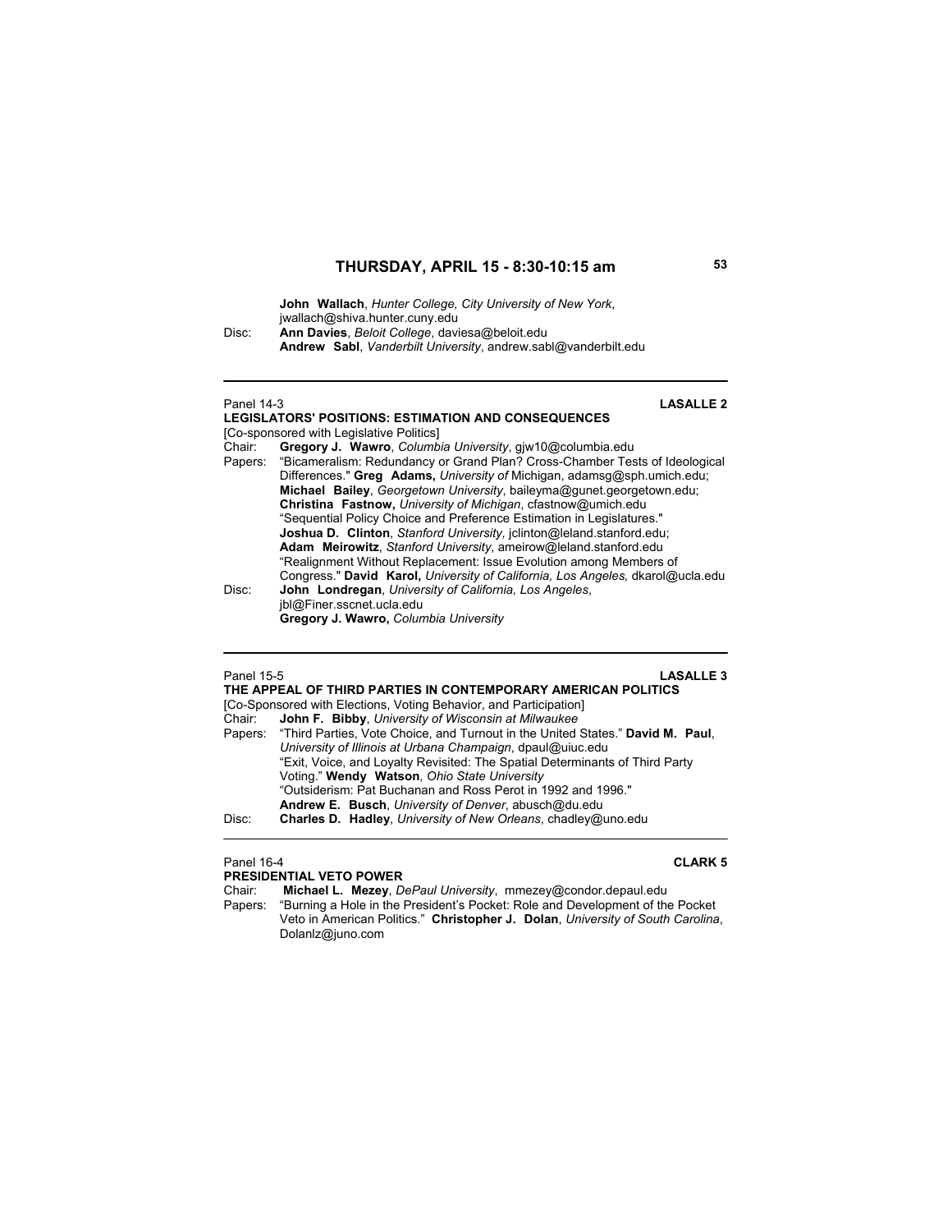**John Wallach**, *Hunter College, City University of New York*, jwallach@shiva.hunter.cuny.edu

Disc: **Ann Davies**, *Beloit College*, daviesa@beloit.edu
**Andrew Sabl**, *Vanderbilt University*, andrew.sabl@vanderbilt.edu

---

Panel 14-3 **LASALLE 2**

**LEGISLATORS' POSITIONS: ESTIMATION AND CONSEQUENCES**

[Co-sponsored with Legislative Politics]

Chair: **Gregory J. Wawro**, *Columbia University*, gjw10@columbia.edu

Papers: "Bicameralism: Redundancy or Grand Plan? Cross-Chamber Tests of Ideological Differences." **Greg Adams,** *University of* Michigan, adamsg@sph.umich.edu; **Michael Bailey**, *Georgetown University*, baileyma@gunet.georgetown.edu; **Christina Fastnow,** *University of Michigan*, cfastnow@umich.edu

"Sequential Policy Choice and Preference Estimation in Legislatures." **Joshua D. Clinton**, *Stanford University,* jclinton@leland.stanford.edu; **Adam Meirowitz**, *Stanford University*, ameirow@leland.stanford.edu

"Realignment Without Replacement: Issue Evolution among Members of Congress." **David Karol,** *University of California, Los Angeles,* dkarol@ucla.edu

Disc: **John Londregan**, *University of California, Los Angeles*, jbl@Finer.sscnet.ucla.edu
**Gregory J. Wawro,** *Columbia University*

---

Panel 15-5 **LASALLE 3**

**THE APPEAL OF THIRD PARTIES IN CONTEMPORARY AMERICAN POLITICS**

[Co-Sponsored with Elections, Voting Behavior, and Participation]

Chair: **John F. Bibby**, *University of Wisconsin at Milwaukee*

Papers: "Third Parties, Vote Choice, and Turnout in the United States." **David M. Paul**, *University of Illinois at Urbana Champaign*, dpaul@uiuc.edu

"Exit, Voice, and Loyalty Revisited: The Spatial Determinants of Third Party Voting." **Wendy Watson**, *Ohio State University*

"Outsiderism: Pat Buchanan and Ross Perot in 1992 and 1996." **Andrew E. Busch**, *University of Denver*, abusch@du.edu

Disc: **Charles D. Hadley**, *University of New Orleans*, chadley@uno.edu

---

Panel 16-4 **CLARK 5**

**PRESIDENTIAL VETO POWER**

Chair: **Michael L. Mezey**, *DePaul University*, mmezey@condor.depaul.edu

Papers: "Burning a Hole in the President's Pocket: Role and Development of the Pocket Veto in American Politics." **Christopher J. Dolan**, *University of South Carolina*, Dolanlz@juno.com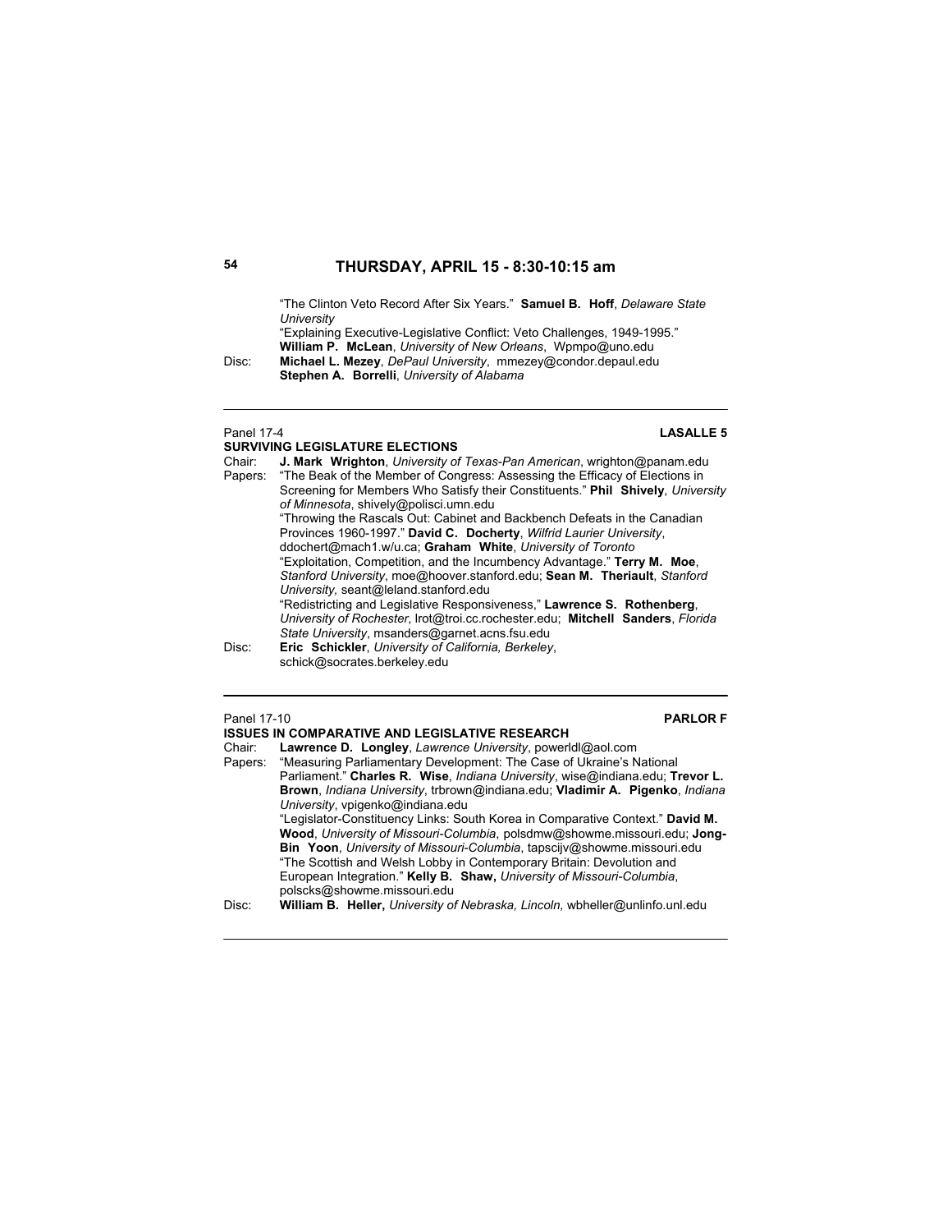## THURSDAY, APRIL 15 - 8:30-10:15 am

"The Clinton Veto Record After Six Years." **Samuel B. Hoff**, *Delaware State University*
"Explaining Executive-Legislative Conflict: Veto Challenges, 1949-1995." **William P. McLean**, *University of New Orleans*, Wpmpo@uno.edu

Disc: **Michael L. Mezey**, *DePaul University*, mmezey@condor.depaul.edu
**Stephen A. Borrelli**, *University of Alabama*

---

Panel 17-4 **LASALLE 5**

### SURVIVING LEGISLATURE ELECTIONS

Chair: **J. Mark Wrighton**, *University of Texas-Pan American*, wrighton@panam.edu

Papers: "The Beak of the Member of Congress: Assessing the Efficacy of Elections in Screening for Members Who Satisfy their Constituents." **Phil Shively**, *University of Minnesota*, shively@polisci.umn.edu
"Throwing the Rascals Out: Cabinet and Backbench Defeats in the Canadian Provinces 1960-1997." **David C. Docherty**, *Wilfrid Laurier University*, ddochert@mach1.w/u.ca; **Graham White**, *University of Toronto*
"Exploitation, Competition, and the Incumbency Advantage." **Terry M. Moe**, *Stanford University*, moe@hoover.stanford.edu; **Sean M. Theriault**, *Stanford University*, seant@leland.stanford.edu
"Redistricting and Legislative Responsiveness," **Lawrence S. Rothenberg**, *University of Rochester*, lrot@troi.cc.rochester.edu; **Mitchell Sanders**, *Florida State University*, msanders@garnet.acns.fsu.edu

Disc: **Eric Schickler**, *University of California, Berkeley*, schick@socrates.berkeley.edu

---

Panel 17-10 **PARLOR F**

### ISSUES IN COMPARATIVE AND LEGISLATIVE RESEARCH

Chair: **Lawrence D. Longley**, *Lawrence University*, powerldl@aol.com

Papers: "Measuring Parliamentary Development: The Case of Ukraine's National Parliament." **Charles R. Wise**, *Indiana University*, wise@indiana.edu; **Trevor L. Brown**, *Indiana University*, trbrown@indiana.edu; **Vladimir A. Pigenko**, *Indiana University*, vpigenko@indiana.edu
"Legislator-Constituency Links: South Korea in Comparative Context." **David M. Wood**, *University of Missouri-Columbia*, polsdmw@showme.missouri.edu; **Jong-Bin Yoon**, *University of Missouri-Columbia*, tapscijv@showme.missouri.edu
"The Scottish and Welsh Lobby in Contemporary Britain: Devolution and European Integration." **Kelly B. Shaw,** *University of Missouri-Columbia*, polscks@showme.missouri.edu

Disc: **William B. Heller,** *University of Nebraska, Lincoln*, wbheller@unlinfo.unl.edu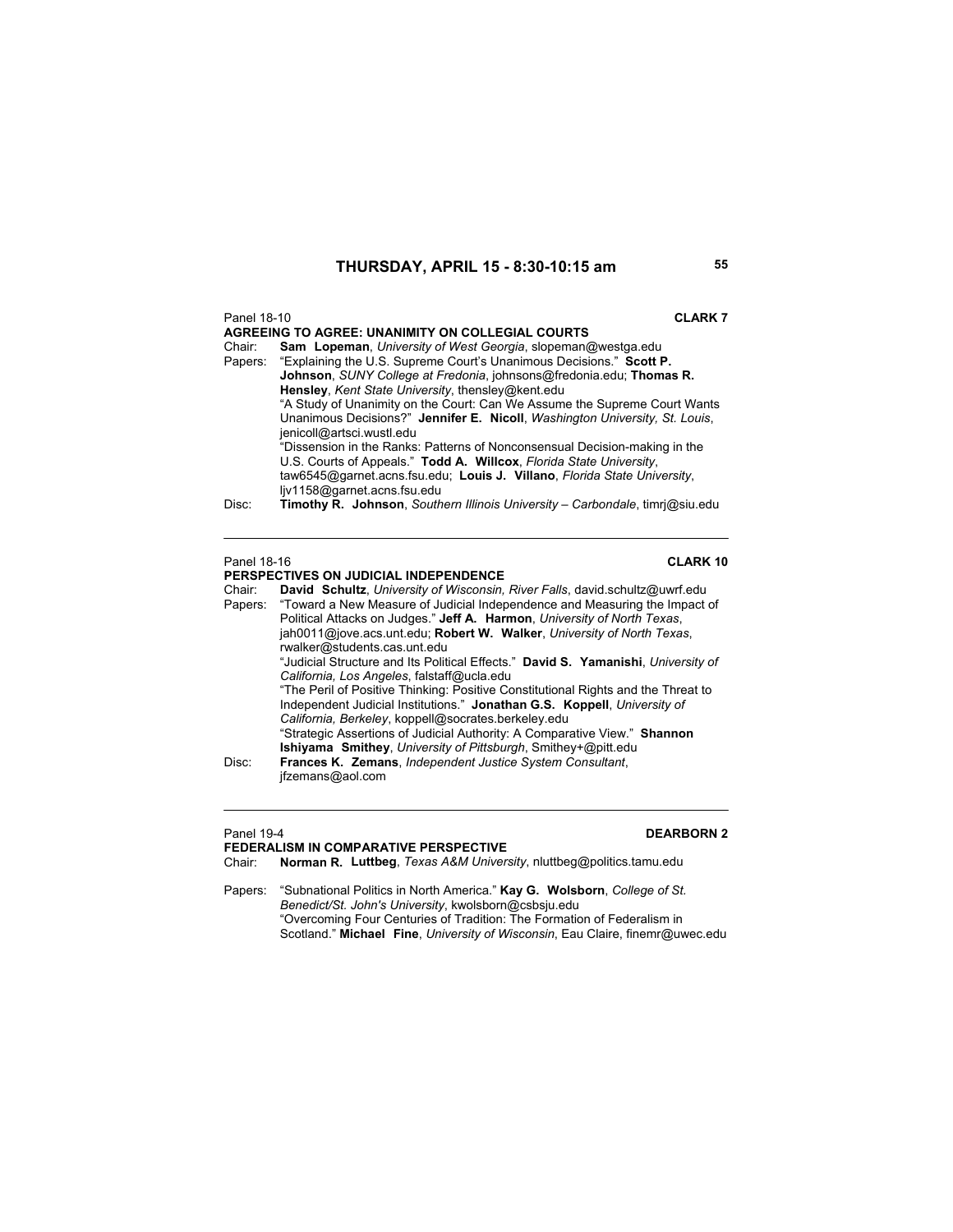## THURSDAY, APRIL 15 - 8:30-10:15 am

Panel 18-10 **CLARK 7**

**AGREEING TO AGREE: UNANIMITY ON COLLEGIAL COURTS**

Chair: **Sam Lopeman**, *University of West Georgia*, slopeman@westga.edu

Papers: "Explaining the U.S. Supreme Court's Unanimous Decisions." **Scott P. Johnson**, *SUNY College at Fredonia*, johnsons@fredonia.edu; **Thomas R. Hensley**, *Kent State University*, thensley@kent.edu

"A Study of Unanimity on the Court: Can We Assume the Supreme Court Wants Unanimous Decisions?" **Jennifer E. Nicoll**, *Washington University, St. Louis*, jenicoll@artsci.wustl.edu

"Dissension in the Ranks: Patterns of Nonconsensual Decision-making in the U.S. Courts of Appeals." **Todd A. Willcox**, *Florida State University*, taw6545@garnet.acns.fsu.edu; **Louis J. Villano**, *Florida State University*, ljv1158@garnet.acns.fsu.edu

Disc: **Timothy R. Johnson**, *Southern Illinois University – Carbondale*, timrj@siu.edu

---

Panel 18-16 **CLARK 10**

**PERSPECTIVES ON JUDICIAL INDEPENDENCE**

Chair: **David Schultz**, *University of Wisconsin, River Falls*, david.schultz@uwrf.edu

Papers: "Toward a New Measure of Judicial Independence and Measuring the Impact of Political Attacks on Judges." **Jeff A. Harmon**, *University of North Texas*, jah0011@jove.acs.unt.edu; **Robert W. Walker**, *University of North Texas*, rwalker@students.cas.unt.edu

"Judicial Structure and Its Political Effects." **David S. Yamanishi**, *University of California, Los Angeles*, falstaff@ucla.edu

"The Peril of Positive Thinking: Positive Constitutional Rights and the Threat to Independent Judicial Institutions." **Jonathan G.S. Koppell**, *University of California, Berkeley*, koppell@socrates.berkeley.edu

"Strategic Assertions of Judicial Authority: A Comparative View." **Shannon Ishiyama Smithey**, *University of Pittsburgh*, Smithey+@pitt.edu

Disc: **Frances K. Zemans**, *Independent Justice System Consultant*, jfzemans@aol.com

---

Panel 19-4 **DEARBORN 2**

**FEDERALISM IN COMPARATIVE PERSPECTIVE**

Chair: **Norman R. Luttbeg**, *Texas A&M University*, nluttbeg@politics.tamu.edu

Papers: "Subnational Politics in North America." **Kay G. Wolsborn**, *College of St. Benedict/St. John's University*, kwolsborn@csbsju.edu

"Overcoming Four Centuries of Tradition: The Formation of Federalism in Scotland." **Michael Fine**, *University of Wisconsin*, Eau Claire, finemr@uwec.edu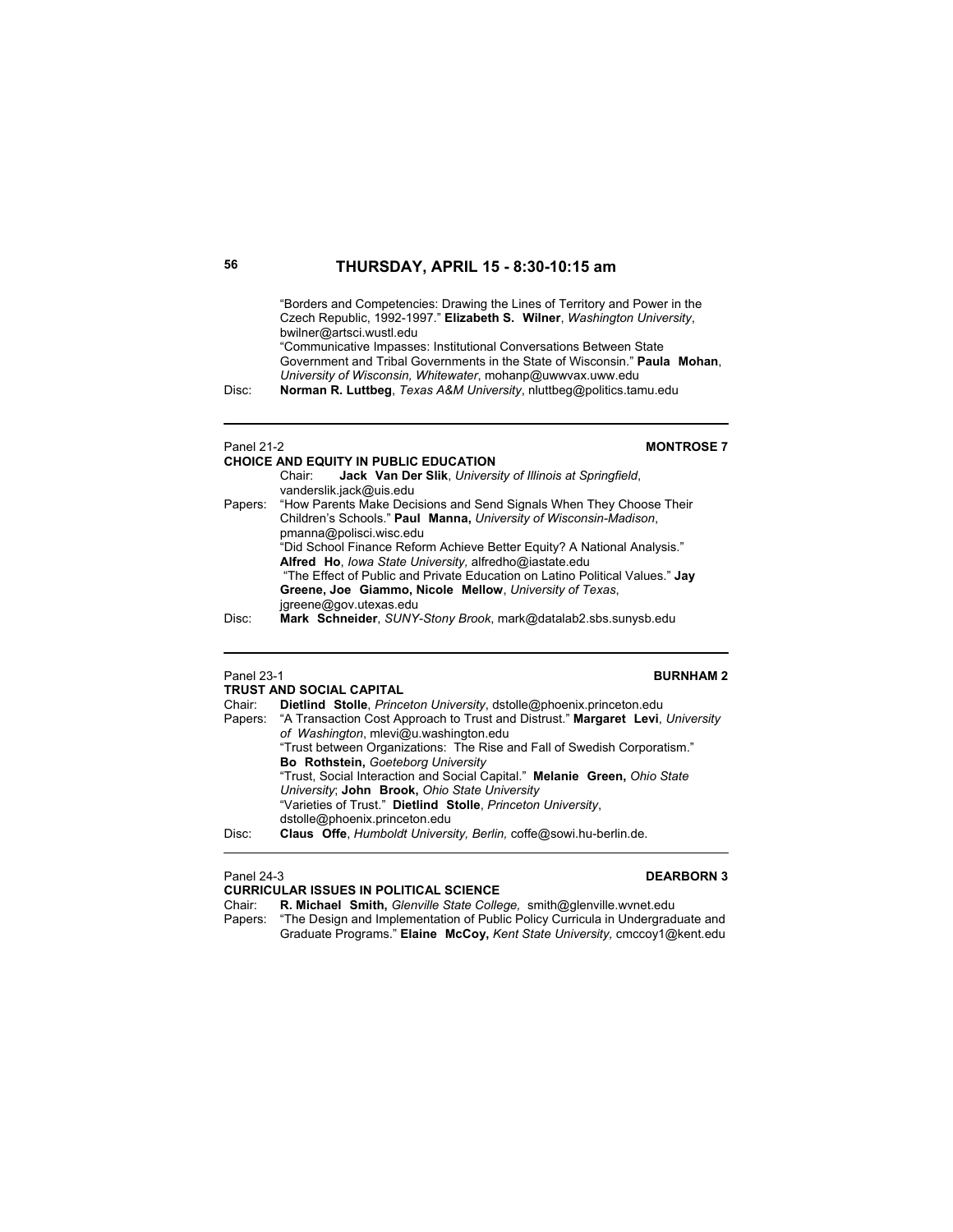## THURSDAY, APRIL 15 - 8:30-10:15 am

"Borders and Competencies: Drawing the Lines of Territory and Power in the Czech Republic, 1992-1997." **Elizabeth S. Wilner**, *Washington University*, bwilner@artsci.wustl.edu

"Communicative Impasses: Institutional Conversations Between State Government and Tribal Governments in the State of Wisconsin." **Paula Mohan**, *University of Wisconsin, Whitewater*, mohanp@uwwvax.uww.edu

Disc: **Norman R. Luttbeg**, *Texas A&M University*, nluttbeg@politics.tamu.edu

---

Panel 21-2 **MONTROSE 7**

**CHOICE AND EQUITY IN PUBLIC EDUCATION**

Chair: **Jack Van Der Slik**, *University of Illinois at Springfield*, vanderslik.jack@uis.edu

Papers: "How Parents Make Decisions and Send Signals When They Choose Their Children's Schools." **Paul Manna,** *University of Wisconsin-Madison*, pmanna@polisci.wisc.edu

"Did School Finance Reform Achieve Better Equity? A National Analysis." **Alfred Ho**, *Iowa State University*, alfredho@iastate.edu

"The Effect of Public and Private Education on Latino Political Values." **Jay Greene, Joe Giammo, Nicole Mellow**, *University of Texas*, jgreene@gov.utexas.edu

Disc: **Mark Schneider**, *SUNY-Stony Brook*, mark@datalab2.sbs.sunysb.edu

---

Panel 23-1 **BURNHAM 2**

**TRUST AND SOCIAL CAPITAL**

Chair: **Dietlind Stolle**, *Princeton University*, dstolle@phoenix.princeton.edu

Papers: "A Transaction Cost Approach to Trust and Distrust." **Margaret Levi**, *University of Washington*, mlevi@u.washington.edu

"Trust between Organizations: The Rise and Fall of Swedish Corporatism." **Bo Rothstein,** *Goeteborg University*

"Trust, Social Interaction and Social Capital." **Melanie Green,** *Ohio State University*; **John Brook,** *Ohio State University*

"Varieties of Trust." **Dietlind Stolle**, *Princeton University*, dstolle@phoenix.princeton.edu

Disc: **Claus Offe**, *Humboldt University, Berlin,* coffe@sowi.hu-berlin.de.

---

Panel 24-3 **DEARBORN 3**

**CURRICULAR ISSUES IN POLITICAL SCIENCE**

Chair: **R. Michael Smith,** *Glenville State College,* smith@glenville.wvnet.edu

Papers: "The Design and Implementation of Public Policy Curricula in Undergraduate and Graduate Programs." **Elaine McCoy,** *Kent State University,* cmccoy1@kent.edu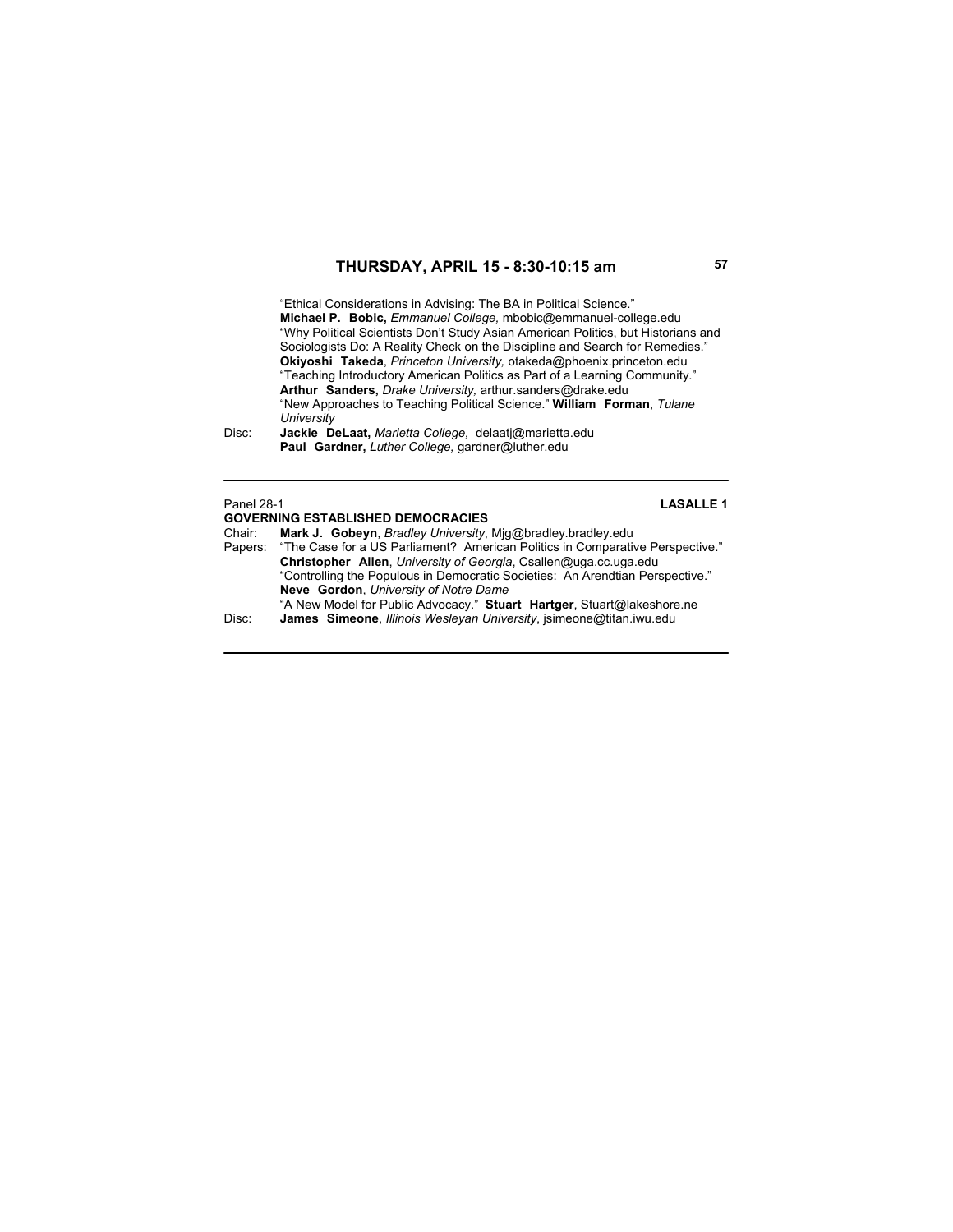“Ethical Considerations in Advising: The BA in Political Science.” **Michael P. Bobic,** *Emmanuel College,* mbobic@emmanuel-college.edu
“Why Political Scientists Don’t Study Asian American Politics, but Historians and Sociologists Do: A Reality Check on the Discipline and Search for Remedies.” **Okiyoshi Takeda**, *Princeton University,* otakeda@phoenix.princeton.edu
“Teaching Introductory American Politics as Part of a Learning Community.” **Arthur Sanders,** *Drake University,* arthur.sanders@drake.edu
“New Approaches to Teaching Political Science.” **William Forman**, *Tulane University*

Disc: **Jackie DeLaat,** *Marietta College,* delaatj@marietta.edu
**Paul Gardner,** *Luther College,* gardner@luther.edu

---

Panel 28-1 **LASALLE 1**

**GOVERNING ESTABLISHED DEMOCRACIES**

Chair: **Mark J. Gobeyn**, *Bradley University*, Mjg@bradley.bradley.edu

Papers: “The Case for a US Parliament? American Politics in Comparative Perspective.” **Christopher Allen**, *University of Georgia*, Csallen@uga.cc.uga.edu
“Controlling the Populous in Democratic Societies: An Arendtian Perspective.” **Neve Gordon**, *University of Notre Dame*
“A New Model for Public Advocacy.” **Stuart Hartger**, Stuart@lakeshore.ne

Disc: **James Simeone**, *Illinois Wesleyan University*, jsimeone@titan.iwu.edu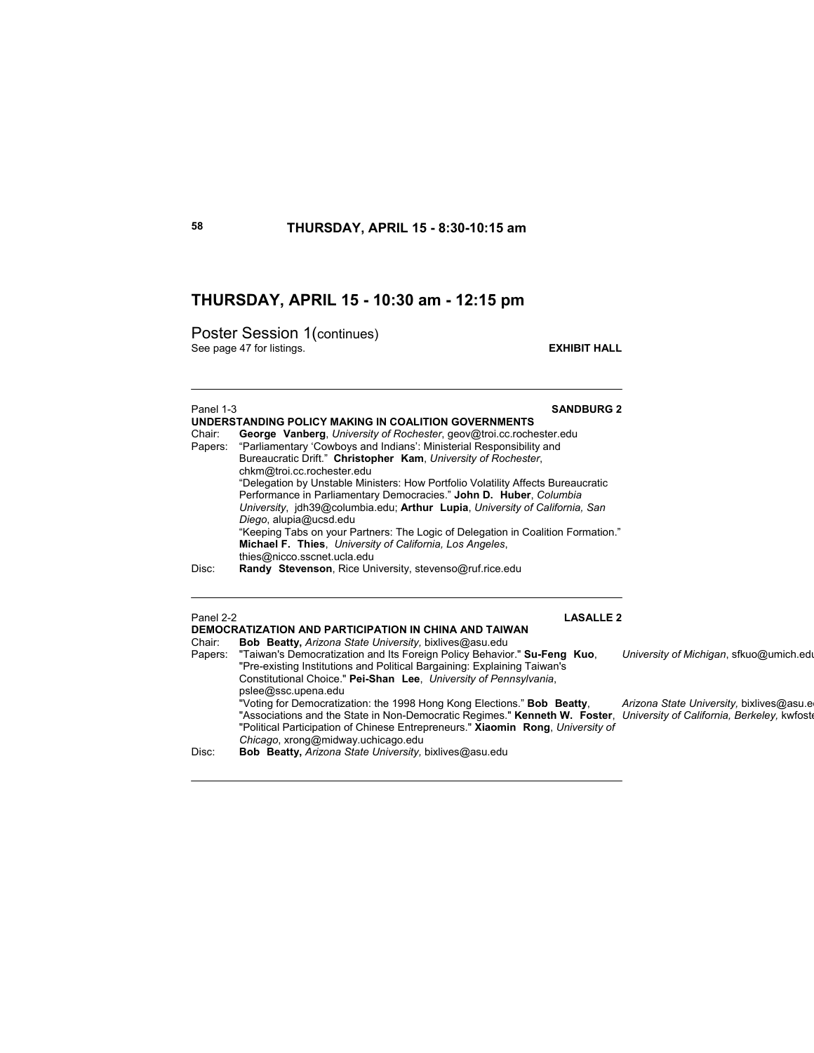## THURSDAY, APRIL 15 - 8:30-10:15 am

## THURSDAY, APRIL 15 - 10:30 am - 12:15 pm

### Poster Session 1(continues)

See page 47 for listings. **EXHIBIT HALL**

---

Panel 1-3 **SANDBURG 2**

**UNDERSTANDING POLICY MAKING IN COALITION GOVERNMENTS**

Chair: **George Vanberg**, *University of Rochester*, geov@troi.cc.rochester.edu

Papers: "Parliamentary 'Cowboys and Indians': Ministerial Responsibility and Bureaucratic Drift." **Christopher Kam**, *University of Rochester*, chkm@troi.cc.rochester.edu

"Delegation by Unstable Ministers: How Portfolio Volatility Affects Bureaucratic Performance in Parliamentary Democracies." **John D. Huber**, *Columbia University*, jdh39@columbia.edu; **Arthur Lupia**, *University of California, San Diego*, alupia@ucsd.edu

"Keeping Tabs on your Partners: The Logic of Delegation in Coalition Formation." **Michael F. Thies**, *University of California, Los Angeles*, thies@nicco.sscnet.ucla.edu

Disc: **Randy Stevenson**, Rice University, stevenso@ruf.rice.edu

---

Panel 2-2 **LASALLE 2**

**DEMOCRATIZATION AND PARTICIPATION IN CHINA AND TAIWAN**

Chair: **Bob Beatty,** *Arizona State University,* bixlives@asu.edu

Papers: "Taiwan's Democratization and Its Foreign Policy Behavior." **Su-Feng Kuo**, *University of Michigan*, sfkuo@umich.edu

"Pre-existing Institutions and Political Bargaining: Explaining Taiwan's Constitutional Choice." **Pei-Shan Lee**, *University of Pennsylvania*, pslee@ssc.upena.edu

"Voting for Democratization: the 1998 Hong Kong Elections." **Bob Beatty**, *Arizona State University,* bixlives@asu.edu

"Associations and the State in Non-Democratic Regimes." **Kenneth W. Foster**, *University of California, Berkeley,* kwfoste

"Political Participation of Chinese Entrepreneurs." **Xiaomin Rong**, *University of Chicago*, xrong@midway.uchicago.edu

Disc: **Bob Beatty,** *Arizona State University,* bixlives@asu.edu

---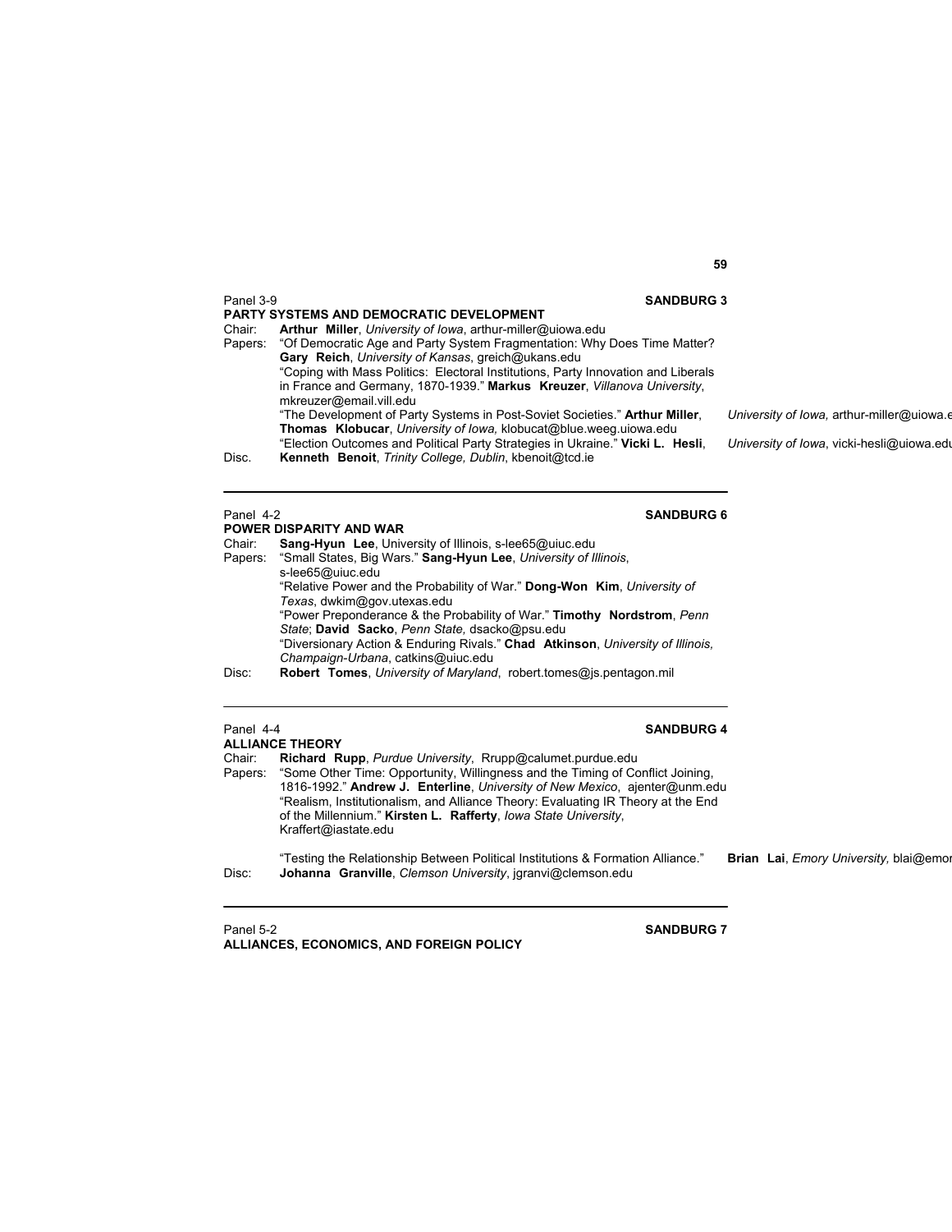Panel 3-9 **SANDBURG 3**

**PARTY SYSTEMS AND DEMOCRATIC DEVELOPMENT**

Chair: **Arthur Miller**, *University of Iowa*, arthur-miller@uiowa.edu

Papers: "Of Democratic Age and Party System Fragmentation: Why Does Time Matter? **Gary Reich**, *University of Kansas*, greich@ukans.edu

"Coping with Mass Politics: Electoral Institutions, Party Innovation and Liberals in France and Germany, 1870-1939." **Markus Kreuzer**, *Villanova University*, mkreuzer@email.vill.edu

"The Development of Party Systems in Post-Soviet Societies." **Arthur Miller**, *University of Iowa,* arthur-miller@uiowa.e **Thomas Klobucar**, *University of Iowa,* klobucat@blue.weeg.uiowa.edu

"Election Outcomes and Political Party Strategies in Ukraine." **Vicki L. Hesli**, *University of Iowa*, vicki-hesli@uiowa.edu

Disc. **Kenneth Benoit**, *Trinity College, Dublin*, kbenoit@tcd.ie

---

Panel 4-2 **SANDBURG 6**

**POWER DISPARITY AND WAR**

Chair: **Sang-Hyun Lee**, University of Illinois, s-lee65@uiuc.edu

Papers: "Small States, Big Wars." **Sang-Hyun Lee**, *University of Illinois*, s-lee65@uiuc.edu

"Relative Power and the Probability of War." **Dong-Won Kim**, *University of Texas*, dwkim@gov.utexas.edu

"Power Preponderance & the Probability of War." **Timothy Nordstrom**, *Penn State*; **David Sacko**, *Penn State,* dsacko@psu.edu

"Diversionary Action & Enduring Rivals." **Chad Atkinson**, *University of Illinois, Champaign-Urbana*, catkins@uiuc.edu

Disc: **Robert Tomes**, *University of Maryland*, robert.tomes@js.pentagon.mil

---

Panel 4-4 **SANDBURG 4**

**ALLIANCE THEORY**

Chair: **Richard Rupp**, *Purdue University*, Rrupp@calumet.purdue.edu

Papers: "Some Other Time: Opportunity, Willingness and the Timing of Conflict Joining, 1816-1992." **Andrew J. Enterline**, *University of New Mexico*, ajenter@unm.edu

"Realism, Institutionalism, and Alliance Theory: Evaluating IR Theory at the End of the Millennium." **Kirsten L. Rafferty**, *Iowa State University*, Kraffert@iastate.edu

"Testing the Relationship Between Political Institutions & Formation Alliance." **Brian Lai**, *Emory University,* blai@emor

Disc: **Johanna Granville**, *Clemson University*, jgranvi@clemson.edu

---

Panel 5-2 **SANDBURG 7**

**ALLIANCES, ECONOMICS, AND FOREIGN POLICY**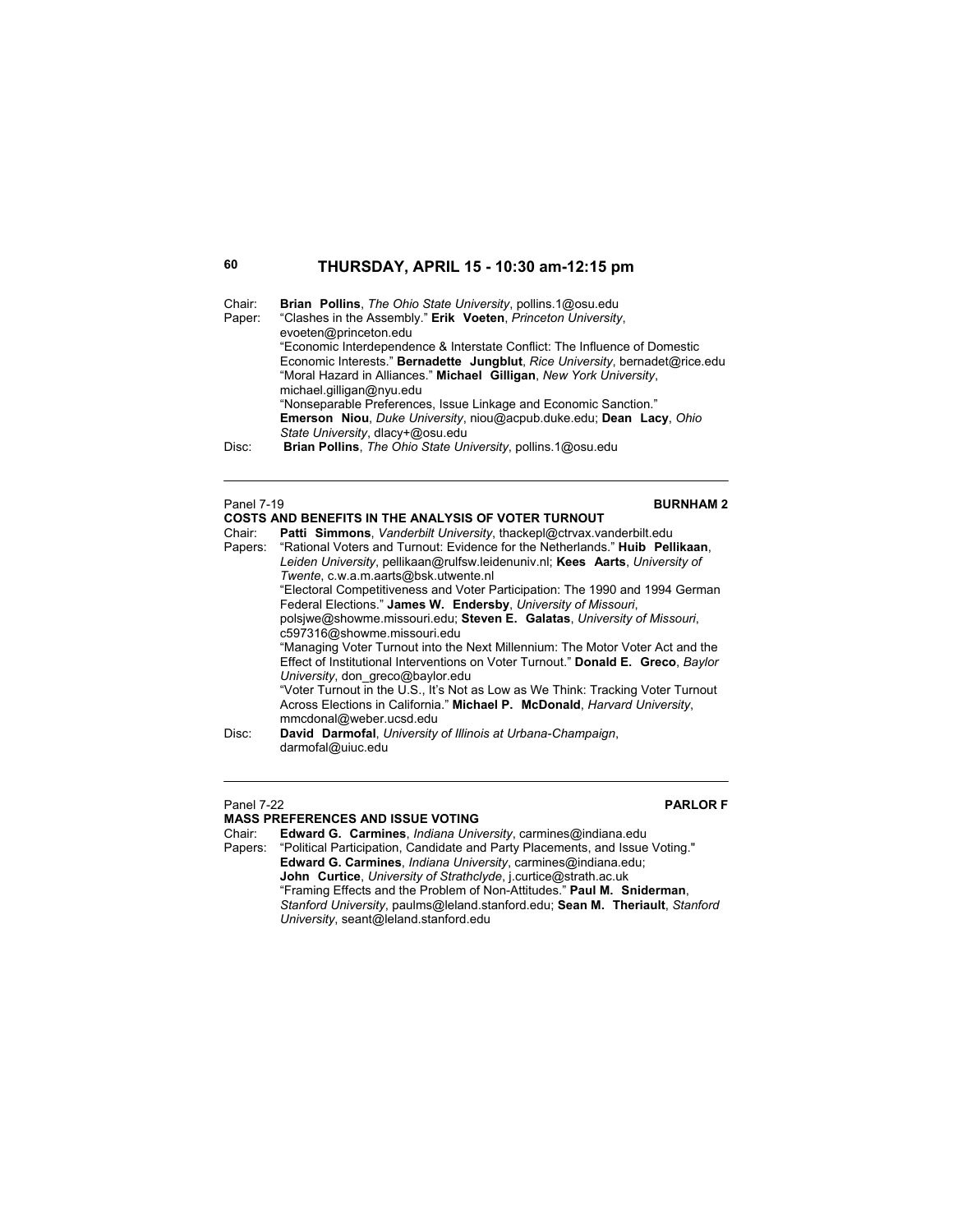# THURSDAY, APRIL 15 - 10:30 am-12:15 pm

Chair: **Brian Pollins**, *The Ohio State University*, pollins.1@osu.edu
Paper: "Clashes in the Assembly." **Erik Voeten**, *Princeton University*, evoeten@princeton.edu
"Economic Interdependence & Interstate Conflict: The Influence of Domestic Economic Interests." **Bernadette Jungblut**, *Rice University*, bernadet@rice.edu
"Moral Hazard in Alliances." **Michael Gilligan**, *New York University*, michael.gilligan@nyu.edu
"Nonseparable Preferences, Issue Linkage and Economic Sanction." **Emerson Niou**, *Duke University*, niou@acpub.duke.edu; **Dean Lacy**, *Ohio State University*, dlacy+@osu.edu
Disc: **Brian Pollins**, *The Ohio State University*, pollins.1@osu.edu

---

Panel 7-19 **BURNHAM 2**

## COSTS AND BENEFITS IN THE ANALYSIS OF VOTER TURNOUT

Chair: **Patti Simmons**, *Vanderbilt University*, thackepl@ctrvax.vanderbilt.edu
Papers: "Rational Voters and Turnout: Evidence for the Netherlands." **Huib Pellikaan**, *Leiden University*, pellikaan@rulfsw.leidenuniv.nl; **Kees Aarts**, *University of Twente*, c.w.a.m.aarts@bsk.utwente.nl
"Electoral Competitiveness and Voter Participation: The 1990 and 1994 German Federal Elections." **James W. Endersby**, *University of Missouri*, polsjwe@showme.missouri.edu; **Steven E. Galatas**, *University of Missouri*, c597316@showme.missouri.edu
"Managing Voter Turnout into the Next Millennium: The Motor Voter Act and the Effect of Institutional Interventions on Voter Turnout." **Donald E. Greco**, *Baylor University*, don_greco@baylor.edu
"Voter Turnout in the U.S., It's Not as Low as We Think: Tracking Voter Turnout Across Elections in California." **Michael P. McDonald**, *Harvard University*, mmcdonal@weber.ucsd.edu
Disc: **David Darmofal**, *University of Illinois at Urbana-Champaign*, darmofal@uiuc.edu

---

Panel 7-22 **PARLOR F**

## MASS PREFERENCES AND ISSUE VOTING

Chair: **Edward G. Carmines**, *Indiana University*, carmines@indiana.edu
Papers: "Political Participation, Candidate and Party Placements, and Issue Voting." **Edward G. Carmines**, *Indiana University*, carmines@indiana.edu; **John Curtice**, *University of Strathclyde*, j.curtice@strath.ac.uk
"Framing Effects and the Problem of Non-Attitudes." **Paul M. Sniderman**, *Stanford University*, paulms@leland.stanford.edu; **Sean M. Theriault**, *Stanford University*, seant@leland.stanford.edu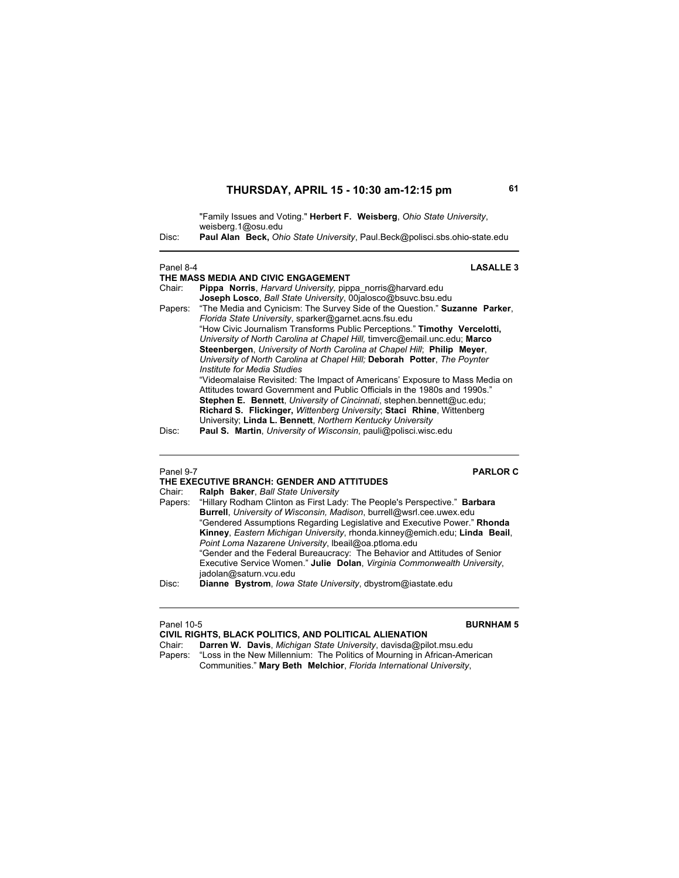"Family Issues and Voting." **Herbert F. Weisberg**, *Ohio State University*, weisberg.1@osu.edu

Disc: **Paul Alan Beck,** *Ohio State University*, Paul.Beck@polisci.sbs.ohio-state.edu

---

Panel 8-4 **LASALLE 3**

**THE MASS MEDIA AND CIVIC ENGAGEMENT**

Chair: **Pippa Norris**, *Harvard University,* pippa_norris@harvard.edu
**Joseph Losco**, *Ball State University*, 00jalosco@bsuvc.bsu.edu

Papers: "The Media and Cynicism: The Survey Side of the Question." **Suzanne Parker**, *Florida State University*, sparker@garnet.acns.fsu.edu

"How Civic Journalism Transforms Public Perceptions." **Timothy Vercelotti,** *University of North Carolina at Chapel Hill,* timverc@email.unc.edu; **Marco Steenbergen**, *University of North Carolina at Chapel Hill*; **Philip Meyer**, *University of North Carolina at Chapel Hill;* **Deborah Potter**, *The Poynter Institute for Media Studies*

"Videomalaise Revisited: The Impact of Americans' Exposure to Mass Media on Attitudes toward Government and Public Officials in the 1980s and 1990s." **Stephen E. Bennett**, *University of Cincinnati*, stephen.bennett@uc.edu; **Richard S. Flickinger,** *Wittenberg University*; **Staci Rhine**, Wittenberg University; **Linda L. Bennett**, *Northern Kentucky University*

Disc: **Paul S. Martin**, *University of Wisconsin*, pauli@polisci.wisc.edu

---

Panel 9-7 **PARLOR C**

**THE EXECUTIVE BRANCH: GENDER AND ATTITUDES**

Chair: **Ralph Baker**, *Ball State University*

Papers: "Hillary Rodham Clinton as First Lady: The People's Perspective." **Barbara Burrell**, *University of Wisconsin, Madison*, burrell@wsrl.cee.uwex.edu

"Gendered Assumptions Regarding Legislative and Executive Power." **Rhonda Kinney**, *Eastern Michigan University*, rhonda.kinney@emich.edu; **Linda Beail**, *Point Loma Nazarene University*, lbeail@oa.ptloma.edu

"Gender and the Federal Bureaucracy: The Behavior and Attitudes of Senior Executive Service Women." **Julie Dolan**, *Virginia Commonwealth University*, jadolan@saturn.vcu.edu

Disc: **Dianne Bystrom**, *Iowa State University*, dbystrom@iastate.edu

---

Panel 10-5 **BURNHAM 5**

**CIVIL RIGHTS, BLACK POLITICS, AND POLITICAL ALIENATION**

Chair: **Darren W. Davis**, *Michigan State University*, davisda@pilot.msu.edu

Papers: "Loss in the New Millennium: The Politics of Mourning in African-American Communities." **Mary Beth Melchior**, *Florida International University*,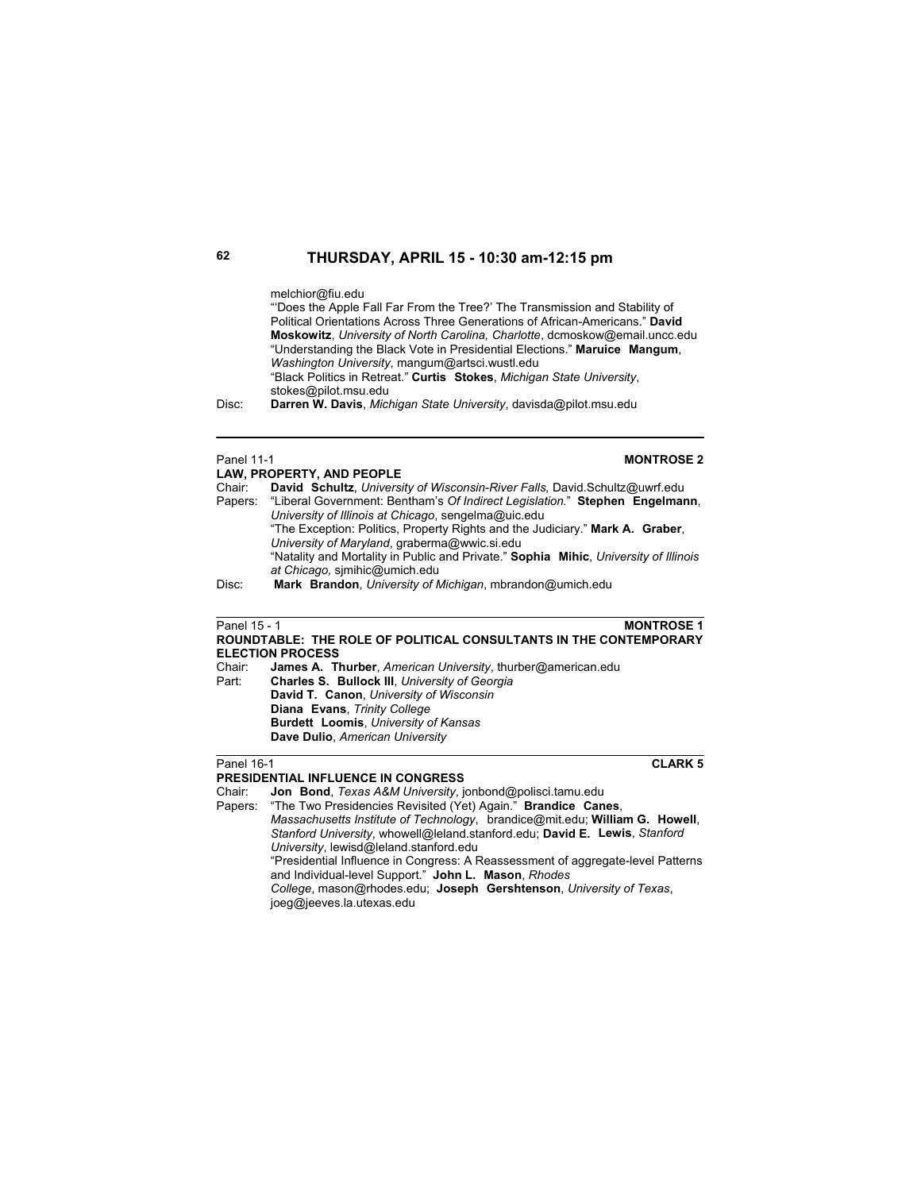## THURSDAY, APRIL 15 - 10:30 am-12:15 pm

melchior@fiu.edu
"'Does the Apple Fall Far From the Tree?' The Transmission and Stability of Political Orientations Across Three Generations of African-Americans." **David Moskowitz**, *University of North Carolina, Charlotte*, dcmoskow@email.uncc.edu
"Understanding the Black Vote in Presidential Elections." **Maruice Mangum**, *Washington University*, mangum@artsci.wustl.edu
"Black Politics in Retreat." **Curtis Stokes**, *Michigan State University*, stokes@pilot.msu.edu

Disc: **Darren W. Davis**, *Michigan State University*, davisda@pilot.msu.edu

---

Panel 11-1 **MONTROSE 2**

### LAW, PROPERTY, AND PEOPLE

Chair: **David Schultz**, *University of Wisconsin-River Falls,* David.Schultz@uwrf.edu

Papers: "Liberal Government: Bentham's *Of Indirect Legislation.*" **Stephen Engelmann**, *University of Illinois at Chicago*, sengelma@uic.edu
"The Exception: Politics, Property Rights and the Judiciary." **Mark A. Graber**, *University of Maryland*, graberma@wwic.si.edu
"Natality and Mortality in Public and Private." **Sophia Mihic**, *University of Illinois at Chicago,* sjmihic@umich.edu

Disc: **Mark Brandon**, *University of Michigan*, mbrandon@umich.edu

---

Panel 15 - 1 **MONTROSE 1**

### ROUNDTABLE: THE ROLE OF POLITICAL CONSULTANTS IN THE CONTEMPORARY ELECTION PROCESS

Chair: **James A. Thurber**, *American University*, thurber@american.edu

Part: **Charles S. Bullock III**, *University of Georgia*
**David T. Canon**, *University of Wisconsin*
**Diana Evans**, *Trinity College*
**Burdett Loomis**, *University of Kansas*
**Dave Dulio**, *American University*

---

Panel 16-1 **CLARK 5**

### PRESIDENTIAL INFLUENCE IN CONGRESS

Chair: **Jon Bond**, *Texas A&M University*, jonbond@polisci.tamu.edu

Papers: "The Two Presidencies Revisited (Yet) Again." **Brandice Canes**, *Massachusetts Institute of Technology*, brandice@mit.edu; **William G. Howell**, *Stanford University*, whowell@leland.stanford.edu; **David E. Lewis**, *Stanford University*, lewisd@leland.stanford.edu
"Presidential Influence in Congress: A Reassessment of aggregate-level Patterns and Individual-level Support." **John L. Mason**, *Rhodes College*, mason@rhodes.edu; **Joseph Gershtenson**, *University of Texas*, joeg@jeeves.la.utexas.edu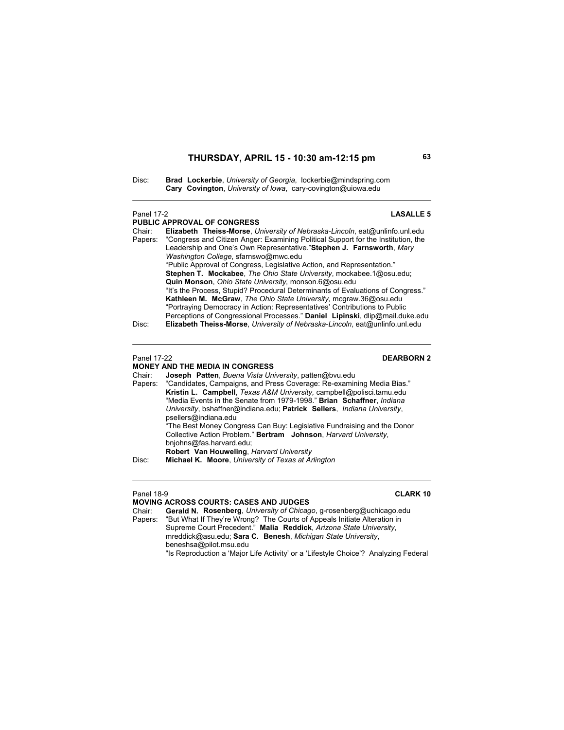Disc: **Brad Lockerbie**, *University of Georgia*, lockerbie@mindspring.com
**Cary Covington**, *University of Iowa*, cary-covington@uiowa.edu

---

Panel 17-2 **LASALLE 5**

**PUBLIC APPROVAL OF CONGRESS**

Chair: **Elizabeth Theiss-Morse**, *University of Nebraska-Lincoln*, eat@unlinfo.unl.edu

Papers: "Congress and Citizen Anger: Examining Political Support for the Institution, the Leadership and One's Own Representative."**Stephen J. Farnsworth**, *Mary Washington College*, sfarnswo@mwc.edu

"Public Approval of Congress, Legislative Action, and Representation." **Stephen T. Mockabee**, *The Ohio State University*, mockabee.1@osu.edu; **Quin Monson**, *Ohio State University,* monson.6@osu.edu

"It's the Process, Stupid? Procedural Determinants of Evaluations of Congress." **Kathleen M. McGraw**, *The Ohio State University,* mcgraw.36@osu.edu

"Portraying Democracy in Action: Representatives' Contributions to Public Perceptions of Congressional Processes." **Daniel Lipinski**, dlip@mail.duke.edu

Disc: **Elizabeth Theiss-Morse**, *University of Nebraska-Lincoln*, eat@unlinfo.unl.edu

---

Panel 17-22 **DEARBORN 2**

**MONEY AND THE MEDIA IN CONGRESS**

Chair: **Joseph Patten**, *Buena Vista University*, patten@bvu.edu

Papers: "Candidates, Campaigns, and Press Coverage: Re-examining Media Bias." **Kristin L. Campbell**, *Texas A&M University,* campbell@polisci.tamu.edu

"Media Events in the Senate from 1979-1998." **Brian Schaffner**, *Indiana University*, bshaffner@indiana.edu; **Patrick Sellers**, *Indiana University*, psellers@indiana.edu

"The Best Money Congress Can Buy: Legislative Fundraising and the Donor Collective Action Problem." **Bertram Johnson**, *Harvard University*, bnjohns@fas.harvard.edu;
**Robert Van Houweling**, *Harvard University*

Disc: **Michael K. Moore**, *University of Texas at Arlington*

---

Panel 18-9 **CLARK 10**

**MOVING ACROSS COURTS: CASES AND JUDGES**

Chair: **Gerald N. Rosenberg**, *University of Chicago*, g-rosenberg@uchicago.edu

Papers: "But What If They're Wrong? The Courts of Appeals Initiate Alteration in Supreme Court Precedent." **Malia Reddick**, *Arizona State University*, mreddick@asu.edu; **Sara C. Benesh**, *Michigan State University*, beneshsa@pilot.msu.edu

"Is Reproduction a 'Major Life Activity' or a 'Lifestyle Choice'? Analyzing Federal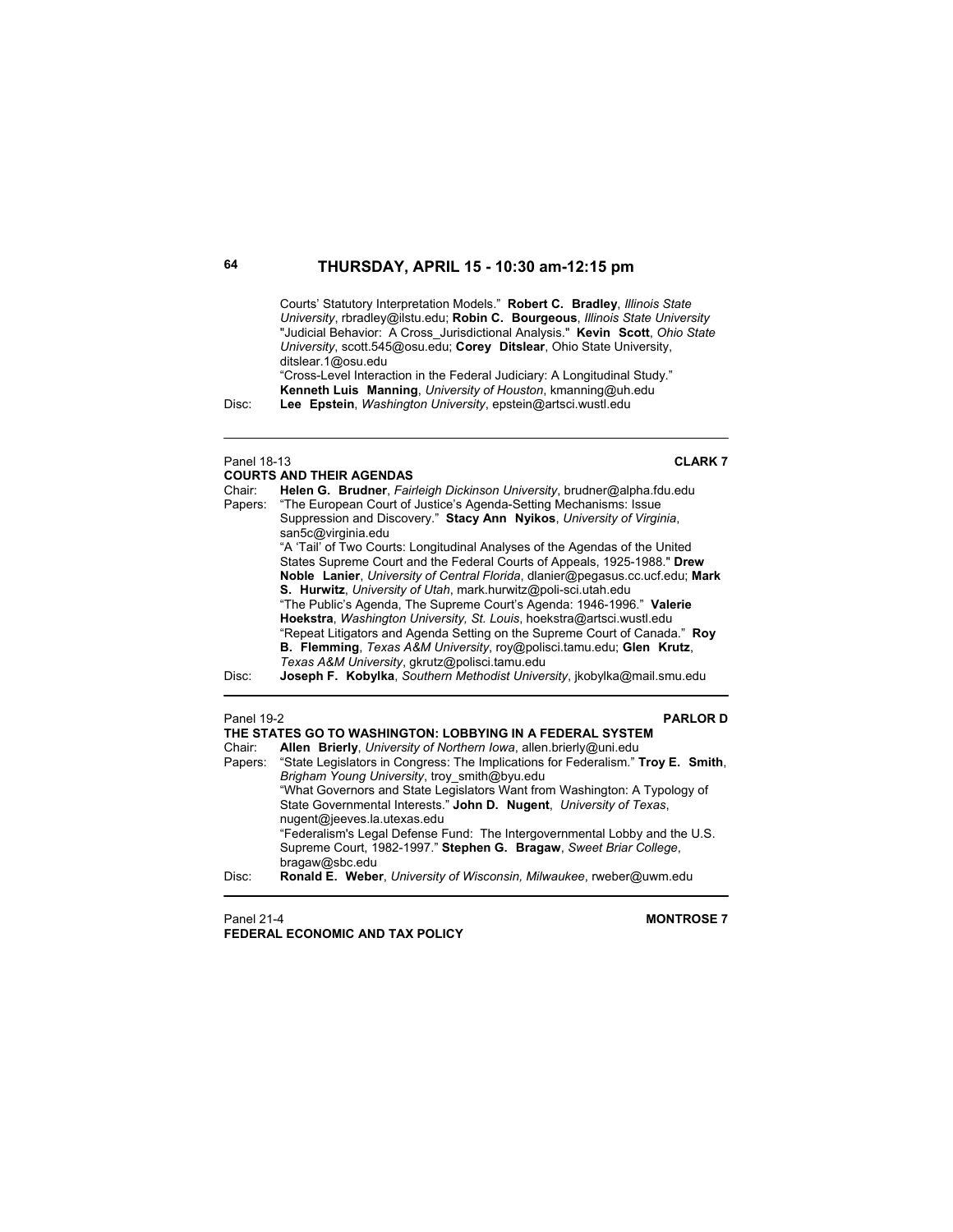## THURSDAY, APRIL 15 - 10:30 am-12:15 pm

Courts' Statutory Interpretation Models." **Robert C. Bradley**, *Illinois State University*, rbradley@ilstu.edu; **Robin C. Bourgeous**, *Illinois State University*
"Judicial Behavior: A Cross_Jurisdictional Analysis." **Kevin Scott**, *Ohio State University*, scott.545@osu.edu; **Corey Ditslear**, Ohio State University, ditslear.1@osu.edu
"Cross-Level Interaction in the Federal Judiciary: A Longitudinal Study." **Kenneth Luis Manning**, *University of Houston*, kmanning@uh.edu

Disc: **Lee Epstein**, *Washington University*, epstein@artsci.wustl.edu

---

Panel 18-13 **CLARK 7**

**COURTS AND THEIR AGENDAS**

Chair: **Helen G. Brudner**, *Fairleigh Dickinson University*, brudner@alpha.fdu.edu

Papers: "The European Court of Justice's Agenda-Setting Mechanisms: Issue Suppression and Discovery." **Stacy Ann Nyikos**, *University of Virginia*, san5c@virginia.edu
"A 'Tail' of Two Courts: Longitudinal Analyses of the Agendas of the United States Supreme Court and the Federal Courts of Appeals, 1925-1988." **Drew Noble Lanier**, *University of Central Florida*, dlanier@pegasus.cc.ucf.edu; **Mark S. Hurwitz**, *University of Utah*, mark.hurwitz@poli-sci.utah.edu
"The Public's Agenda, The Supreme Court's Agenda: 1946-1996." **Valerie Hoekstra**, *Washington University, St. Louis*, hoekstra@artsci.wustl.edu
"Repeat Litigators and Agenda Setting on the Supreme Court of Canada." **Roy B. Flemming**, *Texas A&M University*, roy@polisci.tamu.edu; **Glen Krutz**, *Texas A&M University*, gkrutz@polisci.tamu.edu

Disc: **Joseph F. Kobylka**, *Southern Methodist University*, jkobylka@mail.smu.edu

---

Panel 19-2 **PARLOR D**

**THE STATES GO TO WASHINGTON: LOBBYING IN A FEDERAL SYSTEM**

Chair: **Allen Brierly**, *University of Northern Iowa*, allen.brierly@uni.edu

Papers: "State Legislators in Congress: The Implications for Federalism." **Troy E. Smith**, *Brigham Young University*, troy_smith@byu.edu
"What Governors and State Legislators Want from Washington: A Typology of State Governmental Interests." **John D. Nugent**, *University of Texas*, nugent@jeeves.la.utexas.edu
"Federalism's Legal Defense Fund: The Intergovernmental Lobby and the U.S. Supreme Court, 1982-1997." **Stephen G. Bragaw**, *Sweet Briar College*, bragaw@sbc.edu

Disc: **Ronald E. Weber**, *University of Wisconsin, Milwaukee*, rweber@uwm.edu

---

Panel 21-4 **MONTROSE 7**

**FEDERAL ECONOMIC AND TAX POLICY**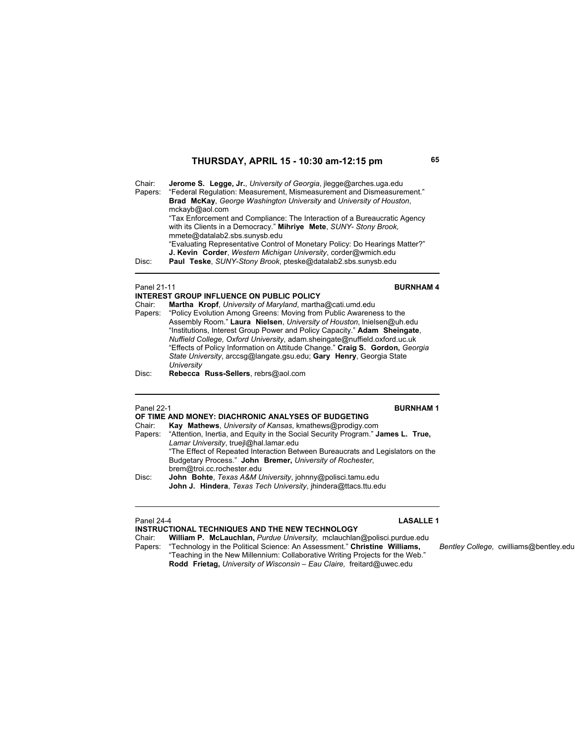## THURSDAY, APRIL 15 - 10:30 am-12:15 pm

Chair: **Jerome S. Legge, Jr.**, *University of Georgia*, jlegge@arches.uga.edu

Papers: "Federal Regulation: Measurement, Mismeasurement and Dismeasurement." **Brad McKay**, *George Washington University* and *University of Houston*, mckayb@aol.com

"Tax Enforcement and Compliance: The Interaction of a Bureaucratic Agency with its Clients in a Democracy." **Mihriye Mete**, *SUNY- Stony Brook*, mmete@datalab2.sbs.sunysb.edu

"Evaluating Representative Control of Monetary Policy: Do Hearings Matter?" **J. Kevin Corder**, *Western Michigan University*, corder@wmich.edu

Disc: **Paul Teske**, *SUNY-Stony Brook*, pteske@datalab2.sbs.sunysb.edu

---

Panel 21-11 **BURNHAM 4**

### INTEREST GROUP INFLUENCE ON PUBLIC POLICY

Chair: **Martha Kropf**, *University of Maryland*, martha@cati.umd.edu

Papers: "Policy Evolution Among Greens: Moving from Public Awareness to the Assembly Room." **Laura Nielsen**, *University of Houston*, lnielsen@uh.edu

"Institutions, Interest Group Power and Policy Capacity." **Adam Sheingate**, *Nuffield College, Oxford University*, adam.sheingate@nuffield.oxford.uc.uk

"Effects of Policy Information on Attitude Change." **Craig S. Gordon,** *Georgia State University*, arccsg@langate.gsu.edu; **Gary Henry**, Georgia State *University*

Disc: **Rebecca Russ-Sellers**, rebrs@aol.com

---

Panel 22-1 **BURNHAM 1**

### OF TIME AND MONEY: DIACHRONIC ANALYSES OF BUDGETING

Chair: **Kay Mathews**, *University of Kansas*, kmathews@prodigy.com

Papers: "Attention, Inertia, and Equity in the Social Security Program." **James L. True,** *Lamar University*, truejl@hal.lamar.edu

"The Effect of Repeated Interaction Between Bureaucrats and Legislators on the Budgetary Process." **John Bremer,** *University of Rochester*, brem@troi.cc.rochester.edu

Disc: **John Bohte**, *Texas A&M University*, johnny@polisci.tamu.edu

**John J. Hindera**, *Texas Tech University*, jhindera@ttacs.ttu.edu

---

Panel 24-4 **LASALLE 1**

### INSTRUCTIONAL TECHNIQUES AND THE NEW TECHNOLOGY

Chair: **William P. McLauchlan,** *Purdue University,* mclauchlan@polisci.purdue.edu

Papers: "Technology in the Political Science: An Assessment." **Christine Williams,** *Bentley College*, cwilliams@bentley.edu

"Teaching in the New Millennium: Collaborative Writing Projects for the Web." **Rodd Frietag,** *University of Wisconsin – Eau Claire,* freitard@uwec.edu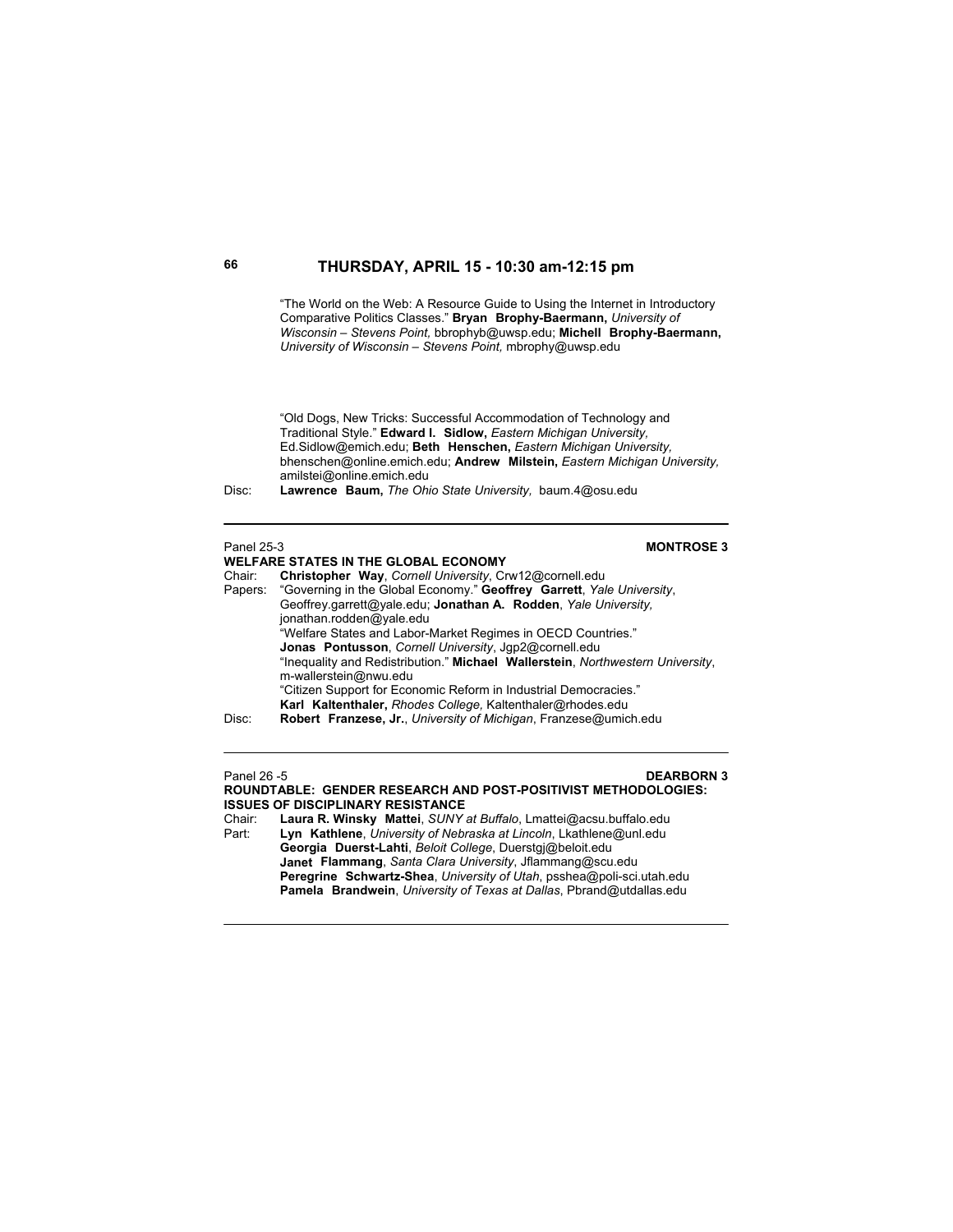## THURSDAY, APRIL 15 - 10:30 am-12:15 pm

"The World on the Web: A Resource Guide to Using the Internet in Introductory Comparative Politics Classes." **Bryan Brophy-Baermann,** *University of Wisconsin – Stevens Point,* bbrophyb@uwsp.edu; **Michell Brophy-Baermann,** *University of Wisconsin – Stevens Point,* mbrophy@uwsp.edu

"Old Dogs, New Tricks: Successful Accommodation of Technology and Traditional Style." **Edward I. Sidlow,** *Eastern Michigan University,* Ed.Sidlow@emich.edu; **Beth Henschen,** *Eastern Michigan University,* bhenschen@online.emich.edu; **Andrew Milstein,** *Eastern Michigan University,* amilstei@online.emich.edu

Disc: **Lawrence Baum,** *The Ohio State University,* baum.4@osu.edu

---

Panel 25-3 **MONTROSE 3**

**WELFARE STATES IN THE GLOBAL ECONOMY**

Chair: **Christopher Way**, *Cornell University*, Crw12@cornell.edu

Papers: "Governing in the Global Economy." **Geoffrey Garrett**, *Yale University*, Geoffrey.garrett@yale.edu; **Jonathan A. Rodden**, *Yale University,* jonathan.rodden@yale.edu

"Welfare States and Labor-Market Regimes in OECD Countries." **Jonas Pontusson**, *Cornell University*, Jgp2@cornell.edu

"Inequality and Redistribution." **Michael Wallerstein**, *Northwestern University*, m-wallerstein@nwu.edu

"Citizen Support for Economic Reform in Industrial Democracies." **Karl Kaltenthaler,** *Rhodes College,* Kaltenthaler@rhodes.edu

Disc: **Robert Franzese, Jr.**, *University of Michigan*, Franzese@umich.edu

---

Panel 26 -5 **DEARBORN 3**

**ROUNDTABLE: GENDER RESEARCH AND POST-POSITIVIST METHODOLOGIES: ISSUES OF DISCIPLINARY RESISTANCE**

Chair: **Laura R. Winsky Mattei**, *SUNY at Buffalo*, Lmattei@acsu.buffalo.edu

Part: **Lyn Kathlene**, *University of Nebraska at Lincoln*, Lkathlene@unl.edu
**Georgia Duerst-Lahti**, *Beloit College*, Duerstgj@beloit.edu
**Janet Flammang**, *Santa Clara University*, Jflammang@scu.edu
**Peregrine Schwartz-Shea**, *University of Utah*, psshea@poli-sci.utah.edu
**Pamela Brandwein**, *University of Texas at Dallas*, Pbrand@utdallas.edu

---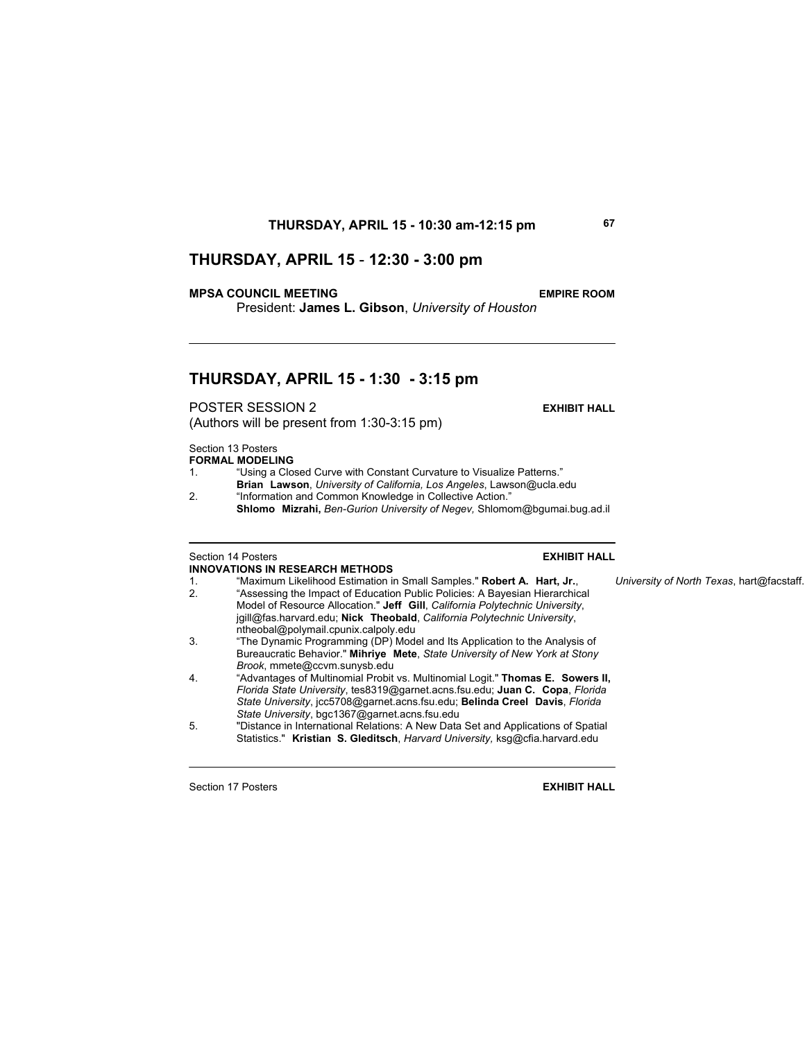## THURSDAY, APRIL 15 - 12:30 - 3:00 pm

**MPSA COUNCIL MEETING** **EMPIRE ROOM**

President: **James L. Gibson**, *University of Houston*

---

## THURSDAY, APRIL 15 - 1:30 - 3:15 pm

POSTER SESSION 2 **EXHIBIT HALL**

(Authors will be present from 1:30-3:15 pm)

Section 13 Posters

**FORMAL MODELING**

1. "Using a Closed Curve with Constant Curvature to Visualize Patterns." **Brian Lawson**, *University of California, Los Angeles*, Lawson@ucla.edu
2. "Information and Common Knowledge in Collective Action." **Shlomo Mizrahi,** *Ben-Gurion University of Negev,* Shlomom@bgumai.bug.ad.il

---

Section 14 Posters **EXHIBIT HALL**

**INNOVATIONS IN RESEARCH METHODS**

1. "Maximum Likelihood Estimation in Small Samples." **Robert A. Hart, Jr.**, *University of North Texas*, hart@facstaff.
2. "Assessing the Impact of Education Public Policies: A Bayesian Hierarchical Model of Resource Allocation." **Jeff Gill**, *California Polytechnic University*, jgill@fas.harvard.edu; **Nick Theobald**, *California Polytechnic University*, ntheobal@polymail.cpunix.calpoly.edu
3. "The Dynamic Programming (DP) Model and Its Application to the Analysis of Bureaucratic Behavior." **Mihriye Mete**, *State University of New York at Stony Brook*, mmete@ccvm.sunysb.edu
4. "Advantages of Multinomial Probit vs. Multinomial Logit." **Thomas E. Sowers II,** *Florida State University*, tes8319@garnet.acns.fsu.edu; **Juan C. Copa**, *Florida State University*, jcc5708@garnet.acns.fsu.edu; **Belinda Creel Davis**, *Florida State University*, bgc1367@garnet.acns.fsu.edu
5. "Distance in International Relations: A New Data Set and Applications of Spatial Statistics." **Kristian S. Gleditsch**, *Harvard University,* ksg@cfia.harvard.edu

---

Section 17 Posters **EXHIBIT HALL**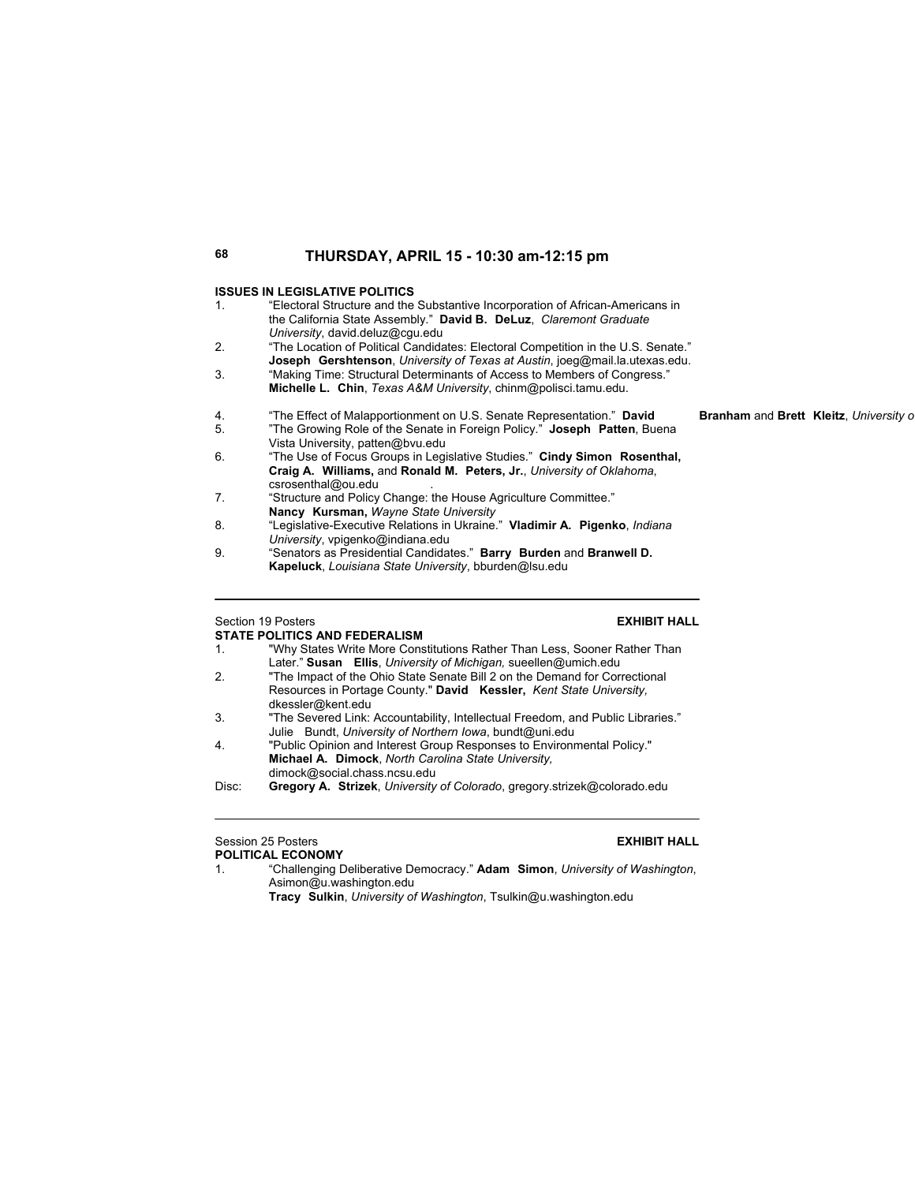## THURSDAY, APRIL 15 - 10:30 am-12:15 pm

**ISSUES IN LEGISLATIVE POLITICS**

1. "Electoral Structure and the Substantive Incorporation of African-Americans in the California State Assembly." **David B. DeLuz**, *Claremont Graduate University*, david.deluz@cgu.edu
2. "The Location of Political Candidates: Electoral Competition in the U.S. Senate." **Joseph Gershtenson**, *University of Texas at Austin*, joeg@mail.la.utexas.edu.
3. "Making Time: Structural Determinants of Access to Members of Congress." **Michelle L. Chin**, *Texas A&M University*, chinm@polisci.tamu.edu.
4. "The Effect of Malapportionment on U.S. Senate Representation." **David Branham** and **Brett Kleitz**, *University o*
5. "The Growing Role of the Senate in Foreign Policy." **Joseph Patten**, Buena Vista University, patten@bvu.edu
6. "The Use of Focus Groups in Legislative Studies." **Cindy Simon Rosenthal, Craig A. Williams,** and **Ronald M. Peters, Jr.**, *University of Oklahoma*, csrosenthal@ou.edu .
7. "Structure and Policy Change: the House Agriculture Committee." **Nancy Kursman,** *Wayne State University*
8. "Legislative-Executive Relations in Ukraine." **Vladimir A. Pigenko**, *Indiana University*, vpigenko@indiana.edu
9. "Senators as Presidential Candidates." **Barry Burden** and **Branwell D. Kapeluck**, *Louisiana State University*, bburden@lsu.edu

---

Section 19 Posters **EXHIBIT HALL**

**STATE POLITICS AND FEDERALISM**

1. "Why States Write More Constitutions Rather Than Less, Sooner Rather Than Later." **Susan Ellis**, *University of Michigan,* sueellen@umich.edu
2. "The Impact of the Ohio State Senate Bill 2 on the Demand for Correctional Resources in Portage County." **David Kessler,** *Kent State University,* dkessler@kent.edu
3. "The Severed Link: Accountability, Intellectual Freedom, and Public Libraries." Julie Bundt, *University of Northern Iowa*, bundt@uni.edu
4. "Public Opinion and Interest Group Responses to Environmental Policy." **Michael A. Dimock**, *North Carolina State University*, dimock@social.chass.ncsu.edu

Disc: **Gregory A. Strizek**, *University of Colorado*, gregory.strizek@colorado.edu

---

Session 25 Posters **EXHIBIT HALL**

**POLITICAL ECONOMY**

1. "Challenging Deliberative Democracy." **Adam Simon**, *University of Washington*, Asimon@u.washington.edu
   **Tracy Sulkin**, *University of Washington*, Tsulkin@u.washington.edu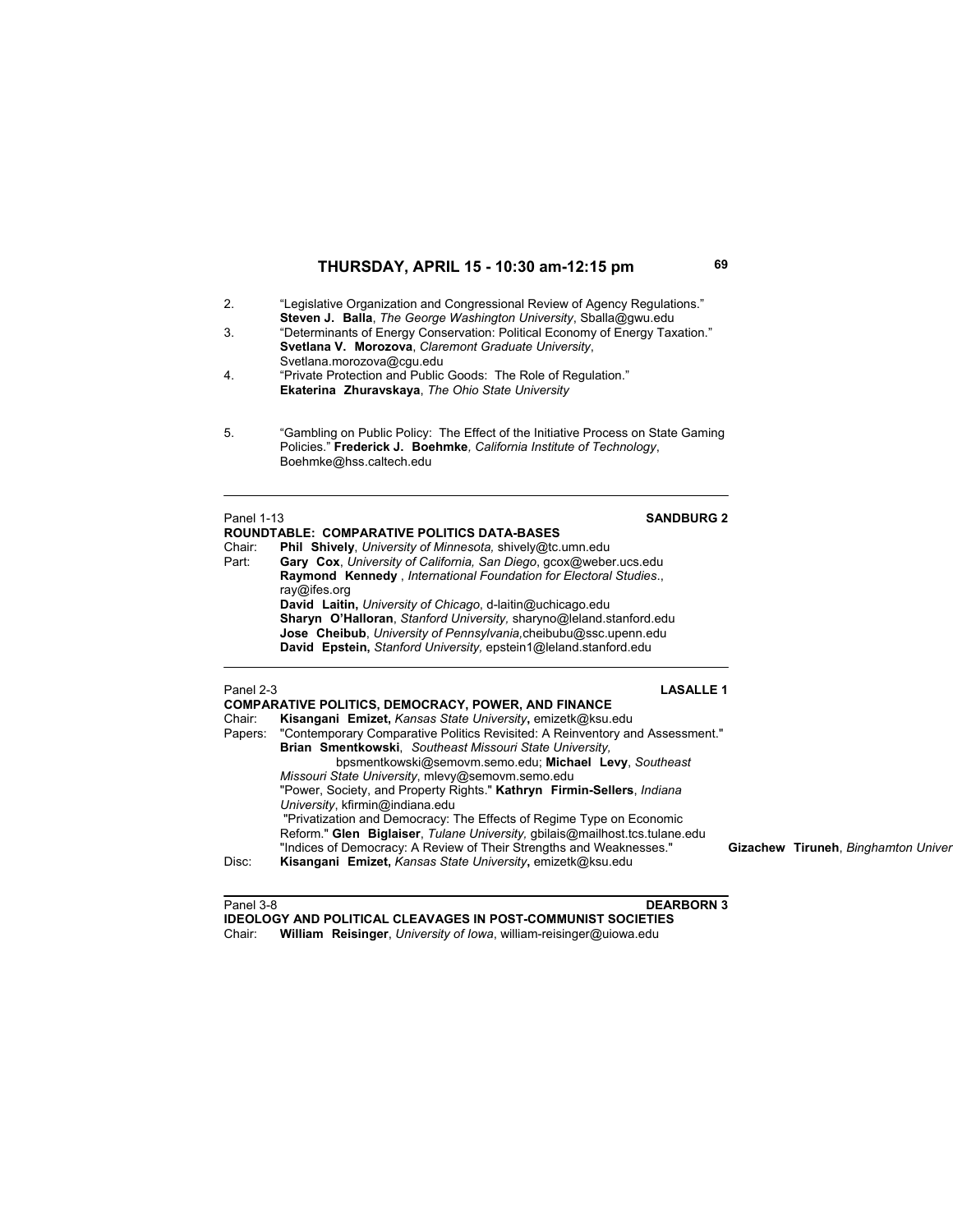## THURSDAY, APRIL 15 - 10:30 am-12:15 pm

2. “Legislative Organization and Congressional Review of Agency Regulations.” **Steven J. Balla**, *The George Washington University*, Sballa@gwu.edu
3. “Determinants of Energy Conservation: Political Economy of Energy Taxation.” **Svetlana V. Morozova**, *Claremont Graduate University*, Svetlana.morozova@cgu.edu
4. “Private Protection and Public Goods: The Role of Regulation.” **Ekaterina Zhuravskaya**, *The Ohio State University*
5. “Gambling on Public Policy: The Effect of the Initiative Process on State Gaming Policies.” **Frederick J. Boehmke**, *California Institute of Technology*, Boehmke@hss.caltech.edu

---

Panel 1-13 **SANDBURG 2**

**ROUNDTABLE: COMPARATIVE POLITICS DATA-BASES**

Chair: **Phil Shively**, *University of Minnesota,* shively@tc.umn.edu

Part: **Gary Cox**, *University of California, San Diego*, gcox@weber.ucs.edu
**Raymond Kennedy** , *International Foundation for Electoral Studies*., ray@ifes.org
**David Laitin,** *University of Chicago*, d-laitin@uchicago.edu
**Sharyn O'Halloran**, *Stanford University,* sharyno@leland.stanford.edu
**Jose Cheibub**, *University of Pennsylvania,*cheibubu@ssc.upenn.edu
**David Epstein,** *Stanford University,* epstein1@leland.stanford.edu

---

Panel 2-3 **LASALLE 1**

**COMPARATIVE POLITICS, DEMOCRACY, POWER, AND FINANCE**

Chair: **Kisangani Emizet,** *Kansas State University***,** emizetk@ksu.edu

Papers: "Contemporary Comparative Politics Revisited: A Reinventory and Assessment." **Brian Smentkowski**, *Southeast Missouri State University,* bpsmentkowski@semovm.semo.edu; **Michael Levy**, *Southeast Missouri State University*, mlevy@semovm.semo.edu
"Power, Society, and Property Rights." **Kathryn Firmin-Sellers**, *Indiana University*, kfirmin@indiana.edu
"Privatization and Democracy: The Effects of Regime Type on Economic Reform." **Glen Biglaiser**, *Tulane University,* gbilais@mailhost.tcs.tulane.edu
"Indices of Democracy: A Review of Their Strengths and Weaknesses." **Gizachew Tiruneh**, *Binghamton Univer*

Disc: **Kisangani Emizet,** *Kansas State University***,** emizetk@ksu.edu

---

Panel 3-8 **DEARBORN 3**

**IDEOLOGY AND POLITICAL CLEAVAGES IN POST-COMMUNIST SOCIETIES**

Chair: **William Reisinger**, *University of Iowa*, william-reisinger@uiowa.edu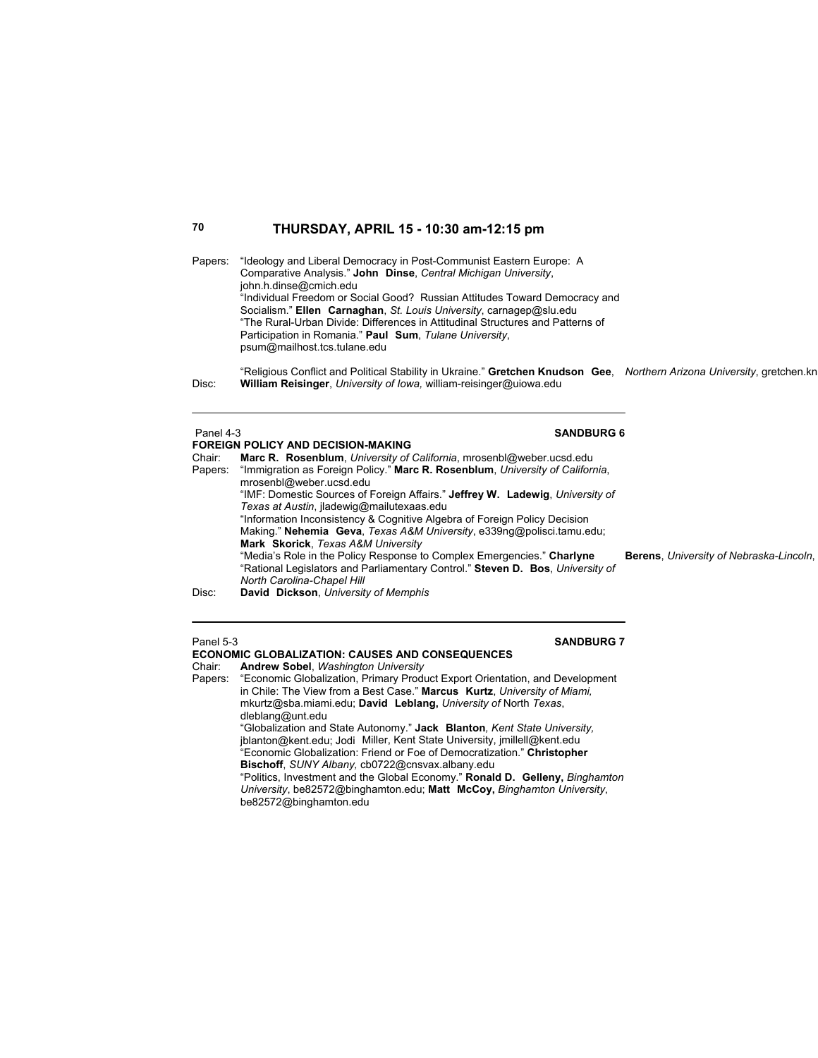## THURSDAY, APRIL 15 - 10:30 am-12:15 pm

Papers: "Ideology and Liberal Democracy in Post-Communist Eastern Europe: A Comparative Analysis." **John Dinse**, *Central Michigan University*, john.h.dinse@cmich.edu
"Individual Freedom or Social Good? Russian Attitudes Toward Democracy and Socialism." **Ellen Carnaghan**, *St. Louis University*, carnagep@slu.edu
"The Rural-Urban Divide: Differences in Attitudinal Structures and Patterns of Participation in Romania." **Paul Sum**, *Tulane University*, psum@mailhost.tcs.tulane.edu

"Religious Conflict and Political Stability in Ukraine." **Gretchen Knudson Gee**, *Northern Arizona University*, gretchen.kn

Disc: **William Reisinger**, *University of Iowa,* william-reisinger@uiowa.edu

---

Panel 4-3 **SANDBURG 6**

**FOREIGN POLICY AND DECISION-MAKING**

Chair: **Marc R. Rosenblum**, *University of California*, mrosenbl@weber.ucsd.edu

Papers: "Immigration as Foreign Policy." **Marc R. Rosenblum**, *University of California*, mrosenbl@weber.ucsd.edu
"IMF: Domestic Sources of Foreign Affairs." **Jeffrey W. Ladewig**, *University of Texas at Austin*, jladewig@mailutexaas.edu
"Information Inconsistency & Cognitive Algebra of Foreign Policy Decision Making." **Nehemia Geva**, *Texas A&M University*, e339ng@polisci.tamu.edu; **Mark Skorick**, *Texas A&M University*
"Media's Role in the Policy Response to Complex Emergencies." **Charlyne Berens**, *University of Nebraska-Lincoln*,
"Rational Legislators and Parliamentary Control." **Steven D. Bos**, *University of North Carolina-Chapel Hill*

Disc: **David Dickson**, *University of Memphis*

---

Panel 5-3 **SANDBURG 7**

**ECONOMIC GLOBALIZATION: CAUSES AND CONSEQUENCES**

Chair: **Andrew Sobel**, *Washington University*

Papers: "Economic Globalization, Primary Product Export Orientation, and Development in Chile: The View from a Best Case." **Marcus Kurtz**, *University of Miami,* mkurtz@sba.miami.edu; **David Leblang,** *University of* North *Texas*, dleblang@unt.edu
"Globalization and State Autonomy." **Jack Blanton**, *Kent State University,* jblanton@kent.edu; Jodi Miller, Kent State University, jmillell@kent.edu
"Economic Globalization: Friend or Foe of Democratization." **Christopher Bischoff**, *SUNY Albany,* cb0722@cnsvax.albany.edu
"Politics, Investment and the Global Economy." **Ronald D. Gelleny,** *Binghamton University*, be82572@binghamton.edu; **Matt McCoy,** *Binghamton University*, be82572@binghamton.edu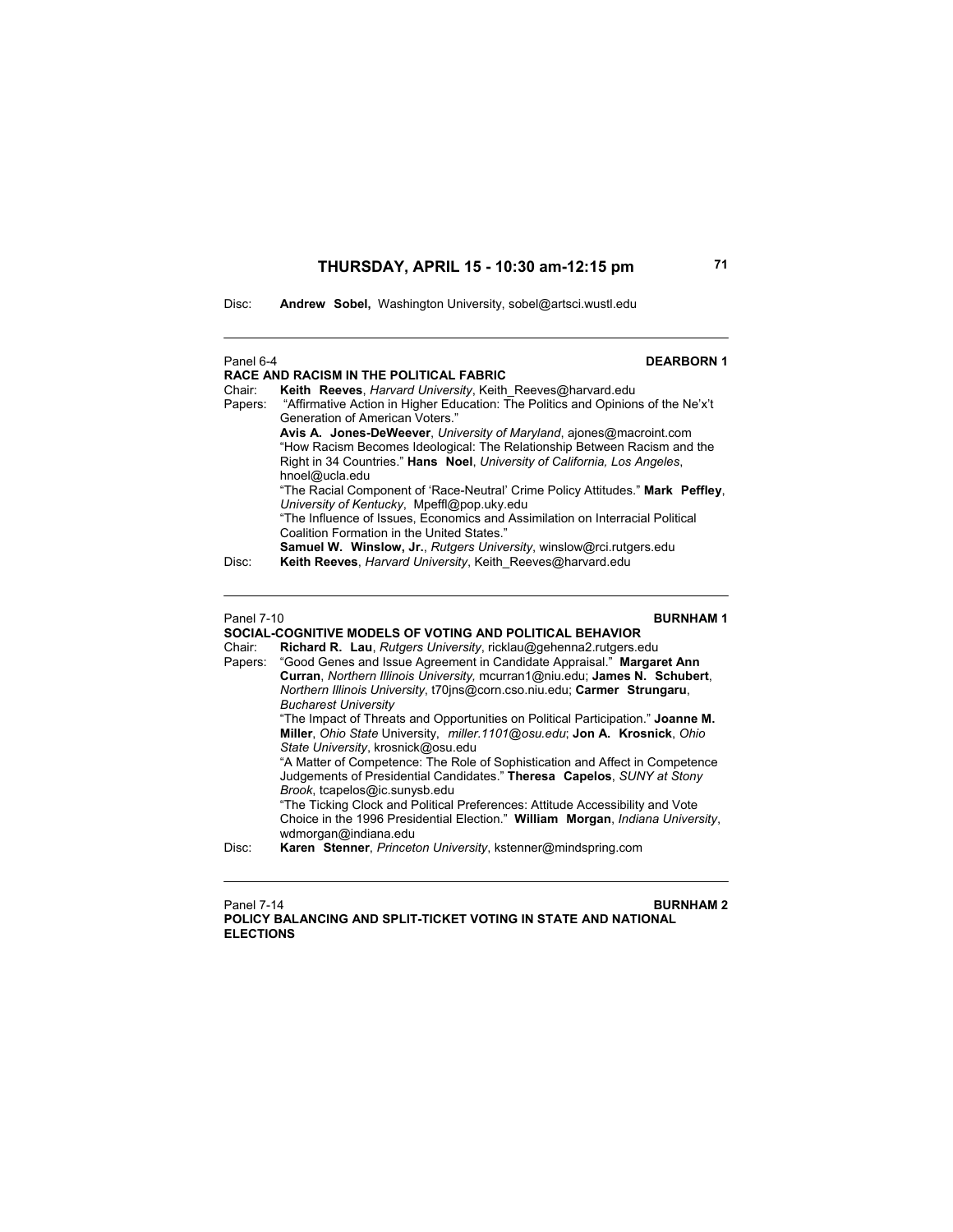## THURSDAY, APRIL 15 - 10:30 am-12:15 pm

Disc: **Andrew Sobel,** Washington University, sobel@artsci.wustl.edu

---

Panel 6-4 **DEARBORN 1**

**RACE AND RACISM IN THE POLITICAL FABRIC**

Chair: **Keith Reeves**, *Harvard University*, Keith_Reeves@harvard.edu

Papers: "Affirmative Action in Higher Education: The Politics and Opinions of the Ne'x't Generation of American Voters."
**Avis A. Jones-DeWeever**, *University of Maryland*, ajones@macroint.com
"How Racism Becomes Ideological: The Relationship Between Racism and the Right in 34 Countries." **Hans Noel**, *University of California, Los Angeles*, hnoel@ucla.edu
"The Racial Component of 'Race-Neutral' Crime Policy Attitudes." **Mark Peffley**, *University of Kentucky*, Mpeffl@pop.uky.edu
"The Influence of Issues, Economics and Assimilation on Interracial Political Coalition Formation in the United States."
**Samuel W. Winslow, Jr.**, *Rutgers University*, winslow@rci.rutgers.edu

Disc: **Keith Reeves**, *Harvard University*, Keith_Reeves@harvard.edu

---

Panel 7-10 **BURNHAM 1**

**SOCIAL-COGNITIVE MODELS OF VOTING AND POLITICAL BEHAVIOR**

Chair: **Richard R. Lau**, *Rutgers University*, ricklau@gehenna2.rutgers.edu

Papers: "Good Genes and Issue Agreement in Candidate Appraisal." **Margaret Ann Curran**, *Northern Illinois University,* mcurran1@niu.edu; **James N. Schubert**, *Northern Illinois University*, t70jns@corn.cso.niu.edu; **Carmer Strungaru**, *Bucharest University*
"The Impact of Threats and Opportunities on Political Participation." **Joanne M. Miller**, *Ohio State* University, *miller.1101@osu.edu*; **Jon A. Krosnick**, *Ohio State University*, krosnick@osu.edu
"A Matter of Competence: The Role of Sophistication and Affect in Competence Judgements of Presidential Candidates." **Theresa Capelos**, *SUNY at Stony Brook*, tcapelos@ic.sunysb.edu
"The Ticking Clock and Political Preferences: Attitude Accessibility and Vote Choice in the 1996 Presidential Election." **William Morgan**, *Indiana University*, wdmorgan@indiana.edu

Disc: **Karen Stenner**, *Princeton University*, kstenner@mindspring.com

---

Panel 7-14 **BURNHAM 2**

**POLICY BALANCING AND SPLIT-TICKET VOTING IN STATE AND NATIONAL ELECTIONS**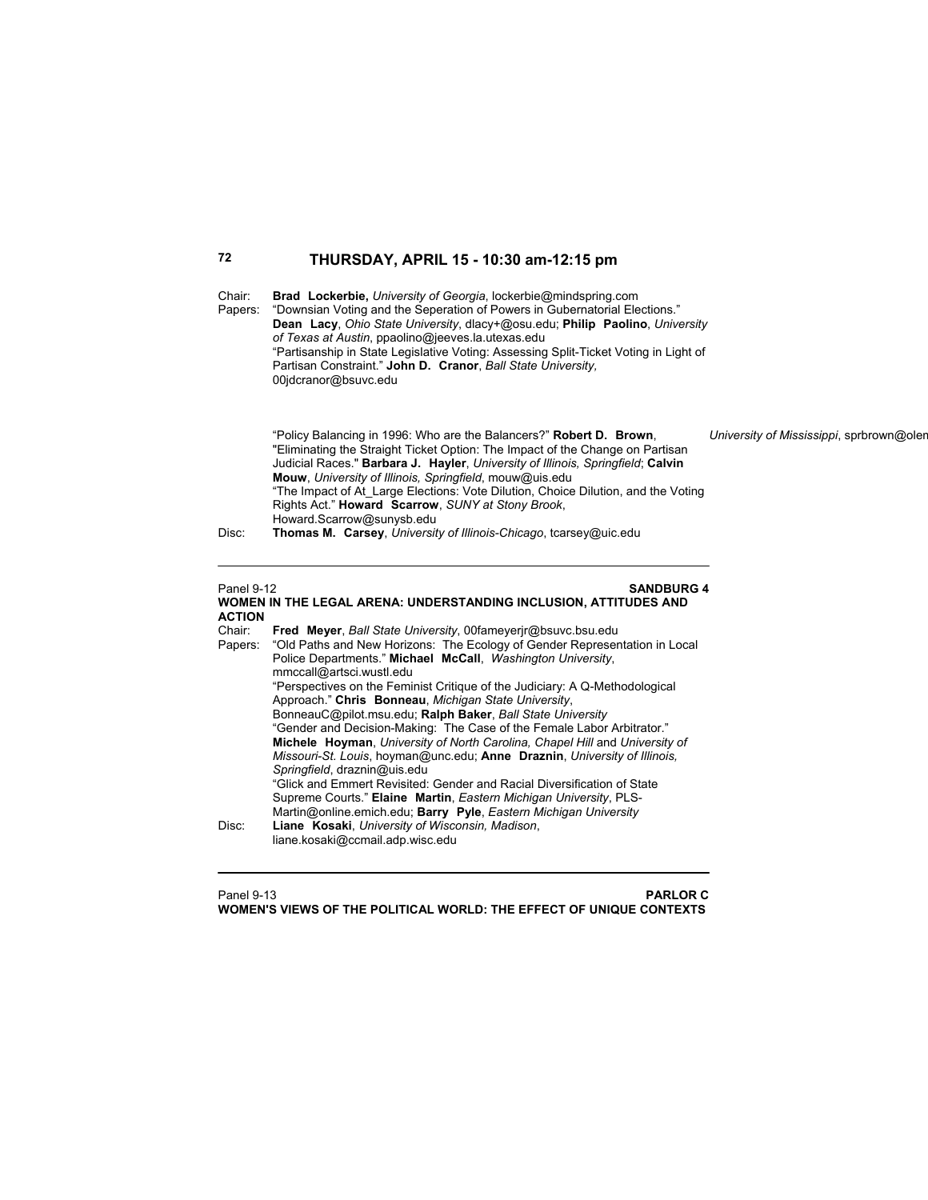Chair: **Brad Lockerbie,** *University of Georgia*, lockerbie@mindspring.com

Papers: "Downsian Voting and the Seperation of Powers in Gubernatorial Elections." **Dean Lacy**, *Ohio State University*, dlacy+@osu.edu; **Philip Paolino**, *University of Texas at Austin*, ppaolino@jeeves.la.utexas.edu

"Partisanship in State Legislative Voting: Assessing Split-Ticket Voting in Light of Partisan Constraint." **John D. Cranor**, *Ball State University*, 00jdcranor@bsuvc.edu

"Policy Balancing in 1996: Who are the Balancers?" **Robert D. Brown**, *University of Mississippi*, sprbrown@olen

"Eliminating the Straight Ticket Option: The Impact of the Change on Partisan Judicial Races." **Barbara J. Hayler**, *University of Illinois, Springfield*; **Calvin Mouw**, *University of Illinois, Springfield*, mouw@uis.edu

"The Impact of At_Large Elections: Vote Dilution, Choice Dilution, and the Voting Rights Act." **Howard Scarrow**, *SUNY at Stony Brook*, Howard.Scarrow@sunysb.edu

Disc: **Thomas M. Carsey**, *University of Illinois-Chicago*, tcarsey@uic.edu

---

Panel 9-12 **SANDBURG 4**

**WOMEN IN THE LEGAL ARENA: UNDERSTANDING INCLUSION, ATTITUDES AND ACTION**

Chair: **Fred Meyer**, *Ball State University*, 00fameyerjr@bsuvc.bsu.edu

Papers: "Old Paths and New Horizons: The Ecology of Gender Representation in Local Police Departments." **Michael McCall**, *Washington University*, mmccall@artsci.wustl.edu

"Perspectives on the Feminist Critique of the Judiciary: A Q-Methodological Approach." **Chris Bonneau**, *Michigan State University*, BonneauC@pilot.msu.edu; **Ralph Baker**, *Ball State University*

"Gender and Decision-Making: The Case of the Female Labor Arbitrator." **Michele Hoyman**, *University of North Carolina, Chapel Hill* and *University of Missouri-St. Louis*, hoyman@unc.edu; **Anne Draznin**, *University of Illinois, Springfield*, draznin@uis.edu

"Glick and Emmert Revisited: Gender and Racial Diversification of State Supreme Courts." **Elaine Martin**, *Eastern Michigan University*, PLS-Martin@online.emich.edu; **Barry Pyle**, *Eastern Michigan University*

Disc: **Liane Kosaki**, *University of Wisconsin, Madison*, liane.kosaki@ccmail.adp.wisc.edu

---

Panel 9-13 **PARLOR C**

**WOMEN'S VIEWS OF THE POLITICAL WORLD: THE EFFECT OF UNIQUE CONTEXTS**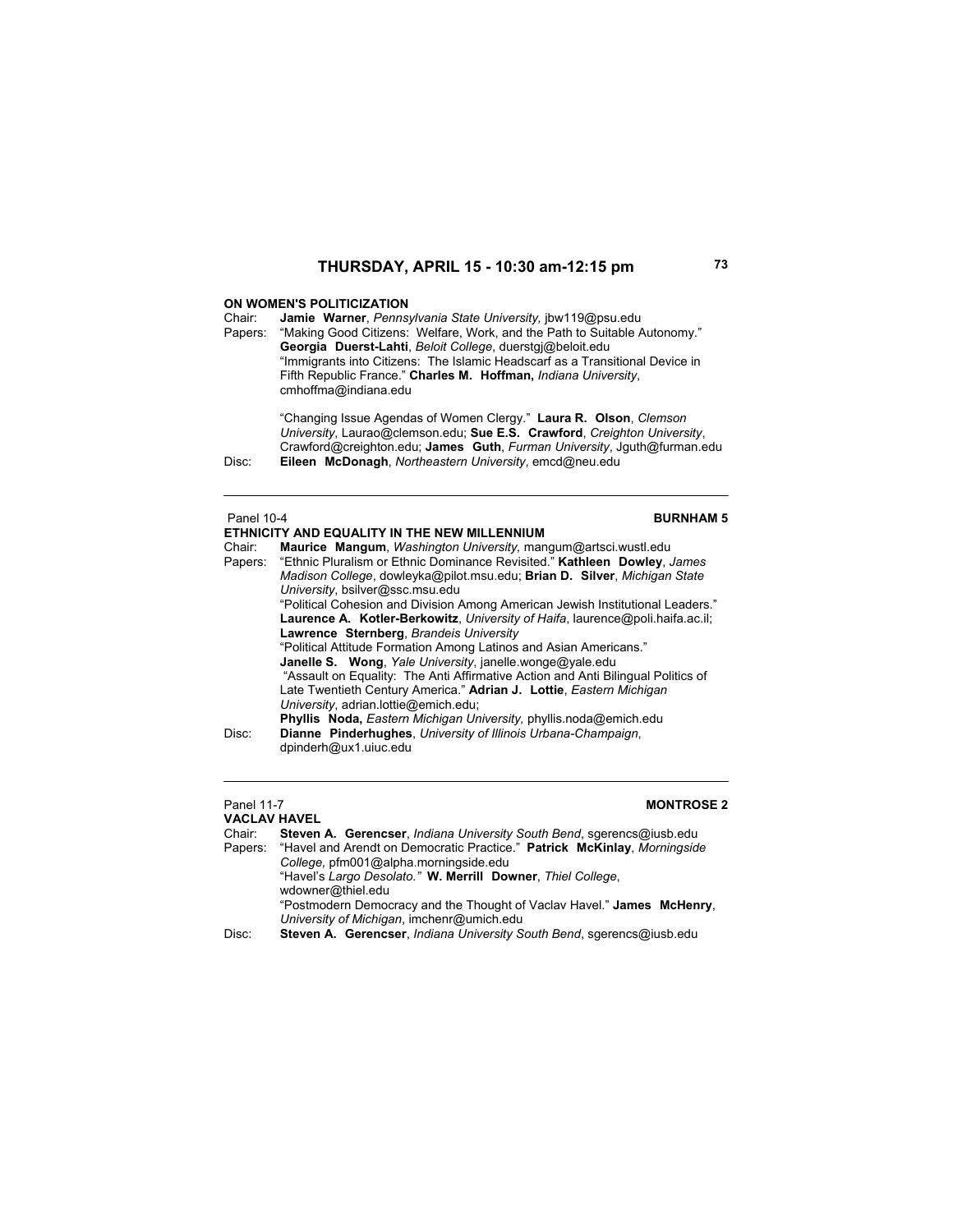## ON WOMEN'S POLITICIZATION

Chair: **Jamie Warner**, *Pennsylvania State University,* jbw119@psu.edu

Papers: "Making Good Citizens: Welfare, Work, and the Path to Suitable Autonomy." **Georgia Duerst-Lahti**, *Beloit College*, duerstgj@beloit.edu

"Immigrants into Citizens: The Islamic Headscarf as a Transitional Device in Fifth Republic France." **Charles M. Hoffman,** *Indiana University*, cmhoffma@indiana.edu

"Changing Issue Agendas of Women Clergy." **Laura R. Olson**, *Clemson University*, Laurao@clemson.edu; **Sue E.S. Crawford**, *Creighton University*, Crawford@creighton.edu; **James Guth**, *Furman University*, Jguth@furman.edu

Disc: **Eileen McDonagh**, *Northeastern University*, emcd@neu.edu

---

Panel 10-4 **BURNHAM 5**

## ETHNICITY AND EQUALITY IN THE NEW MILLENNIUM

Chair: **Maurice Mangum**, *Washington University,* mangum@artsci.wustl.edu

Papers: "Ethnic Pluralism or Ethnic Dominance Revisited." **Kathleen Dowley**, *James Madison College*, dowleyka@pilot.msu.edu; **Brian D. Silver**, *Michigan State University*, bsilver@ssc.msu.edu

"Political Cohesion and Division Among American Jewish Institutional Leaders." **Laurence A. Kotler-Berkowitz**, *University of Haifa*, laurence@poli.haifa.ac.il; **Lawrence Sternberg**, *Brandeis University*

"Political Attitude Formation Among Latinos and Asian Americans." **Janelle S. Wong**, *Yale University*, janelle.wonge@yale.edu

"Assault on Equality: The Anti Affirmative Action and Anti Bilingual Politics of Late Twentieth Century America." **Adrian J. Lottie**, *Eastern Michigan University*, adrian.lottie@emich.edu; **Phyllis Noda,** *Eastern Michigan University,* phyllis.noda@emich.edu

Disc: **Dianne Pinderhughes**, *University of Illinois Urbana-Champaign*, dpinderh@ux1.uiuc.edu

---

Panel 11-7 **MONTROSE 2**

## VACLAV HAVEL

Chair: **Steven A. Gerencser**, *Indiana University South Bend*, sgerencs@iusb.edu

Papers: "Havel and Arendt on Democratic Practice." **Patrick McKinlay**, *Morningside College,* pfm001@alpha.morningside.edu

"Havel's *Largo Desolato."* **W. Merrill Downer**, *Thiel College*, wdowner@thiel.edu

"Postmodern Democracy and the Thought of Vaclav Havel." **James McHenry**, *University of Michigan*, imchenr@umich.edu

Disc: **Steven A. Gerencser**, *Indiana University South Bend*, sgerencs@iusb.edu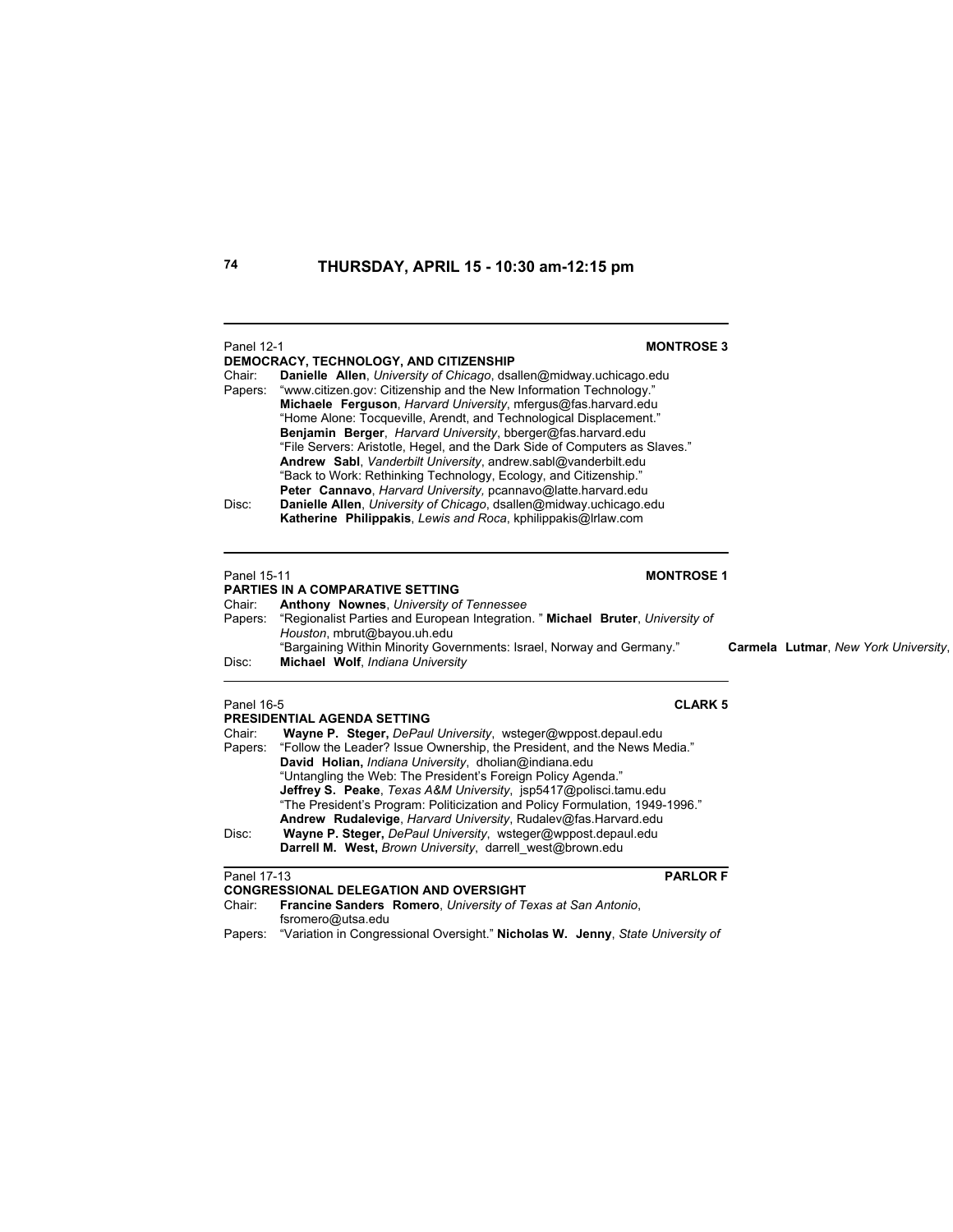## THURSDAY, APRIL 15 - 10:30 am-12:15 pm

---

Panel 12-1 **MONTROSE 3**

**DEMOCRACY, TECHNOLOGY, AND CITIZENSHIP**

Chair: **Danielle Allen**, *University of Chicago*, dsallen@midway.uchicago.edu

Papers: "www.citizen.gov: Citizenship and the New Information Technology."
**Michaele Ferguson**, *Harvard University*, mfergus@fas.harvard.edu
"Home Alone: Tocqueville, Arendt, and Technological Displacement."
**Benjamin Berger**, *Harvard University*, bberger@fas.harvard.edu
"File Servers: Aristotle, Hegel, and the Dark Side of Computers as Slaves."
**Andrew Sabl**, *Vanderbilt University*, andrew.sabl@vanderbilt.edu
"Back to Work: Rethinking Technology, Ecology, and Citizenship."
**Peter Cannavo**, *Harvard University,* pcannavo@latte.harvard.edu

Disc: **Danielle Allen**, *University of Chicago*, dsallen@midway.uchicago.edu
**Katherine Philippakis**, *Lewis and Roca*, kphilippakis@lrlaw.com

---

Panel 15-11 **MONTROSE 1**

**PARTIES IN A COMPARATIVE SETTING**

Chair: **Anthony Nownes**, *University of Tennessee*

Papers: "Regionalist Parties and European Integration. " **Michael Bruter**, *University of Houston*, mbrut@bayou.uh.edu
"Bargaining Within Minority Governments: Israel, Norway and Germany." **Carmela Lutmar**, *New York University*,

Disc: **Michael Wolf**, *Indiana University*

---

Panel 16-5 **CLARK 5**

**PRESIDENTIAL AGENDA SETTING**

Chair: **Wayne P. Steger,** *DePaul University*, wsteger@wppost.depaul.edu

Papers: "Follow the Leader? Issue Ownership, the President, and the News Media."
**David Holian,** *Indiana University*, dholian@indiana.edu
"Untangling the Web: The President's Foreign Policy Agenda."
**Jeffrey S. Peake**, *Texas A&M University*, jsp5417@polisci.tamu.edu
"The President's Program: Politicization and Policy Formulation, 1949-1996."
**Andrew Rudalevige**, *Harvard University*, Rudalev@fas.Harvard.edu

Disc: **Wayne P. Steger,** *DePaul University*, wsteger@wppost.depaul.edu
**Darrell M. West,** *Brown University*, darrell_west@brown.edu

---

Panel 17-13 **PARLOR F**

**CONGRESSIONAL DELEGATION AND OVERSIGHT**

Chair: **Francine Sanders Romero**, *University of Texas at San Antonio*, fsromero@utsa.edu

Papers: "Variation in Congressional Oversight." **Nicholas W. Jenny**, *State University of*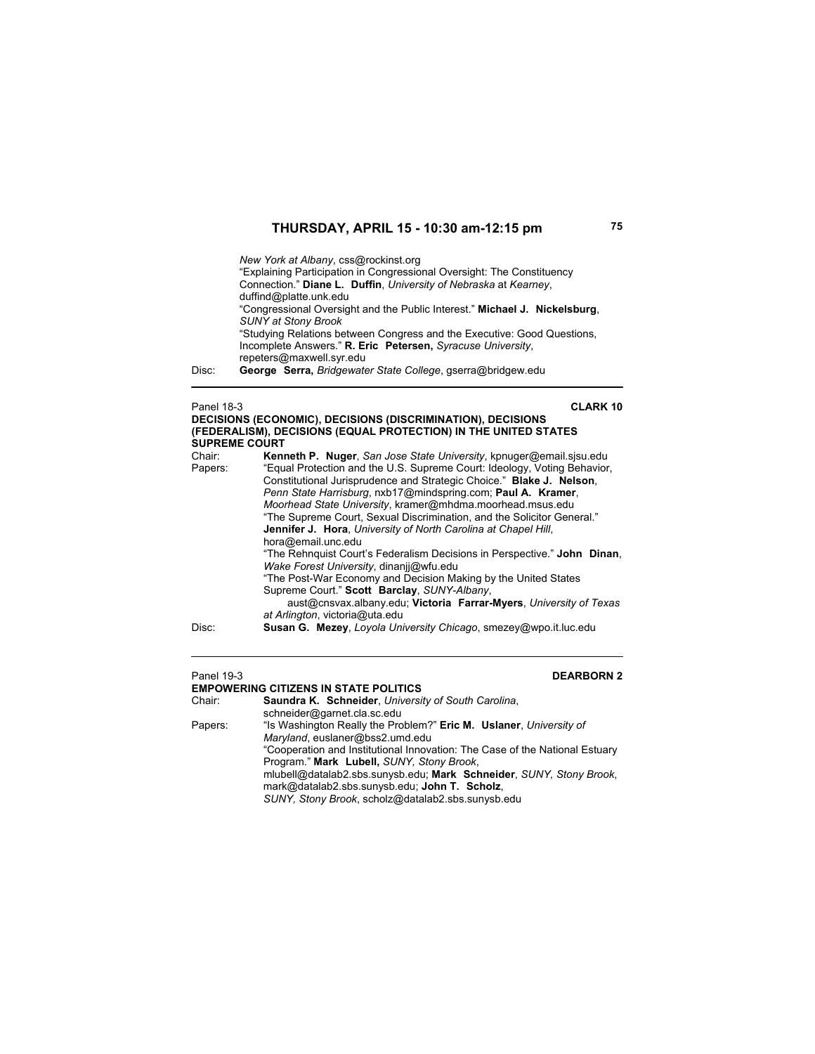*New York at Albany*, css@rockinst.org
"Explaining Participation in Congressional Oversight: The Constituency Connection." **Diane L. Duffin**, *University of Nebraska* at *Kearney*, duffind@platte.unk.edu
"Congressional Oversight and the Public Interest." **Michael J. Nickelsburg**, *SUNY at Stony Brook*
"Studying Relations between Congress and the Executive: Good Questions, Incomplete Answers." **R. Eric Petersen,** *Syracuse University*, repeters@maxwell.syr.edu

Disc: **George Serra,** *Bridgewater State College*, gserra@bridgew.edu

---

Panel 18-3 **CLARK 10**

**DECISIONS (ECONOMIC), DECISIONS (DISCRIMINATION), DECISIONS (FEDERALISM), DECISIONS (EQUAL PROTECTION) IN THE UNITED STATES SUPREME COURT**

Chair: **Kenneth P. Nuger**, *San Jose State University*, kpnuger@email.sjsu.edu

Papers: "Equal Protection and the U.S. Supreme Court: Ideology, Voting Behavior, Constitutional Jurisprudence and Strategic Choice." **Blake J. Nelson**, *Penn State Harrisburg*, nxb17@mindspring.com; **Paul A. Kramer**, *Moorhead State University*, kramer@mhdma.moorhead.msus.edu
"The Supreme Court, Sexual Discrimination, and the Solicitor General." **Jennifer J. Hora**, *University of North Carolina at Chapel Hill*, hora@email.unc.edu
"The Rehnquist Court's Federalism Decisions in Perspective." **John Dinan**, *Wake Forest University*, dinanjj@wfu.edu
"The Post-War Economy and Decision Making by the United States Supreme Court." **Scott Barclay**, *SUNY-Albany*, aust@cnsvax.albany.edu; **Victoria Farrar-Myers**, *University of Texas at Arlington*, victoria@uta.edu

Disc: **Susan G. Mezey**, *Loyola University Chicago*, smezey@wpo.it.luc.edu

---

Panel 19-3 **DEARBORN 2**

**EMPOWERING CITIZENS IN STATE POLITICS**

Chair: **Saundra K. Schneider**, *University of South Carolina*, schneider@garnet.cla.sc.edu

Papers: "Is Washington Really the Problem?" **Eric M. Uslaner**, *University of Maryland*, euslaner@bss2.umd.edu
"Cooperation and Institutional Innovation: The Case of the National Estuary Program." **Mark Lubell,** *SUNY, Stony Brook*, mlubell@datalab2.sbs.sunysb.edu; **Mark Schneider**, *SUNY, Stony Brook*, mark@datalab2.sbs.sunysb.edu; **John T. Scholz**, *SUNY, Stony Brook*, scholz@datalab2.sbs.sunysb.edu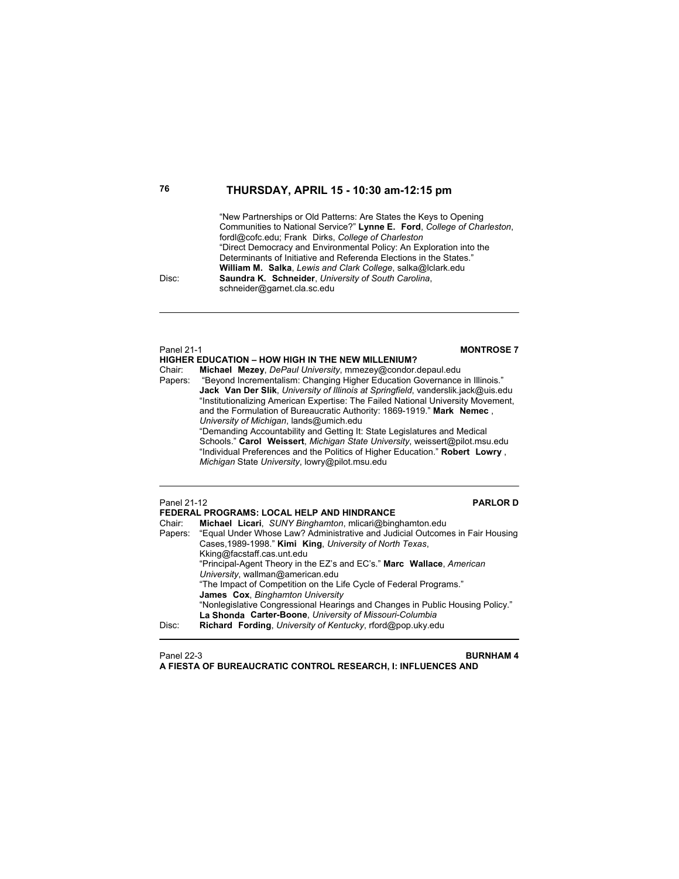## THURSDAY, APRIL 15 - 10:30 am-12:15 pm

"New Partnerships or Old Patterns: Are States the Keys to Opening Communities to National Service?" **Lynne E. Ford**, *College of Charleston*, fordl@cofc.edu; Frank Dirks, *College of Charleston*
"Direct Democracy and Environmental Policy: An Exploration into the Determinants of Initiative and Referenda Elections in the States." **William M. Salka**, *Lewis and Clark College*, salka@lclark.edu

Disc: **Saundra K. Schneider**, *University of South Carolina*, schneider@garnet.cla.sc.edu

---

Panel 21-1 **MONTROSE 7**

**HIGHER EDUCATION – HOW HIGH IN THE NEW MILLENIUM?**

Chair: **Michael Mezey**, *DePaul University*, mmezey@condor.depaul.edu

Papers: "Beyond Incrementalism: Changing Higher Education Governance in Illinois." **Jack Van Der Slik**, *University of Illinois at Springfield*, vanderslik.jack@uis.edu
"Institutionalizing American Expertise: The Failed National University Movement, and the Formulation of Bureaucratic Authority: 1869-1919." **Mark Nemec**, *University of Michigan*, lands@umich.edu
"Demanding Accountability and Getting It: State Legislatures and Medical Schools." **Carol Weissert**, *Michigan State University*, weissert@pilot.msu.edu
"Individual Preferences and the Politics of Higher Education." **Robert Lowry**, *Michigan* State *University*, lowry@pilot.msu.edu

---

Panel 21-12 **PARLOR D**

**FEDERAL PROGRAMS: LOCAL HELP AND HINDRANCE**

Chair: **Michael Licari**, *SUNY Binghamton*, mlicari@binghamton.edu

Papers: "Equal Under Whose Law? Administrative and Judicial Outcomes in Fair Housing Cases,1989-1998." **Kimi King**, *University of North Texas*, Kking@facstaff.cas.unt.edu
"Principal-Agent Theory in the EZ's and EC's." **Marc Wallace**, *American University*, wallman@american.edu
"The Impact of Competition on the Life Cycle of Federal Programs." **James Cox**, *Binghamton University*
"Nonlegislative Congressional Hearings and Changes in Public Housing Policy." **La Shonda Carter-Boone**, *University of Missouri-Columbia*

Disc: **Richard Fording**, *University of Kentucky*, rford@pop.uky.edu

---

Panel 22-3 **BURNHAM 4**

**A FIESTA OF BUREAUCRATIC CONTROL RESEARCH, I: INFLUENCES AND**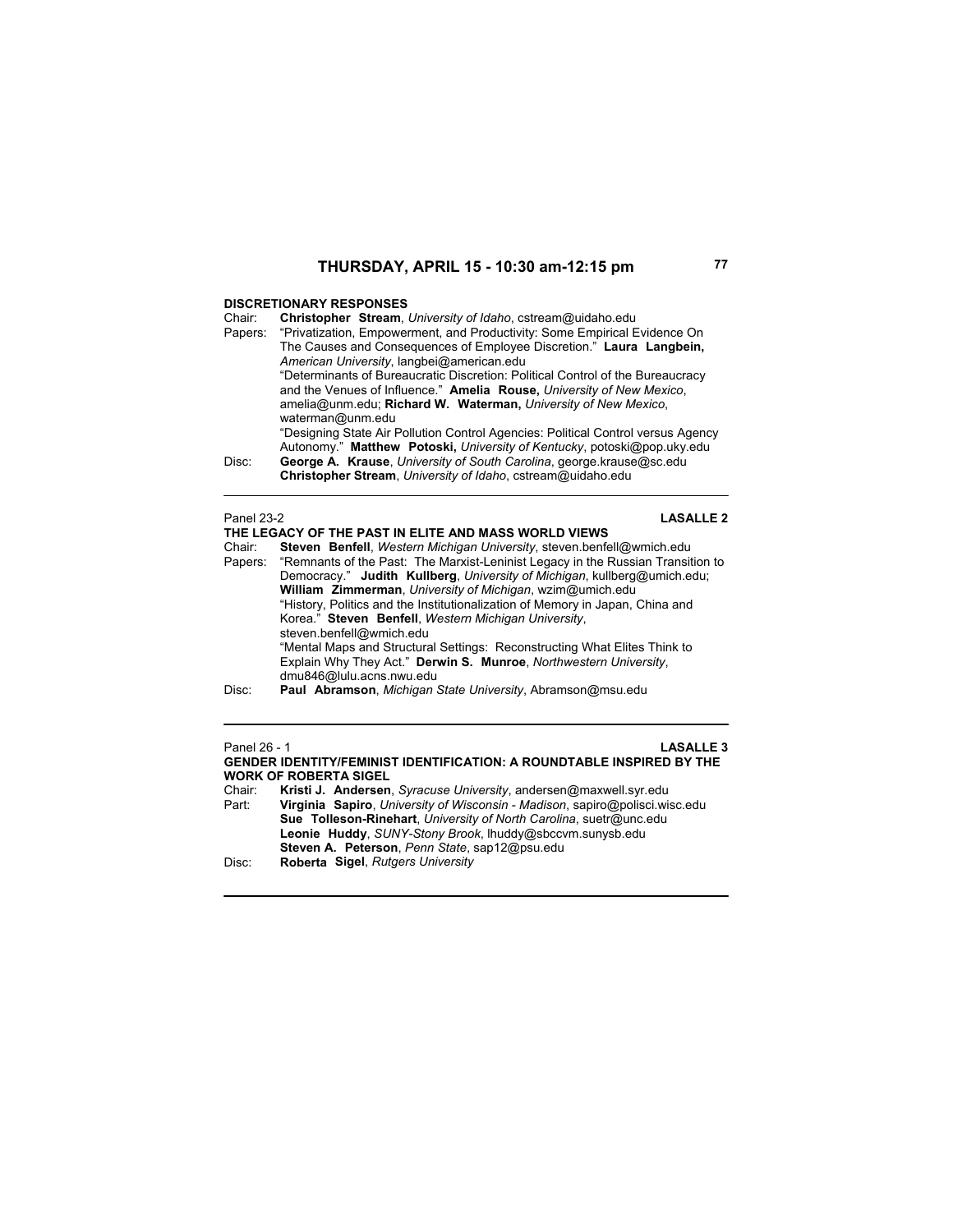## THURSDAY, APRIL 15 - 10:30 am-12:15 pm

**DISCRETIONARY RESPONSES**

Chair: **Christopher Stream**, *University of Idaho*, cstream@uidaho.edu

Papers: "Privatization, Empowerment, and Productivity: Some Empirical Evidence On The Causes and Consequences of Employee Discretion." **Laura Langbein,** *American University*, langbei@american.edu

"Determinants of Bureaucratic Discretion: Political Control of the Bureaucracy and the Venues of Influence." **Amelia Rouse,** *University of New Mexico*, amelia@unm.edu; **Richard W. Waterman,** *University of New Mexico*, waterman@unm.edu

"Designing State Air Pollution Control Agencies: Political Control versus Agency Autonomy." **Matthew Potoski,** *University of Kentucky*, potoski@pop.uky.edu

Disc: **George A. Krause**, *University of South Carolina*, george.krause@sc.edu
**Christopher Stream**, *University of Idaho*, cstream@uidaho.edu

---

Panel 23-2 **LASALLE 2**

**THE LEGACY OF THE PAST IN ELITE AND MASS WORLD VIEWS**

Chair: **Steven Benfell**, *Western Michigan University*, steven.benfell@wmich.edu

Papers: "Remnants of the Past: The Marxist-Leninist Legacy in the Russian Transition to Democracy." **Judith Kullberg**, *University of Michigan*, kullberg@umich.edu; **William Zimmerman**, *University of Michigan*, wzim@umich.edu

"History, Politics and the Institutionalization of Memory in Japan, China and Korea." **Steven Benfell**, *Western Michigan University*, steven.benfell@wmich.edu

"Mental Maps and Structural Settings: Reconstructing What Elites Think to Explain Why They Act." **Derwin S. Munroe**, *Northwestern University*, dmu846@lulu.acns.nwu.edu

Disc: **Paul Abramson**, *Michigan State University*, Abramson@msu.edu

---

Panel 26 - 1 **LASALLE 3**

**GENDER IDENTITY/FEMINIST IDENTIFICATION: A ROUNDTABLE INSPIRED BY THE WORK OF ROBERTA SIGEL**

Chair: **Kristi J. Andersen**, *Syracuse University*, andersen@maxwell.syr.edu

Part: **Virginia Sapiro**, *University of Wisconsin - Madison*, sapiro@polisci.wisc.edu
**Sue Tolleson-Rinehart**, *University of North Carolina*, suetr@unc.edu
**Leonie Huddy**, *SUNY-Stony Brook*, lhuddy@sbccvm.sunysb.edu
**Steven A. Peterson**, *Penn State*, sap12@psu.edu

Disc: **Roberta Sigel**, *Rutgers University*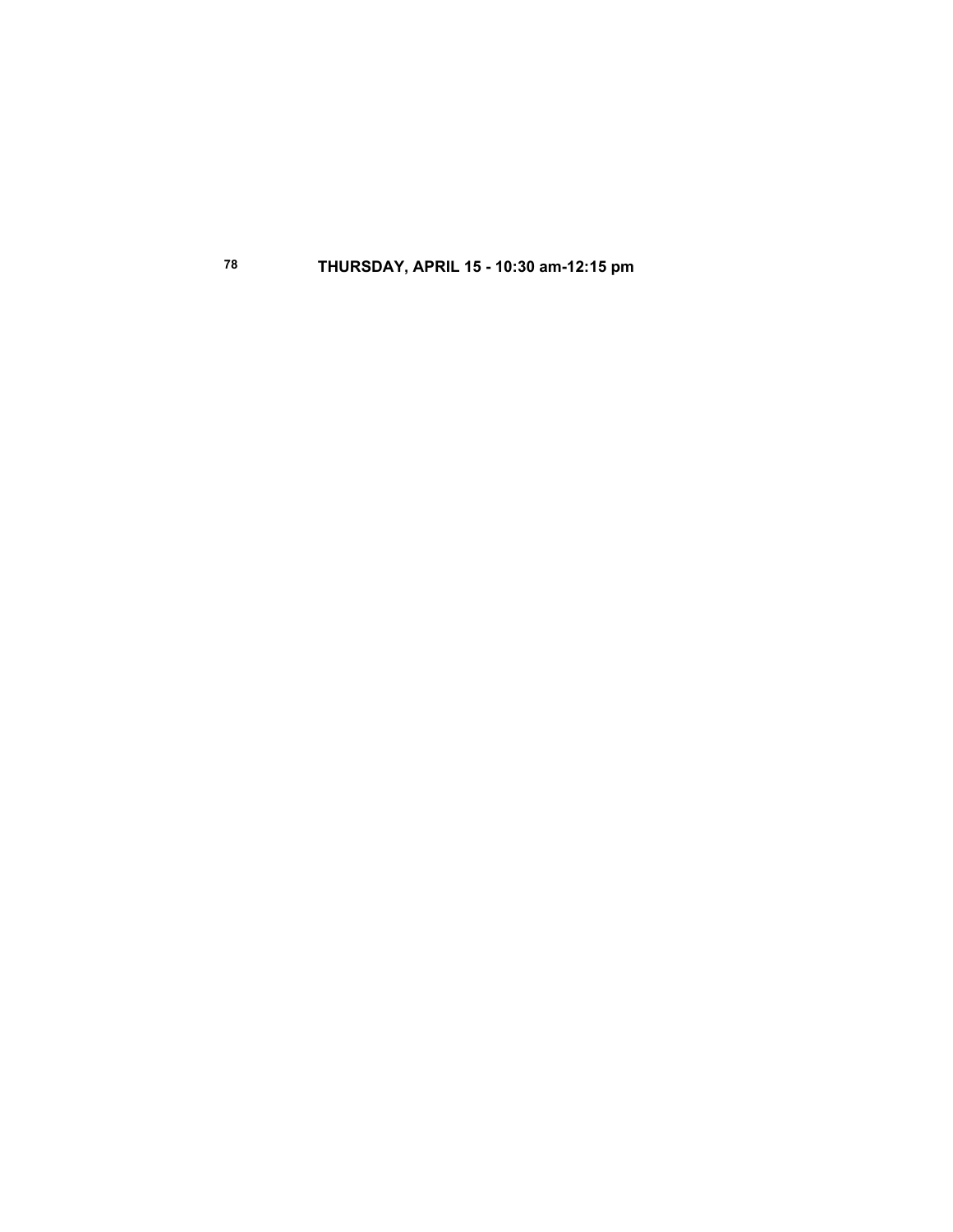**THURSDAY, APRIL 15 - 10:30 am-12:15 pm**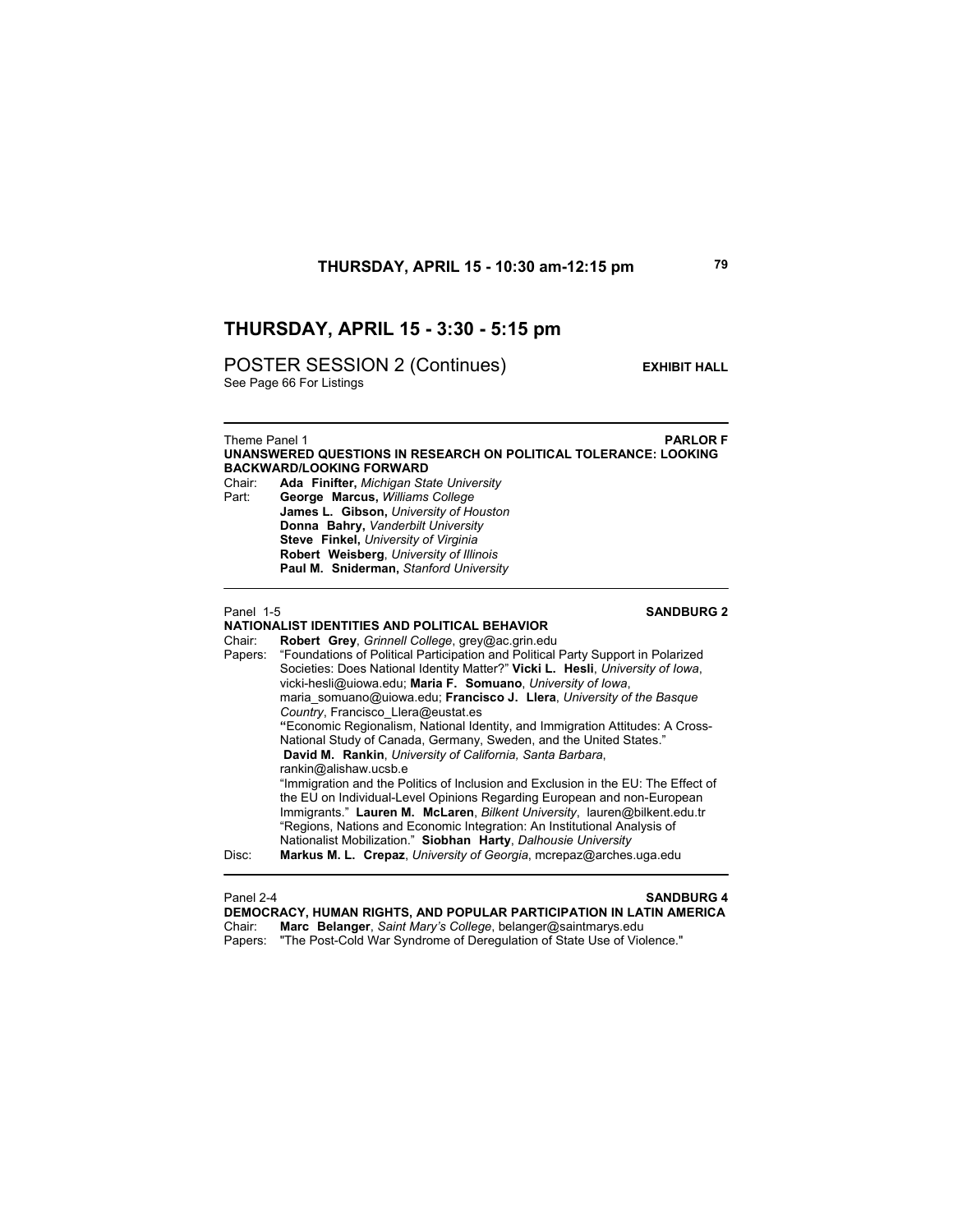## THURSDAY, APRIL 15 - 3:30 - 5:15 pm

POSTER SESSION 2 (Continues) **EXHIBIT HALL**
See Page 66 For Listings

---

Theme Panel 1 **PARLOR F**
**UNANSWERED QUESTIONS IN RESEARCH ON POLITICAL TOLERANCE: LOOKING BACKWARD/LOOKING FORWARD**
Chair: **Ada Finifter,** *Michigan State University*
Part: **George Marcus,** *Williams College*
**James L. Gibson,** *University of Houston*
**Donna Bahry,** *Vanderbilt University*
**Steve Finkel,** *University of Virginia*
**Robert Weisberg**, *University of Illinois*
**Paul M. Sniderman,** *Stanford University*

---

Panel 1-5 **SANDBURG 2**
**NATIONALIST IDENTITIES AND POLITICAL BEHAVIOR**
Chair: **Robert Grey**, *Grinnell College*, grey@ac.grin.edu
Papers: "Foundations of Political Participation and Political Party Support in Polarized Societies: Does National Identity Matter?" **Vicki L. Hesli**, *University of Iowa*, vicki-hesli@uiowa.edu; **Maria F. Somuano**, *University of Iowa*, maria_somuano@uiowa.edu; **Francisco J. Llera**, *University of the Basque Country*, Francisco_Llera@eustat.es
"Economic Regionalism, National Identity, and Immigration Attitudes: A Cross-National Study of Canada, Germany, Sweden, and the United States." **David M. Rankin**, *University of California, Santa Barbara*, rankin@alishaw.ucsb.e
"Immigration and the Politics of Inclusion and Exclusion in the EU: The Effect of the EU on Individual-Level Opinions Regarding European and non-European Immigrants." **Lauren M. McLaren**, *Bilkent University*, lauren@bilkent.edu.tr
"Regions, Nations and Economic Integration: An Institutional Analysis of Nationalist Mobilization." **Siobhan Harty**, *Dalhousie University*
Disc: **Markus M. L. Crepaz**, *University of Georgia*, mcrepaz@arches.uga.edu

---

Panel 2-4 **SANDBURG 4**
**DEMOCRACY, HUMAN RIGHTS, AND POPULAR PARTICIPATION IN LATIN AMERICA**
Chair: **Marc Belanger**, *Saint Mary's College*, belanger@saintmarys.edu
Papers: "The Post-Cold War Syndrome of Deregulation of State Use of Violence."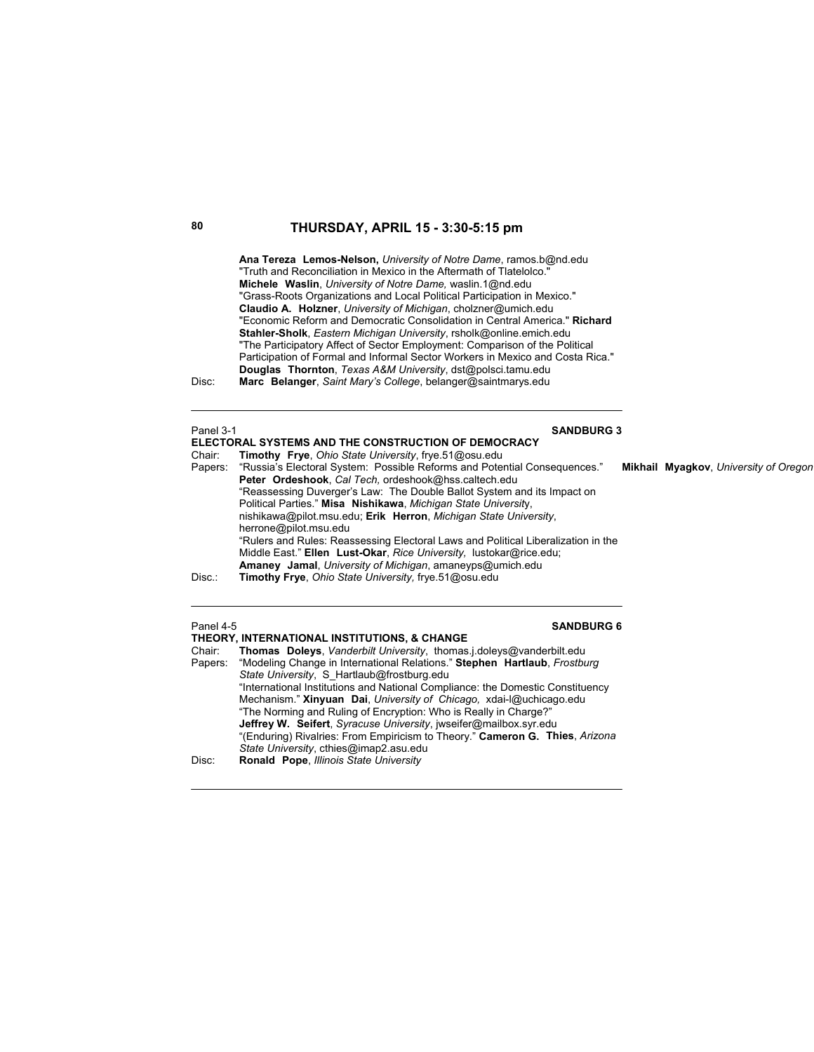## THURSDAY, APRIL 15 - 3:30-5:15 pm

**Ana Tereza Lemos-Nelson,** *University of Notre Dame*, ramos.b@nd.edu
"Truth and Reconciliation in Mexico in the Aftermath of Tlatelolco."
**Michele Waslin**, *University of Notre Dame,* waslin.1@nd.edu
"Grass-Roots Organizations and Local Political Participation in Mexico."
**Claudio A. Holzner**, *University of Michigan*, cholzner@umich.edu
"Economic Reform and Democratic Consolidation in Central America." **Richard Stahler-Sholk**, *Eastern Michigan University*, rsholk@online.emich.edu
"The Participatory Affect of Sector Employment: Comparison of the Political Participation of Formal and Informal Sector Workers in Mexico and Costa Rica."
**Douglas Thornton**, *Texas A&M University*, dst@polsci.tamu.edu

Disc: **Marc Belanger**, *Saint Mary's College*, belanger@saintmarys.edu

---

Panel 3-1 **SANDBURG 3**

**ELECTORAL SYSTEMS AND THE CONSTRUCTION OF DEMOCRACY**

Chair: **Timothy Frye**, *Ohio State University*, frye.51@osu.edu

Papers: "Russia's Electoral System: Possible Reforms and Potential Consequences." **Mikhail Myagkov**, *University of Oregon*
**Peter Ordeshook**, *Cal Tech,* ordeshook@hss.caltech.edu
"Reassessing Duverger's Law: The Double Ballot System and its Impact on Political Parties." **Misa Nishikawa**, *Michigan State University*, nishikawa@pilot.msu.edu; **Erik Herron**, *Michigan State University*, herrone@pilot.msu.edu
"Rulers and Rules: Reassessing Electoral Laws and Political Liberalization in the Middle East." **Ellen Lust-Okar**, *Rice University,* lustokar@rice.edu;
**Amaney Jamal**, *University of Michigan*, amaneyps@umich.edu

Disc.: **Timothy Frye**, *Ohio State University,* frye.51@osu.edu

---

Panel 4-5 **SANDBURG 6**

**THEORY, INTERNATIONAL INSTITUTIONS, & CHANGE**

Chair: **Thomas Doleys**, *Vanderbilt University*, thomas.j.doleys@vanderbilt.edu

Papers: "Modeling Change in International Relations." **Stephen Hartlaub**, *Frostburg State University*, S_Hartlaub@frostburg.edu
"International Institutions and National Compliance: the Domestic Constituency Mechanism." **Xinyuan Dai**, *University of Chicago,* xdai-l@uchicago.edu
"The Norming and Ruling of Encryption: Who is Really in Charge?"
**Jeffrey W. Seifert**, *Syracuse University*, jwseifer@mailbox.syr.edu
"(Enduring) Rivalries: From Empiricism to Theory." **Cameron G. Thies**, *Arizona State University*, cthies@imap2.asu.edu

Disc: **Ronald Pope**, *Illinois State University*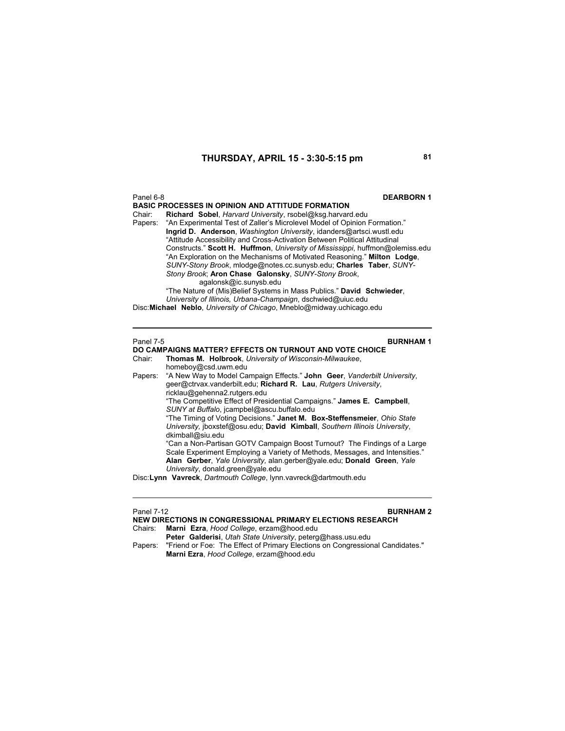## THURSDAY, APRIL 15 - 3:30-5:15 pm

Panel 6-8 **DEARBORN 1**

**BASIC PROCESSES IN OPINION AND ATTITUDE FORMATION**

Chair: **Richard Sobel**, *Harvard University*, rsobel@ksg.harvard.edu

Papers: "An Experimental Test of Zaller's Microlevel Model of Opinion Formation." **Ingrid D. Anderson**, *Washington University*, idanders@artsci.wustl.edu

"Attitude Accessibility and Cross-Activation Between Political Attitudinal Constructs." **Scott H. Huffmon**, *University of Mississippi*, huffmon@olemiss.edu

"An Exploration on the Mechanisms of Motivated Reasoning." **Milton Lodge**, *SUNY-Stony Brook*, mlodge@notes.cc.sunysb.edu; **Charles Taber**, *SUNY-Stony Brook*; **Aron Chase Galonsky**, *SUNY-Stony Brook*, agalonsk@ic.sunysb.edu

"The Nature of (Mis)Belief Systems in Mass Publics." **David Schwieder**, *University of Illinois, Urbana-Champaign*, dschwied@uiuc.edu

Disc: **Michael Neblo**, *University of Chicago*, Mneblo@midway.uchicago.edu

---

Panel 7-5 **BURNHAM 1**

**DO CAMPAIGNS MATTER? EFFECTS ON TURNOUT AND VOTE CHOICE**

Chair: **Thomas M. Holbrook**, *University of Wisconsin-Milwaukee*, homeboy@csd.uwm.edu

Papers: "A New Way to Model Campaign Effects." **John Geer**, *Vanderbilt University*, geer@ctrvax.vanderbilt.edu; **Richard R. Lau**, *Rutgers University*, ricklau@gehenna2.rutgers.edu

"The Competitive Effect of Presidential Campaigns." **James E. Campbell**, *SUNY at Buffalo*, jcampbel@ascu.buffalo.edu

"The Timing of Voting Decisions." **Janet M. Box-Steffensmeier**, *Ohio State University*, jboxstef@osu.edu; **David Kimball**, *Southern Illinois University*, dkimball@siu.edu

"Can a Non-Partisan GOTV Campaign Boost Turnout? The Findings of a Large Scale Experiment Employing a Variety of Methods, Messages, and Intensities." **Alan Gerber**, *Yale University*, alan.gerber@yale.edu; **Donald Green**, *Yale University*, donald.green@yale.edu

Disc: **Lynn Vavreck**, *Dartmouth College*, lynn.vavreck@dartmouth.edu

---

Panel 7-12 **BURNHAM 2**

**NEW DIRECTIONS IN CONGRESSIONAL PRIMARY ELECTIONS RESEARCH**

Chairs: **Marni Ezra**, *Hood College*, erzam@hood.edu

**Peter Galderisi**, *Utah State University*, peterg@hass.usu.edu

Papers: "Friend or Foe: The Effect of Primary Elections on Congressional Candidates." **Marni Ezra**, *Hood College*, erzam@hood.edu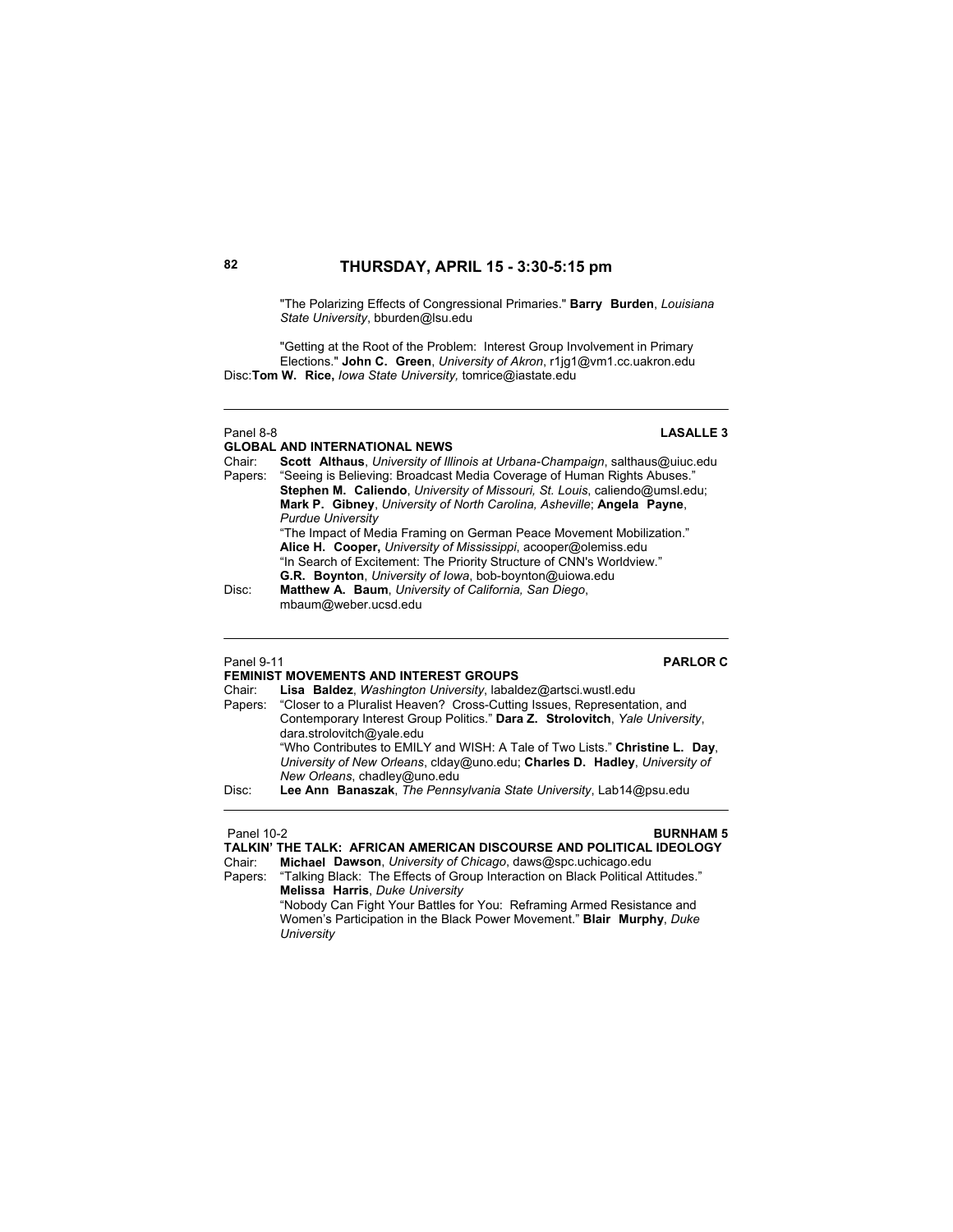## THURSDAY, APRIL 15 - 3:30-5:15 pm

"The Polarizing Effects of Congressional Primaries." **Barry Burden**, *Louisiana State University*, bburden@lsu.edu

"Getting at the Root of the Problem: Interest Group Involvement in Primary Elections." **John C. Green**, *University of Akron*, r1jg1@vm1.cc.uakron.edu

Disc: **Tom W. Rice,** *Iowa State University,* tomrice@iastate.edu

---

Panel 8-8 **LASALLE 3**

**GLOBAL AND INTERNATIONAL NEWS**

Chair: **Scott Althaus**, *University of Illinois at Urbana-Champaign*, salthaus@uiuc.edu

Papers: "Seeing is Believing: Broadcast Media Coverage of Human Rights Abuses." **Stephen M. Caliendo**, *University of Missouri, St. Louis*, caliendo@umsl.edu; **Mark P. Gibney**, *University of North Carolina, Asheville*; **Angela Payne**, *Purdue University*

"The Impact of Media Framing on German Peace Movement Mobilization." **Alice H. Cooper,** *University of Mississippi*, acooper@olemiss.edu

"In Search of Excitement: The Priority Structure of CNN's Worldview." **G.R. Boynton**, *University of Iowa*, bob-boynton@uiowa.edu

Disc: **Matthew A. Baum**, *University of California, San Diego*, mbaum@weber.ucsd.edu

---

Panel 9-11 **PARLOR C**

**FEMINIST MOVEMENTS AND INTEREST GROUPS**

Chair: **Lisa Baldez**, *Washington University*, labaldez@artsci.wustl.edu

Papers: "Closer to a Pluralist Heaven? Cross-Cutting Issues, Representation, and Contemporary Interest Group Politics." **Dara Z. Strolovitch**, *Yale University*, dara.strolovitch@yale.edu

"Who Contributes to EMILY and WISH: A Tale of Two Lists." **Christine L. Day**, *University of New Orleans*, clday@uno.edu; **Charles D. Hadley**, *University of New Orleans*, chadley@uno.edu

Disc: **Lee Ann Banaszak**, *The Pennsylvania State University*, Lab14@psu.edu

---

Panel 10-2 **BURNHAM 5**

**TALKIN' THE TALK: AFRICAN AMERICAN DISCOURSE AND POLITICAL IDEOLOGY**

Chair: **Michael Dawson**, *University of Chicago*, daws@spc.uchicago.edu

Papers: "Talking Black: The Effects of Group Interaction on Black Political Attitudes." **Melissa Harris**, *Duke University*

"Nobody Can Fight Your Battles for You: Reframing Armed Resistance and Women's Participation in the Black Power Movement." **Blair Murphy**, *Duke University*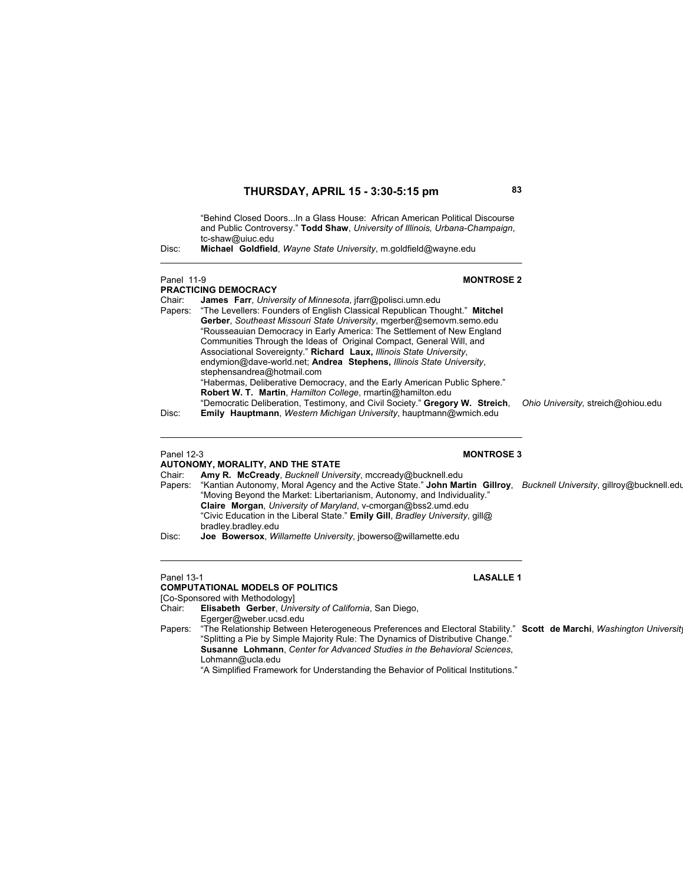## THURSDAY, APRIL 15 - 3:30-5:15 pm

"Behind Closed Doors...In a Glass House: African American Political Discourse and Public Controversy." **Todd Shaw**, *University of Illinois, Urbana-Champaign*, tc-shaw@uiuc.edu

Disc: **Michael Goldfield**, *Wayne State University*, m.goldfield@wayne.edu

---

Panel 11-9 **MONTROSE 2**

**PRACTICING DEMOCRACY**

Chair: **James Farr**, *University of Minnesota*, jfarr@polisci.umn.edu

Papers: "The Levellers: Founders of English Classical Republican Thought." **Mitchel Gerber**, *Southeast Missouri State University*, mgerber@semovm.semo.edu

"Rousseauian Democracy in Early America: The Settlement of New England Communities Through the Ideas of Original Compact, General Will, and Associational Sovereignty." **Richard Laux,** *Illinois State University*, endymion@dave-world.net; **Andrea Stephens,** *Illinois State University*, stephensandrea@hotmail.com

"Habermas, Deliberative Democracy, and the Early American Public Sphere." **Robert W. T. Martin**, *Hamilton College*, rmartin@hamilton.edu

"Democratic Deliberation, Testimony, and Civil Society." **Gregory W. Streich**, *Ohio University,* streich@ohiou.edu

Disc: **Emily Hauptmann**, *Western Michigan University*, hauptmann@wmich.edu

---

Panel 12-3 **MONTROSE 3**

**AUTONOMY, MORALITY, AND THE STATE**

Chair: **Amy R. McCready**, *Bucknell University*, mccready@bucknell.edu

Papers: "Kantian Autonomy, Moral Agency and the Active State." **John Martin Gillroy**, *Bucknell University*, gillroy@bucknell.edu

"Moving Beyond the Market: Libertarianism, Autonomy, and Individuality." **Claire Morgan**, *University of Maryland*, v-cmorgan@bss2.umd.edu

"Civic Education in the Liberal State." **Emily Gill**, *Bradley University*, gill@ bradley.bradley.edu

Disc: **Joe Bowersox**, *Willamette University*, jbowerso@willamette.edu

---

Panel 13-1 **LASALLE 1**

**COMPUTATIONAL MODELS OF POLITICS**

[Co-Sponsored with Methodology]

Chair: **Elisabeth Gerber**, *University of California*, San Diego, Egerger@weber.ucsd.edu

Papers: "The Relationship Between Heterogeneous Preferences and Electoral Stability." **Scott de Marchi**, *Washington University*

"Splitting a Pie by Simple Majority Rule: The Dynamics of Distributive Change." **Susanne Lohmann**, *Center for Advanced Studies in the Behavioral Sciences*, Lohmann@ucla.edu

"A Simplified Framework for Understanding the Behavior of Political Institutions."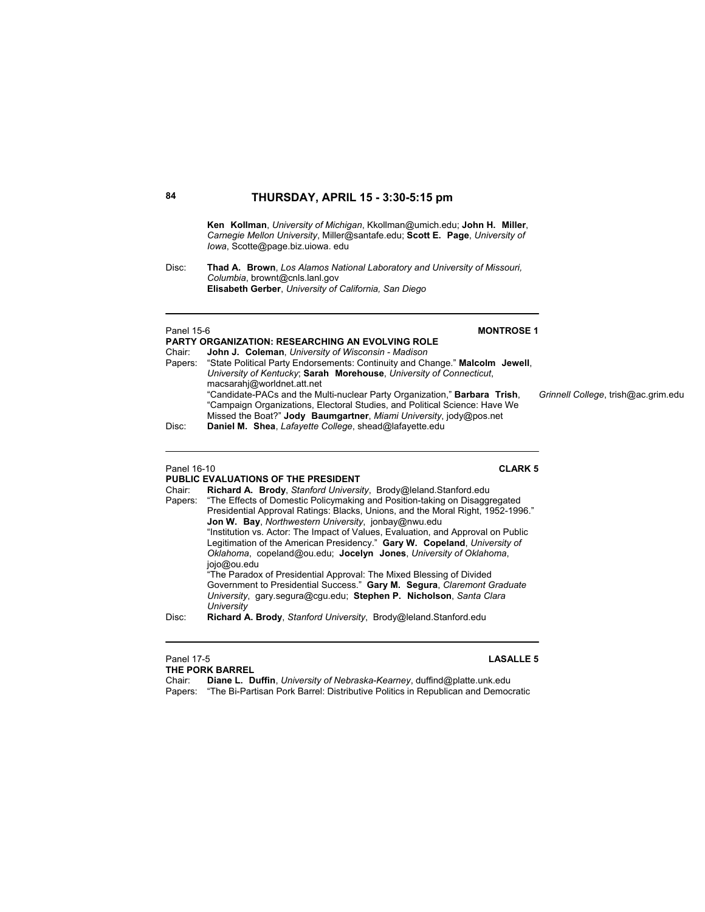## THURSDAY, APRIL 15 - 3:30-5:15 pm

**Ken Kollman**, *University of Michigan*, Kkollman@umich.edu; **John H. Miller**, *Carnegie Mellon University*, Miller@santafe.edu; **Scott E. Page**, *University of Iowa*, Scotte@page.biz.uiowa. edu

Disc: **Thad A. Brown**, *Los Alamos National Laboratory and University of Missouri, Columbia*, brownt@cnls.lanl.gov
**Elisabeth Gerber**, *University of California, San Diego*

---

Panel 15-6 **MONTROSE 1**

**PARTY ORGANIZATION: RESEARCHING AN EVOLVING ROLE**

Chair: **John J. Coleman**, *University of Wisconsin - Madison*

Papers: "State Political Party Endorsements: Continuity and Change." **Malcolm Jewell**, *University of Kentucky*; **Sarah Morehouse**, *University of Connecticut*, macsarahj@worldnet.att.net
"Candidate-PACs and the Multi-nuclear Party Organization," **Barbara Trish**, *Grinnell College*, trish@ac.grim.edu
"Campaign Organizations, Electoral Studies, and Political Science: Have We Missed the Boat?" **Jody Baumgartner**, *Miami University*, jody@pos.net

Disc: **Daniel M. Shea**, *Lafayette College*, shead@lafayette.edu

---

Panel 16-10 **CLARK 5**

**PUBLIC EVALUATIONS OF THE PRESIDENT**

Chair: **Richard A. Brody**, *Stanford University*, Brody@leland.Stanford.edu

Papers: "The Effects of Domestic Policymaking and Position-taking on Disaggregated Presidential Approval Ratings: Blacks, Unions, and the Moral Right, 1952-1996." **Jon W. Bay**, *Northwestern University*, jonbay@nwu.edu
"Institution vs. Actor: The Impact of Values, Evaluation, and Approval on Public Legitimation of the American Presidency." **Gary W. Copeland**, *University of Oklahoma*, copeland@ou.edu; **Jocelyn Jones**, *University of Oklahoma*, jojo@ou.edu
"The Paradox of Presidential Approval: The Mixed Blessing of Divided Government to Presidential Success." **Gary M. Segura**, *Claremont Graduate University*, gary.segura@cgu.edu; **Stephen P. Nicholson**, *Santa Clara University*

Disc: **Richard A. Brody**, *Stanford University*, Brody@leland.Stanford.edu

---

Panel 17-5 **LASALLE 5**

**THE PORK BARREL**

Chair: **Diane L. Duffin**, *University of Nebraska-Kearney*, duffind@platte.unk.edu

Papers: "The Bi-Partisan Pork Barrel: Distributive Politics in Republican and Democratic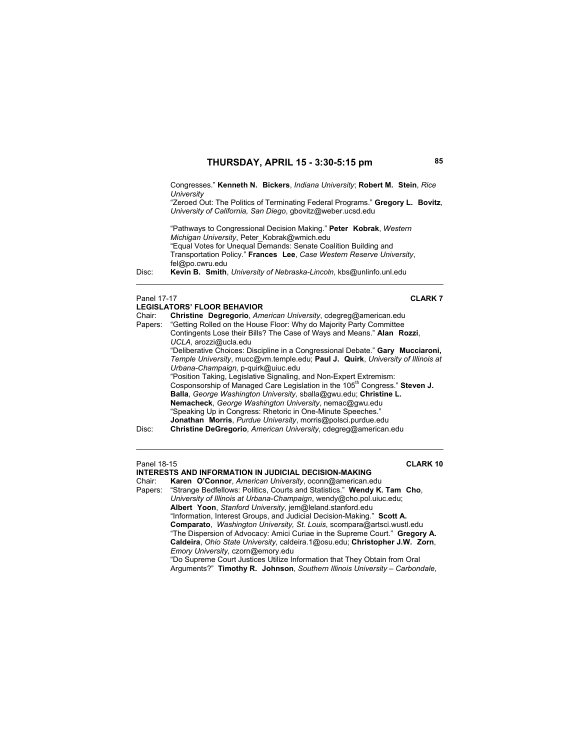Congresses." **Kenneth N. Bickers**, *Indiana University*; **Robert M. Stein**, *Rice University*
"Zeroed Out: The Politics of Terminating Federal Programs." **Gregory L. Bovitz**, *University of California, San Diego*, gbovitz@weber.ucsd.edu

"Pathways to Congressional Decision Making." **Peter Kobrak**, *Western Michigan University*, Peter_Kobrak@wmich.edu
"Equal Votes for Unequal Demands: Senate Coalition Building and Transportation Policy." **Frances Lee**, *Case Western Reserve University*, fel@po.cwru.edu

Disc: **Kevin B. Smith**, *University of Nebraska-Lincoln*, kbs@unlinfo.unl.edu

---

Panel 17-17 **CLARK 7**

**LEGISLATORS' FLOOR BEHAVIOR**

Chair: **Christine Degregorio**, *American University*, cdegreg@american.edu

Papers: "Getting Rolled on the House Floor: Why do Majority Party Committee Contingents Lose their Bills? The Case of Ways and Means." **Alan Rozzi**, *UCLA,* arozzi@ucla.edu
"Deliberative Choices: Discipline in a Congressional Debate." **Gary Mucciaroni,** *Temple University*, mucc@vm.temple.edu; **Paul J. Quirk**, *University of Illinois at Urbana-Champaign,* p-quirk@uiuc.edu
"Position Taking, Legislative Signaling, and Non-Expert Extremism: Cosponsorship of Managed Care Legislation in the 105th Congress." **Steven J. Balla**, *George Washington University,* sballa@gwu.edu; **Christine L. Nemacheck**, *George Washington University*, nemac@gwu.edu
"Speaking Up in Congress: Rhetoric in One-Minute Speeches." **Jonathan Morris**, *Purdue University*, morris@polsci.purdue.edu

Disc: **Christine DeGregorio**, *American University*, cdegreg@american.edu

---

Panel 18-15 **CLARK 10**

**INTERESTS AND INFORMATION IN JUDICIAL DECISION-MAKING**

Chair: **Karen O'Connor**, *American University*, oconn@american.edu

Papers: "Strange Bedfellows: Politics, Courts and Statistics." **Wendy K. Tam Cho**, *University of Illinois at Urbana-Champaign*, wendy@cho.pol.uiuc.edu; **Albert Yoon**, *Stanford University*, jem@leland.stanford.edu
"Information, Interest Groups, and Judicial Decision-Making." **Scott A. Comparato**, *Washington University, St. Louis*, scompara@artsci.wustl.edu
"The Dispersion of Advocacy: Amici Curiae in the Supreme Court." **Gregory A. Caldeira**, *Ohio State University*, caldeira.1@osu.edu; **Christopher J.W. Zorn**, *Emory University*, czorn@emory.edu
"Do Supreme Court Justices Utilize Information that They Obtain from Oral Arguments?" **Timothy R. Johnson**, *Southern Illinois University – Carbondale*,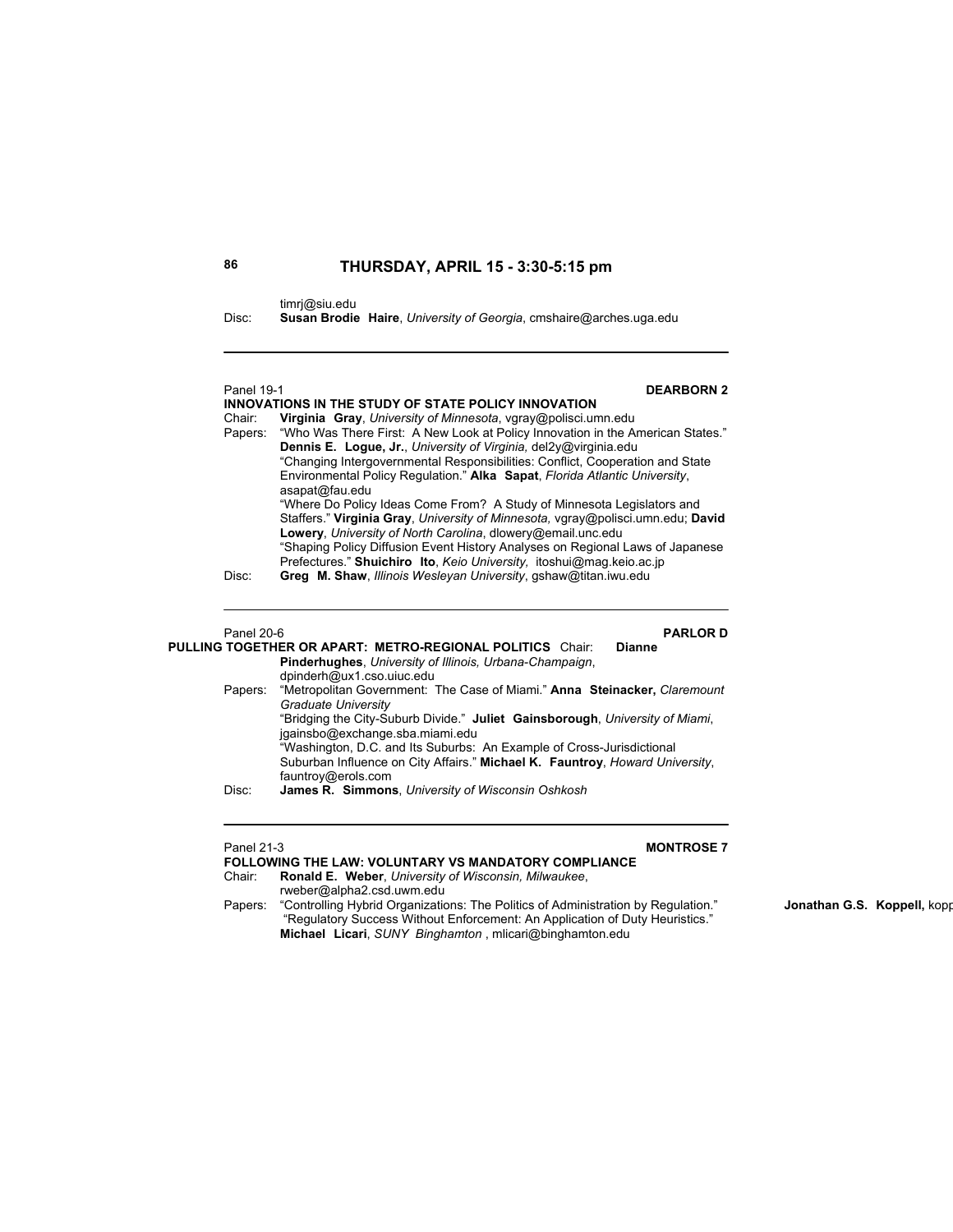## THURSDAY, APRIL 15 - 3:30-5:15 pm

timrj@siu.edu
Disc: **Susan Brodie Haire**, *University of Georgia*, cmshaire@arches.uga.edu

---

Panel 19-1 **DEARBORN 2**

**INNOVATIONS IN THE STUDY OF STATE POLICY INNOVATION**

Chair: **Virginia Gray**, *University of Minnesota*, vgray@polisci.umn.edu

Papers: "Who Was There First: A New Look at Policy Innovation in the American States." **Dennis E. Logue, Jr.**, *University of Virginia,* del2y@virginia.edu

"Changing Intergovernmental Responsibilities: Conflict, Cooperation and State Environmental Policy Regulation." **Alka Sapat**, *Florida Atlantic University*, asapat@fau.edu

"Where Do Policy Ideas Come From? A Study of Minnesota Legislators and Staffers." **Virginia Gray**, *University of Minnesota,* vgray@polisci.umn.edu; **David Lowery**, *University of North Carolina*, dlowery@email.unc.edu

"Shaping Policy Diffusion Event History Analyses on Regional Laws of Japanese Prefectures." **Shuichiro Ito**, *Keio University,* itoshui@mag.keio.ac.jp

Disc: **Greg M. Shaw**, *Illinois Wesleyan University*, gshaw@titan.iwu.edu

---

Panel 20-6 **PARLOR D**

**PULLING TOGETHER OR APART: METRO-REGIONAL POLITICS**

Chair: **Dianne Pinderhughes**, *University of Illinois, Urbana-Champaign*, dpinderh@ux1.cso.uiuc.edu

Papers: "Metropolitan Government: The Case of Miami." **Anna Steinacker,** *Claremount Graduate University*

"Bridging the City-Suburb Divide." **Juliet Gainsborough**, *University of Miami*, jgainsbo@exchange.sba.miami.edu

"Washington, D.C. and Its Suburbs: An Example of Cross-Jurisdictional Suburban Influence on City Affairs." **Michael K. Fauntroy**, *Howard University*, fauntroy@erols.com

Disc: **James R. Simmons**, *University of Wisconsin Oshkosh*

---

Panel 21-3 **MONTROSE 7**

**FOLLOWING THE LAW: VOLUNTARY VS MANDATORY COMPLIANCE**

Chair: **Ronald E. Weber**, *University of Wisconsin, Milwaukee*, rweber@alpha2.csd.uwm.edu

Papers: "Controlling Hybrid Organizations: The Politics of Administration by Regulation." **Jonathan G.S. Koppell,** kopp

"Regulatory Success Without Enforcement: An Application of Duty Heuristics." **Michael Licari**, *SUNY Binghamton* , mlicari@binghamton.edu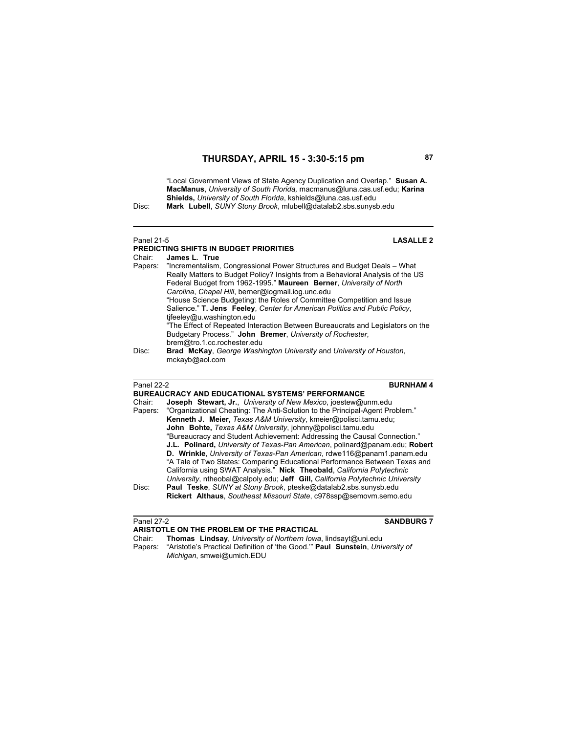"Local Government Views of State Agency Duplication and Overlap." **Susan A. MacManus**, *University of South Florida,* macmanus@luna.cas.usf.edu; **Karina Shields,** *University of South Florida*, kshields@luna.cas.usf.edu

Disc: **Mark Lubell**, *SUNY Stony Brook*, mlubell@datalab2.sbs.sunysb.edu

---

Panel 21-5 **LASALLE 2**

**PREDICTING SHIFTS IN BUDGET PRIORITIES**

Chair: **James L. True**

Papers: "Incrementalism, Congressional Power Structures and Budget Deals – What Really Matters to Budget Policy? Insights from a Behavioral Analysis of the US Federal Budget from 1962-1995." **Maureen Berner**, *University of North Carolina*, *Chapel Hill*, berner@iogmail.iog.unc.edu

"House Science Budgeting: the Roles of Committee Competition and Issue Salience." **T. Jens Feeley**, *Center for American Politics and Public Policy*, tjfeeley@u.washington.edu

"The Effect of Repeated Interaction Between Bureaucrats and Legislators on the Budgetary Process." **John Bremer**, *University of Rochester*, brem@tro.1.cc.rochester.edu

Disc: **Brad McKay**, *George Washington University* and *University of Houston*, mckayb@aol.com

---

Panel 22-2 **BURNHAM 4**

**BUREAUCRACY AND EDUCATIONAL SYSTEMS' PERFORMANCE**

Chair: **Joseph Stewart, Jr.**, *University of New Mexico*, joestew@unm.edu

Papers: "Organizational Cheating: The Anti-Solution to the Principal-Agent Problem." **Kenneth J. Meier,** *Texas A&M University*, kmeier@polisci.tamu.edu; **John Bohte,** *Texas A&M University*, johnny@polisci.tamu.edu

"Bureaucracy and Student Achievement: Addressing the Causal Connection." **J.L. Polinard,** *University of Texas-Pan American*, polinard@panam.edu; **Robert D. Wrinkle**, *University of Texas-Pan American*, rdwe116@panam1.panam.edu

"A Tale of Two States: Comparing Educational Performance Between Texas and California using SWAT Analysis." **Nick Theobald**, *California Polytechnic University*, ntheobal@calpoly.edu; **Jeff Gill,** *California Polytechnic University*

Disc: **Paul Teske**, *SUNY at Stony Brook*, pteske@datalab2.sbs.sunysb.edu
**Rickert Althaus**, *Southeast Missouri State*, c978ssp@semovm.semo.edu

---

Panel 27-2 **SANDBURG 7**

**ARISTOTLE ON THE PROBLEM OF THE PRACTICAL**

Chair: **Thomas Lindsay**, *University of Northern Iowa*, lindsayt@uni.edu

Papers: "Aristotle's Practical Definition of 'the Good.'" **Paul Sunstein**, *University of Michigan*, smwei@umich.EDU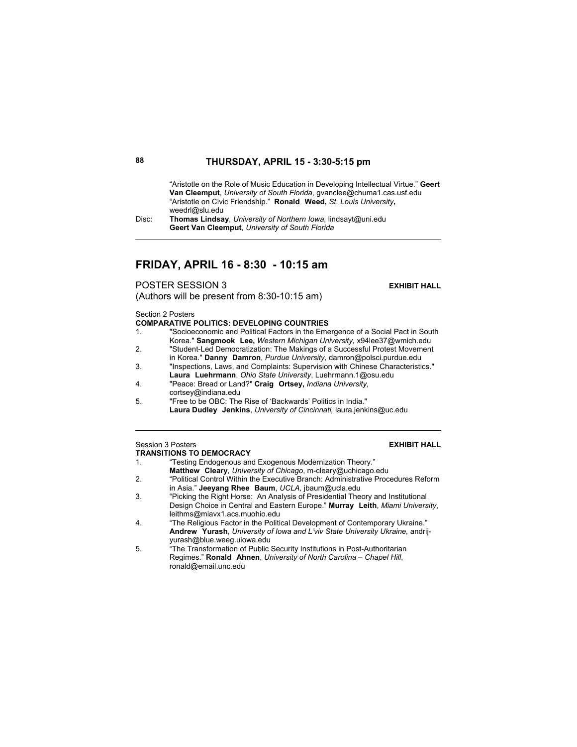## THURSDAY, APRIL 15 - 3:30-5:15 pm

"Aristotle on the Role of Music Education in Developing Intellectual Virtue." **Geert Van Cleemput**, *University of South Florida*, gvanclee@chuma1.cas.usf.edu
"Aristotle on Civic Friendship." **Ronald Weed,** *St. Louis University***,** weedrl@slu.edu

Disc: **Thomas Lindsay**, *University of Northern Iowa*, lindsayt@uni.edu
**Geert Van Cleemput**, *University of South Florida*

---

# FRIDAY, APRIL 16 - 8:30 - 10:15 am

POSTER SESSION 3 **EXHIBIT HALL**
(Authors will be present from 8:30-10:15 am)

Section 2 Posters
**COMPARATIVE POLITICS: DEVELOPING COUNTRIES**

1. "Socioeconomic and Political Factors in the Emergence of a Social Pact in South Korea." **Sangmook Lee,** *Western Michigan University,* x94lee37@wmich.edu
2. "Student-Led Democratization: The Makings of a Successful Protest Movement in Korea." **Danny Damron**, *Purdue University,* damron@polsci.purdue.edu
3. "Inspections, Laws, and Complaints: Supervision with Chinese Characteristics." **Laura Luehrmann**, *Ohio State University*, Luehrmann.1@osu.edu
4. "Peace: Bread or Land?" **Craig Ortsey,** *Indiana University,* cortsey@indiana.edu
5. "Free to be OBC: The Rise of 'Backwards' Politics in India." **Laura Dudley Jenkins**, *University of Cincinnati,* laura.jenkins@uc.edu

---

Session 3 Posters **EXHIBIT HALL**
**TRANSITIONS TO DEMOCRACY**

1. "Testing Endogenous and Exogenous Modernization Theory." **Matthew Cleary**, *University of Chicago*, m-cleary@uchicago.edu
2. "Political Control Within the Executive Branch: Administrative Procedures Reform in Asia." **Jeeyang Rhee Baum**, *UCLA,* jbaum@ucla.edu
3. "Picking the Right Horse: An Analysis of Presidential Theory and Institutional Design Choice in Central and Eastern Europe." **Murray Leith**, *Miami University*, leithms@miavx1.acs.muohio.edu
4. "The Religious Factor in the Political Development of Contemporary Ukraine." **Andrew Yurash**, *University of Iowa and L'viv State University Ukraine,* andrij-yurash@blue.weeg.uiowa.edu
5. "The Transformation of Public Security Institutions in Post-Authoritarian Regimes." **Ronald Ahnen**, *University of North Carolina – Chapel Hill*, ronald@email.unc.edu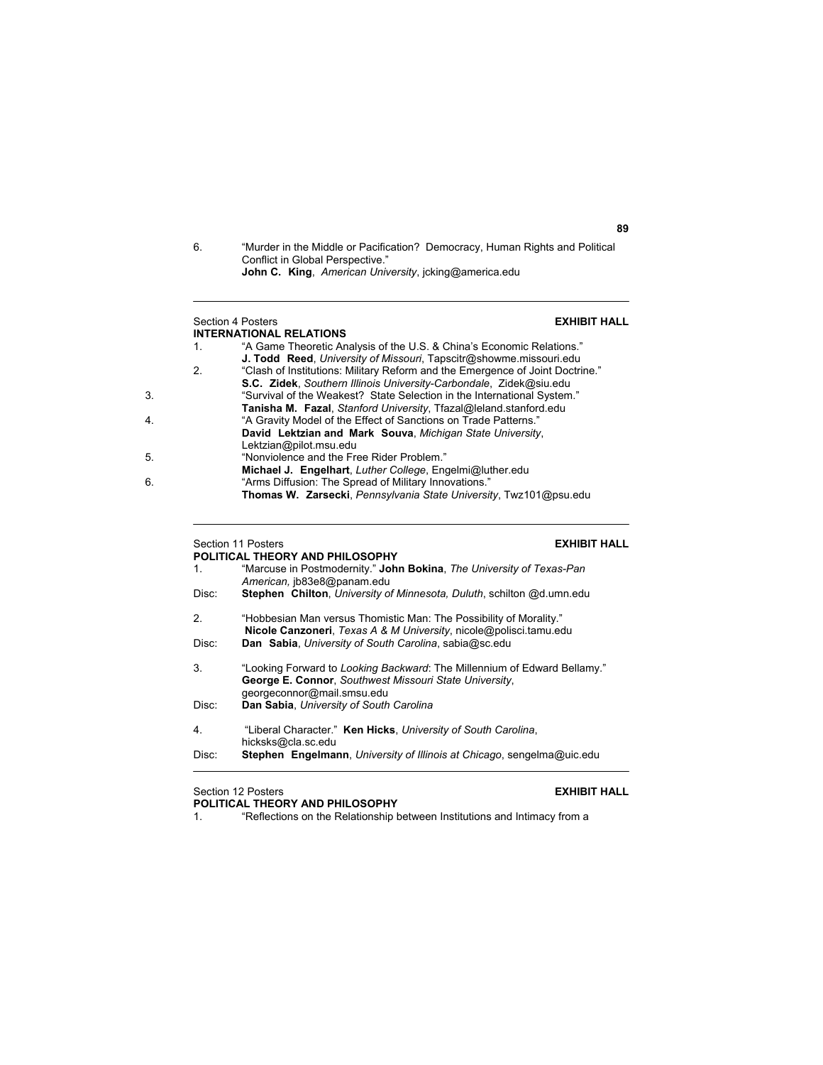6. "Murder in the Middle or Pacification? Democracy, Human Rights and Political Conflict in Global Perspective."
**John C. King**, *American University*, jcking@america.edu

---

Section 4 Posters **EXHIBIT HALL**

**INTERNATIONAL RELATIONS**

1. "A Game Theoretic Analysis of the U.S. & China's Economic Relations."
**J. Todd Reed**, *University of Missouri*, Tapscitr@showme.missouri.edu
2. "Clash of Institutions: Military Reform and the Emergence of Joint Doctrine."
**S.C. Zidek**, *Southern Illinois University-Carbondale*, Zidek@siu.edu
3. "Survival of the Weakest? State Selection in the International System."
**Tanisha M. Fazal**, *Stanford University*, Tfazal@leland.stanford.edu
4. "A Gravity Model of the Effect of Sanctions on Trade Patterns."
**David Lektzian and Mark Souva**, *Michigan State University*, Lektzian@pilot.msu.edu
5. "Nonviolence and the Free Rider Problem."
**Michael J. Engelhart**, *Luther College*, Engelmi@luther.edu
6. "Arms Diffusion: The Spread of Military Innovations."
**Thomas W. Zarsecki**, *Pennsylvania State University*, Twz101@psu.edu

---

Section 11 Posters **EXHIBIT HALL**

**POLITICAL THEORY AND PHILOSOPHY**

1. "Marcuse in Postmodernity." **John Bokina**, *The University of Texas-Pan American,* jb83e8@panam.edu
Disc: **Stephen Chilton**, *University of Minnesota, Duluth*, schilton @d.umn.edu

2. "Hobbesian Man versus Thomistic Man: The Possibility of Morality."
**Nicole Canzoneri**, *Texas A & M University*, nicole@polisci.tamu.edu
Disc: **Dan Sabia**, *University of South Carolina*, sabia@sc.edu

3. "Looking Forward to *Looking Backward*: The Millennium of Edward Bellamy."
**George E. Connor**, *Southwest Missouri State University*, georgeconnor@mail.smsu.edu
Disc: **Dan Sabia**, *University of South Carolina*

4. "Liberal Character." **Ken Hicks**, *University of South Carolina*, hicksks@cla.sc.edu
Disc: **Stephen Engelmann**, *University of Illinois at Chicago*, sengelma@uic.edu

---

Section 12 Posters **EXHIBIT HALL**

**POLITICAL THEORY AND PHILOSOPHY**

1. "Reflections on the Relationship between Institutions and Intimacy from a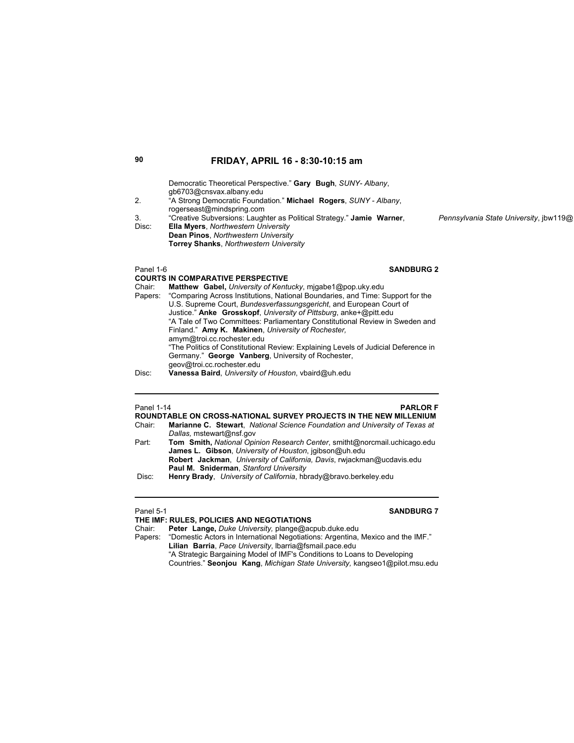Democratic Theoretical Perspective." **Gary Bugh**, *SUNY- Albany*, gb6703@cnsvax.albany.edu

2. "A Strong Democratic Foundation." **Michael Rogers**, *SUNY - Albany*, rogerseast@mindspring.com

3. "Creative Subversions: Laughter as Political Strategy." **Jamie Warner**, *Pennsylvania State University*, jbw119@

Disc: **Ella Myers**, *Northwestern University*
**Dean Pinos**, *Northwestern University*
**Torrey Shanks**, *Northwestern University*

---

Panel 1-6 **SANDBURG 2**

**COURTS IN COMPARATIVE PERSPECTIVE**

Chair: **Matthew Gabel,** *University of Kentucky*, mjgabe1@pop.uky.edu

Papers: "Comparing Across Institutions, National Boundaries, and Time: Support for the U.S. Supreme Court, *Bundesverfassungsgericht*, and European Court of Justice." **Anke Grosskopf**, *University of Pittsburg*, anke+@pitt.edu

"A Tale of Two Committees: Parliamentary Constitutional Review in Sweden and Finland." **Amy K. Makinen**, *University of Rochester,* amym@troi.cc.rochester.edu

"The Politics of Constitutional Review: Explaining Levels of Judicial Deference in Germany." **George Vanberg**, University of Rochester, geov@troi.cc.rochester.edu

Disc: **Vanessa Baird**, *University of Houston*, vbaird@uh.edu

---

Panel 1-14 **PARLOR F**

**ROUNDTABLE ON CROSS-NATIONAL SURVEY PROJECTS IN THE NEW MILLENIUM**

Chair: **Marianne C. Stewart**, *National Science Foundation and University of Texas at Dallas,* mstewart@nsf.gov

Part: **Tom Smith,** *National Opinion Research Center*, smitht@norcmail.uchicago.edu
**James L. Gibson**, *University of Houston*, jgibson@uh.edu
**Robert Jackman**, *University of California, Davis*, rwjackman@ucdavis.edu
**Paul M. Sniderman**, *Stanford University*

Disc: **Henry Brady**, *University of California*, hbrady@bravo.berkeley.edu

---

Panel 5-1 **SANDBURG 7**

**THE IMF: RULES, POLICIES AND NEGOTIATIONS**

Chair: **Peter Lange,** *Duke University,* plange@acpub.duke.edu

Papers: "Domestic Actors in International Negotiations: Argentina, Mexico and the IMF." **Lilian Barria**, *Pace University*, lbarria@fsmail.pace.edu

"A Strategic Bargaining Model of IMF's Conditions to Loans to Developing Countries." **Seonjou Kang**, *Michigan State University,* kangseo1@pilot.msu.edu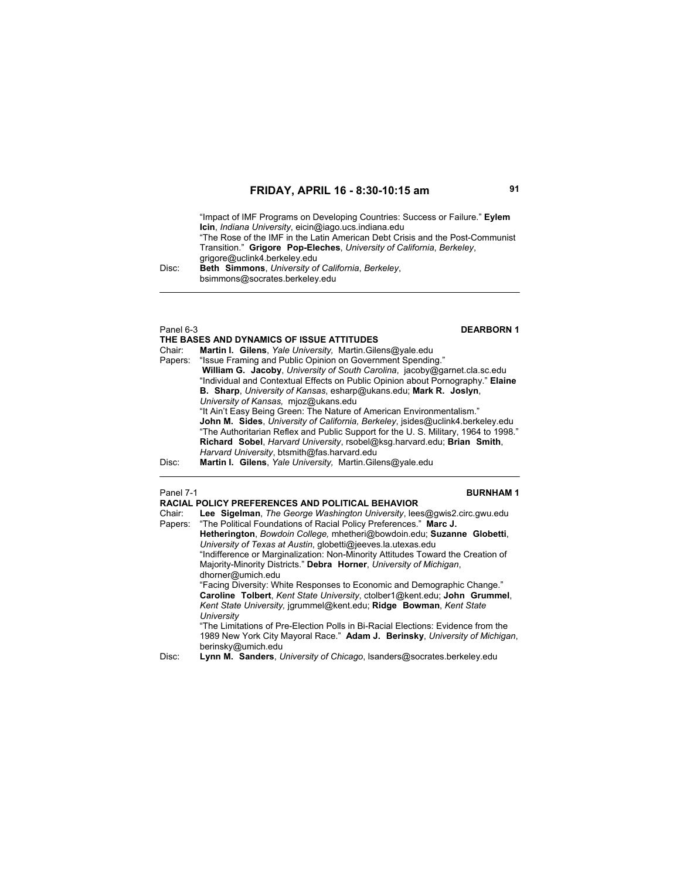“Impact of IMF Programs on Developing Countries: Success or Failure.” **Eylem Icin**, *Indiana University*, eicin@iago.ucs.indiana.edu
“The Rose of the IMF in the Latin American Debt Crisis and the Post-Communist Transition.” **Grigore Pop-Eleches**, *University of California*, *Berkeley*, grigore@uclink4.berkeley.edu

Disc: **Beth Simmons**, *University of California*, *Berkeley*, bsimmons@socrates.berkeley.edu

---

Panel 6-3 **DEARBORN 1**

**THE BASES AND DYNAMICS OF ISSUE ATTITUDES**

Chair: **Martin I. Gilens**, *Yale University,* Martin.Gilens@yale.edu

Papers: “Issue Framing and Public Opinion on Government Spending.” **William G. Jacoby**, *University of South Carolina*, jacoby@garnet.cla.sc.edu
“Individual and Contextual Effects on Public Opinion about Pornography.” **Elaine B. Sharp**, *University of Kansas*, esharp@ukans.edu; **Mark R. Joslyn**, *University of Kansas,* mjoz@ukans.edu
“It Ain’t Easy Being Green: The Nature of American Environmentalism.” **John M. Sides**, *University of California, Berkeley*, jsides@uclink4.berkeley.edu
“The Authoritarian Reflex and Public Support for the U. S. Military, 1964 to 1998.” **Richard Sobel**, *Harvard University*, rsobel@ksg.harvard.edu; **Brian Smith**, *Harvard University*, btsmith@fas.harvard.edu

Disc: **Martin I. Gilens**, *Yale University,* Martin.Gilens@yale.edu

---

Panel 7-1 **BURNHAM 1**

**RACIAL POLICY PREFERENCES AND POLITICAL BEHAVIOR**

Chair: **Lee Sigelman**, *The George Washington University*, lees@gwis2.circ.gwu.edu

Papers: “The Political Foundations of Racial Policy Preferences.” **Marc J. Hetherington**, *Bowdoin College,* mhetheri@bowdoin.edu; **Suzanne Globetti**, *University of Texas at Austin*, globetti@jeeves.la.utexas.edu
“Indifference or Marginalization: Non-Minority Attitudes Toward the Creation of Majority-Minority Districts.” **Debra Horner**, *University of Michigan*, dhorner@umich.edu
“Facing Diversity: White Responses to Economic and Demographic Change.” **Caroline Tolbert**, *Kent State University*, ctolber1@kent.edu; **John Grummel**, *Kent State University,* jgrummel@kent.edu; **Ridge Bowman**, *Kent State University*
“The Limitations of Pre-Election Polls in Bi-Racial Elections: Evidence from the 1989 New York City Mayoral Race.” **Adam J. Berinsky**, *University of Michigan*, berinsky@umich.edu

Disc: **Lynn M. Sanders**, *University of Chicago*, lsanders@socrates.berkeley.edu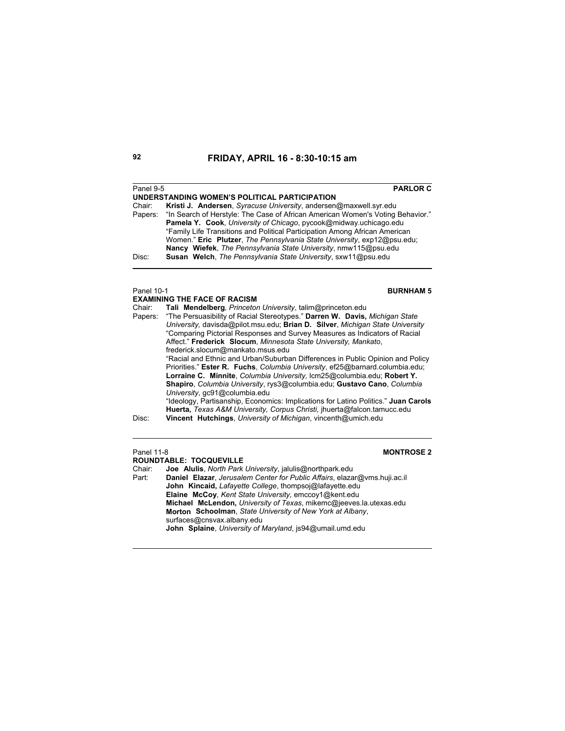# FRIDAY, APRIL 16 - 8:30-10:15 am

Panel 9-5 **PARLOR C**

**UNDERSTANDING WOMEN'S POLITICAL PARTICIPATION**

Chair: **Kristi J. Andersen**, *Syracuse University*, andersen@maxwell.syr.edu

Papers: "In Search of Herstyle: The Case of African American Women's Voting Behavior." **Pamela Y. Cook**, *University of Chicago*, pycook@midway.uchicago.edu

"Family Life Transitions and Political Participation Among African American Women." **Eric Plutzer**, *The Pennsylvania State University*, exp12@psu.edu; **Nancy Wiefek**, *The Pennsylvania State University*, nmw115@psu.edu

Disc: **Susan Welch**, *The Pennsylvania State University*, sxw11@psu.edu

---

Panel 10-1 **BURNHAM 5**

**EXAMINING THE FACE OF RACISM**

Chair: **Tali Mendelberg**, *Princeton University*, talim@princeton.edu

Papers: "The Persuasibility of Racial Stereotypes." **Darren W. Davis,** *Michigan State University,* davisda@pilot.msu.edu; **Brian D. Silver**, *Michigan State University*

"Comparing Pictorial Responses and Survey Measures as Indicators of Racial Affect." **Frederick Slocum**, *Minnesota State University, Mankato*, frederick.slocum@mankato.msus.edu

"Racial and Ethnic and Urban/Suburban Differences in Public Opinion and Policy Priorities." **Ester R. Fuchs**, *Columbia University*, ef25@barnard.columbia.edu; **Lorraine C. Minnite**, *Columbia University,* lcm25@columbia.edu; **Robert Y. Shapiro**, *Columbia University*, rys3@columbia.edu; **Gustavo Cano**, *Columbia University*, gc91@columbia.edu

"Ideology, Partisanship, Economics: Implications for Latino Politics." **Juan Carols Huerta,** *Texas A&M University, Corpus Christi,* jhuerta@falcon.tamucc.edu

Disc: **Vincent Hutchings**, *University of Michigan*, vincenth@umich.edu

---

Panel 11-8 **MONTROSE 2**

**ROUNDTABLE: TOCQUEVILLE**

Chair: **Joe Alulis**, *North Park University*, jalulis@northpark.edu

Part: **Daniel Elazar**, *Jerusalem Center for Public Affairs*, elazar@vms.huji.ac.il

**John Kincaid,** *Lafayette College*, thompsoj@lafayette.edu

**Elaine McCoy**, *Kent State University,* emccoy1@kent.edu

**Michael McLendon,** *University of Texas*, mikemc@jeeves.la.utexas.edu

**Morton Schoolman**, *State University of New York at Albany*, surfaces@cnsvax.albany.edu

**John Splaine**, *University of Maryland*, js94@umail.umd.edu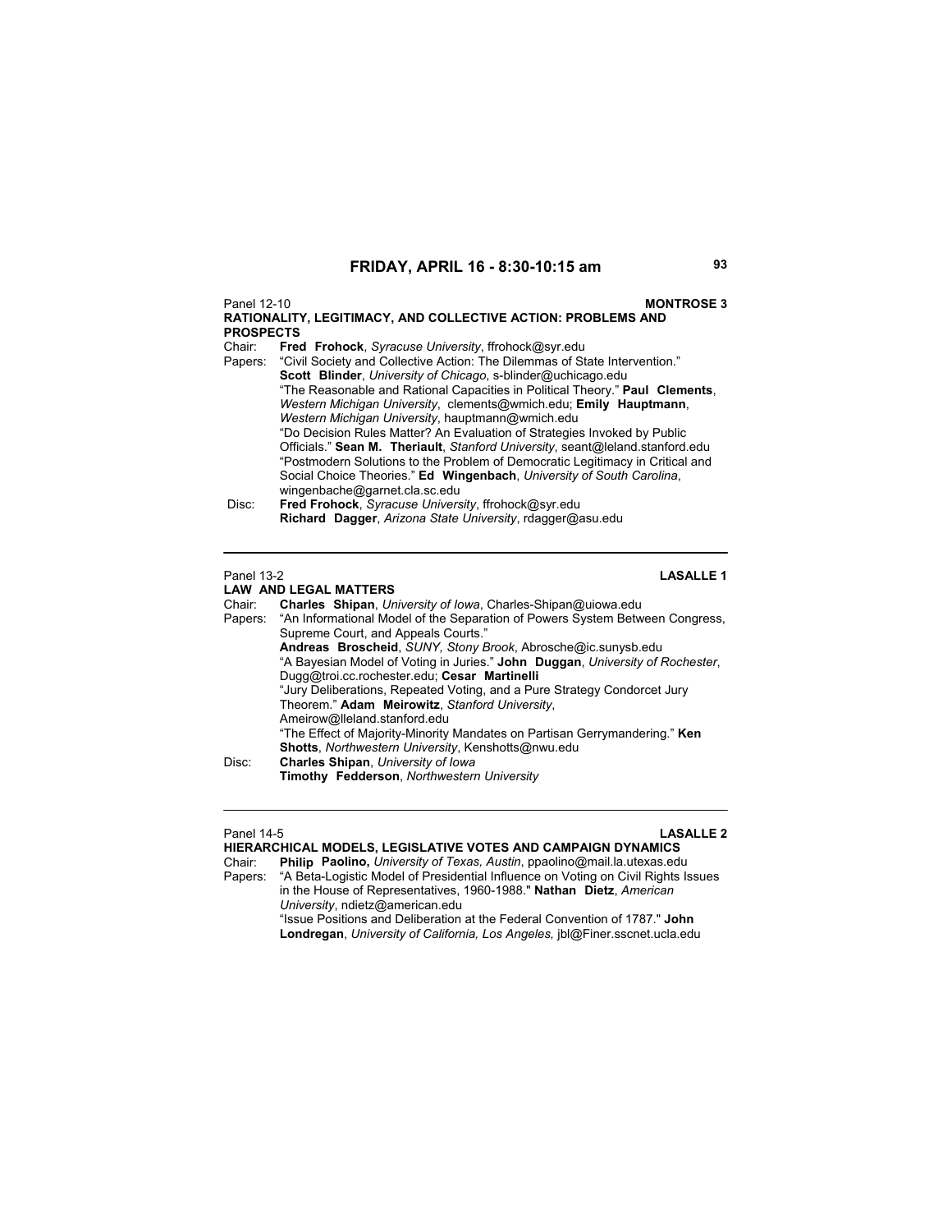## FRIDAY, APRIL 16 - 8:30-10:15 am

Panel 12-10 **MONTROSE 3**

**RATIONALITY, LEGITIMACY, AND COLLECTIVE ACTION: PROBLEMS AND PROSPECTS**

Chair: **Fred Frohock**, *Syracuse University*, ffrohock@syr.edu

Papers: "Civil Society and Collective Action: The Dilemmas of State Intervention." **Scott Blinder**, *University of Chicago*, s-blinder@uchicago.edu

"The Reasonable and Rational Capacities in Political Theory." **Paul Clements**, *Western Michigan University*, clements@wmich.edu; **Emily Hauptmann**, *Western Michigan University*, hauptmann@wmich.edu

"Do Decision Rules Matter? An Evaluation of Strategies Invoked by Public Officials." **Sean M. Theriault**, *Stanford University*, seant@leland.stanford.edu

"Postmodern Solutions to the Problem of Democratic Legitimacy in Critical and Social Choice Theories." **Ed Wingenbach**, *University of South Carolina*, wingenbache@garnet.cla.sc.edu

Disc: **Fred Frohock**, *Syracuse University*, ffrohock@syr.edu
**Richard Dagger**, *Arizona State University*, rdagger@asu.edu

---

Panel 13-2 **LASALLE 1**

**LAW AND LEGAL MATTERS**

Chair: **Charles Shipan**, *University of Iowa*, Charles-Shipan@uiowa.edu

Papers: "An Informational Model of the Separation of Powers System Between Congress, Supreme Court, and Appeals Courts."
**Andreas Broscheid**, *SUNY, Stony Brook*, Abrosche@ic.sunysb.edu

"A Bayesian Model of Voting in Juries." **John Duggan**, *University of Rochester*, Dugg@troi.cc.rochester.edu; **Cesar Martinelli**

"Jury Deliberations, Repeated Voting, and a Pure Strategy Condorcet Jury Theorem." **Adam Meirowitz**, *Stanford University*, Ameirow@lleland.stanford.edu

"The Effect of Majority-Minority Mandates on Partisan Gerrymandering." **Ken Shotts**, *Northwestern University*, Kenshotts@nwu.edu

Disc: **Charles Shipan**, *University of Iowa*
**Timothy Fedderson**, *Northwestern University*

---

Panel 14-5 **LASALLE 2**

**HIERARCHICAL MODELS, LEGISLATIVE VOTES AND CAMPAIGN DYNAMICS**

Chair: **Philip Paolino,** *University of Texas, Austin*, ppaolino@mail.la.utexas.edu

Papers: "A Beta-Logistic Model of Presidential Influence on Voting on Civil Rights Issues in the House of Representatives, 1960-1988." **Nathan Dietz**, *American University*, ndietz@american.edu

"Issue Positions and Deliberation at the Federal Convention of 1787." **John Londregan**, *University of California, Los Angeles,* jbl@Finer.sscnet.ucla.edu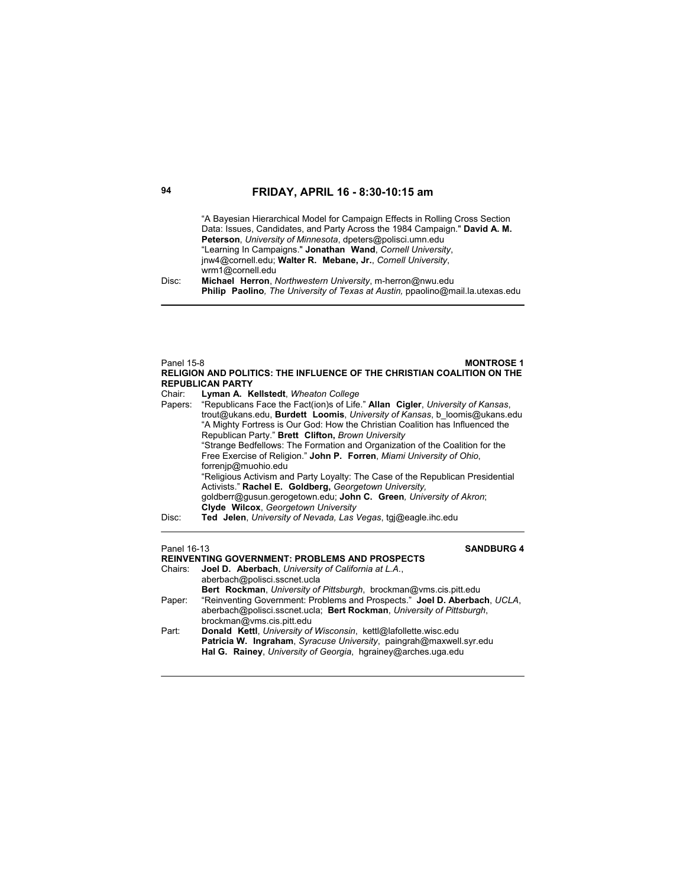## FRIDAY, APRIL 16 - 8:30-10:15 am

"A Bayesian Hierarchical Model for Campaign Effects in Rolling Cross Section Data: Issues, Candidates, and Party Across the 1984 Campaign." **David A. M. Peterson**, *University of Minnesota*, dpeters@polisci.umn.edu
"Learning In Campaigns." **Jonathan Wand**, *Cornell University*, jnw4@cornell.edu; **Walter R. Mebane, Jr.**, *Cornell University*, wrm1@cornell.edu

Disc: **Michael Herron**, *Northwestern University*, m-herron@nwu.edu
**Philip Paolino**, *The University of Texas at Austin,* ppaolino@mail.la.utexas.edu

---

Panel 15-8 **MONTROSE 1**

### RELIGION AND POLITICS: THE INFLUENCE OF THE CHRISTIAN COALITION ON THE REPUBLICAN PARTY

Chair: **Lyman A. Kellstedt**, *Wheaton College*

Papers: "Republicans Face the Fact(ion)s of Life." **Allan Cigler**, *University of Kansas*, trout@ukans.edu, **Burdett Loomis**, *University of Kansas*, b_loomis@ukans.edu
"A Mighty Fortress is Our God: How the Christian Coalition has Influenced the Republican Party." **Brett Clifton,** *Brown University*
"Strange Bedfellows: The Formation and Organization of the Coalition for the Free Exercise of Religion." **John P. Forren**, *Miami University of Ohio*, forrenjp@muohio.edu
"Religious Activism and Party Loyalty: The Case of the Republican Presidential Activists." **Rachel E. Goldberg,** *Georgetown University,* goldberr@gusun.gerogetown.edu; **John C. Green**, *University of Akron*; **Clyde Wilcox**, *Georgetown University*

Disc: **Ted Jelen**, *University of Nevada, Las Vegas*, tgj@eagle.ihc.edu

---

Panel 16-13 **SANDBURG 4**

### REINVENTING GOVERNMENT: PROBLEMS AND PROSPECTS

Chairs: **Joel D. Aberbach**, *University of California at L.A.*, aberbach@polisci.sscnet.ucla
**Bert Rockman**, *University of Pittsburgh*, brockman@vms.cis.pitt.edu

Paper: "Reinventing Government: Problems and Prospects." **Joel D. Aberbach**, *UCLA*, aberbach@polisci.sscnet.ucla; **Bert Rockman**, *University of Pittsburgh*, brockman@vms.cis.pitt.edu

Part: **Donald Kettl**, *University of Wisconsin*, kettl@lafollette.wisc.edu
**Patricia W. Ingraham**, *Syracuse University*, paingrah@maxwell.syr.edu
**Hal G. Rainey**, *University of Georgia*, hgrainey@arches.uga.edu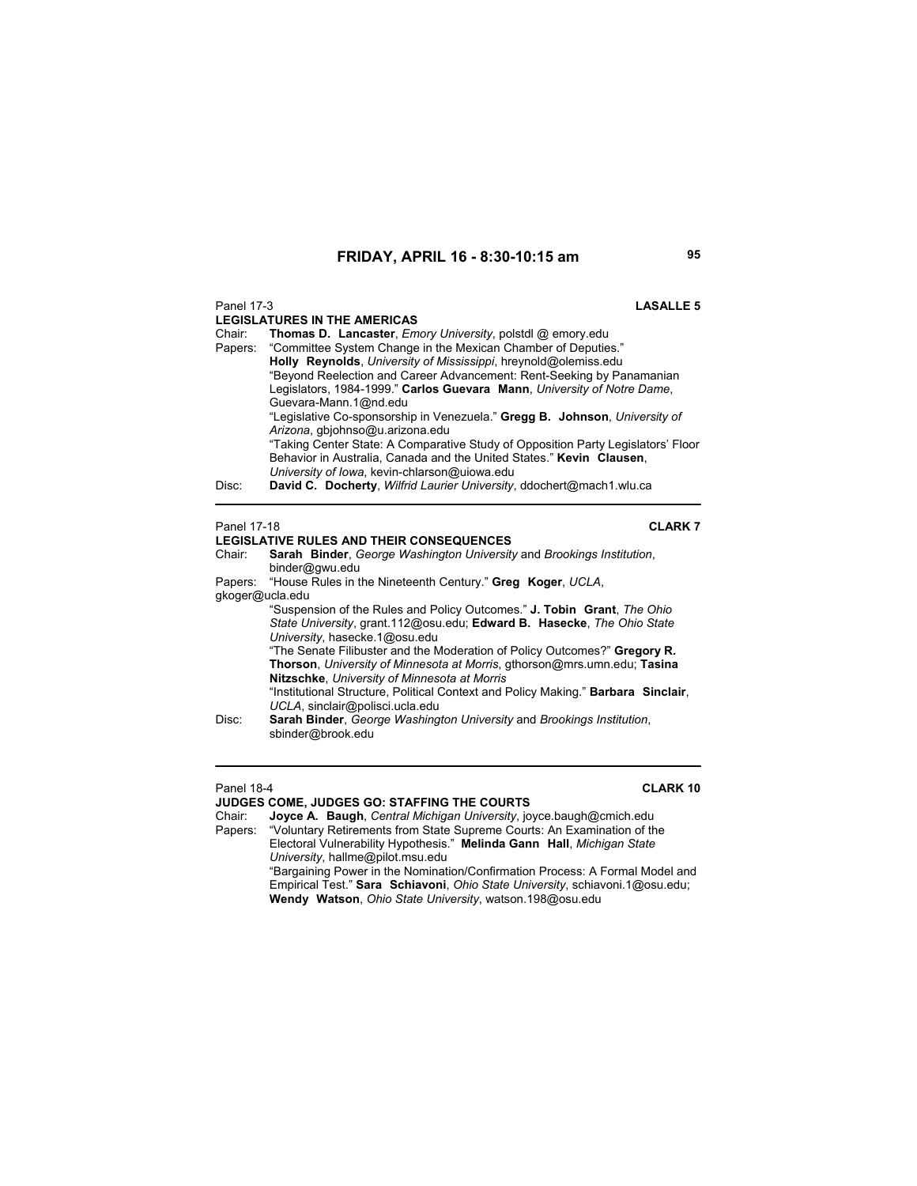## FRIDAY, APRIL 16 - 8:30-10:15 am

Panel 17-3 **LASALLE 5**

**LEGISLATURES IN THE AMERICAS**

Chair: **Thomas D. Lancaster**, *Emory University*, polstdl @ emory.edu

Papers: "Committee System Change in the Mexican Chamber of Deputies." **Holly Reynolds**, *University of Mississippi*, hreynold@olemiss.edu

"Beyond Reelection and Career Advancement: Rent-Seeking by Panamanian Legislators, 1984-1999." **Carlos Guevara Mann**, *University of Notre Dame*, Guevara-Mann.1@nd.edu

"Legislative Co-sponsorship in Venezuela." **Gregg B. Johnson**, *University of Arizona*, gbjohnso@u.arizona.edu

"Taking Center State: A Comparative Study of Opposition Party Legislators' Floor Behavior in Australia, Canada and the United States." **Kevin Clausen**, *University of Iowa*, kevin-chlarson@uiowa.edu

Disc: **David C. Docherty**, *Wilfrid Laurier University*, ddochert@mach1.wlu.ca

---

Panel 17-18 **CLARK 7**

**LEGISLATIVE RULES AND THEIR CONSEQUENCES**

Chair: **Sarah Binder**, *George Washington University* and *Brookings Institution*, binder@gwu.edu

Papers: "House Rules in the Nineteenth Century." **Greg Koger**, *UCLA*, gkoger@ucla.edu

"Suspension of the Rules and Policy Outcomes." **J. Tobin Grant**, *The Ohio State University*, grant.112@osu.edu; **Edward B. Hasecke**, *The Ohio State University*, hasecke.1@osu.edu

"The Senate Filibuster and the Moderation of Policy Outcomes?" **Gregory R. Thorson**, *University of Minnesota at Morris*, gthorson@mrs.umn.edu; **Tasina Nitzschke**, *University of Minnesota at Morris*

"Institutional Structure, Political Context and Policy Making." **Barbara Sinclair**, *UCLA*, sinclair@polisci.ucla.edu

Disc: **Sarah Binder**, *George Washington University* and *Brookings Institution*, sbinder@brook.edu

---

Panel 18-4 **CLARK 10**

**JUDGES COME, JUDGES GO: STAFFING THE COURTS**

Chair: **Joyce A. Baugh**, *Central Michigan University*, joyce.baugh@cmich.edu

Papers: "Voluntary Retirements from State Supreme Courts: An Examination of the Electoral Vulnerability Hypothesis." **Melinda Gann Hall**, *Michigan State University*, hallme@pilot.msu.edu

"Bargaining Power in the Nomination/Confirmation Process: A Formal Model and Empirical Test." **Sara Schiavoni**, *Ohio State University*, schiavoni.1@osu.edu; **Wendy Watson**, *Ohio State University*, watson.198@osu.edu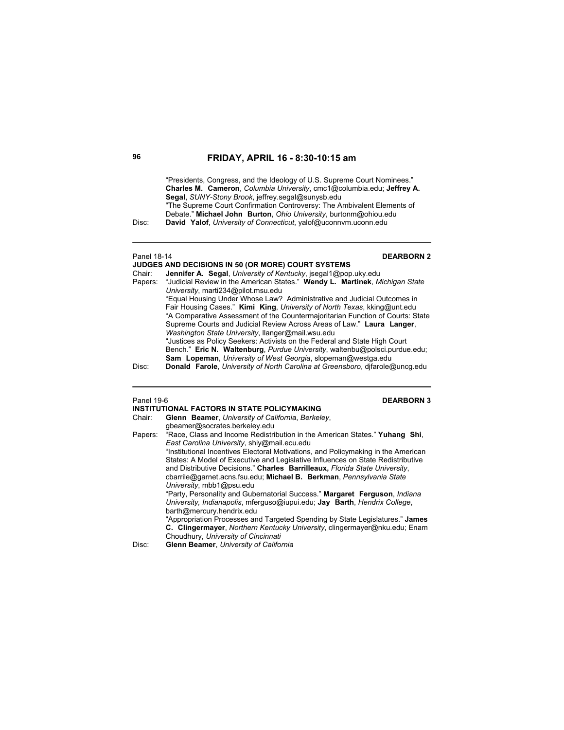## FRIDAY, APRIL 16 - 8:30-10:15 am

"Presidents, Congress, and the Ideology of U.S. Supreme Court Nominees." **Charles M. Cameron**, *Columbia University*, cmc1@columbia.edu; **Jeffrey A. Segal**, *SUNY-Stony Brook*, jeffrey.segal@sunysb.edu

"The Supreme Court Confirmation Controversy: The Ambivalent Elements of Debate." **Michael John Burton**, *Ohio University*, burtonm@ohiou.edu

Disc: **David Yalof**, *University of Connecticut*, yalof@uconnvm.uconn.edu

---

Panel 18-14 **DEARBORN 2**

### JUDGES AND DECISIONS IN 50 (OR MORE) COURT SYSTEMS

Chair: **Jennifer A. Segal**, *University of Kentucky*, jsegal1@pop.uky.edu

Papers: "Judicial Review in the American States." **Wendy L. Martinek**, *Michigan State University*, marti234@pilot.msu.edu

"Equal Housing Under Whose Law? Administrative and Judicial Outcomes in Fair Housing Cases." **Kimi King**, *University of North Texas*, kking@unt.edu

"A Comparative Assessment of the Countermajoritarian Function of Courts: State Supreme Courts and Judicial Review Across Areas of Law." **Laura Langer**, *Washington State University*, llanger@mail.wsu.edu

"Justices as Policy Seekers: Activists on the Federal and State High Court Bench." **Eric N. Waltenburg**, *Purdue University*, waltenbu@polsci.purdue.edu; **Sam Lopeman**, *University of West Georgia*, slopeman@westga.edu

Disc: **Donald Farole**, *University of North Carolina at Greensboro*, djfarole@uncg.edu

---

Panel 19-6 **DEARBORN 3**

### INSTITUTIONAL FACTORS IN STATE POLICYMAKING

Chair: **Glenn Beamer**, *University of California, Berkeley*, gbeamer@socrates.berkeley.edu

Papers: "Race, Class and Income Redistribution in the American States." **Yuhang Shi**, *East Carolina University*, shiy@mail.ecu.edu

"Institutional Incentives Electoral Motivations, and Policymaking in the American States: A Model of Executive and Legislative Influences on State Redistributive and Distributive Decisions." **Charles Barrilleaux,** *Florida State University*, cbarrile@garnet.acns.fsu.edu; **Michael B. Berkman**, *Pennsylvania State University*, mbb1@psu.edu

"Party, Personality and Gubernatorial Success." **Margaret Ferguson**, *Indiana University, Indianapolis*, mferguso@iupui.edu; **Jay Barth**, *Hendrix College*, barth@mercury.hendrix.edu

"Appropriation Processes and Targeted Spending by State Legislatures." **James C. Clingermayer**, *Northern Kentucky University*, clingermayer@nku.edu; Enam Choudhury, *University of Cincinnati*

Disc: **Glenn Beamer**, *University of California*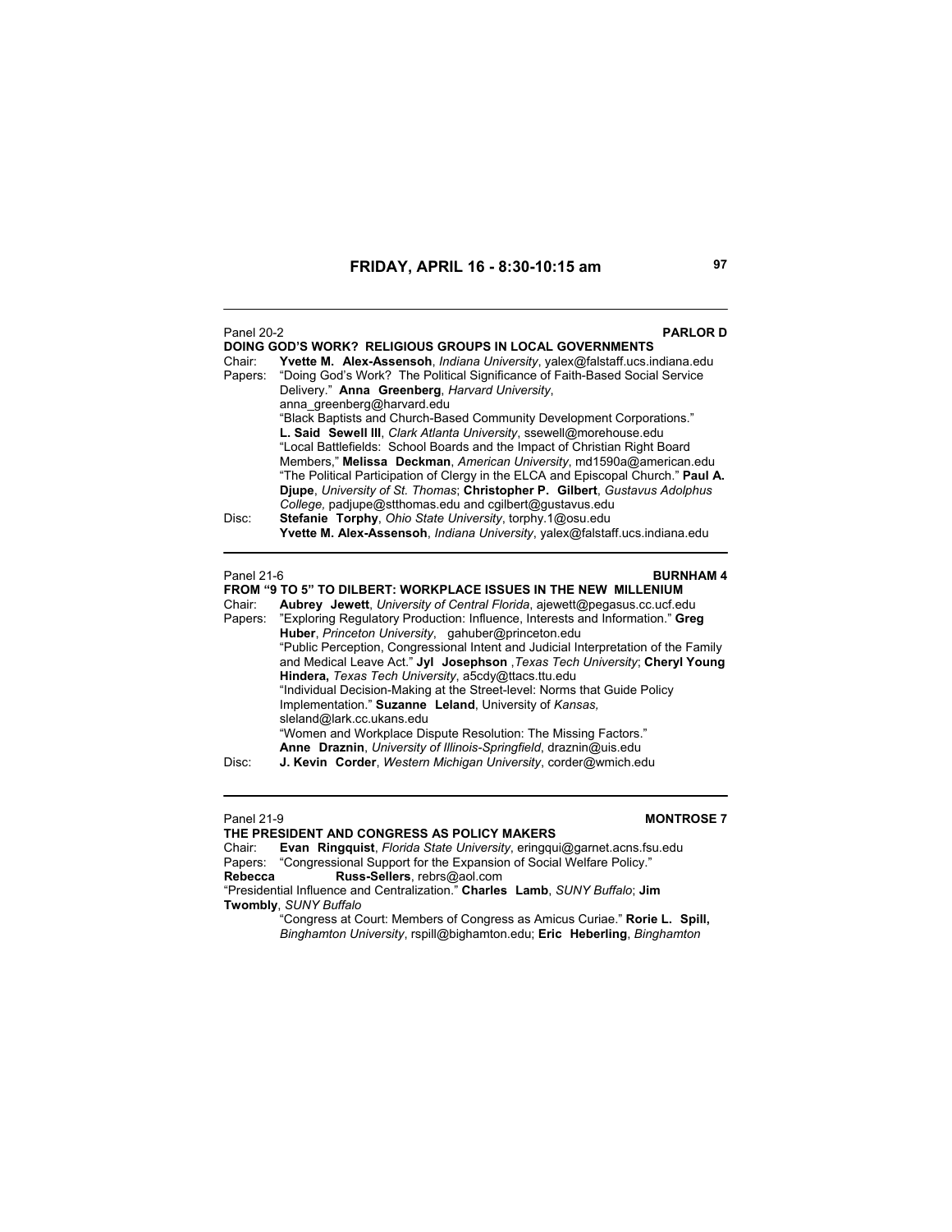## FRIDAY, APRIL 16 - 8:30-10:15 am

Panel 20-2 **PARLOR D**

**DOING GOD'S WORK? RELIGIOUS GROUPS IN LOCAL GOVERNMENTS**

Chair: **Yvette M. Alex-Assensoh**, *Indiana University*, yalex@falstaff.ucs.indiana.edu

Papers: "Doing God's Work? The Political Significance of Faith-Based Social Service Delivery." **Anna Greenberg**, *Harvard University*, anna_greenberg@harvard.edu

"Black Baptists and Church-Based Community Development Corporations." **L. Said Sewell III**, *Clark Atlanta University*, ssewell@morehouse.edu

"Local Battlefields: School Boards and the Impact of Christian Right Board Members," **Melissa Deckman**, *American University*, md1590a@american.edu

"The Political Participation of Clergy in the ELCA and Episcopal Church." **Paul A. Djupe**, *University of St. Thomas*; **Christopher P. Gilbert**, *Gustavus Adolphus College,* padjupe@stthomas.edu and cgilbert@gustavus.edu

Disc: **Stefanie Torphy**, *Ohio State University*, torphy.1@osu.edu
**Yvette M. Alex-Assensoh**, *Indiana University*, yalex@falstaff.ucs.indiana.edu

---

Panel 21-6 **BURNHAM 4**

**FROM "9 TO 5" TO DILBERT: WORKPLACE ISSUES IN THE NEW MILLENIUM**

Chair: **Aubrey Jewett**, *University of Central Florida*, ajewett@pegasus.cc.ucf.edu

Papers: "Exploring Regulatory Production: Influence, Interests and Information." **Greg Huber**, *Princeton University*, gahuber@princeton.edu

"Public Perception, Congressional Intent and Judicial Interpretation of the Family and Medical Leave Act." **Jyl Josephson** ,*Texas Tech University*; **Cheryl Young Hindera,** *Texas Tech University*, a5cdy@ttacs.ttu.edu

"Individual Decision-Making at the Street-level: Norms that Guide Policy Implementation." **Suzanne Leland**, University of *Kansas,* sleland@lark.cc.ukans.edu

"Women and Workplace Dispute Resolution: The Missing Factors." **Anne Draznin**, *University of Illinois-Springfield*, draznin@uis.edu

Disc: **J. Kevin Corder**, *Western Michigan University*, corder@wmich.edu

---

Panel 21-9 **MONTROSE 7**

**THE PRESIDENT AND CONGRESS AS POLICY MAKERS**

Chair: **Evan Ringquist**, *Florida State University*, eringqui@garnet.acns.fsu.edu

Papers: "Congressional Support for the Expansion of Social Welfare Policy." **Rebecca Russ-Sellers**, rebrs@aol.com

"Presidential Influence and Centralization." **Charles Lamb**, *SUNY Buffalo*; **Jim Twombly**, *SUNY Buffalo*

"Congress at Court: Members of Congress as Amicus Curiae." **Rorie L. Spill,** *Binghamton University*, rspill@bighamton.edu; **Eric Heberling**, *Binghamton*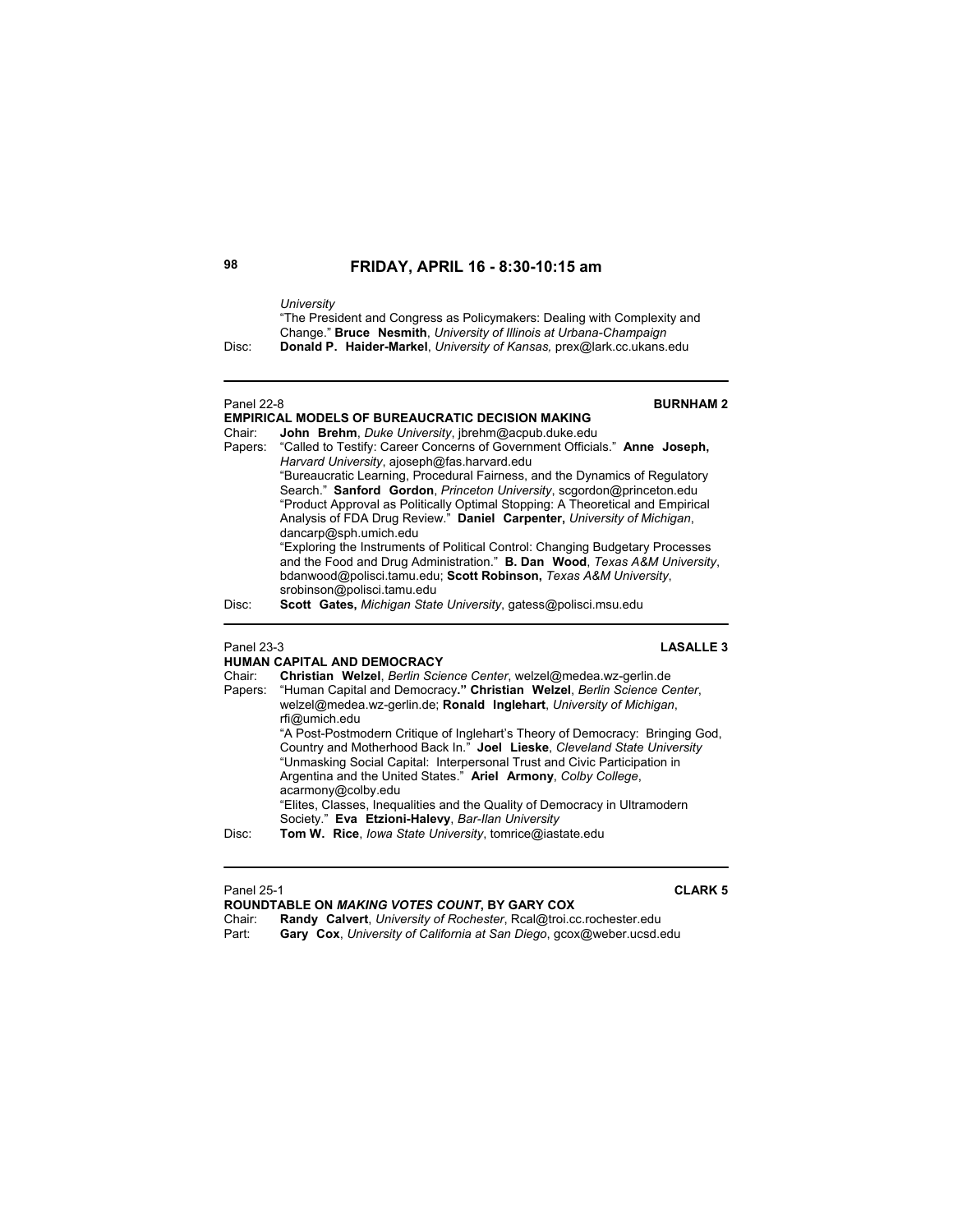## FRIDAY, APRIL 16 - 8:30-10:15 am

*University*
"The President and Congress as Policymakers: Dealing with Complexity and Change." **Bruce Nesmith**, *University of Illinois at Urbana-Champaign*

Disc: **Donald P. Haider-Markel**, *University of Kansas,* prex@lark.cc.ukans.edu

---

Panel 22-8 **BURNHAM 2**

### EMPIRICAL MODELS OF BUREAUCRATIC DECISION MAKING

Chair: **John Brehm**, *Duke University*, jbrehm@acpub.duke.edu

Papers: "Called to Testify: Career Concerns of Government Officials." **Anne Joseph,** *Harvard University*, ajoseph@fas.harvard.edu
"Bureaucratic Learning, Procedural Fairness, and the Dynamics of Regulatory Search." **Sanford Gordon**, *Princeton University*, scgordon@princeton.edu
"Product Approval as Politically Optimal Stopping: A Theoretical and Empirical Analysis of FDA Drug Review." **Daniel Carpenter,** *University of Michigan*, dancarp@sph.umich.edu
"Exploring the Instruments of Political Control: Changing Budgetary Processes and the Food and Drug Administration." **B. Dan Wood**, *Texas A&M University*, bdanwood@polisci.tamu.edu; **Scott Robinson,** *Texas A&M University*, srobinson@polisci.tamu.edu

Disc: **Scott Gates,** *Michigan State University*, gatess@polisci.msu.edu

---

Panel 23-3 **LASALLE 3**

### HUMAN CAPITAL AND DEMOCRACY

Chair: **Christian Welzel**, *Berlin Science Center*, welzel@medea.wz-gerlin.de

Papers: "Human Capital and Democracy**."** **Christian Welzel**, *Berlin Science Center*, welzel@medea.wz-gerlin.de; **Ronald Inglehart**, *University of Michigan*, rfi@umich.edu
"A Post-Postmodern Critique of Inglehart's Theory of Democracy: Bringing God, Country and Motherhood Back In." **Joel Lieske**, *Cleveland State University*
"Unmasking Social Capital: Interpersonal Trust and Civic Participation in Argentina and the United States." **Ariel Armony**, *Colby College*, acarmony@colby.edu
"Elites, Classes, Inequalities and the Quality of Democracy in Ultramodern Society." **Eva Etzioni-Halevy**, *Bar-Ilan University*

Disc: **Tom W. Rice**, *Iowa State University*, tomrice@iastate.edu

---

Panel 25-1 **CLARK 5**

### ROUNDTABLE ON *MAKING VOTES COUNT*, BY GARY COX

Chair: **Randy Calvert**, *University of Rochester*, Rcal@troi.cc.rochester.edu

Part: **Gary Cox**, *University of California at San Diego*, gcox@weber.ucsd.edu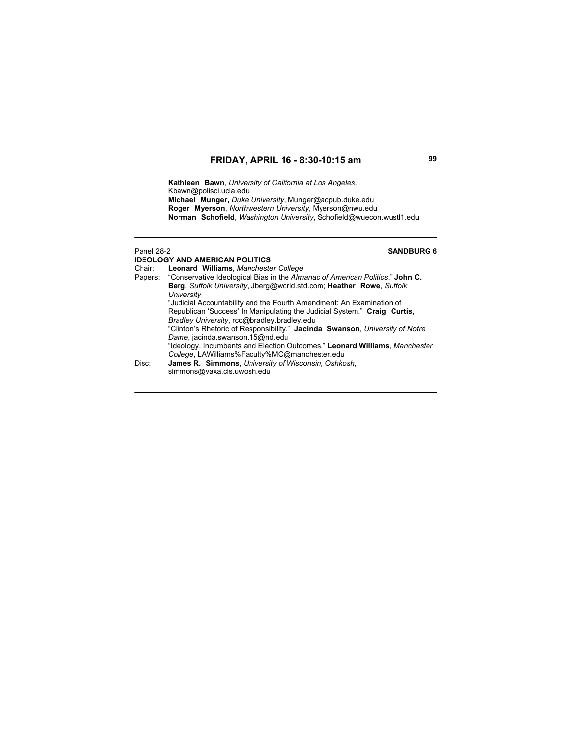**Kathleen Bawn**, *University of California at Los Angeles*, Kbawn@polisci.ucla.edu
**Michael Munger,** *Duke University*, Munger@acpub.duke.edu
**Roger Myerson**, *Northwestern University*, Myerson@nwu.edu
**Norman Schofield**, *Washington University*, Schofield@wuecon.wustl1.edu

---

Panel 28-2 **SANDBURG 6**

**IDEOLOGY AND AMERICAN POLITICS**

Chair: **Leonard Williams**, *Manchester College*

Papers: "Conservative Ideological Bias in the *Almanac of American Politics*." **John C. Berg**, *Suffolk University*, Jberg@world.std.com; **Heather Rowe**, *Suffolk University*

"Judicial Accountability and the Fourth Amendment: An Examination of Republican 'Success' In Manipulating the Judicial System." **Craig Curtis**, *Bradley University*, rcc@bradley.bradley.edu

"Clinton's Rhetoric of Responsibility." **Jacinda Swanson**, *University of Notre Dame*, jacinda.swanson.15@nd.edu

"Ideology, Incumbents and Election Outcomes." **Leonard Williams**, *Manchester College*, LAWilliams%Faculty%MC@manchester.edu

Disc: **James R. Simmons**, *University of Wisconsin, Oshkosh*, simmons@vaxa.cis.uwosh.edu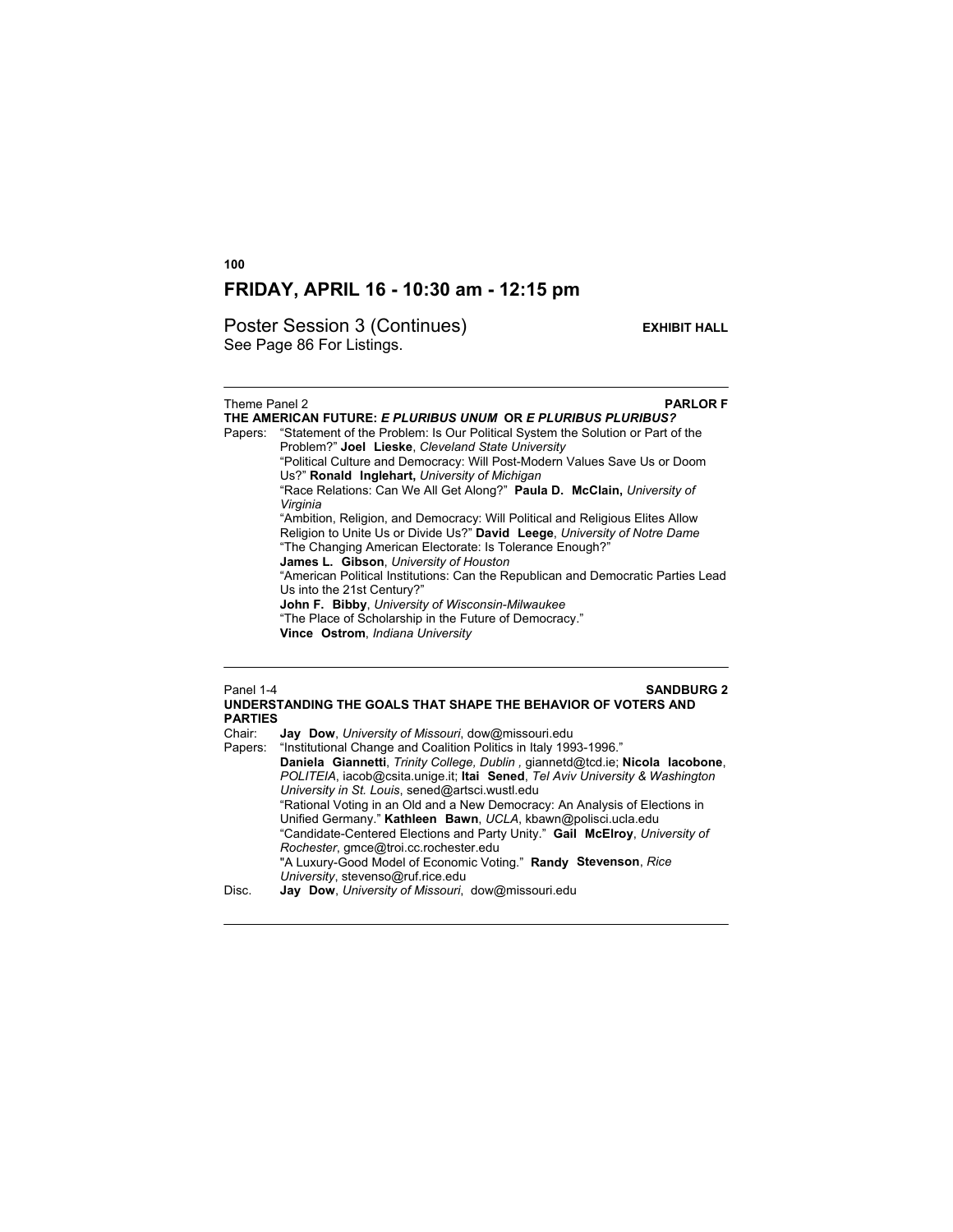## FRIDAY, APRIL 16 - 10:30 am - 12:15 pm

Poster Session 3 (Continues) **EXHIBIT HALL**
See Page 86 For Listings.

---

Theme Panel 2 **PARLOR F**

**THE AMERICAN FUTURE: *E PLURIBUS UNUM* OR *E PLURIBUS PLURIBUS?***

Papers: "Statement of the Problem: Is Our Political System the Solution or Part of the Problem?" **Joel Lieske**, *Cleveland State University*
"Political Culture and Democracy: Will Post-Modern Values Save Us or Doom Us?" **Ronald Inglehart,** *University of Michigan*
"Race Relations: Can We All Get Along?" **Paula D. McClain,** *University of Virginia*
"Ambition, Religion, and Democracy: Will Political and Religious Elites Allow Religion to Unite Us or Divide Us?" **David Leege**, *University of Notre Dame*
"The Changing American Electorate: Is Tolerance Enough?"
**James L. Gibson**, *University of Houston*
"American Political Institutions: Can the Republican and Democratic Parties Lead Us into the 21st Century?"
**John F. Bibby**, *University of Wisconsin-Milwaukee*
"The Place of Scholarship in the Future of Democracy."
**Vince Ostrom**, *Indiana University*

---

Panel 1-4 **SANDBURG 2**

**UNDERSTANDING THE GOALS THAT SHAPE THE BEHAVIOR OF VOTERS AND PARTIES**

Chair: **Jay Dow**, *University of Missouri*, dow@missouri.edu

Papers: "Institutional Change and Coalition Politics in Italy 1993-1996."
**Daniela Giannetti**, *Trinity College, Dublin ,* giannetd@tcd.ie; **Nicola Iacobone**, *POLITEIA*, iacob@csita.unige.it; **Itai Sened**, *Tel Aviv University & Washington University in St. Louis*, sened@artsci.wustl.edu
"Rational Voting in an Old and a New Democracy: An Analysis of Elections in Unified Germany." **Kathleen Bawn**, *UCLA*, kbawn@polisci.ucla.edu
"Candidate-Centered Elections and Party Unity." **Gail McElroy**, *University of Rochester,* gmce@troi.cc.rochester.edu
"A Luxury-Good Model of Economic Voting." **Randy Stevenson**, *Rice University*, stevenso@ruf.rice.edu

Disc. **Jay Dow**, *University of Missouri*, dow@missouri.edu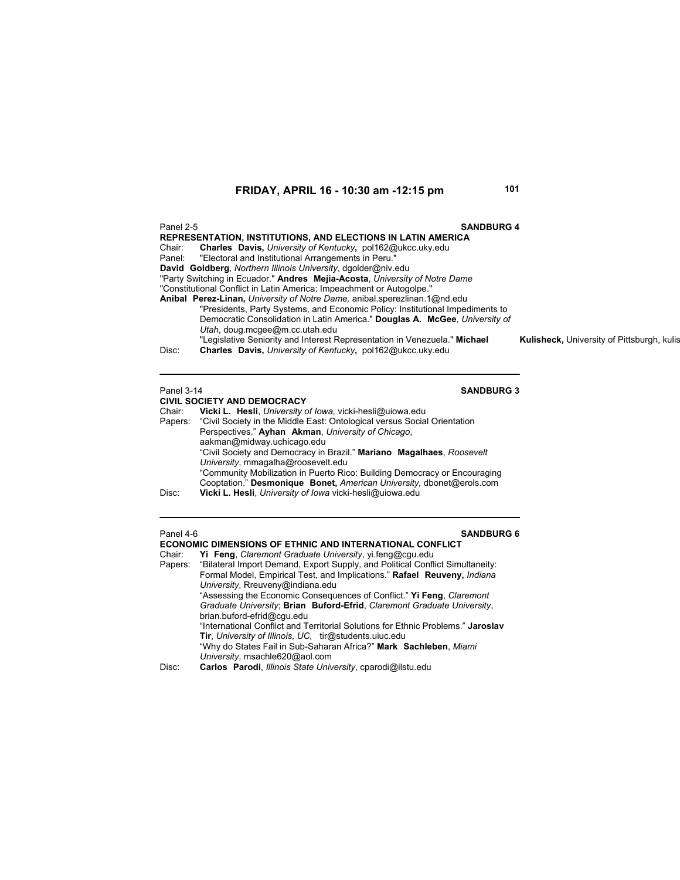## FRIDAY, APRIL 16 - 10:30 am -12:15 pm

Panel 2-5 **SANDBURG 4**

**REPRESENTATION, INSTITUTIONS, AND ELECTIONS IN LATIN AMERICA**

Chair: **Charles Davis,** *University of Kentucky***,** pol162@ukcc.uky.edu

Panel: "Electoral and Institutional Arrangements in Peru." **David Goldberg**, *Northern Illinois University*, dgolder@niv.edu

"Party Switching in Ecuador." **Andres Mejia-Acosta**, *University of Notre Dame*

"Constitutional Conflict in Latin America: Impeachment or Autogolpe." **Anibal Perez-Linan,** *University of Notre Dame,* anibal.sperezlinan.1@nd.edu

"Presidents, Party Systems, and Economic Policy: Institutional Impediments to Democratic Consolidation in Latin America." **Douglas A. McGee**, *University of Utah*, doug.mcgee@m.cc.utah.edu

"Legislative Seniority and Interest Representation in Venezuela." **Michael Kulisheck,** University of Pittsburgh, kulis

Disc: **Charles Davis,** *University of Kentucky***,** pol162@ukcc.uky.edu

---

Panel 3-14 **SANDBURG 3**

**CIVIL SOCIETY AND DEMOCRACY**

Chair: **Vicki L. Hesli**, *University of Iowa,* vicki-hesli@uiowa.edu

Papers: "Civil Society in the Middle East: Ontological versus Social Orientation Perspectives." **Ayhan Akman**, *University of Chicago*, aakman@midway.uchicago.edu

"Civil Society and Democracy in Brazil." **Mariano Magalhaes**, *Roosevelt University*, mmagalha@roosevelt.edu

"Community Mobilization in Puerto Rico: Building Democracy or Encouraging Cooptation." **Desmonique Bonet,** *American University,* dbonet@erols.com

Disc: **Vicki L. Hesli**, *University of Iowa* vicki-hesli@uiowa.edu

---

Panel 4-6 **SANDBURG 6**

**ECONOMIC DIMENSIONS OF ETHNIC AND INTERNATIONAL CONFLICT**

Chair: **Yi Feng**, *Claremont Graduate University*, yi.feng@cgu.edu

Papers: "Bilateral Import Demand, Export Supply, and Political Conflict Simultaneity: Formal Model, Empirical Test, and Implications." **Rafael Reuveny,** *Indiana University*, Rreuveny@indiana.edu

"Assessing the Economic Consequences of Conflict." **Yi Feng**, *Claremont Graduate University*; **Brian Buford-Efrid**, *Claremont Graduate University*, brian.buford-efrid@cgu.edu

"International Conflict and Territorial Solutions for Ethnic Problems." **Jaroslav Tir**, *University of Illinois, UC,* tir@students.uiuc.edu

"Why do States Fail in Sub-Saharan Africa?" **Mark Sachleben**, *Miami University*, msachle620@aol.com

Disc: **Carlos Parodi**, *Illinois State University*, cparodi@ilstu.edu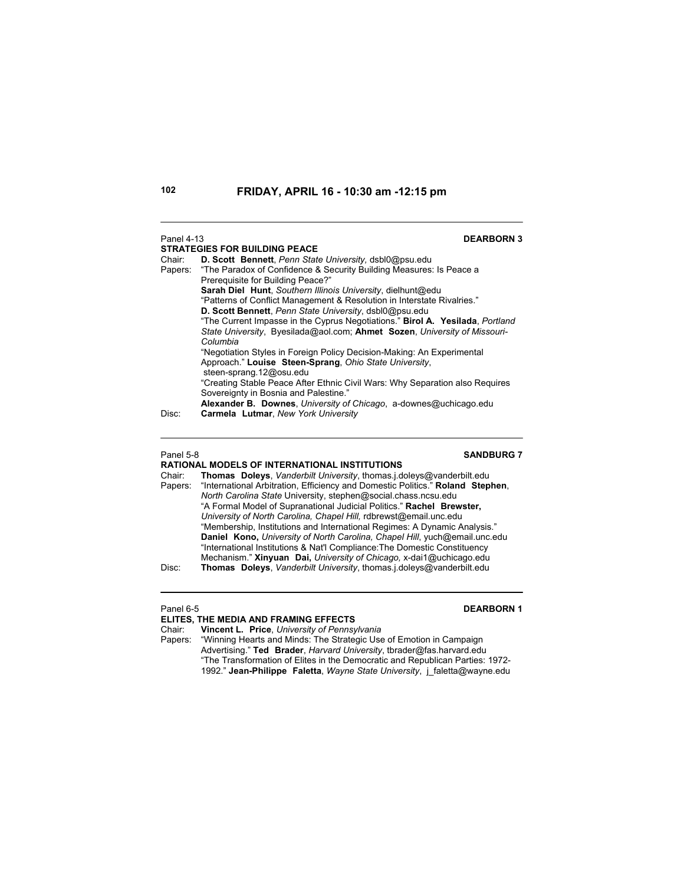## FRIDAY, APRIL 16 - 10:30 am -12:15 pm

---

Panel 4-13 **DEARBORN 3**

**STRATEGIES FOR BUILDING PEACE**

Chair: **D. Scott Bennett**, *Penn State University*, dsbl0@psu.edu

Papers: "The Paradox of Confidence & Security Building Measures: Is Peace a Prerequisite for Building Peace?"
**Sarah Diel Hunt**, *Southern Illinois University*, dielhunt@edu
"Patterns of Conflict Management & Resolution in Interstate Rivalries."
**D. Scott Bennett**, *Penn State University*, dsbl0@psu.edu
"The Current Impasse in the Cyprus Negotiations." **Birol A. Yesilada**, *Portland State University*, Byesilada@aol.com; **Ahmet Sozen**, *University of Missouri-Columbia*
"Negotiation Styles in Foreign Policy Decision-Making: An Experimental Approach." **Louise Steen-Sprang**, *Ohio State University*, steen-sprang.12@osu.edu
"Creating Stable Peace After Ethnic Civil Wars: Why Separation also Requires Sovereignty in Bosnia and Palestine."
**Alexander B. Downes**, *University of Chicago*, a-downes@uchicago.edu

Disc: **Carmela Lutmar**, *New York University*

---

Panel 5-8 **SANDBURG 7**

**RATIONAL MODELS OF INTERNATIONAL INSTITUTIONS**

Chair: **Thomas Doleys**, *Vanderbilt University*, thomas.j.doleys@vanderbilt.edu

Papers: "International Arbitration, Efficiency and Domestic Politics." **Roland Stephen**, *North Carolina State* University, stephen@social.chass.ncsu.edu
"A Formal Model of Supranational Judicial Politics." **Rachel Brewster,** *University of North Carolina, Chapel Hill,* rdbrewst@email.unc.edu
"Membership, Institutions and International Regimes: A Dynamic Analysis."
**Daniel Kono,** *University of North Carolina, Chapel Hill*, yuch@email.unc.edu
"International Institutions & Nat'l Compliance:The Domestic Constituency Mechanism." **Xinyuan Dai,** *University of Chicago,* x-dai1@uchicago.edu

Disc: **Thomas Doleys**, *Vanderbilt University*, thomas.j.doleys@vanderbilt.edu

---

Panel 6-5 **DEARBORN 1**

**ELITES, THE MEDIA AND FRAMING EFFECTS**

Chair: **Vincent L. Price**, *University of Pennsylvania*

Papers: "Winning Hearts and Minds: The Strategic Use of Emotion in Campaign Advertising." **Ted Brader**, *Harvard University*, tbrader@fas.harvard.edu
"The Transformation of Elites in the Democratic and Republican Parties: 1972-1992." **Jean-Philippe Faletta**, *Wayne State University*, j_faletta@wayne.edu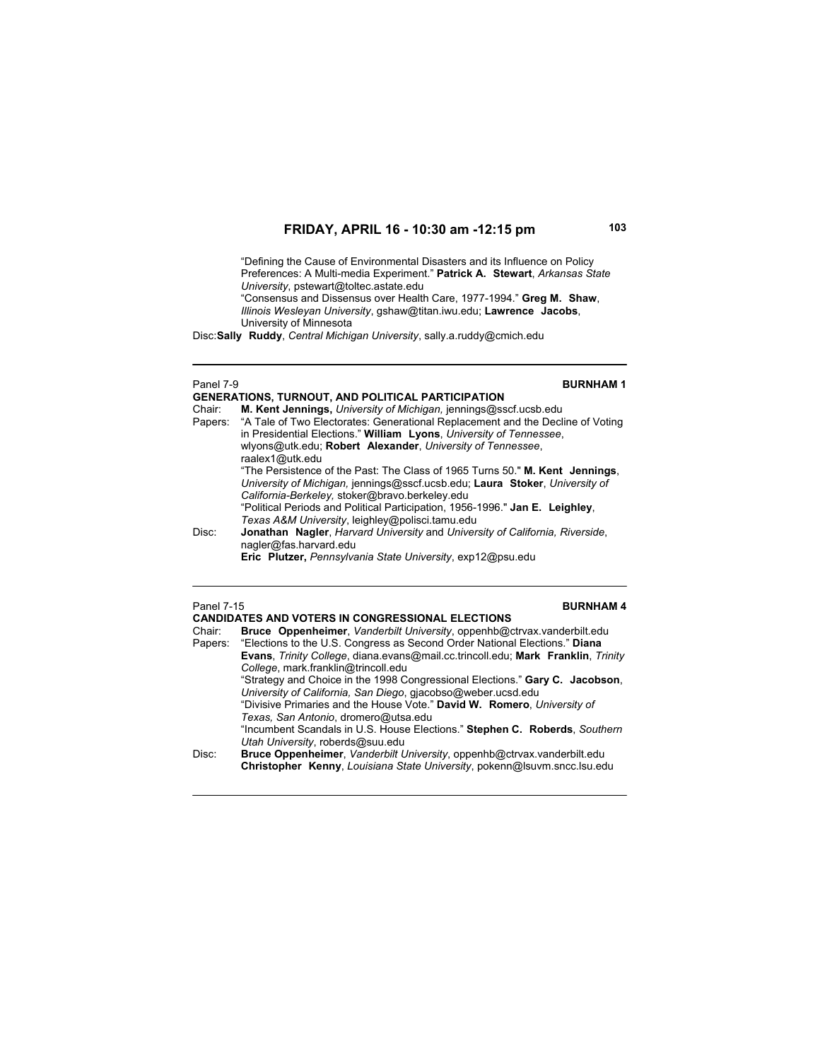## FRIDAY, APRIL 16 - 10:30 am -12:15 pm

"Defining the Cause of Environmental Disasters and its Influence on Policy Preferences: A Multi-media Experiment." **Patrick A. Stewart**, *Arkansas State University*, pstewart@toltec.astate.edu
"Consensus and Dissensus over Health Care, 1977-1994." **Greg M. Shaw**, *Illinois Wesleyan University*, gshaw@titan.iwu.edu; **Lawrence Jacobs**, University of Minnesota

Disc: **Sally Ruddy**, *Central Michigan University*, sally.a.ruddy@cmich.edu

---

Panel 7-9 **BURNHAM 1**

**GENERATIONS, TURNOUT, AND POLITICAL PARTICIPATION**

Chair: **M. Kent Jennings,** *University of Michigan,* jennings@sscf.ucsb.edu

Papers: "A Tale of Two Electorates: Generational Replacement and the Decline of Voting in Presidential Elections." **William Lyons**, *University of Tennessee*, wlyons@utk.edu; **Robert Alexander**, *University of Tennessee*, raalex1@utk.edu
"The Persistence of the Past: The Class of 1965 Turns 50." **M. Kent Jennings**, *University of Michigan,* jennings@sscf.ucsb.edu; **Laura Stoker**, *University of California-Berkeley,* stoker@bravo.berkeley.edu
"Political Periods and Political Participation, 1956-1996." **Jan E. Leighley**, *Texas A&M University*, leighley@polisci.tamu.edu

Disc: **Jonathan Nagler**, *Harvard University* and *University of California, Riverside*, nagler@fas.harvard.edu
**Eric Plutzer,** *Pennsylvania State University*, exp12@psu.edu

---

Panel 7-15 **BURNHAM 4**

**CANDIDATES AND VOTERS IN CONGRESSIONAL ELECTIONS**

Chair: **Bruce Oppenheimer**, *Vanderbilt University*, oppenhb@ctrvax.vanderbilt.edu

Papers: "Elections to the U.S. Congress as Second Order National Elections." **Diana Evans**, *Trinity College*, diana.evans@mail.cc.trincoll.edu; **Mark Franklin**, *Trinity College*, mark.franklin@trincoll.edu
"Strategy and Choice in the 1998 Congressional Elections." **Gary C. Jacobson**, *University of California, San Diego*, gjacobso@weber.ucsd.edu
"Divisive Primaries and the House Vote." **David W. Romero**, *University of Texas, San Antonio*, dromero@utsa.edu
"Incumbent Scandals in U.S. House Elections." **Stephen C. Roberds**, *Southern Utah University*, roberds@suu.edu

Disc: **Bruce Oppenheimer**, *Vanderbilt University*, oppenhb@ctrvax.vanderbilt.edu
**Christopher Kenny**, *Louisiana State University*, pokenn@lsuvm.sncc.lsu.edu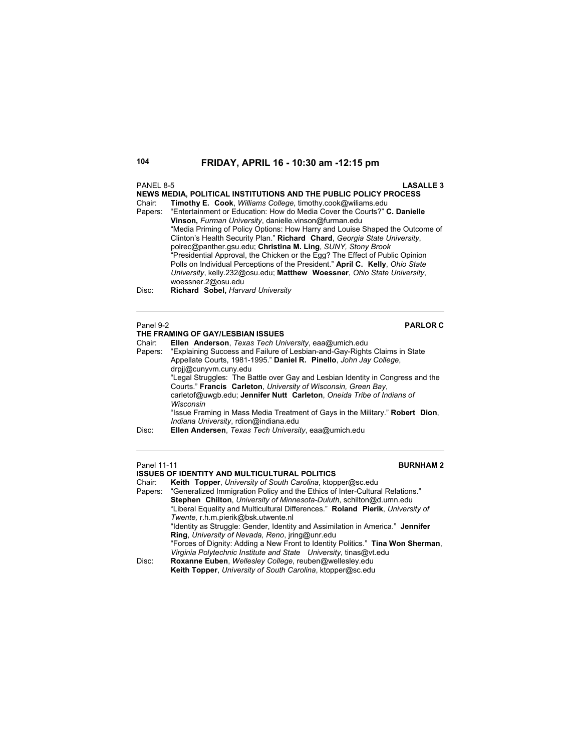## FRIDAY, APRIL 16 - 10:30 am -12:15 pm

PANEL 8-5 **LASALLE 3**

**NEWS MEDIA, POLITICAL INSTITUTIONS AND THE PUBLIC POLICY PROCESS**

Chair: **Timothy E. Cook**, *Williams College*, timothy.cook@wiliams.edu

Papers: "Entertainment or Education: How do Media Cover the Courts?" **C. Danielle Vinson,** *Furman University*, danielle.vinson@furman.edu

"Media Priming of Policy Options: How Harry and Louise Shaped the Outcome of Clinton's Health Security Plan." **Richard Chard**, *Georgia State University*, polrec@panther.gsu.edu; **Christina M. Ling**, *SUNY, Stony Brook*

"Presidential Approval, the Chicken or the Egg? The Effect of Public Opinion Polls on Individual Perceptions of the President." **April C. Kelly**, *Ohio State University*, kelly.232@osu.edu; **Matthew Woessner**, *Ohio State University*, woessner.2@osu.edu

Disc: **Richard Sobel,** *Harvard University*

---

Panel 9-2 **PARLOR C**

**THE FRAMING OF GAY/LESBIAN ISSUES**

Chair: **Ellen Anderson**, *Texas Tech University*, eaa@umich.edu

Papers: "Explaining Success and Failure of Lesbian-and-Gay-Rights Claims in State Appellate Courts, 1981-1995." **Daniel R. Pinello**, *John Jay College*, drpjj@cunyvm.cuny.edu

"Legal Struggles: The Battle over Gay and Lesbian Identity in Congress and the Courts." **Francis Carleton**, *University of Wisconsin, Green Bay*, carletof@uwgb.edu; **Jennifer Nutt Carleton**, *Oneida Tribe of Indians of Wisconsin*

"Issue Framing in Mass Media Treatment of Gays in the Military." **Robert Dion**, *Indiana University*, rdion@indiana.edu

Disc: **Ellen Andersen**, *Texas Tech University*, eaa@umich.edu

---

Panel 11-11 **BURNHAM 2**

**ISSUES OF IDENTITY AND MULTICULTURAL POLITICS**

Chair: **Keith Topper**, *University of South Carolina*, ktopper@sc.edu

Papers: "Generalized Immigration Policy and the Ethics of Inter-Cultural Relations." **Stephen Chilton**, *University of Minnesota-Duluth*, schilton@d.umn.edu

"Liberal Equality and Multicultural Differences." **Roland Pierik**, *University of Twente,* r.h.m.pierik@bsk.utwente.nl

"Identity as Struggle: Gender, Identity and Assimilation in America." **Jennifer Ring**, *University of Nevada, Reno*, jring@unr.edu

"Forces of Dignity: Adding a New Front to Identity Politics." **Tina Won Sherman**, *Virginia Polytechnic Institute and State University*, tinas@vt.edu

Disc: **Roxanne Euben**, *Wellesley College*, reuben@wellesley.edu

**Keith Topper**, *University of South Carolina*, ktopper@sc.edu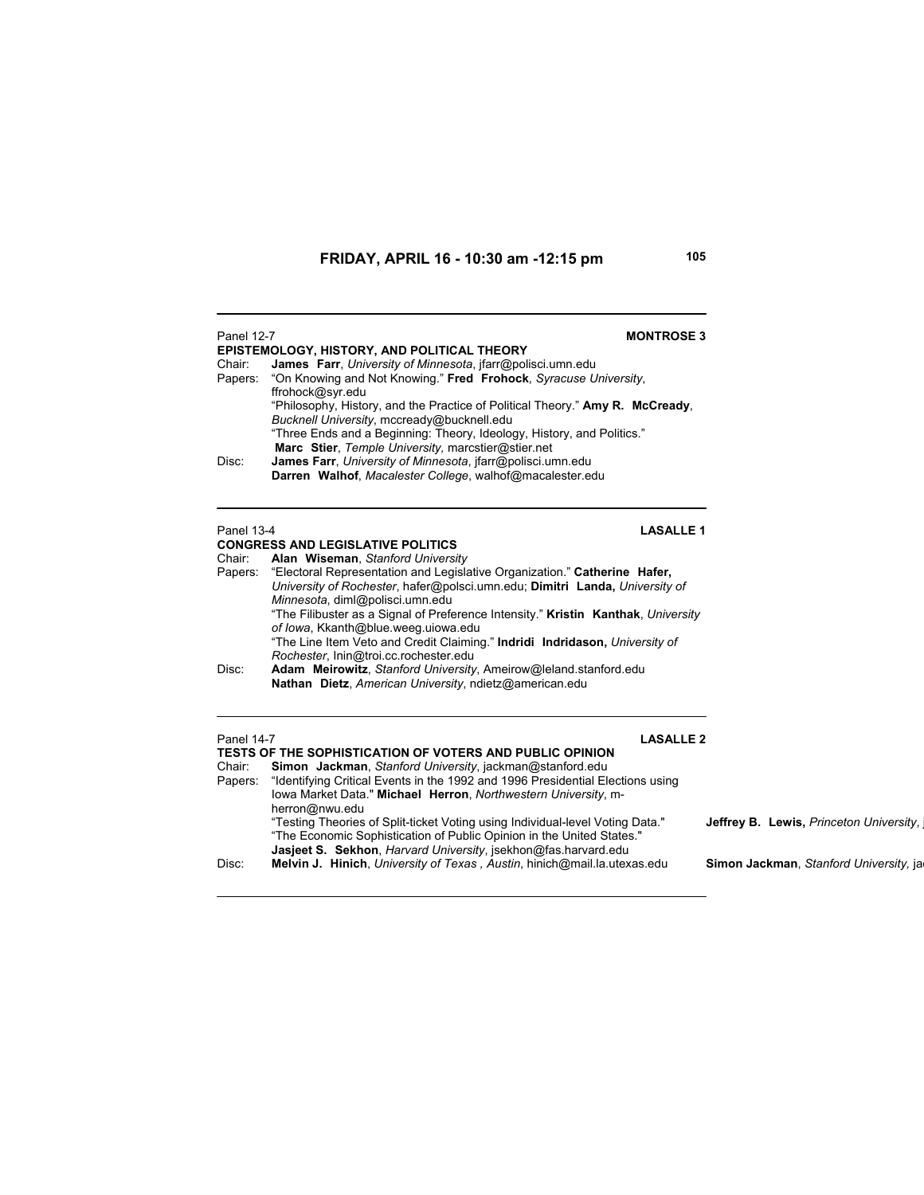## FRIDAY, APRIL 16 - 10:30 am -12:15 pm

---

Panel 12-7 **MONTROSE 3**

**EPISTEMOLOGY, HISTORY, AND POLITICAL THEORY**

Chair: **James Farr**, *University of Minnesota*, jfarr@polisci.umn.edu

Papers: "On Knowing and Not Knowing." **Fred Frohock**, *Syracuse University*, ffrohock@syr.edu

"Philosophy, History, and the Practice of Political Theory." **Amy R. McCready**, *Bucknell University*, mccready@bucknell.edu

"Three Ends and a Beginning: Theory, Ideology, History, and Politics." **Marc Stier**, *Temple University*, marcstier@stier.net

Disc: **James Farr**, *University of Minnesota*, jfarr@polisci.umn.edu
**Darren Walhof**, *Macalester College*, walhof@macalester.edu

---

Panel 13-4 **LASALLE 1**

**CONGRESS AND LEGISLATIVE POLITICS**

Chair: **Alan Wiseman**, *Stanford University*

Papers: "Electoral Representation and Legislative Organization." **Catherine Hafer,** *University of Rochester*, hafer@polsci.umn.edu; **Dimitri Landa,** *University of Minnesota*, diml@polisci.umn.edu

"The Filibuster as a Signal of Preference Intensity." **Kristin Kanthak**, *University of Iowa*, Kkanth@blue.weeg.uiowa.edu

"The Line Item Veto and Credit Claiming." **Indridi Indridason,** *University of Rochester*, Inin@troi.cc.rochester.edu

Disc: **Adam Meirowitz**, *Stanford University*, Ameirow@leland.stanford.edu
**Nathan Dietz**, *American University*, ndietz@american.edu

---

Panel 14-7 **LASALLE 2**

**TESTS OF THE SOPHISTICATION OF VOTERS AND PUBLIC OPINION**

Chair: **Simon Jackman**, *Stanford University*, jackman@stanford.edu

Papers: "Identifying Critical Events in the 1992 and 1996 Presidential Elections using Iowa Market Data." **Michael Herron**, *Northwestern University*, m-herron@nwu.edu

"Testing Theories of Split-ticket Voting using Individual-level Voting Data." **Jeffrey B. Lewis,** *Princeton University*, j

"The Economic Sophistication of Public Opinion in the United States." **Jasjeet S. Sekhon**, *Harvard University*, jsekhon@fas.harvard.edu

Disc: **Melvin J. Hinich**, *University of Texas , Austin*, hinich@mail.la.utexas.edu
**Simon Jackman**, *Stanford University,* ja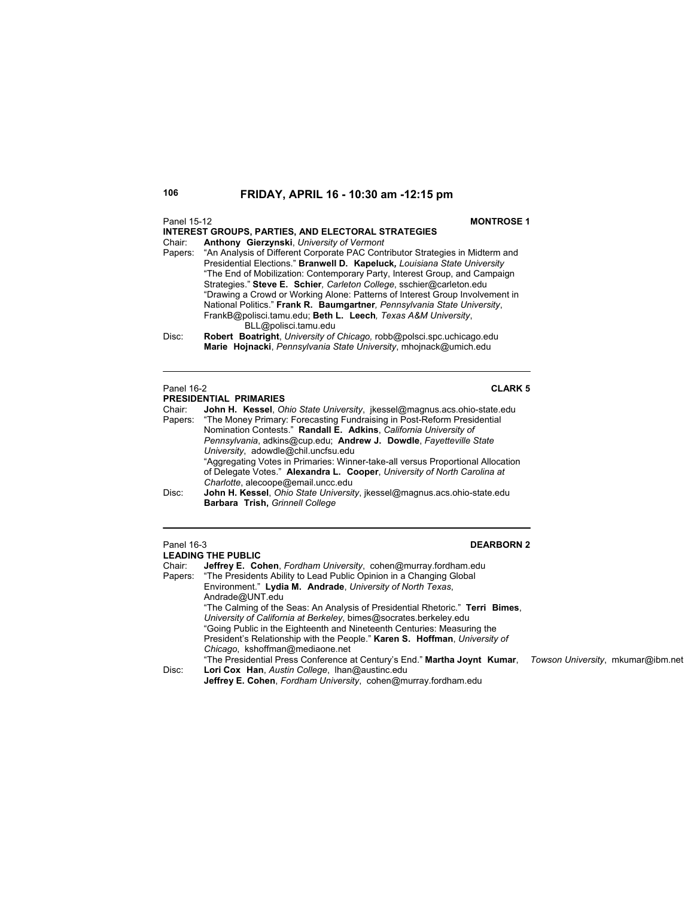## FRIDAY, APRIL 16 - 10:30 am -12:15 pm

Panel 15-12 **MONTROSE 1**

**INTEREST GROUPS, PARTIES, AND ELECTORAL STRATEGIES**

Chair: **Anthony Gierzynski**, *University of Vermont*

Papers: "An Analysis of Different Corporate PAC Contributor Strategies in Midterm and Presidential Elections." **Branwell D. Kapeluck,** *Louisiana State University*

"The End of Mobilization: Contemporary Party, Interest Group, and Campaign Strategies." **Steve E. Schier**, *Carleton College*, sschier@carleton.edu

"Drawing a Crowd or Working Alone: Patterns of Interest Group Involvement in National Politics." **Frank R. Baumgartner**, *Pennsylvania State University*, FrankB@polisci.tamu.edu; **Beth L. Leech**, *Texas A&M University*, BLL@polisci.tamu.edu

Disc: **Robert Boatright**, *University of Chicago,* robb@polsci.spc.uchicago.edu
**Marie Hojnacki**, *Pennsylvania State University*, mhojnack@umich.edu

---

Panel 16-2 **CLARK 5**

**PRESIDENTIAL PRIMARIES**

Chair: **John H. Kessel**, *Ohio State University*, jkessel@magnus.acs.ohio-state.edu

Papers: "The Money Primary: Forecasting Fundraising in Post-Reform Presidential Nomination Contests." **Randall E. Adkins**, *California University of Pennsylvania*, adkins@cup.edu; **Andrew J. Dowdle**, *Fayetteville State University*, adowdle@chil.uncfsu.edu

"Aggregating Votes in Primaries: Winner-take-all versus Proportional Allocation of Delegate Votes." **Alexandra L. Cooper**, *University of North Carolina at Charlotte*, alecoope@email.uncc.edu

Disc: **John H. Kessel**, *Ohio State University*, jkessel@magnus.acs.ohio-state.edu
**Barbara Trish,** *Grinnell College*

---

Panel 16-3 **DEARBORN 2**

**LEADING THE PUBLIC**

Chair: **Jeffrey E. Cohen**, *Fordham University*, cohen@murray.fordham.edu

Papers: "The Presidents Ability to Lead Public Opinion in a Changing Global Environment." **Lydia M. Andrade**, *University of North Texas*, Andrade@UNT.edu

"The Calming of the Seas: An Analysis of Presidential Rhetoric." **Terri Bimes**, *University of California at Berkeley*, bimes@socrates.berkeley.edu

"Going Public in the Eighteenth and Nineteenth Centuries: Measuring the President's Relationship with the People." **Karen S. Hoffman**, *University of Chicago*, kshoffman@mediaone.net

"The Presidential Press Conference at Century's End." **Martha Joynt Kumar**, *Towson University*, mkumar@ibm.net

Disc: **Lori Cox Han**, *Austin College*, lhan@austinc.edu
**Jeffrey E. Cohen**, *Fordham University*, cohen@murray.fordham.edu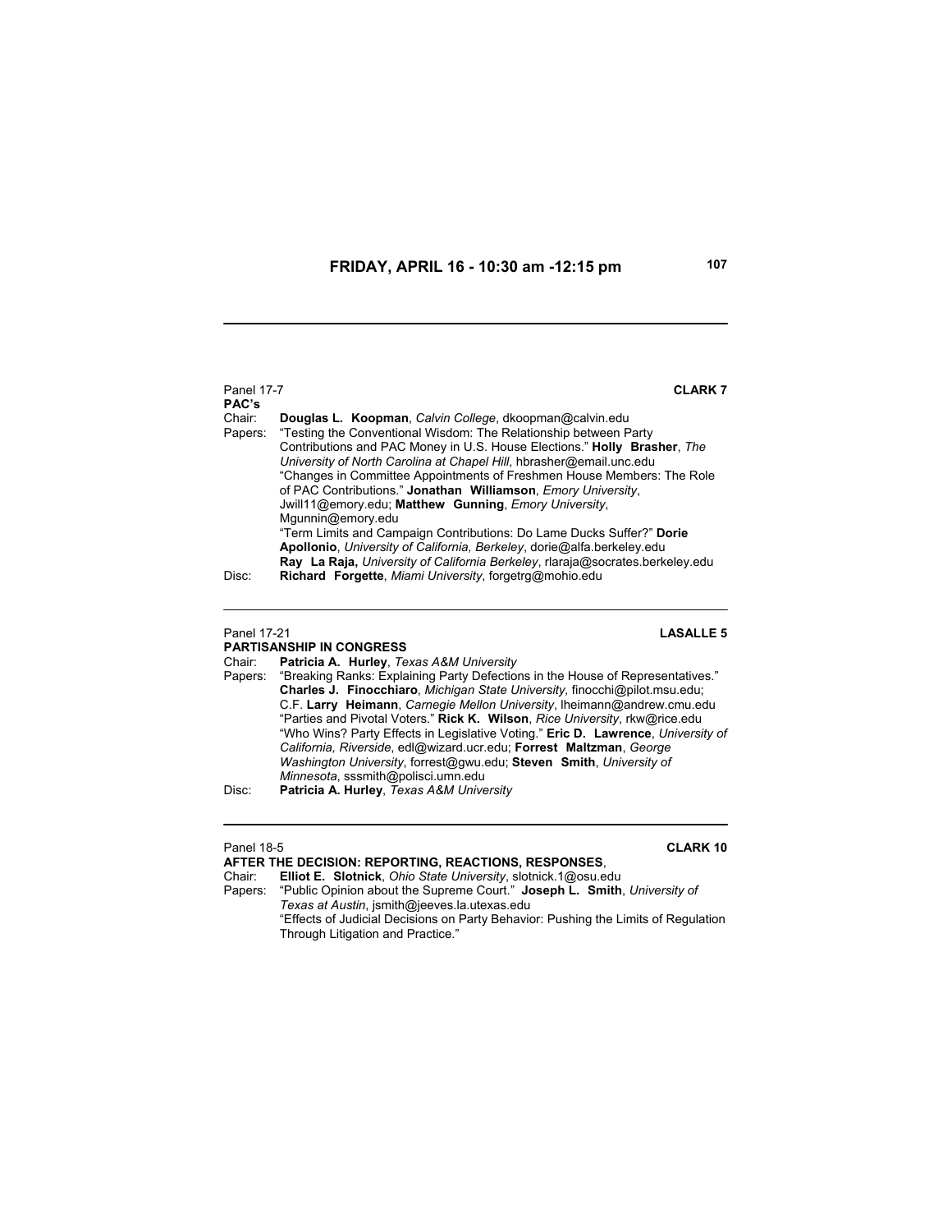## FRIDAY, APRIL 16 - 10:30 am -12:15 pm

---

Panel 17-7 **CLARK 7**

**PAC's**

Chair: **Douglas L. Koopman**, *Calvin College*, dkoopman@calvin.edu

Papers: "Testing the Conventional Wisdom: The Relationship between Party Contributions and PAC Money in U.S. House Elections." **Holly Brasher**, *The University of North Carolina at Chapel Hill*, hbrasher@email.unc.edu

"Changes in Committee Appointments of Freshmen House Members: The Role of PAC Contributions." **Jonathan Williamson**, *Emory University*, Jwill11@emory.edu; **Matthew Gunning**, *Emory University*, Mgunnin@emory.edu

"Term Limits and Campaign Contributions: Do Lame Ducks Suffer?" **Dorie Apollonio**, *University of California, Berkeley*, dorie@alfa.berkeley.edu **Ray La Raja,** *University of California Berkeley*, rlaraja@socrates.berkeley.edu

Disc: **Richard Forgette**, *Miami University*, forgetrg@mohio.edu

---

Panel 17-21 **LASALLE 5**

**PARTISANSHIP IN CONGRESS**

Chair: **Patricia A. Hurley**, *Texas A&M University*

Papers: "Breaking Ranks: Explaining Party Defections in the House of Representatives." **Charles J. Finocchiaro**, *Michigan State University,* finocchi@pilot.msu.edu; C.F. **Larry Heimann**, *Carnegie Mellon University*, lheimann@andrew.cmu.edu

"Parties and Pivotal Voters." **Rick K. Wilson**, *Rice University*, rkw@rice.edu

"Who Wins? Party Effects in Legislative Voting." **Eric D. Lawrence**, *University of California, Riverside*, edl@wizard.ucr.edu; **Forrest Maltzman**, *George Washington University*, forrest@gwu.edu; **Steven Smith**, *University of Minnesota*, sssmith@polisci.umn.edu

Disc: **Patricia A. Hurley**, *Texas A&M University*

---

Panel 18-5 **CLARK 10**

**AFTER THE DECISION: REPORTING, REACTIONS, RESPONSES**,

Chair: **Elliot E. Slotnick**, *Ohio State University*, slotnick.1@osu.edu

Papers: "Public Opinion about the Supreme Court." **Joseph L. Smith**, *University of Texas at Austin*, jsmith@jeeves.la.utexas.edu

"Effects of Judicial Decisions on Party Behavior: Pushing the Limits of Regulation Through Litigation and Practice."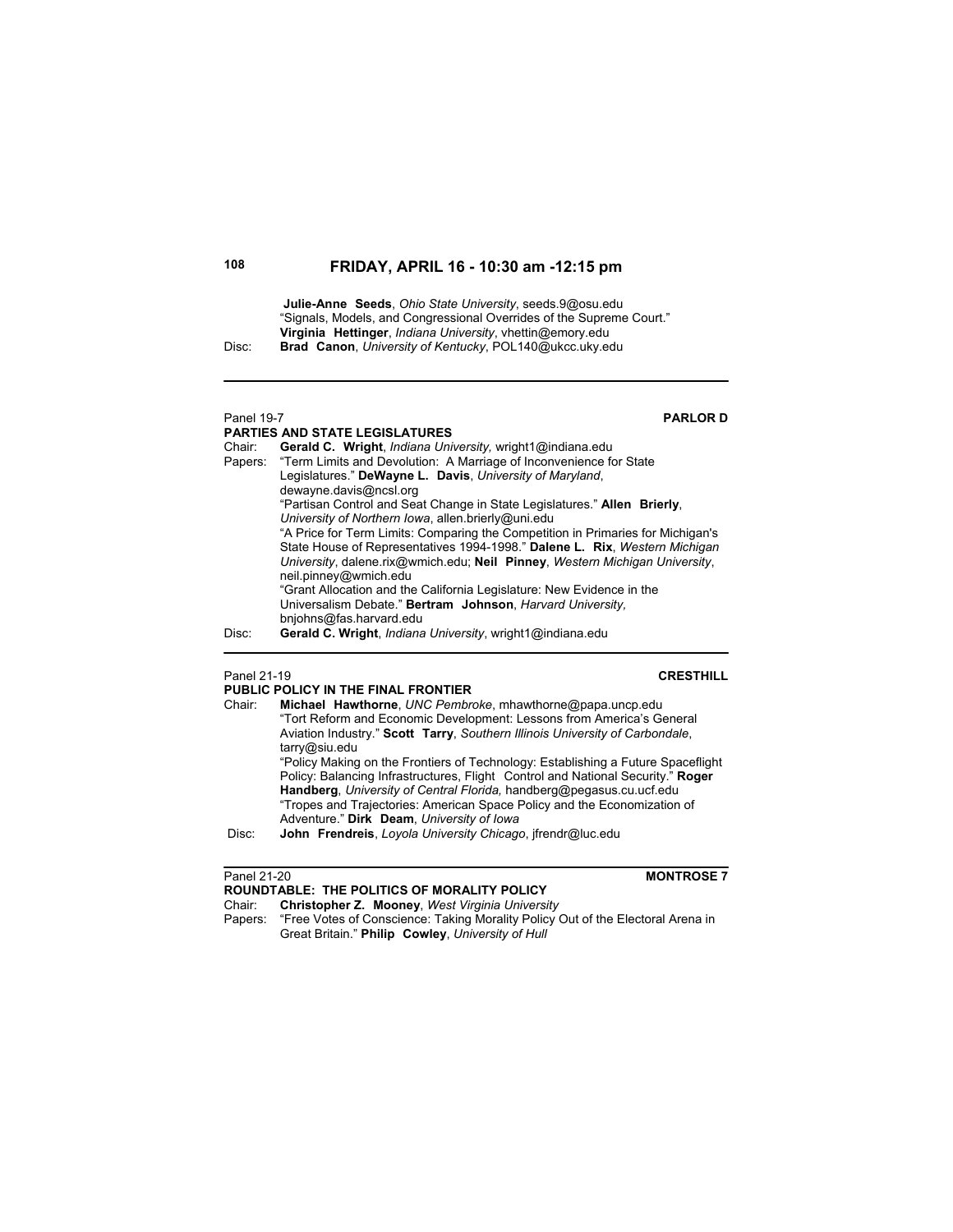## FRIDAY, APRIL 16 - 10:30 am -12:15 pm

**Julie-Anne Seeds**, *Ohio State University*, seeds.9@osu.edu
"Signals, Models, and Congressional Overrides of the Supreme Court."
**Virginia Hettinger**, *Indiana University*, vhettin@emory.edu

Disc: **Brad Canon**, *University of Kentucky*, POL140@ukcc.uky.edu

---

Panel 19-7 **PARLOR D**

**PARTIES AND STATE LEGISLATURES**

Chair: **Gerald C. Wright**, *Indiana University,* wright1@indiana.edu

Papers: "Term Limits and Devolution: A Marriage of Inconvenience for State Legislatures." **DeWayne L. Davis**, *University of Maryland*, dewayne.davis@ncsl.org

"Partisan Control and Seat Change in State Legislatures." **Allen Brierly**, *University of Northern Iowa*, allen.brierly@uni.edu

"A Price for Term Limits: Comparing the Competition in Primaries for Michigan's State House of Representatives 1994-1998." **Dalene L. Rix**, *Western Michigan University*, dalene.rix@wmich.edu; **Neil Pinney**, *Western Michigan University*, neil.pinney@wmich.edu

"Grant Allocation and the California Legislature: New Evidence in the Universalism Debate." **Bertram Johnson**, *Harvard University,* bnjohns@fas.harvard.edu

Disc: **Gerald C. Wright**, *Indiana University*, wright1@indiana.edu

---

Panel 21-19 **CRESTHILL**

**PUBLIC POLICY IN THE FINAL FRONTIER**

Chair: **Michael Hawthorne**, *UNC Pembroke*, mhawthorne@papa.uncp.edu

"Tort Reform and Economic Development: Lessons from America's General Aviation Industry." **Scott Tarry**, *Southern Illinois University of Carbondale*, tarry@siu.edu

"Policy Making on the Frontiers of Technology: Establishing a Future Spaceflight Policy: Balancing Infrastructures, Flight Control and National Security." **Roger Handberg**, *University of Central Florida,* handberg@pegasus.cu.ucf.edu

"Tropes and Trajectories: American Space Policy and the Economization of Adventure." **Dirk Deam**, *University of Iowa*

Disc: **John Frendreis**, *Loyola University Chicago*, jfrendr@luc.edu

---

Panel 21-20 **MONTROSE 7**

**ROUNDTABLE: THE POLITICS OF MORALITY POLICY**

Chair: **Christopher Z. Mooney**, *West Virginia University*

Papers: "Free Votes of Conscience: Taking Morality Policy Out of the Electoral Arena in Great Britain." **Philip Cowley**, *University of Hull*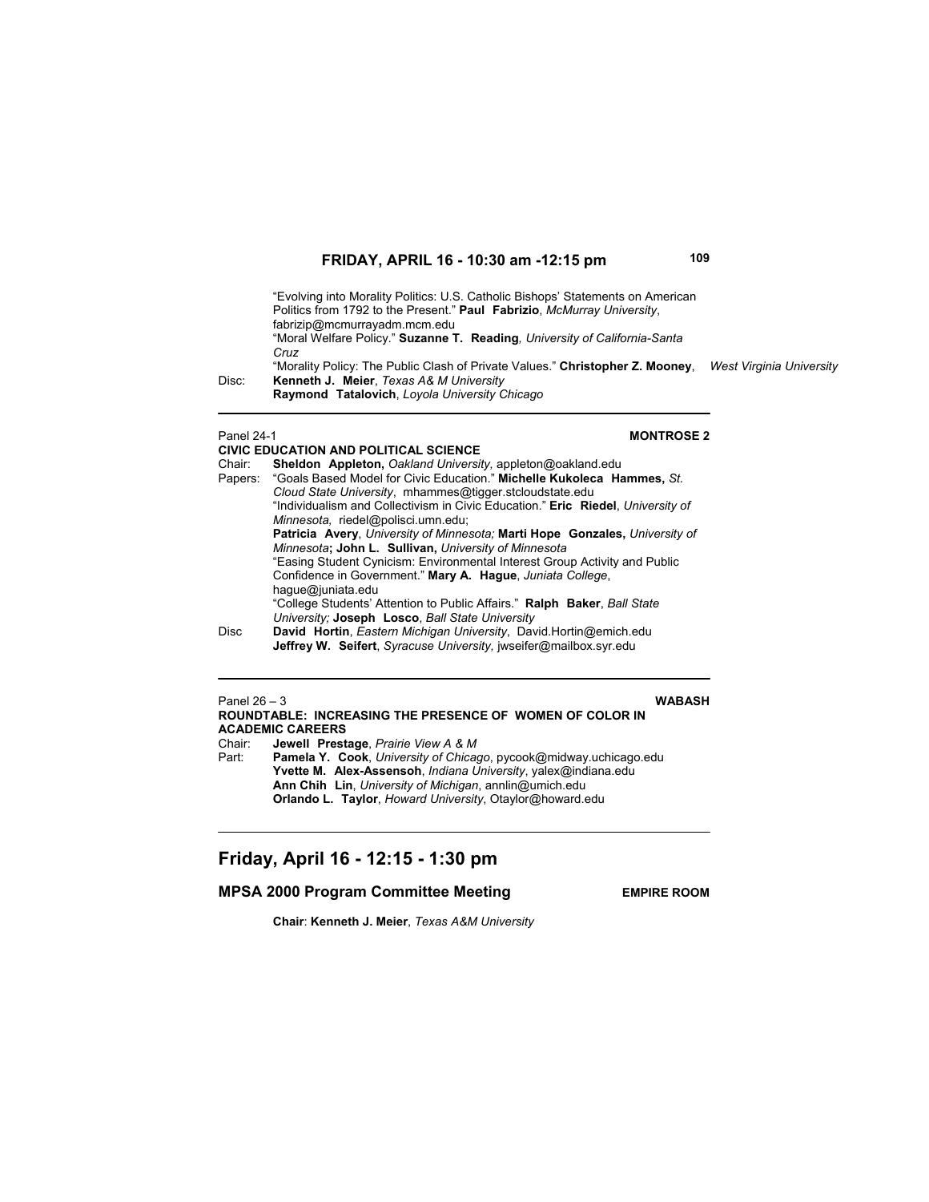## FRIDAY, APRIL 16 - 10:30 am -12:15 pm

"Evolving into Morality Politics: U.S. Catholic Bishops' Statements on American Politics from 1792 to the Present." **Paul Fabrizio**, *McMurray University*, fabrizip@mcmurrayadm.mcm.edu
"Moral Welfare Policy." **Suzanne T. Reading***, University of California-Santa Cruz*
"Morality Policy: The Public Clash of Private Values." **Christopher Z. Mooney**, *West Virginia University*

Disc: **Kenneth J. Meier**, *Texas A& M University*
**Raymond Tatalovich**, *Loyola University Chicago*

---

Panel 24-1 **MONTROSE 2**

**CIVIC EDUCATION AND POLITICAL SCIENCE**

Chair: **Sheldon Appleton,** *Oakland University,* appleton@oakland.edu

Papers: "Goals Based Model for Civic Education." **Michelle Kukoleca Hammes,** *St. Cloud State University*, mhammes@tigger.stcloudstate.edu
"Individualism and Collectivism in Civic Education." **Eric Riedel**, *University of Minnesota,* riedel@polisci.umn.edu;
**Patricia Avery**, *University of Minnesota;* **Marti Hope Gonzales,** *University of Minnesota***; John L. Sullivan,** *University of Minnesota*
"Easing Student Cynicism: Environmental Interest Group Activity and Public Confidence in Government." **Mary A. Hague**, *Juniata College*, hague@juniata.edu
"College Students' Attention to Public Affairs." **Ralph Baker**, *Ball State University;* **Joseph Losco**, *Ball State University*

Disc **David Hortin**, *Eastern Michigan University*, David.Hortin@emich.edu
**Jeffrey W. Seifert**, *Syracuse University,* jwseifer@mailbox.syr.edu

---

Panel 26 – 3 **WABASH**

**ROUNDTABLE: INCREASING THE PRESENCE OF WOMEN OF COLOR IN ACADEMIC CAREERS**

Chair: **Jewell Prestage**, *Prairie View A & M*

Part: **Pamela Y. Cook**, *University of Chicago*, pycook@midway.uchicago.edu
**Yvette M. Alex-Assensoh**, *Indiana University*, yalex@indiana.edu
**Ann Chih Lin**, *University of Michigan*, annlin@umich.edu
**Orlando L. Taylor**, *Howard University*, Otaylor@howard.edu

---

## Friday, April 16 - 12:15 - 1:30 pm

### MPSA 2000 Program Committee Meeting **EMPIRE ROOM**

**Chair**: **Kenneth J. Meier**, *Texas A&M University*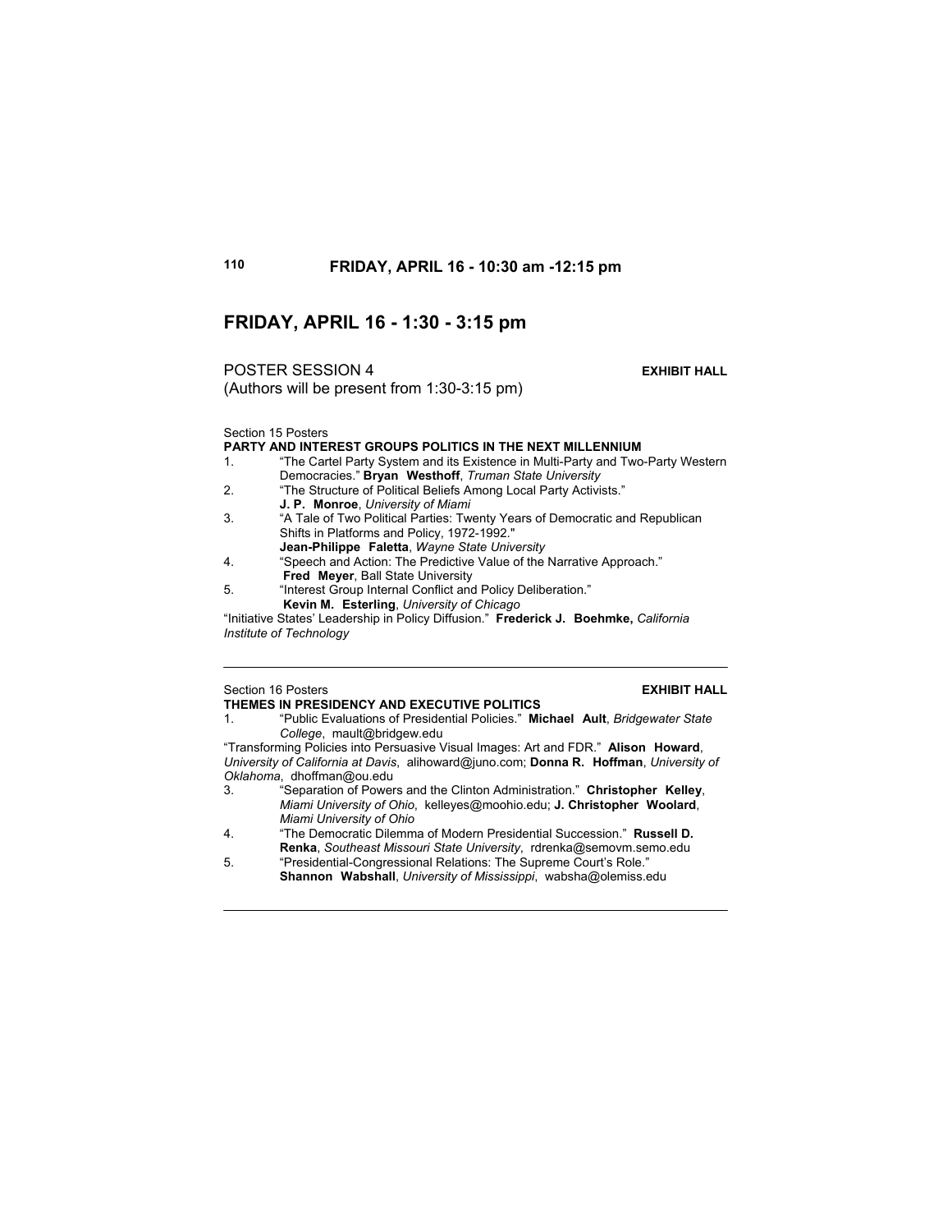## FRIDAY, APRIL 16 - 1:30 - 3:15 pm

POSTER SESSION 4 **EXHIBIT HALL**
(Authors will be present from 1:30-3:15 pm)

Section 15 Posters
**PARTY AND INTEREST GROUPS POLITICS IN THE NEXT MILLENNIUM**

1. "The Cartel Party System and its Existence in Multi-Party and Two-Party Western Democracies." **Bryan Westhoff**, *Truman State University*
2. "The Structure of Political Beliefs Among Local Party Activists." **J. P. Monroe**, *University of Miami*
3. "A Tale of Two Political Parties: Twenty Years of Democratic and Republican Shifts in Platforms and Policy, 1972-1992." **Jean-Philippe Faletta**, *Wayne State University*
4. "Speech and Action: The Predictive Value of the Narrative Approach." **Fred Meyer**, Ball State University
5. "Interest Group Internal Conflict and Policy Deliberation." **Kevin M. Esterling**, *University of Chicago*

"Initiative States' Leadership in Policy Diffusion." **Frederick J. Boehmke,** *California Institute of Technology*

---

Section 16 Posters **EXHIBIT HALL**
**THEMES IN PRESIDENCY AND EXECUTIVE POLITICS**

1. "Public Evaluations of Presidential Policies." **Michael Ault**, *Bridgewater State College*, mault@bridgew.edu

"Transforming Policies into Persuasive Visual Images: Art and FDR." **Alison Howard**, *University of California at Davis*, alihoward@juno.com; **Donna R. Hoffman**, *University of Oklahoma*, dhoffman@ou.edu

3. "Separation of Powers and the Clinton Administration." **Christopher Kelley**, *Miami University of Ohio*, kelleyes@moohio.edu; **J. Christopher Woolard**, *Miami University of Ohio*
4. "The Democratic Dilemma of Modern Presidential Succession." **Russell D. Renka**, *Southeast Missouri State University*, rdrenka@semovm.semo.edu
5. "Presidential-Congressional Relations: The Supreme Court's Role." **Shannon Wabshall**, *University of Mississippi*, wabsha@olemiss.edu

---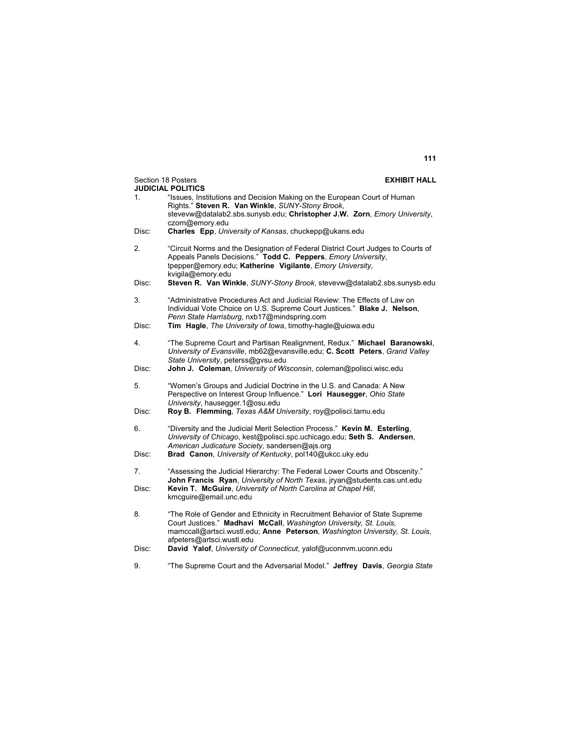Section 18 Posters **EXHIBIT HALL**

**JUDICIAL POLITICS**

1. "Issues, Institutions and Decision Making on the European Court of Human Rights." **Steven R. Van Winkle**, *SUNY-Stony Brook*, stevevw@datalab2.sbs.sunysb.edu; **Christopher J.W. Zorn**, *Emory University*, czorn@emory.edu

Disc: **Charles Epp**, *University of Kansas*, chuckepp@ukans.edu

2. "Circuit Norms and the Designation of Federal District Court Judges to Courts of Appeals Panels Decisions." **Todd C. Peppers**, *Emory University*, tpepper@emory.edu; **Katherine Vigilante**, *Emory University*, kvigila@emory.edu

Disc: **Steven R. Van Winkle**, *SUNY-Stony Brook*, stevevw@datalab2.sbs.sunysb.edu

3. "Administrative Procedures Act and Judicial Review: The Effects of Law on Individual Vote Choice on U.S. Supreme Court Justices." **Blake J. Nelson**, *Penn State Harrisburg*, nxb17@mindspring.com

Disc: **Tim Hagle**, *The University of Iowa*, timothy-hagle@uiowa.edu

4. "The Supreme Court and Partisan Realignment, Redux." **Michael Baranowski**, *University of Evansville*, mb62@evansville.edu; **C. Scott Peters**, *Grand Valley State University*, peterss@gvsu.edu

Disc: **John J. Coleman**, *University of Wisconsin*, coleman@polisci.wisc.edu

5. "Women's Groups and Judicial Doctrine in the U.S. and Canada: A New Perspective on Interest Group Influence." **Lori Hausegger**, *Ohio State University*, hausegger.1@osu.edu

Disc: **Roy B. Flemming**, *Texas A&M University*, roy@polisci.tamu.edu

6. "Diversity and the Judicial Merit Selection Process." **Kevin M. Esterling**, *University of Chicago*, kest@polisci.spc.uchicago.edu; **Seth S. Andersen**, *American Judicature Society*, sandersen@ajs.org

Disc: **Brad Canon**, *University of Kentucky*, pol140@ukcc.uky.edu

7. "Assessing the Judicial Hierarchy: The Federal Lower Courts and Obscenity." **John Francis Ryan**, *University of North Texas*, jryan@students.cas.unt.edu

Disc: **Kevin T. McGuire**, *University of North Carolina at Chapel Hill*, kmcguire@email.unc.edu

8. "The Role of Gender and Ethnicity in Recruitment Behavior of State Supreme Court Justices." **Madhavi McCall**, *Washington University, St. Louis*, mamccall@artsci.wustl.edu; **Anne Peterson**, *Washington University, St. Louis*, afpeters@artsci.wustl.edu

Disc: **David Yalof**, *University of Connecticut*, yalof@uconnvm.uconn.edu

9. "The Supreme Court and the Adversarial Model." **Jeffrey Davis**, *Georgia State*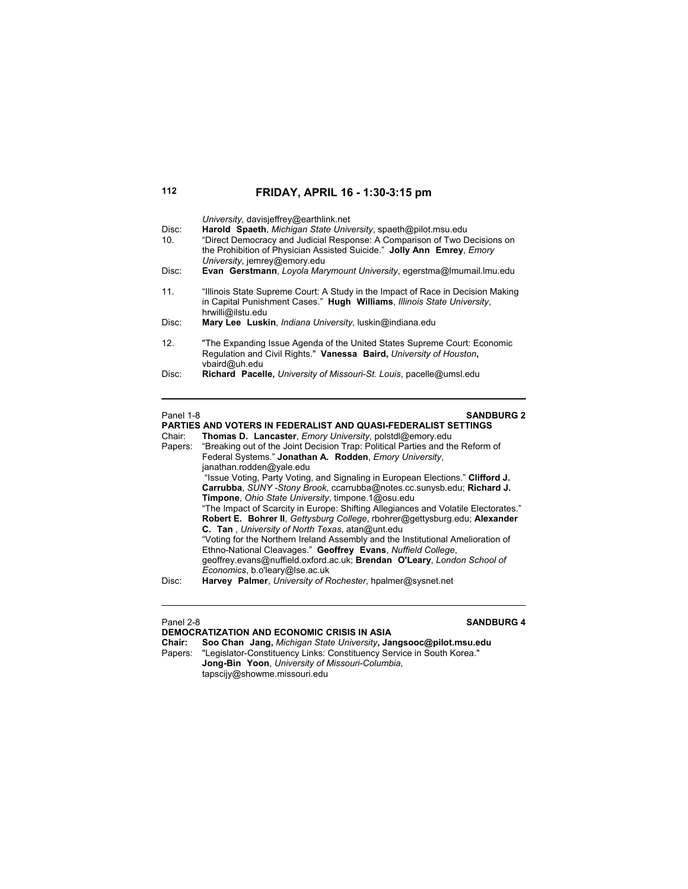## FRIDAY, APRIL 16 - 1:30-3:15 pm

*University*, davisjeffrey@earthlink.net

Disc: **Harold Spaeth**, *Michigan State University*, spaeth@pilot.msu.edu

10. "Direct Democracy and Judicial Response: A Comparison of Two Decisions on the Prohibition of Physician Assisted Suicide." **Jolly Ann Emrey**, *Emory University*, jemrey@emory.edu

Disc: **Evan Gerstmann**, *Loyola Marymount University*, egerstma@lmumail.lmu.edu

11. "Illinois State Supreme Court: A Study in the Impact of Race in Decision Making in Capital Punishment Cases." **Hugh Williams**, *Illinois State University*, hrwilli@ilstu.edu

Disc: **Mary Lee Luskin**, *Indiana University*, luskin@indiana.edu

12. "The Expanding Issue Agenda of the United States Supreme Court: Economic Regulation and Civil Rights." **Vanessa Baird,** *University of Houston***,** vbaird@uh.edu

Disc: **Richard Pacelle,** *University of Missouri-St. Louis*, pacelle@umsl.edu

---

Panel 1-8 **SANDBURG 2**

### PARTIES AND VOTERS IN FEDERALIST AND QUASI-FEDERALIST SETTINGS

Chair: **Thomas D. Lancaster**, *Emory University*, polstdl@emory.edu

Papers: "Breaking out of the Joint Decision Trap: Political Parties and the Reform of Federal Systems." **Jonathan A. Rodden**, *Emory University*, janathan.rodden@yale.edu

"Issue Voting, Party Voting, and Signaling in European Elections." **Clifford J. Carrubba**, *SUNY -Stony Brook*, ccarrubba@notes.cc.sunysb.edu; **Richard J. Timpone**, *Ohio State University*, timpone.1@osu.edu

"The Impact of Scarcity in Europe: Shifting Allegiances and Volatile Electorates." **Robert E. Bohrer II**, *Gettysburg College*, rbohrer@gettysburg.edu; **Alexander C. Tan** , *University of North Texas*, atan@unt.edu

"Voting for the Northern Ireland Assembly and the Institutional Amelioration of Ethno-National Cleavages." **Geoffrey Evans**, *Nuffield College*, geoffrey.evans@nuffield.oxford.ac.uk; **Brendan O'Leary**, *London School of Economics*, b.o'leary@lse.ac.uk

Disc: **Harvey Palmer**, *University of Rochester*, hpalmer@sysnet.net

---

Panel 2-8 **SANDBURG 4**

### DEMOCRATIZATION AND ECONOMIC CRISIS IN ASIA

**Chair:** **Soo Chan Jang,** *Michigan State University***, Jangsooc@pilot.msu.edu**

Papers: "Legislator-Constituency Links: Constituency Service in South Korea." **Jong-Bin Yoon**, *University of Missouri-Columbia,* tapscijy@showme.missouri.edu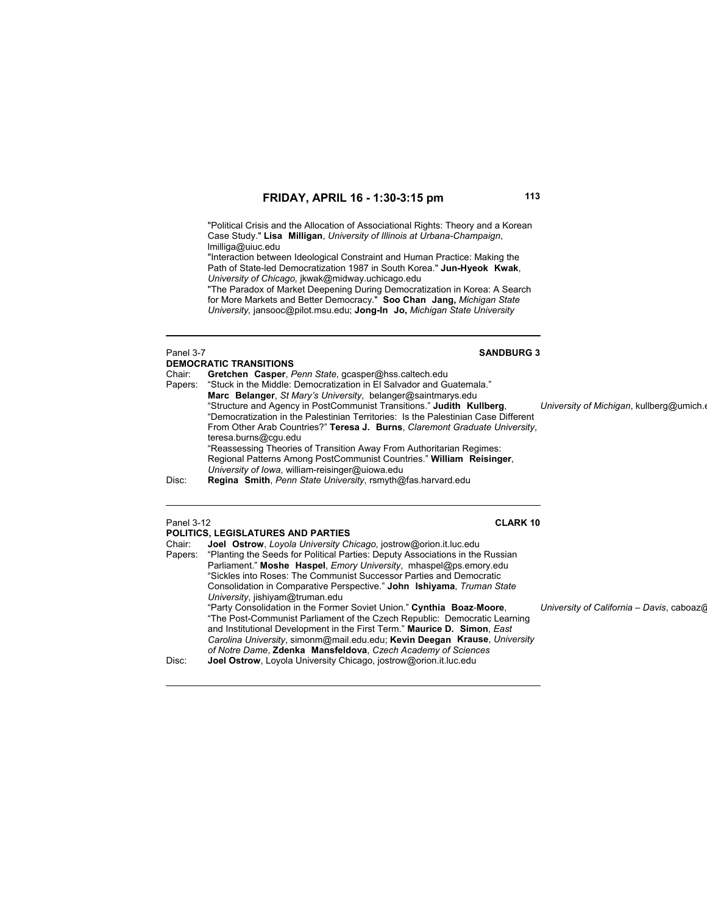## FRIDAY, APRIL 16 - 1:30-3:15 pm

"Political Crisis and the Allocation of Associational Rights: Theory and a Korean Case Study." **Lisa Milligan**, *University of Illinois at Urbana-Champaign*, lmilliga@uiuc.edu

"Interaction between Ideological Constraint and Human Practice: Making the Path of State-led Democratization 1987 in South Korea." **Jun-Hyeok Kwak**, *University of Chicago,* jkwak@midway.uchicago.edu

"The Paradox of Market Deepening During Democratization in Korea: A Search for More Markets and Better Democracy." **Soo Chan Jang,** *Michigan State University,* jansooc@pilot.msu.edu; **Jong-In Jo,** *Michigan State University*

---

Panel 3-7 **SANDBURG 3**

**DEMOCRATIC TRANSITIONS**

Chair: **Gretchen Casper**, *Penn State*, gcasper@hss.caltech.edu

Papers: "Stuck in the Middle: Democratization in El Salvador and Guatemala." **Marc Belanger**, *St Mary's University*, belanger@saintmarys.edu

"Structure and Agency in PostCommunist Transitions." **Judith Kullberg**, *University of Michigan*, kullberg@umich.e

"Democratization in the Palestinian Territories: Is the Palestinian Case Different From Other Arab Countries?" **Teresa J. Burns**, *Claremont Graduate University*, teresa.burns@cgu.edu

"Reassessing Theories of Transition Away From Authoritarian Regimes: Regional Patterns Among PostCommunist Countries." **William Reisinger**, *University of Iowa*, william-reisinger@uiowa.edu

Disc: **Regina Smith**, *Penn State University*, rsmyth@fas.harvard.edu

---

Panel 3-12 **CLARK 10**

**POLITICS, LEGISLATURES AND PARTIES**

Chair: **Joel Ostrow**, *Loyola University Chicago,* jostrow@orion.it.luc.edu

Papers: "Planting the Seeds for Political Parties: Deputy Associations in the Russian Parliament." **Moshe Haspel**, *Emory University*, mhaspel@ps.emory.edu

"Sickles into Roses: The Communist Successor Parties and Democratic Consolidation in Comparative Perspective." **John Ishiyama**, *Truman State University*, jishiyam@truman.edu

"Party Consolidation in the Former Soviet Union." **Cynthia Boaz-Moore**, *University of California – Davis*, caboaz@

"The Post-Communist Parliament of the Czech Republic: Democratic Learning and Institutional Development in the First Term." **Maurice D. Simon**, *East Carolina University*, simonm@mail.edu.edu; **Kevin Deegan Krause**, *University of Notre Dame*, **Zdenka Mansfeldova**, *Czech Academy of Sciences*

Disc: **Joel Ostrow**, Loyola University Chicago, jostrow@orion.it.luc.edu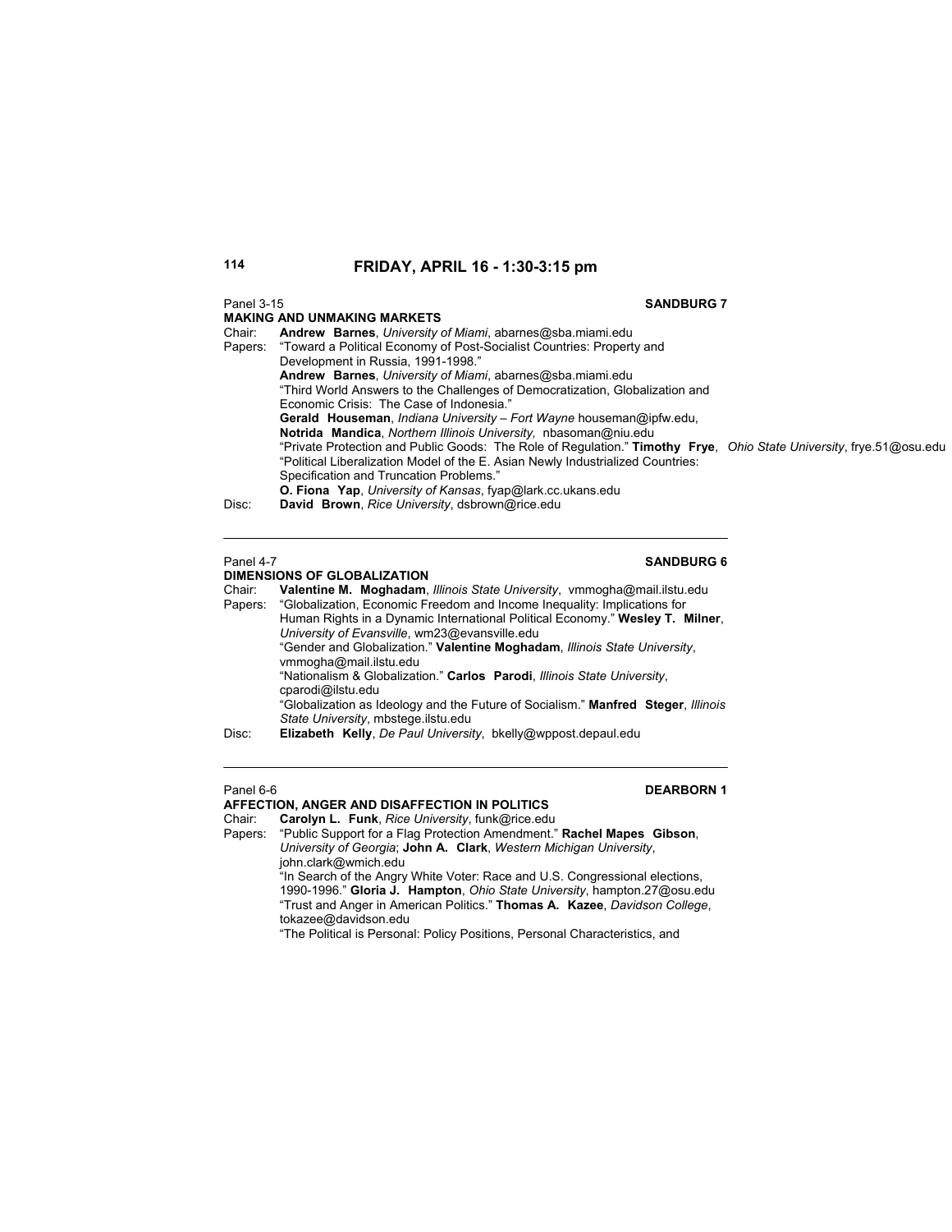# FRIDAY, APRIL 16 - 1:30-3:15 pm

Panel 3-15 **SANDBURG 7**

**MAKING AND UNMAKING MARKETS**

Chair: **Andrew Barnes**, *University of Miami*, abarnes@sba.miami.edu

Papers: "Toward a Political Economy of Post-Socialist Countries: Property and Development in Russia, 1991-1998."
**Andrew Barnes**, *University of Miami*, abarnes@sba.miami.edu
"Third World Answers to the Challenges of Democratization, Globalization and Economic Crisis: The Case of Indonesia."
**Gerald Houseman**, *Indiana University – Fort Wayne* houseman@ipfw.edu,
**Notrida Mandica**, *Northern Illinois University,* nbasoman@niu.edu
"Private Protection and Public Goods: The Role of Regulation." **Timothy Frye**, *Ohio State University*, frye.51@osu.edu
"Political Liberalization Model of the E. Asian Newly Industrialized Countries: Specification and Truncation Problems."
**O. Fiona Yap**, *University of Kansas*, fyap@lark.cc.ukans.edu

Disc: **David Brown**, *Rice University*, dsbrown@rice.edu

---

Panel 4-7 **SANDBURG 6**

**DIMENSIONS OF GLOBALIZATION**

Chair: **Valentine M. Moghadam**, *Illinois State University*, vmmogha@mail.ilstu.edu

Papers: "Globalization, Economic Freedom and Income Inequality: Implications for Human Rights in a Dynamic International Political Economy." **Wesley T. Milner**, *University of Evansville*, wm23@evansville.edu
"Gender and Globalization." **Valentine Moghadam**, *Illinois State University*, vmmogha@mail.ilstu.edu
"Nationalism & Globalization." **Carlos Parodi**, *Illinois State University*, cparodi@ilstu.edu
"Globalization as Ideology and the Future of Socialism." **Manfred Steger**, *Illinois State University*, mbstege.ilstu.edu

Disc: **Elizabeth Kelly**, *De Paul University*, bkelly@wppost.depaul.edu

---

Panel 6-6 **DEARBORN 1**

**AFFECTION, ANGER AND DISAFFECTION IN POLITICS**

Chair: **Carolyn L. Funk**, *Rice University*, funk@rice.edu

Papers: "Public Support for a Flag Protection Amendment." **Rachel Mapes Gibson**, *University of Georgia*; **John A. Clark**, *Western Michigan University*, john.clark@wmich.edu
"In Search of the Angry White Voter: Race and U.S. Congressional elections, 1990-1996." **Gloria J. Hampton**, *Ohio State University*, hampton.27@osu.edu
"Trust and Anger in American Politics." **Thomas A. Kazee**, *Davidson College*, tokazee@davidson.edu
"The Political is Personal: Policy Positions, Personal Characteristics, and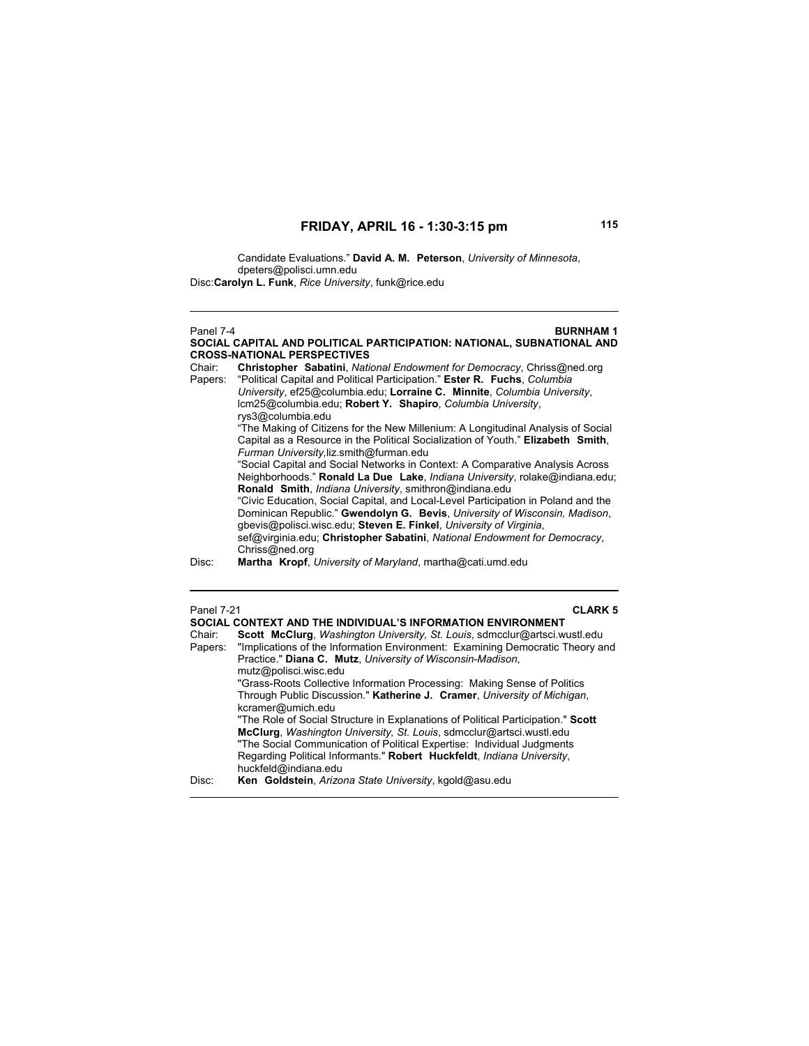Candidate Evaluations." **David A. M. Peterson**, *University of Minnesota*, dpeters@polisci.umn.edu

Disc: **Carolyn L. Funk**, *Rice University*, funk@rice.edu

---

Panel 7-4 **BURNHAM 1**

**SOCIAL CAPITAL AND POLITICAL PARTICIPATION: NATIONAL, SUBNATIONAL AND CROSS-NATIONAL PERSPECTIVES**

Chair: **Christopher Sabatini**, *National Endowment for Democracy*, Chriss@ned.org

Papers: "Political Capital and Political Participation." **Ester R. Fuchs**, *Columbia University*, ef25@columbia.edu; **Lorraine C. Minnite**, *Columbia University*, lcm25@columbia.edu; **Robert Y. Shapiro**, *Columbia University*, rys3@columbia.edu

"The Making of Citizens for the New Millenium: A Longitudinal Analysis of Social Capital as a Resource in the Political Socialization of Youth." **Elizabeth Smith**, *Furman University*,liz.smith@furman.edu

"Social Capital and Social Networks in Context: A Comparative Analysis Across Neighborhoods." **Ronald La Due Lake**, *Indiana University*, rolake@indiana.edu; **Ronald Smith**, *Indiana University*, smithron@indiana.edu

"Civic Education, Social Capital, and Local-Level Participation in Poland and the Dominican Republic." **Gwendolyn G. Bevis**, *University of Wisconsin, Madison*, gbevis@polisci.wisc.edu; **Steven E. Finkel**, *University of Virginia*, sef@virginia.edu; **Christopher Sabatini**, *National Endowment for Democracy*, Chriss@ned.org

Disc: **Martha Kropf**, *University of Maryland*, martha@cati.umd.edu

---

Panel 7-21 **CLARK 5**

**SOCIAL CONTEXT AND THE INDIVIDUAL'S INFORMATION ENVIRONMENT**

Chair: **Scott McClurg**, *Washington University, St. Louis*, sdmcclur@artsci.wustl.edu

Papers: "Implications of the Information Environment: Examining Democratic Theory and Practice." **Diana C. Mutz**, *University of Wisconsin-Madison*, mutz@polisci.wisc.edu

"Grass-Roots Collective Information Processing: Making Sense of Politics Through Public Discussion." **Katherine J. Cramer**, *University of Michigan*, kcramer@umich.edu

"The Role of Social Structure in Explanations of Political Participation." **Scott McClurg**, *Washington University, St. Louis*, sdmcclur@artsci.wustl.edu

"The Social Communication of Political Expertise: Individual Judgments Regarding Political Informants." **Robert Huckfeldt**, *Indiana University*, huckfeld@indiana.edu

Disc: **Ken Goldstein**, *Arizona State University*, kgold@asu.edu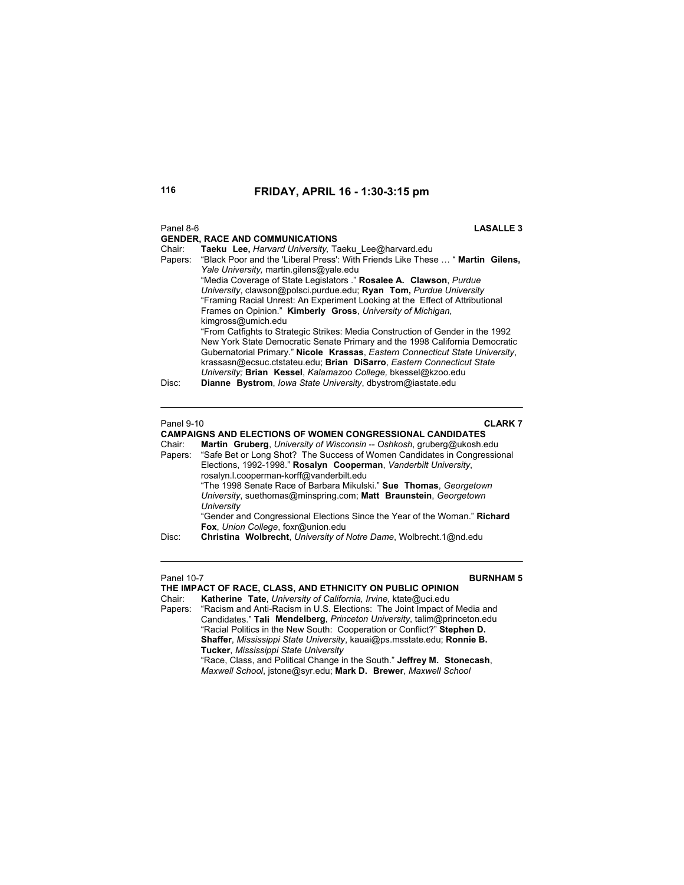## FRIDAY, APRIL 16 - 1:30-3:15 pm

Panel 8-6 **LASALLE 3**

**GENDER, RACE AND COMMUNICATIONS**

Chair: **Taeku Lee,** *Harvard University,* Taeku_Lee@harvard.edu

Papers: "Black Poor and the 'Liberal Press': With Friends Like These … " **Martin Gilens,** *Yale University,* martin.gilens@yale.edu

"Media Coverage of State Legislators ." **Rosalee A. Clawson**, *Purdue University*, clawson@polsci.purdue.edu; **Ryan Tom,** *Purdue University*

"Framing Racial Unrest: An Experiment Looking at the Effect of Attributional Frames on Opinion." **Kimberly Gross**, *University of Michigan*, kimgross@umich.edu

"From Catfights to Strategic Strikes: Media Construction of Gender in the 1992 New York State Democratic Senate Primary and the 1998 California Democratic Gubernatorial Primary." **Nicole Krassas**, *Eastern Connecticut State University*, krassasn@ecsuc.ctstateu.edu; **Brian DiSarro**, *Eastern Connecticut State University;* **Brian Kessel**, *Kalamazoo College,* bkessel@kzoo.edu

Disc: **Dianne Bystrom**, *Iowa State University*, dbystrom@iastate.edu

---

Panel 9-10 **CLARK 7**

**CAMPAIGNS AND ELECTIONS OF WOMEN CONGRESSIONAL CANDIDATES**

Chair: **Martin Gruberg**, *University of Wisconsin -- Oshkosh*, gruberg@ukosh.edu

Papers: "Safe Bet or Long Shot? The Success of Women Candidates in Congressional Elections, 1992-1998." **Rosalyn Cooperman**, *Vanderbilt University*, rosalyn.l.cooperman-korff@vanderbilt.edu

"The 1998 Senate Race of Barbara Mikulski." **Sue Thomas**, *Georgetown University*, suethomas@minspring.com; **Matt Braunstein**, *Georgetown University*

"Gender and Congressional Elections Since the Year of the Woman." **Richard Fox**, *Union College*, foxr@union.edu

Disc: **Christina Wolbrecht**, *University of Notre Dame*, Wolbrecht.1@nd.edu

---

Panel 10-7 **BURNHAM 5**

**THE IMPACT OF RACE, CLASS, AND ETHNICITY ON PUBLIC OPINION**

Chair: **Katherine Tate**, *University of California, Irvine,* ktate@uci.edu

Papers: "Racism and Anti-Racism in U.S. Elections: The Joint Impact of Media and Candidates." **Tali Mendelberg**, *Princeton University*, talim@princeton.edu

"Racial Politics in the New South: Cooperation or Conflict?" **Stephen D. Shaffer**, *Mississippi State University*, kauai@ps.msstate.edu; **Ronnie B. Tucker**, *Mississippi State University*

"Race, Class, and Political Change in the South." **Jeffrey M. Stonecash**, *Maxwell School*, jstone@syr.edu; **Mark D. Brewer**, *Maxwell School*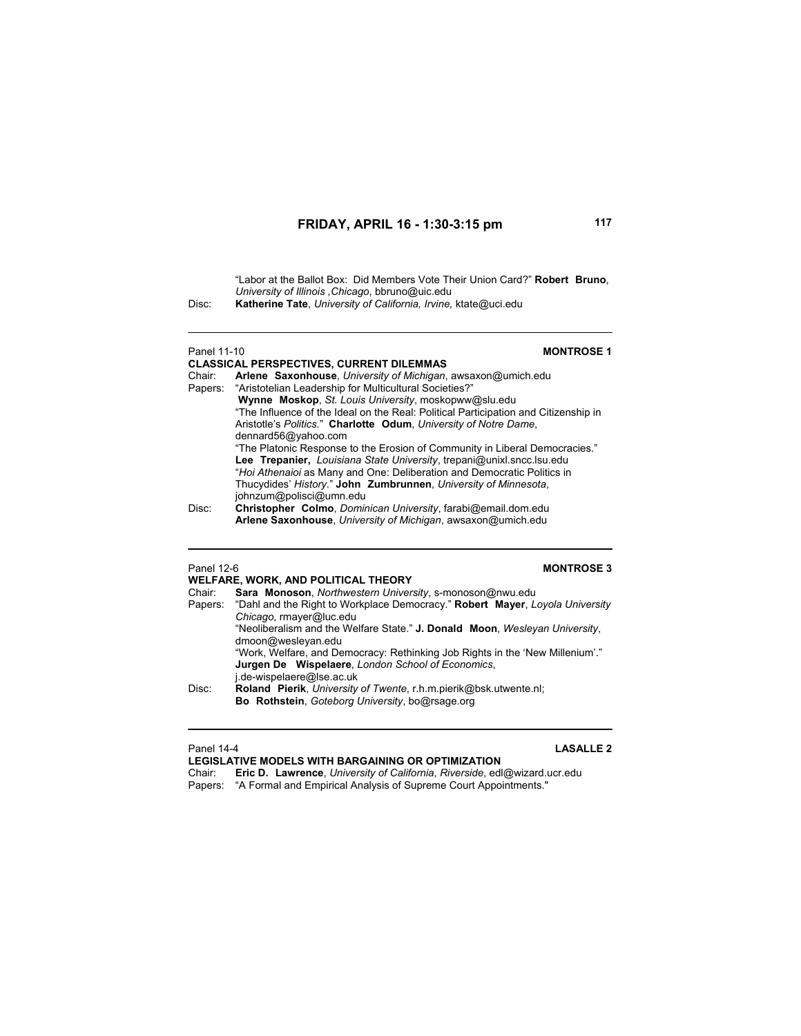## FRIDAY, APRIL 16 - 1:30-3:15 pm

"Labor at the Ballot Box: Did Members Vote Their Union Card?" **Robert Bruno**, *University of Illinois ,Chicago*, bbruno@uic.edu

Disc: **Katherine Tate**, *University of California, Irvine,* ktate@uci.edu

---

Panel 11-10 **MONTROSE 1**

**CLASSICAL PERSPECTIVES, CURRENT DILEMMAS**

Chair: **Arlene Saxonhouse**, *University of Michigan*, awsaxon@umich.edu

Papers: "Aristotelian Leadership for Multicultural Societies?" **Wynne Moskop**, *St. Louis University*, moskopww@slu.edu

"The Influence of the Ideal on the Real: Political Participation and Citizenship in Aristotle's *Politics*." **Charlotte Odum**, *University of Notre Dame*, dennard56@yahoo.com

"The Platonic Response to the Erosion of Community in Liberal Democracies." **Lee Trepanier,** *Louisiana State University*, trepani@unixl.sncc.lsu.edu

"*Hoi Athenaioi* as Many and One: Deliberation and Democratic Politics in Thucydides' *History*." **John Zumbrunnen**, *University of Minnesota*, johnzum@polisci@umn.edu

Disc: **Christopher Colmo**, *Dominican University*, farabi@email.dom.edu
**Arlene Saxonhouse**, *University of Michigan*, awsaxon@umich.edu

---

Panel 12-6 **MONTROSE 3**

**WELFARE, WORK, AND POLITICAL THEORY**

Chair: **Sara Monoson**, *Northwestern University*, s-monoson@nwu.edu

Papers: "Dahl and the Right to Workplace Democracy." **Robert Mayer**, *Loyola University Chicago*, rmayer@luc.edu

"Neoliberalism and the Welfare State." **J. Donald Moon**, *Wesleyan University*, dmoon@wesleyan.edu

"Work, Welfare, and Democracy: Rethinking Job Rights in the 'New Millenium'." **Jurgen De Wispelaere**, *London School of Economics*, j.de-wispelaere@lse.ac.uk

Disc: **Roland Pierik**, *University of Twente*, r.h.m.pierik@bsk.utwente.nl;
**Bo Rothstein**, *Goteborg University*, bo@rsage.org

---

Panel 14-4 **LASALLE 2**

**LEGISLATIVE MODELS WITH BARGAINING OR OPTIMIZATION**

Chair: **Eric D. Lawrence**, *University of California*, *Riverside*, edl@wizard.ucr.edu

Papers: "A Formal and Empirical Analysis of Supreme Court Appointments."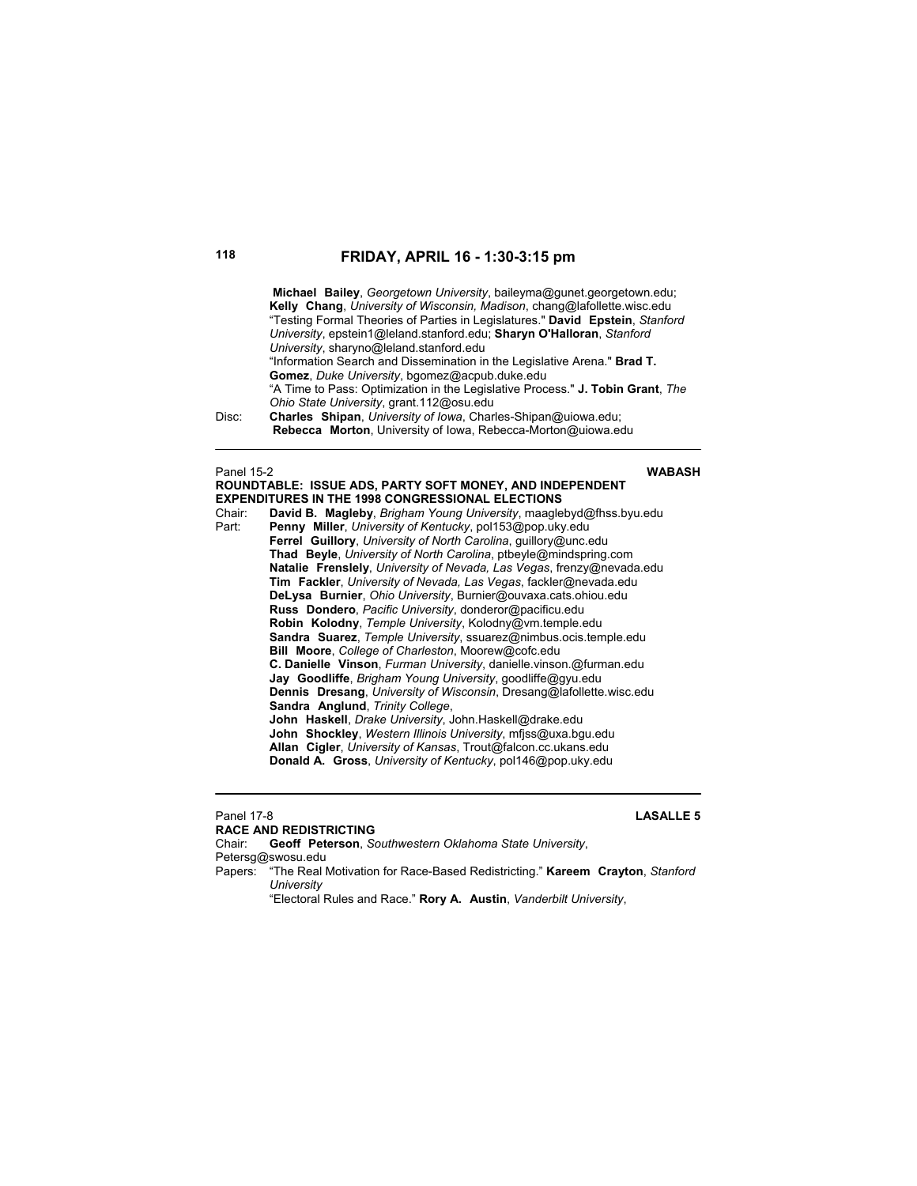## FRIDAY, APRIL 16 - 1:30-3:15 pm

**Michael Bailey**, *Georgetown University*, baileyma@gunet.georgetown.edu; **Kelly Chang**, *University of Wisconsin, Madison*, chang@lafollette.wisc.edu

"Testing Formal Theories of Parties in Legislatures." **David Epstein**, *Stanford University*, epstein1@leland.stanford.edu; **Sharyn O'Halloran**, *Stanford University*, sharyno@leland.stanford.edu

"Information Search and Dissemination in the Legislative Arena." **Brad T. Gomez**, *Duke University*, bgomez@acpub.duke.edu

"A Time to Pass: Optimization in the Legislative Process." **J. Tobin Grant**, *The Ohio State University*, grant.112@osu.edu

Disc: **Charles Shipan**, *University of Iowa*, Charles-Shipan@uiowa.edu; **Rebecca Morton**, University of Iowa, Rebecca-Morton@uiowa.edu

---

Panel 15-2 **WABASH**

**ROUNDTABLE: ISSUE ADS, PARTY SOFT MONEY, AND INDEPENDENT EXPENDITURES IN THE 1998 CONGRESSIONAL ELECTIONS**

Chair: **David B. Magleby**, *Brigham Young University*, maaglebyd@fhss.byu.edu

Part: **Penny Miller**, *University of Kentucky*, pol153@pop.uky.edu
**Ferrel Guillory**, *University of North Carolina*, guillory@unc.edu
**Thad Beyle**, *University of North Carolina*, ptbeyle@mindspring.com
**Natalie Frenslely**, *University of Nevada, Las Vegas*, frenzy@nevada.edu
**Tim Fackler**, *University of Nevada, Las Vegas*, fackler@nevada.edu
**DeLysa Burnier**, *Ohio University*, Burnier@ouvaxa.cats.ohiou.edu
**Russ Dondero**, *Pacific University*, donderor@pacificu.edu
**Robin Kolodny**, *Temple University*, Kolodny@vm.temple.edu
**Sandra Suarez**, *Temple University*, ssuarez@nimbus.ocis.temple.edu
**Bill Moore**, *College of Charleston*, Moorew@cofc.edu
**C. Danielle Vinson**, *Furman University*, danielle.vinson.@furman.edu
**Jay Goodliffe**, *Brigham Young University*, goodliffe@gyu.edu
**Dennis Dresang**, *University of Wisconsin*, Dresang@lafollette.wisc.edu
**Sandra Anglund**, *Trinity College*,
**John Haskell**, *Drake University*, John.Haskell@drake.edu
**John Shockley**, *Western Illinois University*, mfjss@uxa.bgu.edu
**Allan Cigler**, *University of Kansas*, Trout@falcon.cc.ukans.edu
**Donald A. Gross**, *University of Kentucky*, pol146@pop.uky.edu

---

Panel 17-8 **LASALLE 5**

**RACE AND REDISTRICTING**

Chair: **Geoff Peterson**, *Southwestern Oklahoma State University*, Petersg@swosu.edu

Papers: "The Real Motivation for Race-Based Redistricting." **Kareem Crayton**, *Stanford University*

"Electoral Rules and Race." **Rory A. Austin**, *Vanderbilt University*,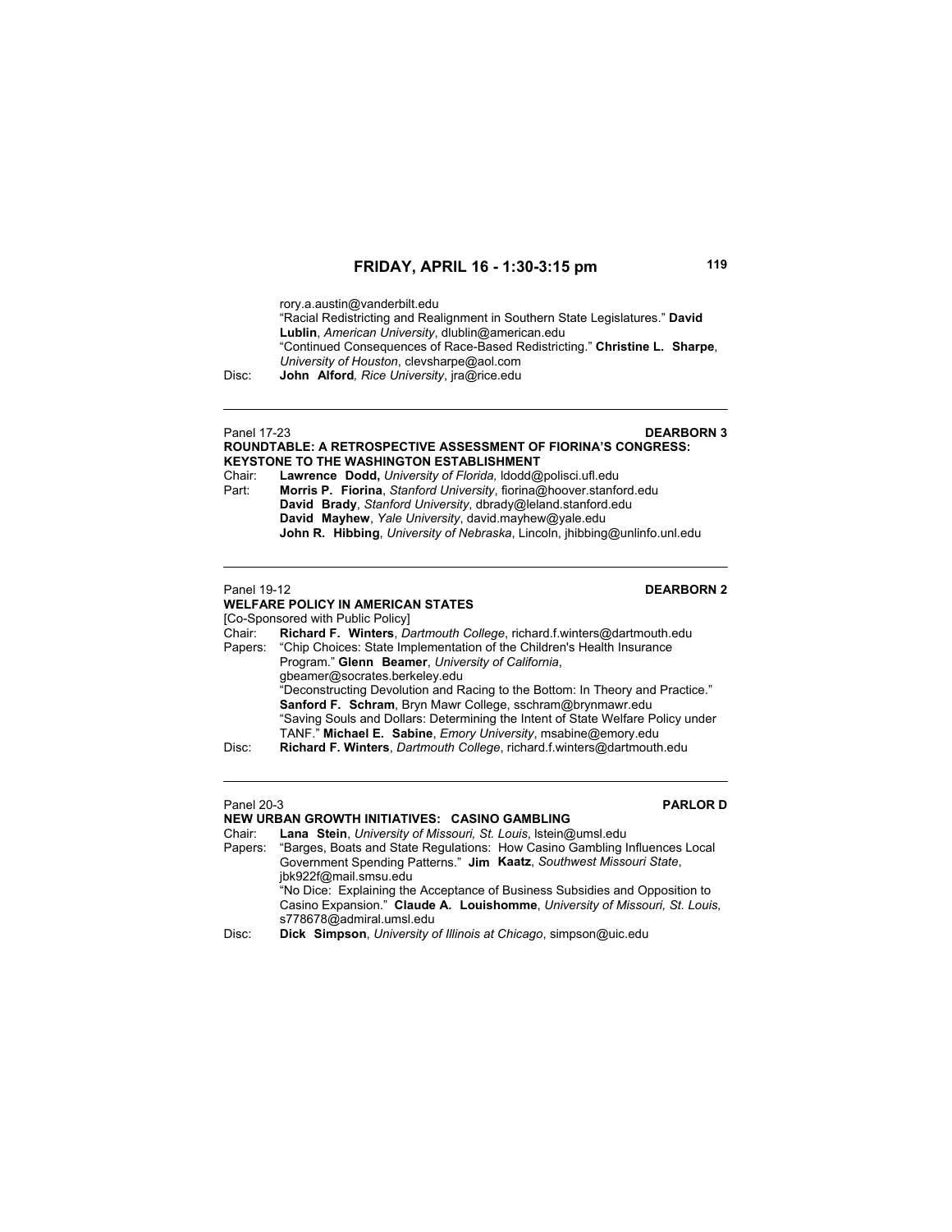## FRIDAY, APRIL 16 - 1:30-3:15 pm

rory.a.austin@vanderbilt.edu
"Racial Redistricting and Realignment in Southern State Legislatures." **David Lublin**, *American University*, dlublin@american.edu
"Continued Consequences of Race-Based Redistricting." **Christine L. Sharpe**, *University of Houston*, clevsharpe@aol.com

Disc: **John Alford**, *Rice University*, jra@rice.edu

---

Panel 17-23 **DEARBORN 3**

**ROUNDTABLE: A RETROSPECTIVE ASSESSMENT OF FIORINA'S CONGRESS: KEYSTONE TO THE WASHINGTON ESTABLISHMENT**

Chair: **Lawrence Dodd,** *University of Florida,* ldodd@polisci.ufl.edu

Part: **Morris P. Fiorina**, *Stanford University*, fiorina@hoover.stanford.edu
**David Brady**, *Stanford University*, dbrady@leland.stanford.edu
**David Mayhew**, *Yale University*, david.mayhew@yale.edu
**John R. Hibbing**, *University of Nebraska*, Lincoln, jhibbing@unlinfo.unl.edu

---

Panel 19-12 **DEARBORN 2**

**WELFARE POLICY IN AMERICAN STATES**

[Co-Sponsored with Public Policy]

Chair: **Richard F. Winters**, *Dartmouth College*, richard.f.winters@dartmouth.edu

Papers: "Chip Choices: State Implementation of the Children's Health Insurance Program." **Glenn Beamer**, *University of California*, gbeamer@socrates.berkeley.edu
"Deconstructing Devolution and Racing to the Bottom: In Theory and Practice." **Sanford F. Schram**, Bryn Mawr College, sschram@brynmawr.edu
"Saving Souls and Dollars: Determining the Intent of State Welfare Policy under TANF." **Michael E. Sabine**, *Emory University*, msabine@emory.edu

Disc: **Richard F. Winters**, *Dartmouth College*, richard.f.winters@dartmouth.edu

---

Panel 20-3 **PARLOR D**

**NEW URBAN GROWTH INITIATIVES: CASINO GAMBLING**

Chair: **Lana Stein**, *University of Missouri, St. Louis*, lstein@umsl.edu

Papers: "Barges, Boats and State Regulations: How Casino Gambling Influences Local Government Spending Patterns." **Jim Kaatz**, *Southwest Missouri State*, jbk922f@mail.smsu.edu
"No Dice: Explaining the Acceptance of Business Subsidies and Opposition to Casino Expansion." **Claude A. Louishomme**, *University of Missouri, St. Louis,* s778678@admiral.umsl.edu

Disc: **Dick Simpson**, *University of Illinois at Chicago*, simpson@uic.edu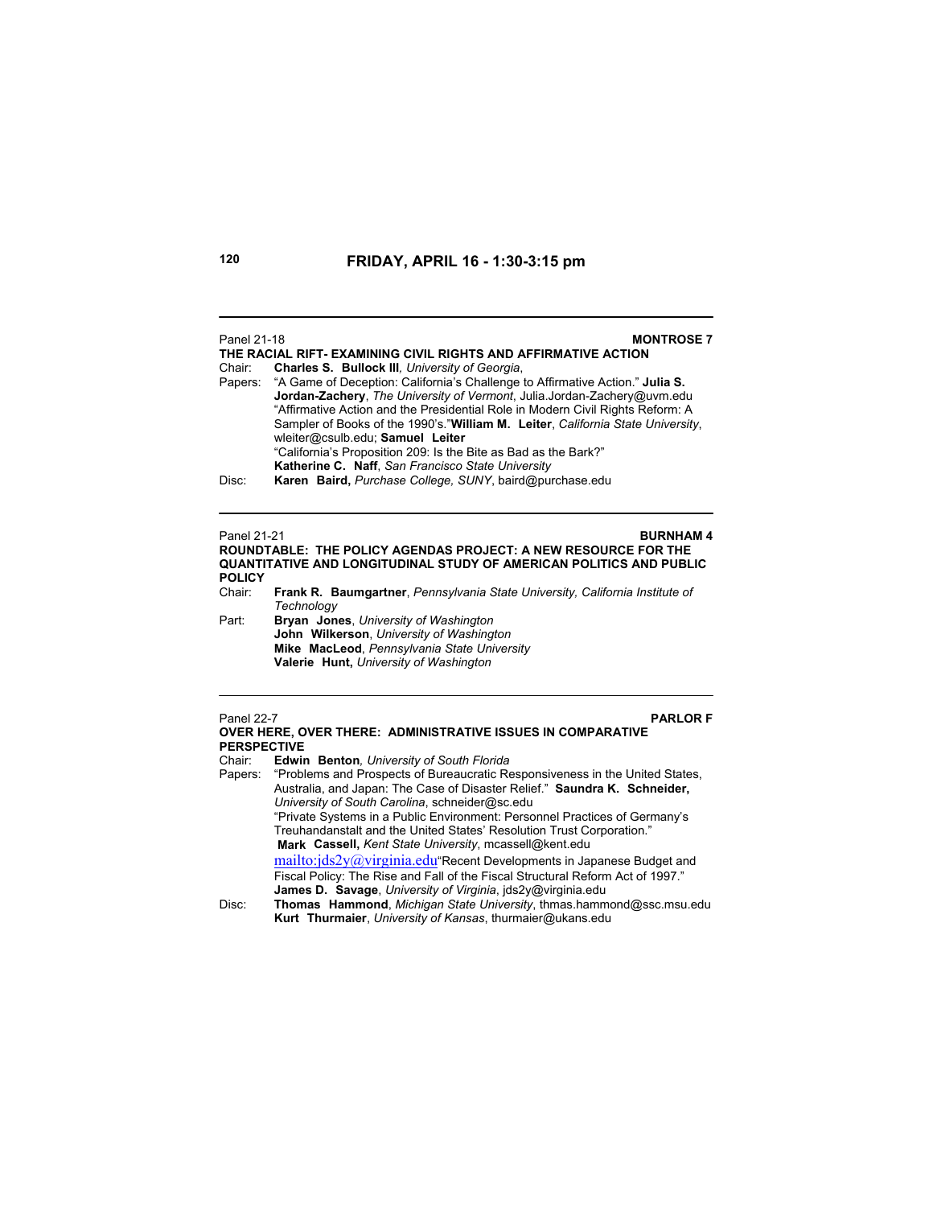## FRIDAY, APRIL 16 - 1:30-3:15 pm

---

Panel 21-18 **MONTROSE 7**

**THE RACIAL RIFT- EXAMINING CIVIL RIGHTS AND AFFIRMATIVE ACTION**

Chair: **Charles S. Bullock III**, *University of Georgia*,

Papers: "A Game of Deception: California's Challenge to Affirmative Action." **Julia S. Jordan-Zachery**, *The University of Vermont*, Julia.Jordan-Zachery@uvm.edu

"Affirmative Action and the Presidential Role in Modern Civil Rights Reform: A Sampler of Books of the 1990's."**William M. Leiter**, *California State University*, wleiter@csulb.edu; **Samuel Leiter**

"California's Proposition 209: Is the Bite as Bad as the Bark?" **Katherine C. Naff**, *San Francisco State University*

Disc: **Karen Baird,** *Purchase College, SUNY*, baird@purchase.edu

---

Panel 21-21 **BURNHAM 4**

**ROUNDTABLE: THE POLICY AGENDAS PROJECT: A NEW RESOURCE FOR THE QUANTITATIVE AND LONGITUDINAL STUDY OF AMERICAN POLITICS AND PUBLIC POLICY**

Chair: **Frank R. Baumgartner**, *Pennsylvania State University, California Institute of Technology*

Part: **Bryan Jones**, *University of Washington*

**John Wilkerson**, *University of Washington*

**Mike MacLeod**, *Pennsylvania State University*

**Valerie Hunt,** *University of Washington*

---

Panel 22-7 **PARLOR F**

**OVER HERE, OVER THERE: ADMINISTRATIVE ISSUES IN COMPARATIVE PERSPECTIVE**

Chair: **Edwin Benton**, *University of South Florida*

Papers: "Problems and Prospects of Bureaucratic Responsiveness in the United States, Australia, and Japan: The Case of Disaster Relief." **Saundra K. Schneider,** *University of South Carolina*, schneider@sc.edu

"Private Systems in a Public Environment: Personnel Practices of Germany's Treuhandanstalt and the United States' Resolution Trust Corporation." **Mark Cassell,** *Kent State University*, mcassell@kent.edu

mailto:jds2y@virginia.edu"Recent Developments in Japanese Budget and Fiscal Policy: The Rise and Fall of the Fiscal Structural Reform Act of 1997." **James D. Savage**, *University of Virginia*, jds2y@virginia.edu

Disc: **Thomas Hammond**, *Michigan State University*, thmas.hammond@ssc.msu.edu

**Kurt Thurmaier**, *University of Kansas*, thurmaier@ukans.edu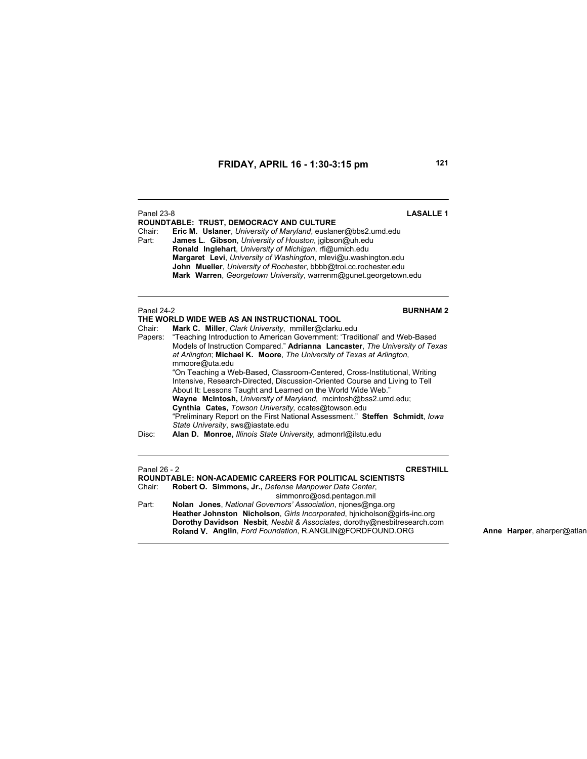## FRIDAY, APRIL 16 - 1:30-3:15 pm

Panel 23-8 **LASALLE 1**

**ROUNDTABLE: TRUST, DEMOCRACY AND CULTURE**

Chair: **Eric M. Uslaner**, *University of Maryland*, euslaner@bbs2.umd.edu

Part: **James L. Gibson**, *University of Houston*, jgibson@uh.edu
**Ronald Inglehart**, *University of Michigan*, rfi@umich.edu
**Margaret Levi**, *University of Washington*, mlevi@u.washington.edu
**John Mueller**, *University of Rochester*, bbbb@troi.cc.rochester.edu
**Mark Warren**, *Georgetown University*, warrenm@gunet.georgetown.edu

---

Panel 24-2 **BURNHAM 2**

**THE WORLD WIDE WEB AS AN INSTRUCTIONAL TOOL**

Chair: **Mark C. Miller**, *Clark University*, mmiller@clarku.edu

Papers: "Teaching Introduction to American Government: 'Traditional' and Web-Based Models of Instruction Compared." **Adrianna Lancaster**, *The University of Texas at Arlington*; **Michael K. Moore**, *The University of Texas at Arlington,* mmoore@uta.edu

"On Teaching a Web-Based, Classroom-Centered, Cross-Institutional, Writing Intensive, Research-Directed, Discussion-Oriented Course and Living to Tell About It: Lessons Taught and Learned on the World Wide Web." **Wayne McIntosh,** *University of Maryland,* mcintosh@bss2.umd.edu; **Cynthia Cates,** *Towson University*, ccates@towson.edu

"Preliminary Report on the First National Assessment." **Steffen Schmidt**, *Iowa State University*, sws@iastate.edu

Disc: **Alan D. Monroe,** *Illinois State University*, admonrl@ilstu.edu

---

Panel 26 - 2 **CRESTHILL**

**ROUNDTABLE: NON-ACADEMIC CAREERS FOR POLITICAL SCIENTISTS**

Chair: **Robert O. Simmons, Jr.,** *Defense Manpower Data Center*, simmonro@osd.pentagon.mil

Part: **Nolan Jones**, *National Governors' Association*, njones@nga.org
**Heather Johnston Nicholson**, *Girls Incorporated*, hjnicholson@girls-inc.org
**Dorothy Davidson Nesbit**, *Nesbit & Associates*, dorothy@nesbitresearch.com
**Roland V. Anglin**, *Ford Foundation*, R.ANGLIN@FORDFOUND.ORG
**Anne Harper**, aharper@atlan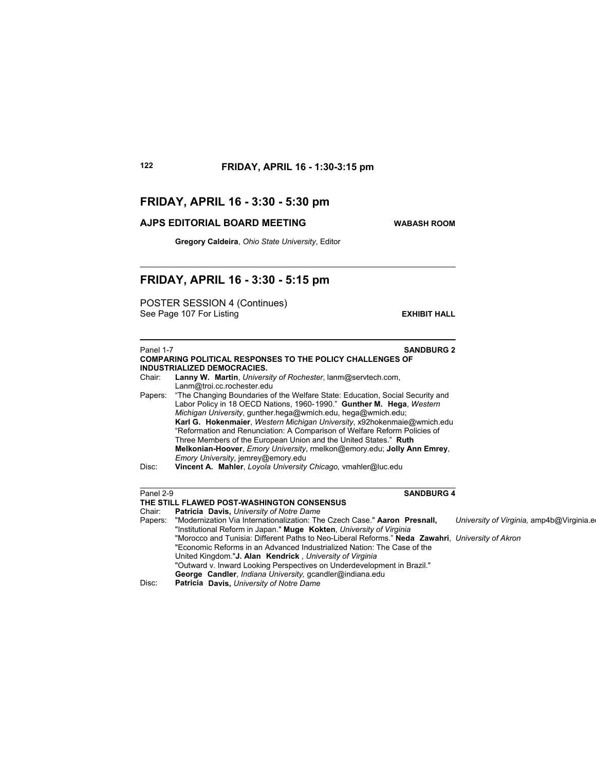## FRIDAY, APRIL 16 - 3:30 - 5:30 pm

### AJPS EDITORIAL BOARD MEETING — WABASH ROOM

**Gregory Caldeira**, *Ohio State University*, Editor

---

## FRIDAY, APRIL 16 - 3:30 - 5:15 pm

POSTER SESSION 4 (Continues)
See Page 107 For Listing — **EXHIBIT HALL**

---

Panel 1-7 — **SANDBURG 2**

**COMPARING POLITICAL RESPONSES TO THE POLICY CHALLENGES OF INDUSTRIALIZED DEMOCRACIES.**

Chair: **Lanny W. Martin**, *University of Rochester*, lanm@servtech.com, Lanm@troi.cc.rochester.edu

Papers: "The Changing Boundaries of the Welfare State: Education, Social Security and Labor Policy in 18 OECD Nations, 1960-1990." **Gunther M. Hega**, *Western Michigan University*, gunther.hega@wmich.edu, hega@wmich.edu; **Karl G. Hokenmaier**, *Western Michigan University*, x92hokenmaie@wmich.edu
"Reformation and Renunciation: A Comparison of Welfare Reform Policies of Three Members of the European Union and the United States." **Ruth Melkonian-Hoover**, *Emory University*, rmelkon@emory.edu; **Jolly Ann Emrey**, *Emory University*, jemrey@emory.edu

Disc: **Vincent A. Mahler**, *Loyola University Chicago,* vmahler@luc.edu

---

Panel 2-9 — **SANDBURG 4**

**THE STILL FLAWED POST-WASHINGTON CONSENSUS**

Chair: **Patricia Davis,** *University of Notre Dame*

Papers: "Modernization Via Internationalization: The Czech Case." **Aaron Presnall,** *University of Virginia,* amp4b@Virginia.e
"Institutional Reform in Japan." **Muge Kokten**, *University of Virginia*
"Morocco and Tunisia: Different Paths to Neo-Liberal Reforms." **Neda Zawahri**, *University of Akron*
"Economic Reforms in an Advanced Industrialized Nation: The Case of the United Kingdom."**J. Alan Kendrick** , *University of Virginia*
"Outward v. Inward Looking Perspectives on Underdevelopment in Brazil." **George Candler**, *Indiana University,* gcandler@indiana.edu

Disc: **Patricia Davis,** *University of Notre Dame*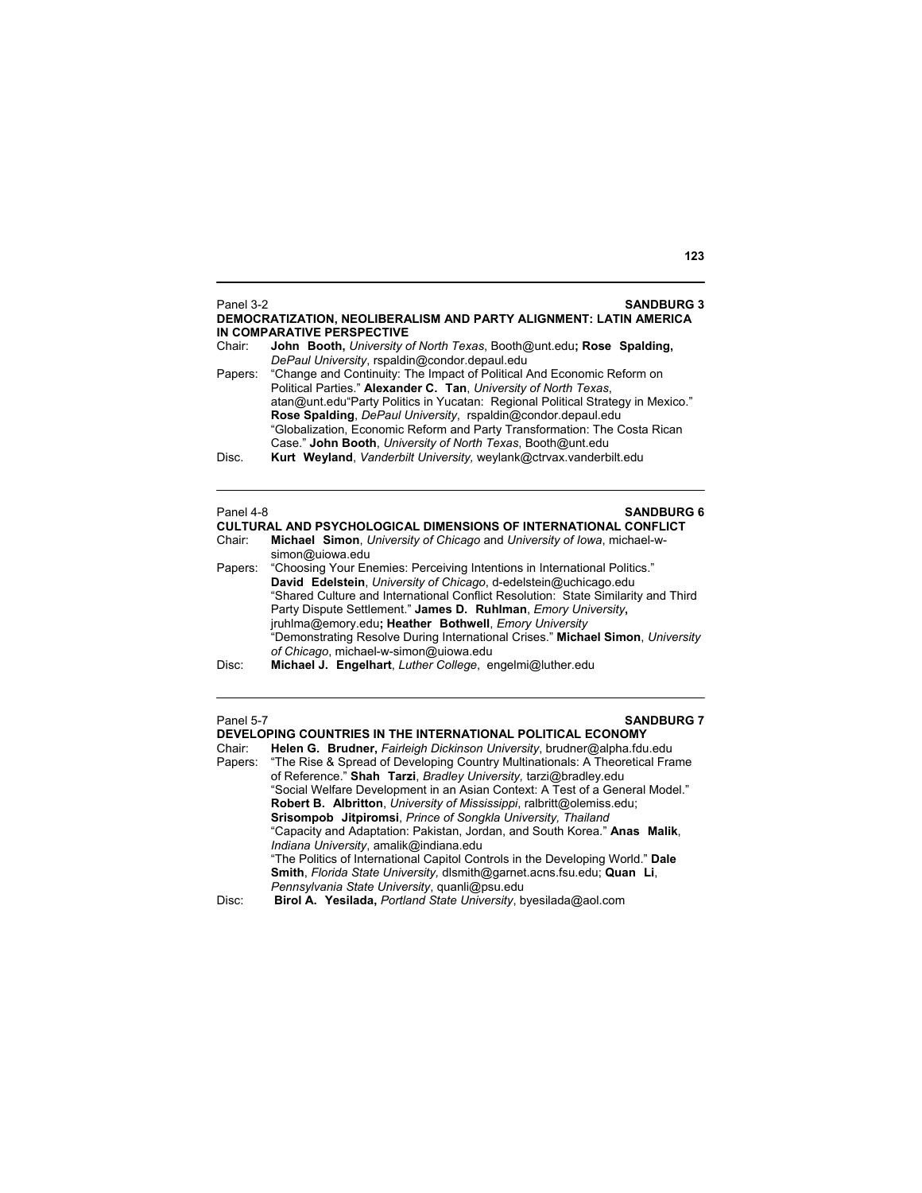Panel 3-2 **SANDBURG 3**

**DEMOCRATIZATION, NEOLIBERALISM AND PARTY ALIGNMENT: LATIN AMERICA IN COMPARATIVE PERSPECTIVE**

Chair: **John Booth,** *University of North Texas*, Booth@unt.edu**; Rose Spalding,** *DePaul University*, rspaldin@condor.depaul.edu

Papers: "Change and Continuity: The Impact of Political And Economic Reform on Political Parties." **Alexander C. Tan**, *University of North Texas*, atan@unt.edu"Party Politics in Yucatan: Regional Political Strategy in Mexico." **Rose Spalding**, *DePaul University*, rspaldin@condor.depaul.edu
"Globalization, Economic Reform and Party Transformation: The Costa Rican Case." **John Booth**, *University of North Texas*, Booth@unt.edu

Disc. **Kurt Weyland**, *Vanderbilt University,* weylank@ctrvax.vanderbilt.edu

---

Panel 4-8 **SANDBURG 6**

**CULTURAL AND PSYCHOLOGICAL DIMENSIONS OF INTERNATIONAL CONFLICT**

Chair: **Michael Simon**, *University of Chicago* and *University of Iowa*, michael-w-simon@uiowa.edu

Papers: "Choosing Your Enemies: Perceiving Intentions in International Politics." **David Edelstein**, *University of Chicago*, d-edelstein@uchicago.edu
"Shared Culture and International Conflict Resolution: State Similarity and Third Party Dispute Settlement." **James D. Ruhlman**, *Emory University***,** jruhlma@emory.edu**; Heather Bothwell**, *Emory University*
"Demonstrating Resolve During International Crises." **Michael Simon**, *University of Chicago*, michael-w-simon@uiowa.edu

Disc: **Michael J. Engelhart**, *Luther College*, engelmi@luther.edu

---

Panel 5-7 **SANDBURG 7**

**DEVELOPING COUNTRIES IN THE INTERNATIONAL POLITICAL ECONOMY**

Chair: **Helen G. Brudner,** *Fairleigh Dickinson University*, brudner@alpha.fdu.edu

Papers: "The Rise & Spread of Developing Country Multinationals: A Theoretical Frame of Reference." **Shah Tarzi**, *Bradley University,* tarzi@bradley.edu
"Social Welfare Development in an Asian Context: A Test of a General Model." **Robert B. Albritton**, *University of Mississippi*, ralbritt@olemiss.edu; **Srisompob Jitpiromsi**, *Prince of Songkla University, Thailand*
"Capacity and Adaptation: Pakistan, Jordan, and South Korea." **Anas Malik**, *Indiana University*, amalik@indiana.edu
"The Politics of International Capitol Controls in the Developing World." **Dale Smith**, *Florida State University,* dlsmith@garnet.acns.fsu.edu; **Quan Li**, *Pennsylvania State University*, quanli@psu.edu

Disc: **Birol A. Yesilada,** *Portland State University*, byesilada@aol.com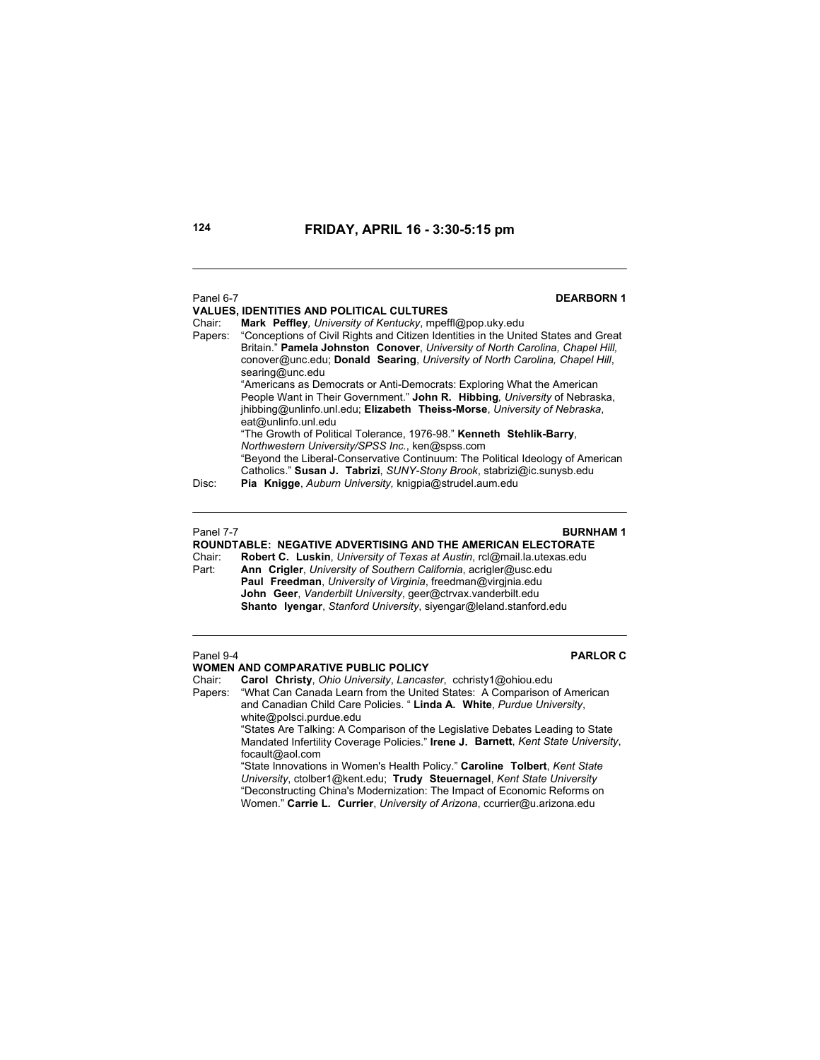# FRIDAY, APRIL 16 - 3:30-5:15 pm

---

Panel 6-7 **DEARBORN 1**

**VALUES, IDENTITIES AND POLITICAL CULTURES**

Chair: **Mark Peffley**, *University of Kentucky*, mpeffl@pop.uky.edu

Papers: "Conceptions of Civil Rights and Citizen Identities in the United States and Great Britain." **Pamela Johnston Conover**, *University of North Carolina, Chapel Hill,* conover@unc.edu; **Donald Searing**, *University of North Carolina, Chapel Hill*, searing@unc.edu

"Americans as Democrats or Anti-Democrats: Exploring What the American People Want in Their Government." **John R. Hibbing**, *University* of Nebraska, jhibbing@unlinfo.unl.edu; **Elizabeth Theiss-Morse**, *University of Nebraska*, eat@unlinfo.unl.edu

"The Growth of Political Tolerance, 1976-98." **Kenneth Stehlik-Barry**, *Northwestern University/SPSS Inc.*, ken@spss.com

"Beyond the Liberal-Conservative Continuum: The Political Ideology of American Catholics." **Susan J. Tabrizi**, *SUNY-Stony Brook*, stabrizi@ic.sunysb.edu

Disc: **Pia Knigge**, *Auburn University,* knigpia@strudel.aum.edu

---

Panel 7-7 **BURNHAM 1**

**ROUNDTABLE: NEGATIVE ADVERTISING AND THE AMERICAN ELECTORATE**

Chair: **Robert C. Luskin**, *University of Texas at Austin*, rcl@mail.la.utexas.edu

Part: **Ann Crigler**, *University of Southern California*, acrigler@usc.edu
**Paul Freedman**, *University of Virginia*, freedman@virgjnia.edu
**John Geer**, *Vanderbilt University*, geer@ctrvax.vanderbilt.edu
**Shanto Iyengar**, *Stanford University*, siyengar@leland.stanford.edu

---

Panel 9-4 **PARLOR C**

**WOMEN AND COMPARATIVE PUBLIC POLICY**

Chair: **Carol Christy**, *Ohio University*, *Lancaster*, cchristy1@ohiou.edu

Papers: "What Can Canada Learn from the United States: A Comparison of American and Canadian Child Care Policies. " **Linda A. White**, *Purdue University*, white@polsci.purdue.edu

"States Are Talking: A Comparison of the Legislative Debates Leading to State Mandated Infertility Coverage Policies." **Irene J. Barnett**, *Kent State University*, focault@aol.com

"State Innovations in Women's Health Policy." **Caroline Tolbert**, *Kent State University*, ctolber1@kent.edu; **Trudy Steuernagel**, *Kent State University*

"Deconstructing China's Modernization: The Impact of Economic Reforms on Women." **Carrie L. Currier**, *University of Arizona*, ccurrier@u.arizona.edu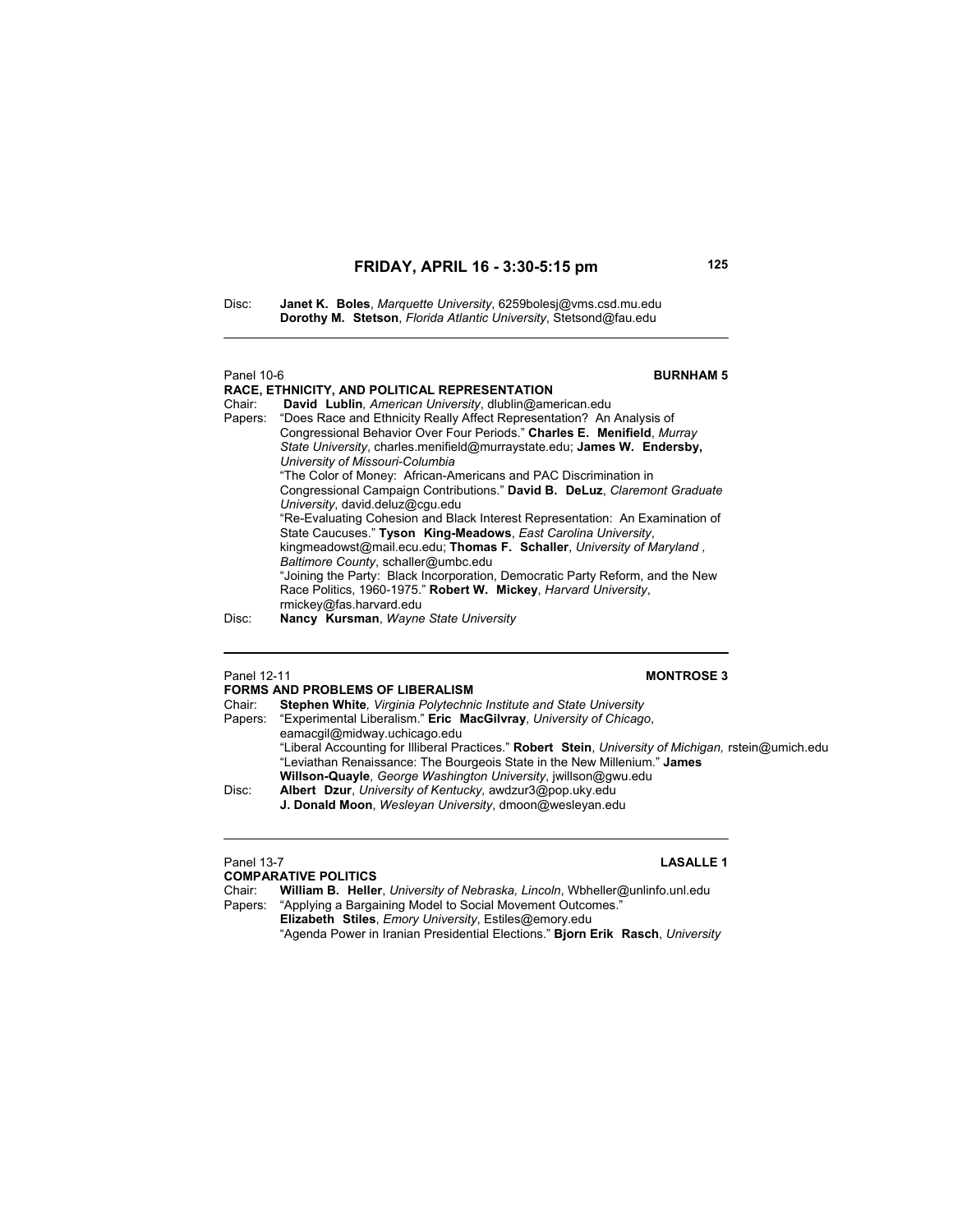## FRIDAY, APRIL 16 - 3:30-5:15 pm

Disc: **Janet K. Boles**, *Marquette University*, 6259bolesj@vms.csd.mu.edu
**Dorothy M. Stetson**, *Florida Atlantic University*, Stetsond@fau.edu

---

Panel 10-6 **BURNHAM 5**

**RACE, ETHNICITY, AND POLITICAL REPRESENTATION**

Chair: **David Lublin**, *American University*, dlublin@american.edu

Papers: "Does Race and Ethnicity Really Affect Representation? An Analysis of Congressional Behavior Over Four Periods." **Charles E. Menifield**, *Murray State University*, charles.menifield@murraystate.edu; **James W. Endersby,** *University of Missouri-Columbia*

"The Color of Money: African-Americans and PAC Discrimination in Congressional Campaign Contributions." **David B. DeLuz**, *Claremont Graduate University*, david.deluz@cgu.edu

"Re-Evaluating Cohesion and Black Interest Representation: An Examination of State Caucuses." **Tyson King-Meadows**, *East Carolina University*, kingmeadowst@mail.ecu.edu; **Thomas F. Schaller**, *University of Maryland , Baltimore County*, schaller@umbc.edu

"Joining the Party: Black Incorporation, Democratic Party Reform, and the New Race Politics, 1960-1975." **Robert W. Mickey**, *Harvard University*, rmickey@fas.harvard.edu

Disc: **Nancy Kursman**, *Wayne State University*

---

Panel 12-11 **MONTROSE 3**

**FORMS AND PROBLEMS OF LIBERALISM**

Chair: **Stephen White**, *Virginia Polytechnic Institute and State University*

Papers: "Experimental Liberalism." **Eric MacGilvray**, *University of Chicago*, eamacgil@midway.uchicago.edu

"Liberal Accounting for Illiberal Practices." **Robert Stein**, *University of Michigan,* rstein@umich.edu

"Leviathan Renaissance: The Bourgeois State in the New Millenium." **James Willson-Quayle**, *George Washington University*, jwillson@gwu.edu

Disc: **Albert Dzur**, *University of Kentucky*, awdzur3@pop.uky.edu
**J. Donald Moon**, *Wesleyan University*, dmoon@wesleyan.edu

---

Panel 13-7 **LASALLE 1**

**COMPARATIVE POLITICS**

Chair: **William B. Heller**, *University of Nebraska, Lincoln*, Wbheller@unlinfo.unl.edu

Papers: "Applying a Bargaining Model to Social Movement Outcomes." **Elizabeth Stiles**, *Emory University*, Estiles@emory.edu

"Agenda Power in Iranian Presidential Elections." **Bjorn Erik Rasch**, *University*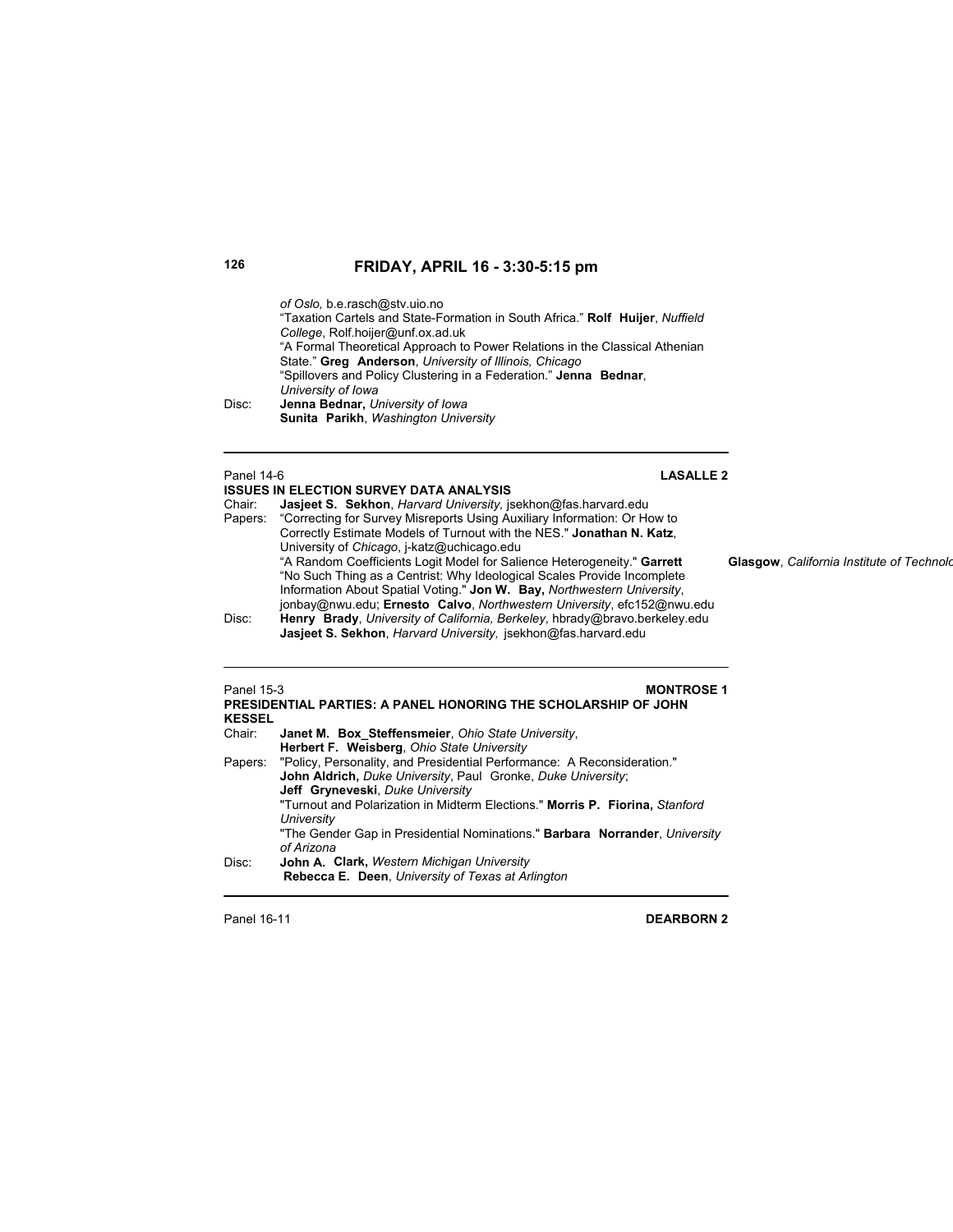## FRIDAY, APRIL 16 - 3:30-5:15 pm

*of Oslo,* b.e.rasch@stv.uio.no
"Taxation Cartels and State-Formation in South Africa." **Rolf Huijer**, *Nuffield College*, Rolf.hoijer@unf.ox.ad.uk
"A Formal Theoretical Approach to Power Relations in the Classical Athenian State." **Greg Anderson**, *University of Illinois, Chicago*
"Spillovers and Policy Clustering in a Federation." **Jenna Bednar**, *University of Iowa*

Disc: **Jenna Bednar,** *University of Iowa*
**Sunita Parikh**, *Washington University*

---

Panel 14-6 **LASALLE 2**

**ISSUES IN ELECTION SURVEY DATA ANALYSIS**

Chair: **Jasjeet S. Sekhon**, *Harvard University,* jsekhon@fas.harvard.edu

Papers: "Correcting for Survey Misreports Using Auxiliary Information: Or How to Correctly Estimate Models of Turnout with the NES." **Jonathan N. Katz**, University of *Chicago*, j-katz@uchicago.edu
"A Random Coefficients Logit Model for Salience Heterogeneity." **Garrett Glasgow**, *California Institute of Technolo*
"No Such Thing as a Centrist: Why Ideological Scales Provide Incomplete Information About Spatial Voting." **Jon W. Bay,** *Northwestern University*, jonbay@nwu.edu; **Ernesto Calvo**, *Northwestern University*, efc152@nwu.edu

Disc: **Henry Brady**, *University of California, Berkeley*, hbrady@bravo.berkeley.edu
**Jasjeet S. Sekhon**, *Harvard University,* jsekhon@fas.harvard.edu

---

Panel 15-3 **MONTROSE 1**

**PRESIDENTIAL PARTIES: A PANEL HONORING THE SCHOLARSHIP OF JOHN KESSEL**

Chair: **Janet M. Box_Steffensmeier**, *Ohio State University*,
**Herbert F. Weisberg**, *Ohio State University*

Papers: "Policy, Personality, and Presidential Performance: A Reconsideration." **John Aldrich,** *Duke University*, Paul Gronke, *Duke University*; **Jeff Gryneveski**, *Duke University*
"Turnout and Polarization in Midterm Elections." **Morris P. Fiorina,** *Stanford University*
"The Gender Gap in Presidential Nominations." **Barbara Norrander**, *University of Arizona*

Disc: **John A. Clark,** *Western Michigan University*
**Rebecca E. Deen**, *University of Texas at Arlington*

---

Panel 16-11 **DEARBORN 2**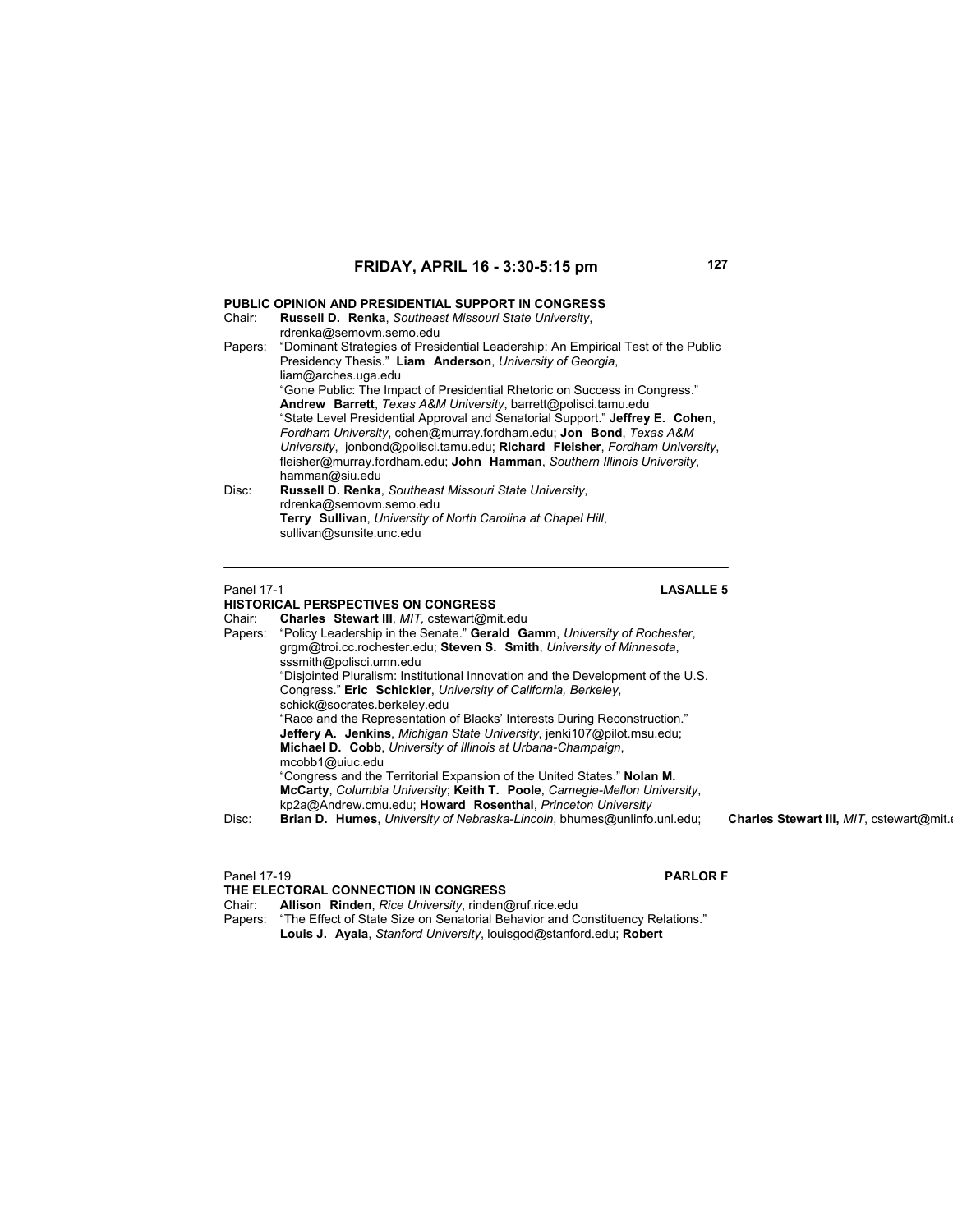## FRIDAY, APRIL 16 - 3:30-5:15 pm

### PUBLIC OPINION AND PRESIDENTIAL SUPPORT IN CONGRESS

Chair: **Russell D. Renka**, *Southeast Missouri State University*, rdrenka@semovm.semo.edu

Papers: "Dominant Strategies of Presidential Leadership: An Empirical Test of the Public Presidency Thesis." **Liam Anderson**, *University of Georgia*, liam@arches.uga.edu

"Gone Public: The Impact of Presidential Rhetoric on Success in Congress." **Andrew Barrett**, *Texas A&M University*, barrett@polisci.tamu.edu

"State Level Presidential Approval and Senatorial Support." **Jeffrey E. Cohen**, *Fordham University*, cohen@murray.fordham.edu; **Jon Bond**, *Texas A&M University*, jonbond@polisci.tamu.edu; **Richard Fleisher**, *Fordham University*, fleisher@murray.fordham.edu; **John Hamman**, *Southern Illinois University*, hamman@siu.edu

Disc: **Russell D. Renka**, *Southeast Missouri State University*, rdrenka@semovm.semo.edu

**Terry Sullivan**, *University of North Carolina at Chapel Hill*, sullivan@sunsite.unc.edu

---

Panel 17-1 **LASALLE 5**

### HISTORICAL PERSPECTIVES ON CONGRESS

Chair: **Charles Stewart III**, *MIT*, cstewart@mit.edu

Papers: "Policy Leadership in the Senate." **Gerald Gamm**, *University of Rochester*, grgm@troi.cc.rochester.edu; **Steven S. Smith**, *University of Minnesota*, sssmith@polisci.umn.edu

"Disjointed Pluralism: Institutional Innovation and the Development of the U.S. Congress." **Eric Schickler**, *University of California, Berkeley*, schick@socrates.berkeley.edu

"Race and the Representation of Blacks' Interests During Reconstruction." **Jeffery A. Jenkins**, *Michigan State University*, jenki107@pilot.msu.edu; **Michael D. Cobb**, *University of Illinois at Urbana-Champaign*, mcobb1@uiuc.edu

"Congress and the Territorial Expansion of the United States." **Nolan M. McCarty**, *Columbia University*; **Keith T. Poole**, *Carnegie-Mellon University*, kp2a@Andrew.cmu.edu; **Howard Rosenthal**, *Princeton University*

Disc: **Brian D. Humes**, *University of Nebraska-Lincoln*, bhumes@unlinfo.unl.edu; **Charles Stewart III,** *MIT*, cstewart@mit.e

---

Panel 17-19 **PARLOR F**

### THE ELECTORAL CONNECTION IN CONGRESS

Chair: **Allison Rinden**, *Rice University*, rinden@ruf.rice.edu

Papers: "The Effect of State Size on Senatorial Behavior and Constituency Relations." **Louis J. Ayala**, *Stanford University*, louisgod@stanford.edu; **Robert**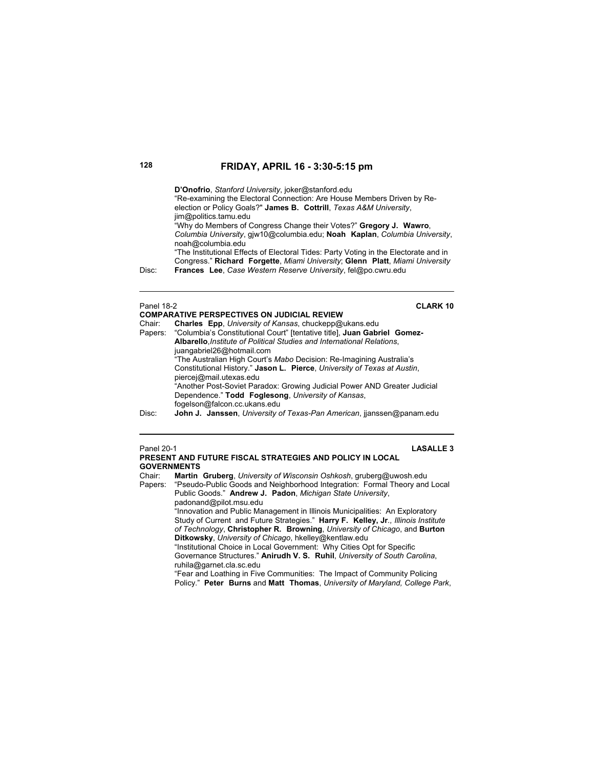**D'Onofrio**, *Stanford University*, joker@stanford.edu

"Re-examining the Electoral Connection: Are House Members Driven by Re-election or Policy Goals?" **James B. Cottrill**, *Texas A&M University*, jim@politics.tamu.edu

"Why do Members of Congress Change their Votes?" **Gregory J. Wawro**, *Columbia University*, gjw10@columbia.edu; **Noah Kaplan**, *Columbia University*, noah@columbia.edu

"The Institutional Effects of Electoral Tides: Party Voting in the Electorate and in Congress." **Richard Forgette**, *Miami University*; **Glenn Platt**, *Miami University*

Disc: **Frances Lee**, *Case Western Reserve University*, fel@po.cwru.edu

---

Panel 18-2 **CLARK 10**

**COMPARATIVE PERSPECTIVES ON JUDICIAL REVIEW**

Chair: **Charles Epp**, *University of Kansas*, chuckepp@ukans.edu

Papers: "Columbia's Constitutional Court" [tentative title], **Juan Gabriel Gomez-Albarello**, *Institute of Political Studies and International Relations*, juangabriel26@hotmail.com

"The Australian High Court's *Mabo* Decision: Re-Imagining Australia's Constitutional History." **Jason L. Pierce**, *University of Texas at Austin*, piercej@mail.utexas.edu

"Another Post-Soviet Paradox: Growing Judicial Power AND Greater Judicial Dependence." **Todd Foglesong**, *University of Kansas*, fogelson@falcon.cc.ukans.edu

Disc: **John J. Janssen**, *University of Texas-Pan American*, jjanssen@panam.edu

---

Panel 20-1 **LASALLE 3**

**PRESENT AND FUTURE FISCAL STRATEGIES AND POLICY IN LOCAL GOVERNMENTS**

Chair: **Martin Gruberg**, *University of Wisconsin Oshkosh*, gruberg@uwosh.edu

Papers: "Pseudo-Public Goods and Neighborhood Integration: Formal Theory and Local Public Goods." **Andrew J. Padon**, *Michigan State University*, padonand@pilot.msu.edu

"Innovation and Public Management in Illinois Municipalities: An Exploratory Study of Current and Future Strategies." **Harry F. Kelley, Jr**., *Illinois Institute of Technology*, **Christopher R. Browning**, *University of Chicago*, and **Burton Ditkowsky**, *University of Chicago*, hkelley@kentlaw.edu

"Institutional Choice in Local Government: Why Cities Opt for Specific Governance Structures." **Anirudh V. S. Ruhil**, *University of South Carolina*, ruhila@garnet.cla.sc.edu

"Fear and Loathing in Five Communities: The Impact of Community Policing Policy." **Peter Burns** and **Matt Thomas**, *University of Maryland, College Park*,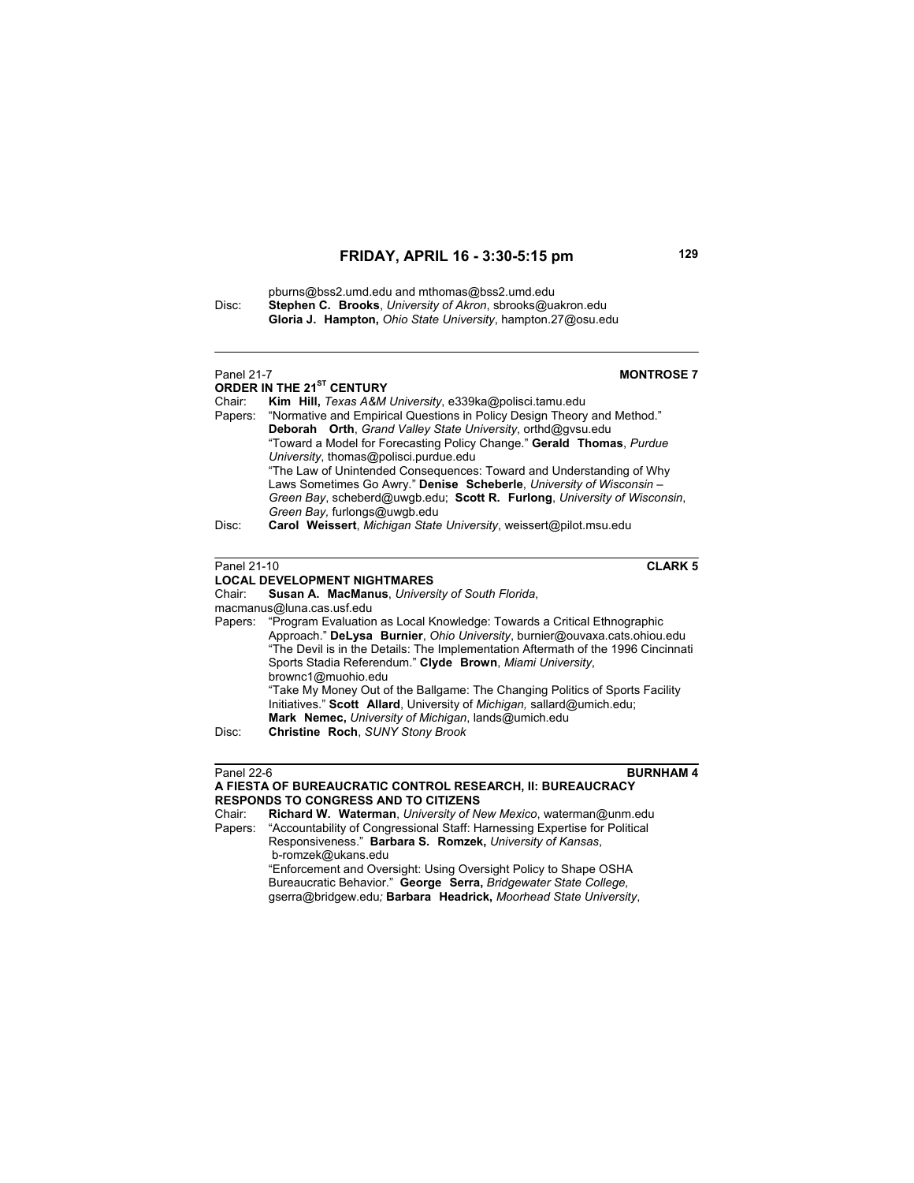pburns@bss2.umd.edu and mthomas@bss2.umd.edu

Disc: **Stephen C. Brooks**, *University of Akron*, sbrooks@uakron.edu
**Gloria J. Hampton,** *Ohio State University*, hampton.27@osu.edu

---

Panel 21-7 **MONTROSE 7**

**ORDER IN THE 21[ST] CENTURY**

Chair: **Kim Hill,** *Texas A&M University*, e339ka@polisci.tamu.edu

Papers: "Normative and Empirical Questions in Policy Design Theory and Method." **Deborah Orth**, *Grand Valley State University*, orthd@gvsu.edu
"Toward a Model for Forecasting Policy Change." **Gerald Thomas**, *Purdue University*, thomas@polisci.purdue.edu
"The Law of Unintended Consequences: Toward and Understanding of Why Laws Sometimes Go Awry." **Denise Scheberle**, *University of Wisconsin – Green Bay*, scheberd@uwgb.edu; **Scott R. Furlong**, *University of Wisconsin*, *Green Bay*, furlongs@uwgb.edu

Disc: **Carol Weissert**, *Michigan State University*, weissert@pilot.msu.edu

---

Panel 21-10 **CLARK 5**

**LOCAL DEVELOPMENT NIGHTMARES**

Chair: **Susan A. MacManus**, *University of South Florida*, macmanus@luna.cas.usf.edu

Papers: "Program Evaluation as Local Knowledge: Towards a Critical Ethnographic Approach." **DeLysa Burnier**, *Ohio University*, burnier@ouvaxa.cats.ohiou.edu
"The Devil is in the Details: The Implementation Aftermath of the 1996 Cincinnati Sports Stadia Referendum." **Clyde Brown**, *Miami University*, brownc1@muohio.edu
"Take My Money Out of the Ballgame: The Changing Politics of Sports Facility Initiatives." **Scott Allard**, University of *Michigan,* sallard@umich.edu; **Mark Nemec,** *University of Michigan*, lands@umich.edu

Disc: **Christine Roch**, *SUNY Stony Brook*

---

Panel 22-6 **BURNHAM 4**

**A FIESTA OF BUREAUCRATIC CONTROL RESEARCH, II: BUREAUCRACY RESPONDS TO CONGRESS AND TO CITIZENS**

Chair: **Richard W. Waterman**, *University of New Mexico*, waterman@unm.edu

Papers: "Accountability of Congressional Staff: Harnessing Expertise for Political Responsiveness." **Barbara S. Romzek,** *University of Kansas*, b-romzek@ukans.edu
"Enforcement and Oversight: Using Oversight Policy to Shape OSHA Bureaucratic Behavior." **George Serra,** *Bridgewater State College,* gserra@bridgew.edu*;* **Barbara Headrick,** *Moorhead State University*,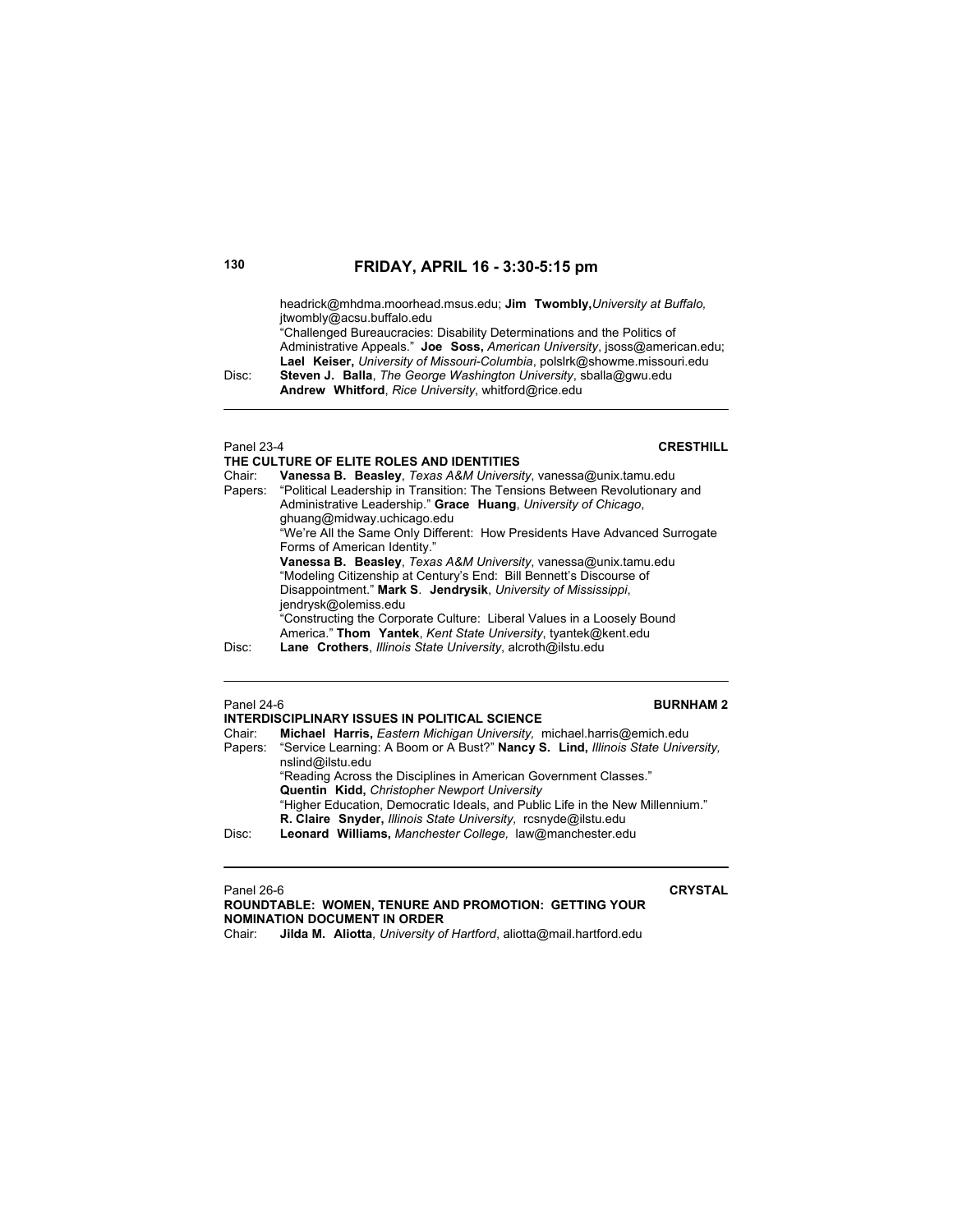headrick@mhdma.moorhead.msus.edu; **Jim Twombly,** *University at Buffalo,* jtwombly@acsu.buffalo.edu
"Challenged Bureaucracies: Disability Determinations and the Politics of Administrative Appeals." **Joe Soss,** *American University*, jsoss@american.edu; **Lael Keiser,** *University of Missouri-Columbia*, polslrk@showme.missouri.edu

Disc: **Steven J. Balla**, *The George Washington University*, sballa@gwu.edu
**Andrew Whitford**, *Rice University*, whitford@rice.edu

---

Panel 23-4 **CRESTHILL**

**THE CULTURE OF ELITE ROLES AND IDENTITIES**

Chair: **Vanessa B. Beasley**, *Texas A&M University*, vanessa@unix.tamu.edu

Papers: "Political Leadership in Transition: The Tensions Between Revolutionary and Administrative Leadership." **Grace Huang**, *University of Chicago*, ghuang@midway.uchicago.edu
"We're All the Same Only Different: How Presidents Have Advanced Surrogate Forms of American Identity."
**Vanessa B. Beasley**, *Texas A&M University*, vanessa@unix.tamu.edu
"Modeling Citizenship at Century's End: Bill Bennett's Discourse of Disappointment." **Mark S. Jendrysik**, *University of Mississippi*, jendrysk@olemiss.edu
"Constructing the Corporate Culture: Liberal Values in a Loosely Bound America." **Thom Yantek**, *Kent State University*, tyantek@kent.edu

Disc: **Lane Crothers**, *Illinois State University*, alcroth@ilstu.edu

---

Panel 24-6 **BURNHAM 2**

**INTERDISCIPLINARY ISSUES IN POLITICAL SCIENCE**

Chair: **Michael Harris,** *Eastern Michigan University,* michael.harris@emich.edu

Papers: "Service Learning: A Boom or A Bust?" **Nancy S. Lind,** *Illinois State University,* nslind@ilstu.edu
"Reading Across the Disciplines in American Government Classes."
**Quentin Kidd,** *Christopher Newport University*
"Higher Education, Democratic Ideals, and Public Life in the New Millennium."
**R. Claire Snyder,** *Illinois State University,* rcsnyde@ilstu.edu

Disc: **Leonard Williams,** *Manchester College,* law@manchester.edu

---

Panel 26-6 **CRYSTAL**

**ROUNDTABLE: WOMEN, TENURE AND PROMOTION: GETTING YOUR NOMINATION DOCUMENT IN ORDER**

Chair: **Jilda M. Aliotta***, University of Hartford*, aliotta@mail.hartford.edu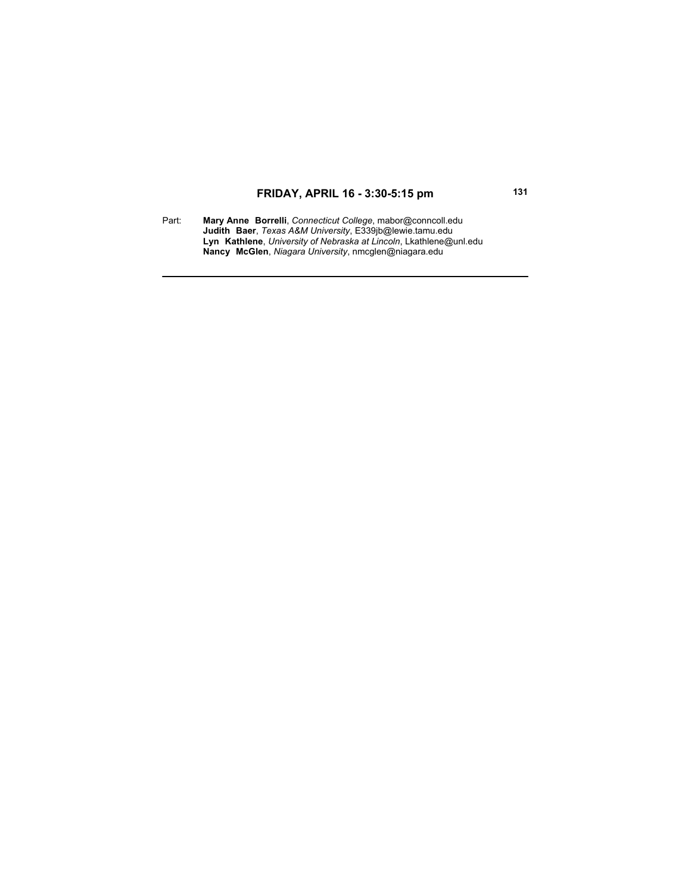## FRIDAY, APRIL 16 - 3:30-5:15 pm

Part: **Mary Anne Borrelli**, *Connecticut College*, mabor@conncoll.edu
**Judith Baer**, *Texas A&M University*, E339jb@lewie.tamu.edu
**Lyn Kathlene**, *University of Nebraska at Lincoln*, Lkathlene@unl.edu
**Nancy McGlen**, *Niagara University*, nmcglen@niagara.edu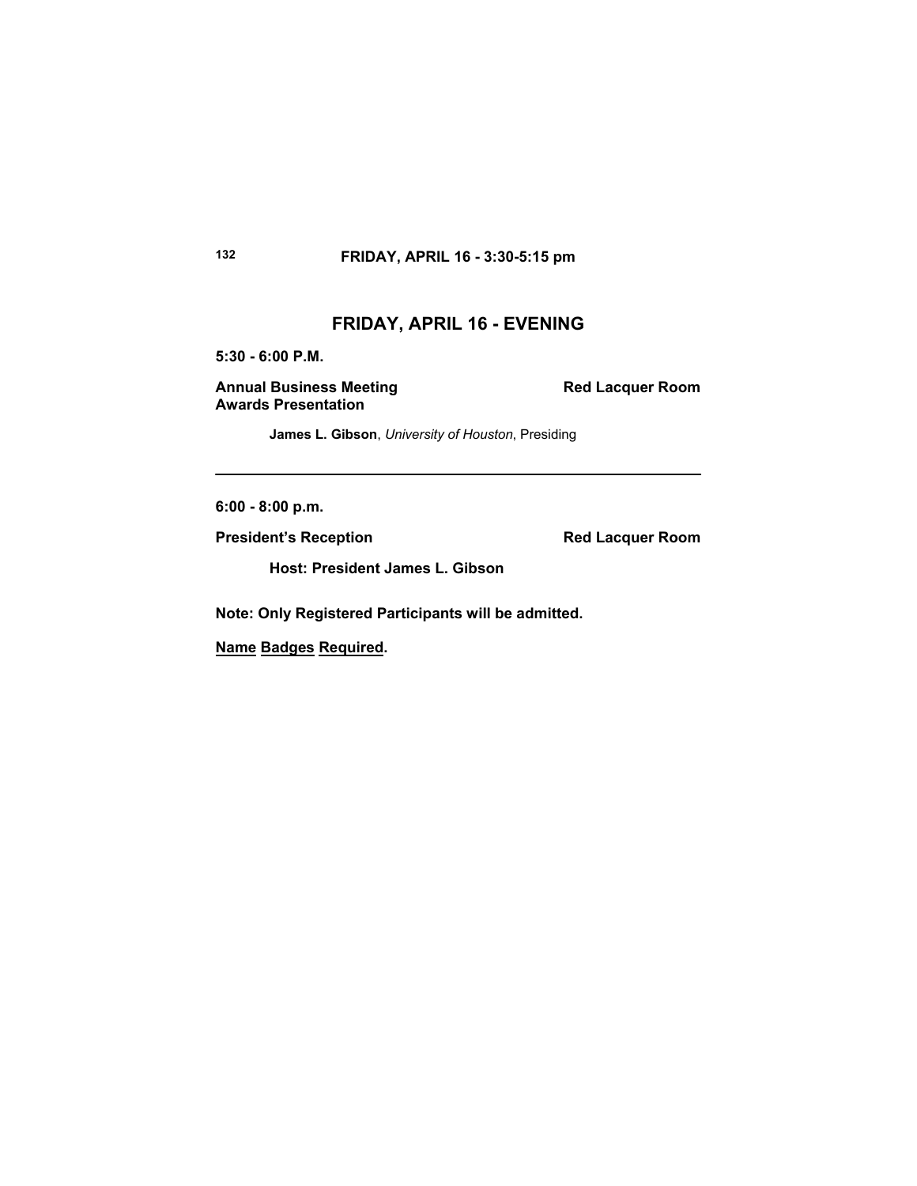## FRIDAY, APRIL 16 - EVENING

**5:30 - 6:00 P.M.**

**Annual Business Meeting** **Red Lacquer Room**
**Awards Presentation**

**James L. Gibson**, *University of Houston*, Presiding

---

**6:00 - 8:00 p.m.**

**President's Reception** **Red Lacquer Room**

**Host: President James L. Gibson**

**Note: Only Registered Participants will be admitted.**

**Name Badges Required.**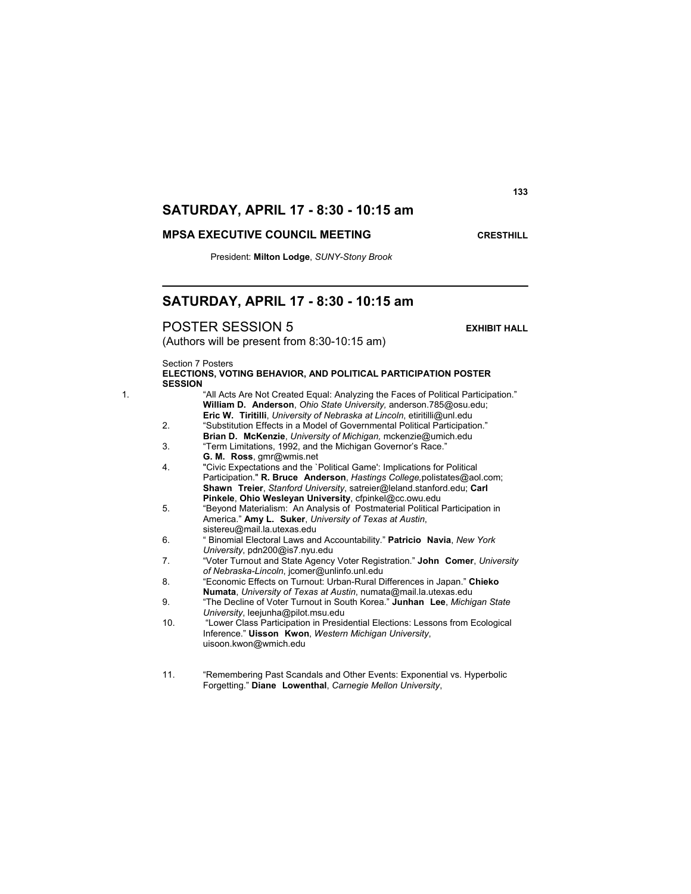## SATURDAY, APRIL 17 - 8:30 - 10:15 am

### MPSA EXECUTIVE COUNCIL MEETING — CRESTHILL

President: **Milton Lodge**, *SUNY-Stony Brook*

---

## SATURDAY, APRIL 17 - 8:30 - 10:15 am

### POSTER SESSION 5 — EXHIBIT HALL

(Authors will be present from 8:30-10:15 am)

Section 7 Posters
**ELECTIONS, VOTING BEHAVIOR, AND POLITICAL PARTICIPATION POSTER SESSION**

1. "All Acts Are Not Created Equal: Analyzing the Faces of Political Participation." **William D. Anderson**, *Ohio State University,* anderson.785@osu.edu; **Eric W. Tiritilli**, *University of Nebraska at Lincoln*, etiritilli@unl.edu
2. "Substitution Effects in a Model of Governmental Political Participation." **Brian D. McKenzie**, *University of Michigan,* mckenzie@umich.edu
3. "Term Limitations, 1992, and the Michigan Governor's Race." **G. M. Ross**, gmr@wmis.net
4. "Civic Expectations and the `Political Game': Implications for Political Participation." **R. Bruce Anderson**, *Hastings College,*polistates@aol.com; **Shawn Treier**, *Stanford University*, satreier@leland.stanford.edu; **Carl Pinkele**, **Ohio Wesleyan University**, cfpinkel@cc.owu.edu
5. "Beyond Materialism: An Analysis of Postmaterial Political Participation in America." **Amy L. Suker**, *University of Texas at Austin*, sistereu@mail.la.utexas.edu
6. " Binomial Electoral Laws and Accountability." **Patricio Navia**, *New York University*, pdn200@is7.nyu.edu
7. "Voter Turnout and State Agency Voter Registration." **John Comer**, *University of Nebraska-Lincoln*, jcomer@unlinfo.unl.edu
8. "Economic Effects on Turnout: Urban-Rural Differences in Japan." **Chieko Numata**, *University of Texas at Austin*, numata@mail.la.utexas.edu
9. "The Decline of Voter Turnout in South Korea." **Junhan Lee**, *Michigan State University*, leejunha@pilot.msu.edu
10. "Lower Class Participation in Presidential Elections: Lessons from Ecological Inference." **Uisson Kwon**, *Western Michigan University*, uisoon.kwon@wmich.edu
11. "Remembering Past Scandals and Other Events: Exponential vs. Hyperbolic Forgetting." **Diane Lowenthal**, *Carnegie Mellon University*,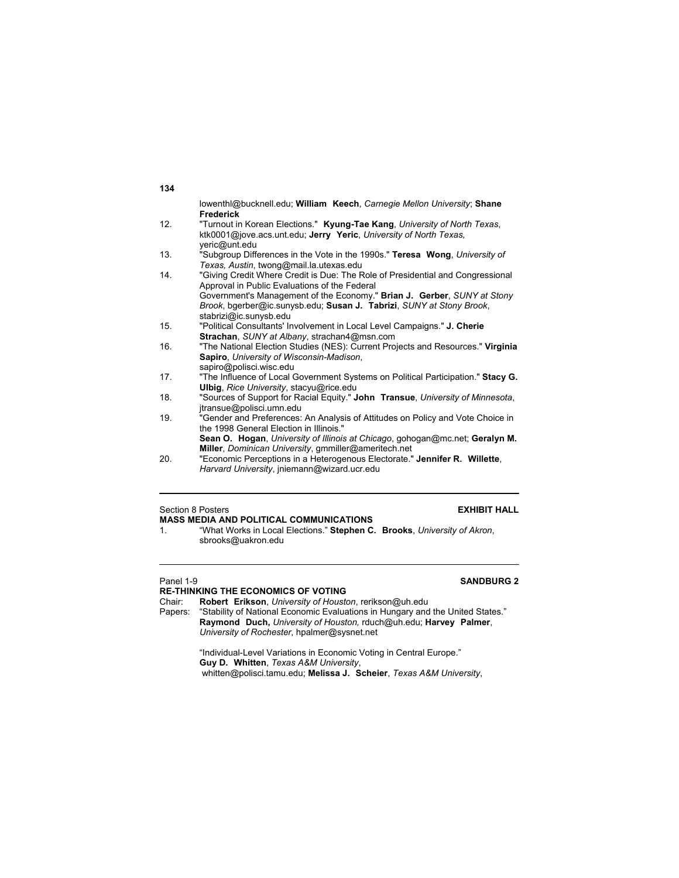lowenthl@bucknell.edu; **William Keech**, *Carnegie Mellon University*; **Shane Frederick**

12. "Turnout in Korean Elections." **Kyung-Tae Kang**, *University of North Texas*, ktk0001@jove.acs.unt.edu; **Jerry Yeric**, *University of North Texas,* yeric@unt.edu
13. "Subgroup Differences in the Vote in the 1990s." **Teresa Wong**, *University of Texas, Austin*, twong@mail.la.utexas.edu
14. "Giving Credit Where Credit is Due: The Role of Presidential and Congressional Approval in Public Evaluations of the Federal Government's Management of the Economy." **Brian J. Gerber**, *SUNY at Stony Brook*, bgerber@ic.sunysb.edu; **Susan J. Tabrizi**, *SUNY at Stony Brook*, stabrizi@ic.sunysb.edu
15. "Political Consultants' Involvement in Local Level Campaigns." **J. Cherie Strachan**, *SUNY at Albany*, strachan4@msn.com
16. "The National Election Studies (NES): Current Projects and Resources." **Virginia Sapiro**, *University of Wisconsin-Madison*, sapiro@polisci.wisc.edu
17. "The Influence of Local Government Systems on Political Participation." **Stacy G. Ulbig**, *Rice University*, stacyu@rice.edu
18. "Sources of Support for Racial Equity." **John Transue**, *University of Minnesota*, jtransue@polisci.umn.edu
19. "Gender and Preferences: An Analysis of Attitudes on Policy and Vote Choice in the 1998 General Election in Illinois." **Sean O. Hogan**, *University of Illinois at Chicago*, gohogan@mc.net; **Geralyn M. Miller**, *Dominican University*, gmmiller@ameritech.net
20. "Economic Perceptions in a Heterogenous Electorate." **Jennifer R. Willette**, *Harvard University*, jniemann@wizard.ucr.edu

---

Section 8 Posters **EXHIBIT HALL**

**MASS MEDIA AND POLITICAL COMMUNICATIONS**

1. "What Works in Local Elections." **Stephen C. Brooks**, *University of Akron*, sbrooks@uakron.edu

---

Panel 1-9 **SANDBURG 2**

**RE-THINKING THE ECONOMICS OF VOTING**

Chair: **Robert Erikson**, *University of Houston*, rerikson@uh.edu

Papers: "Stability of National Economic Evaluations in Hungary and the United States." **Raymond Duch,** *University of Houston,* rduch@uh.edu; **Harvey Palmer**, *University of Rochester*, hpalmer@sysnet.net

"Individual-Level Variations in Economic Voting in Central Europe." **Guy D. Whitten**, *Texas A&M University*, whitten@polisci.tamu.edu; **Melissa J. Scheier**, *Texas A&M University*,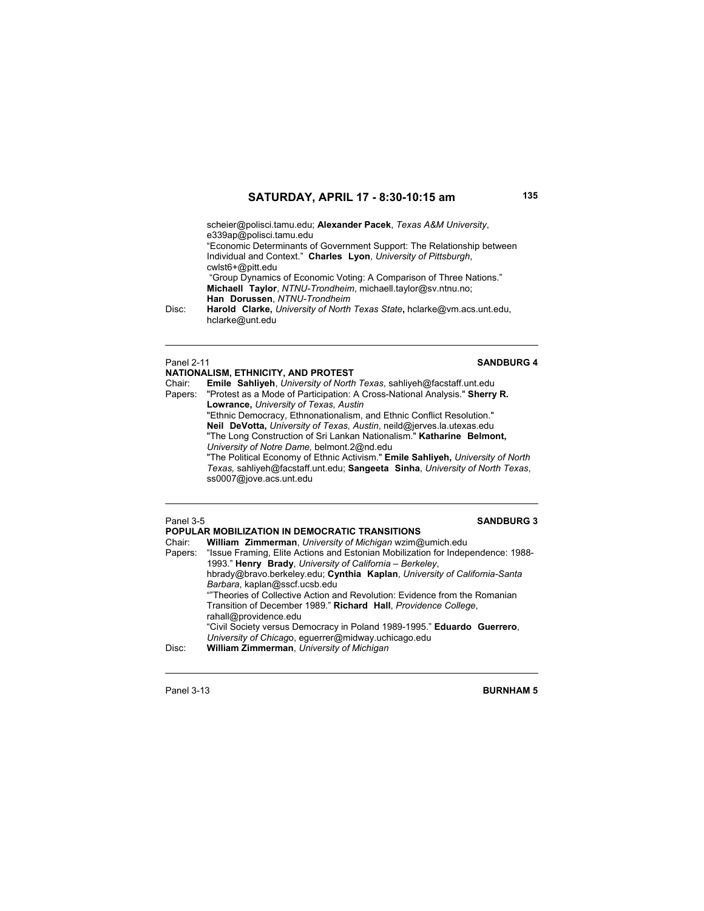scheier@polisci.tamu.edu; **Alexander Pacek**, *Texas A&M University*, e339ap@polisci.tamu.edu

"Economic Determinants of Government Support: The Relationship between Individual and Context." **Charles Lyon**, *University of Pittsburgh*, cwlst6+@pitt.edu

"Group Dynamics of Economic Voting: A Comparison of Three Nations." **Michaell Taylor**, *NTNU-Trondheim*, michaell.taylor@sv.ntnu.no; **Han Dorussen**, *NTNU-Trondheim*

Disc: **Harold Clarke,** *University of North Texas State***,** hclarke@vm.acs.unt.edu, hclarke@unt.edu

---

Panel 2-11 **SANDBURG 4**

**NATIONALISM, ETHNICITY, AND PROTEST**

Chair: **Emile Sahliyeh**, *University of North Texas*, sahliyeh@facstaff.unt.edu

Papers: "Protest as a Mode of Participation: A Cross-National Analysis." **Sherry R. Lowrance,** *University of Texas, Austin*

"Ethnic Democracy, Ethnonationalism, and Ethnic Conflict Resolution." **Neil DeVotta,** *University of Texas, Austin*, neild@jerves.la.utexas.edu

"The Long Construction of Sri Lankan Nationalism." **Katharine Belmont,** *University of Notre Dame,* belmont.2@nd.edu

"The Political Economy of Ethnic Activism." **Emile Sahliyeh,** *University of North Texas,* sahliyeh@facstaff.unt.edu; **Sangeeta Sinha**, *University of North Texas*, ss0007@jove.acs.unt.edu

---

Panel 3-5 **SANDBURG 3**

**POPULAR MOBILIZATION IN DEMOCRATIC TRANSITIONS**

Chair: **William Zimmerman**, *University of Michigan* wzim@umich.edu

Papers: "Issue Framing, Elite Actions and Estonian Mobilization for Independence: 1988-1993." **Henry Brady**, *University of California – Berkeley*, hbrady@bravo.berkeley.edu; **Cynthia Kaplan**, *University of California-Santa Barbara*, kaplan@sscf.ucsb.edu

""Theories of Collective Action and Revolution: Evidence from the Romanian Transition of December 1989." **Richard Hall**, *Providence College*, rahall@providence.edu

"Civil Society versus Democracy in Poland 1989-1995." **Eduardo Guerrero**, *University of Chicago*, eguerrer@midway.uchicago.edu

Disc: **William Zimmerman**, *University of Michigan*

---

Panel 3-13 **BURNHAM 5**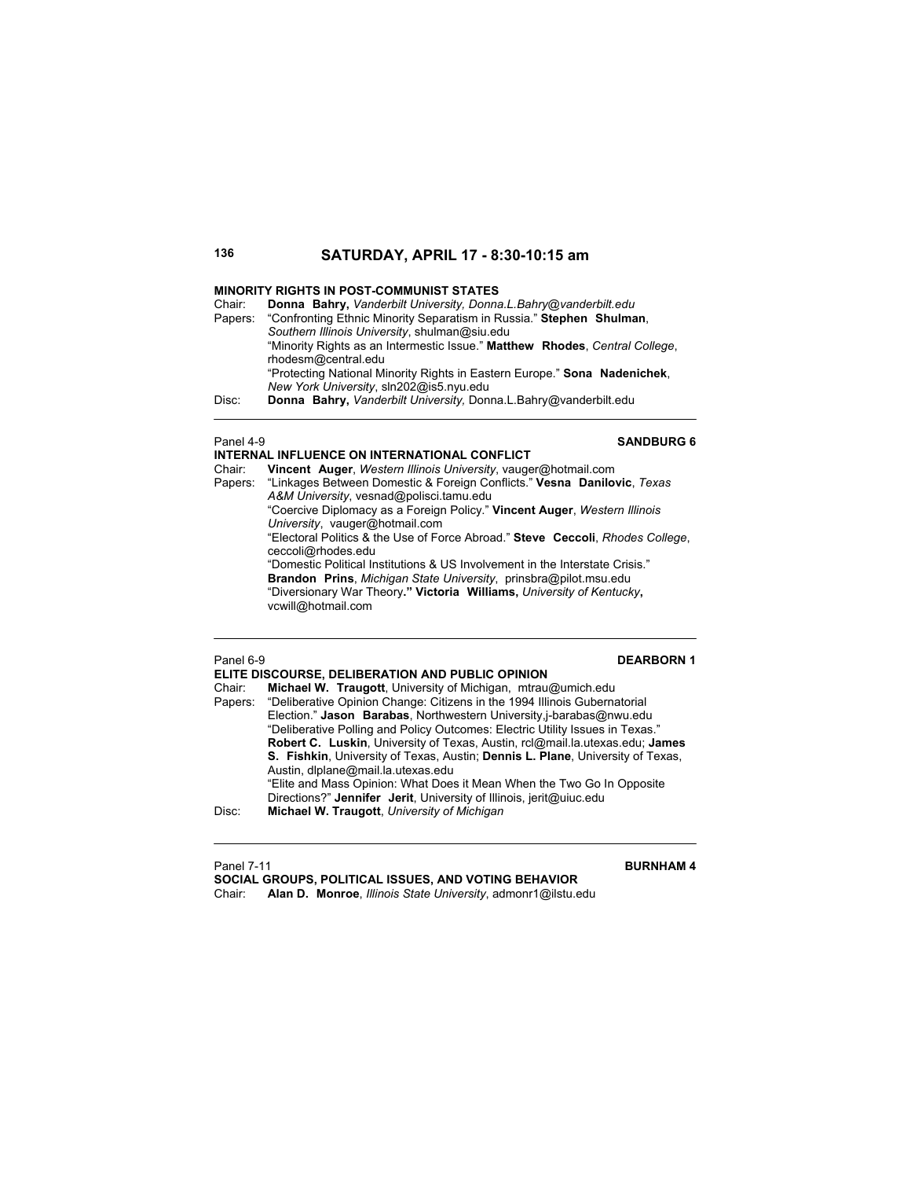## SATURDAY, APRIL 17 - 8:30-10:15 am

### MINORITY RIGHTS IN POST-COMMUNIST STATES

Chair: **Donna Bahry,** *Vanderbilt University, Donna.L.Bahry@vanderbilt.edu*

Papers: "Confronting Ethnic Minority Separatism in Russia." **Stephen Shulman**, *Southern Illinois University*, shulman@siu.edu

"Minority Rights as an Intermestic Issue." **Matthew Rhodes**, *Central College*, rhodesm@central.edu

"Protecting National Minority Rights in Eastern Europe." **Sona Nadenichek**, *New York University*, sln202@is5.nyu.edu

Disc: **Donna Bahry,** *Vanderbilt University,* Donna.L.Bahry@vanderbilt.edu

---

Panel 4-9 **SANDBURG 6**

### INTERNAL INFLUENCE ON INTERNATIONAL CONFLICT

Chair: **Vincent Auger**, *Western Illinois University*, vauger@hotmail.com

Papers: "Linkages Between Domestic & Foreign Conflicts." **Vesna Danilovic**, *Texas A&M University*, vesnad@polisci.tamu.edu

"Coercive Diplomacy as a Foreign Policy." **Vincent Auger**, *Western Illinois University*, vauger@hotmail.com

"Electoral Politics & the Use of Force Abroad." **Steve Ceccoli**, *Rhodes College*, ceccoli@rhodes.edu

"Domestic Political Institutions & US Involvement in the Interstate Crisis." **Brandon Prins**, *Michigan State University*, prinsbra@pilot.msu.edu

"Diversionary War Theory**." Victoria Williams,** *University of Kentucky***,** vcwill@hotmail.com

---

Panel 6-9 **DEARBORN 1**

### ELITE DISCOURSE, DELIBERATION AND PUBLIC OPINION

Chair: **Michael W. Traugott**, University of Michigan, mtrau@umich.edu

Papers: "Deliberative Opinion Change: Citizens in the 1994 Illinois Gubernatorial Election." **Jason Barabas**, Northwestern University,j-barabas@nwu.edu

"Deliberative Polling and Policy Outcomes: Electric Utility Issues in Texas." **Robert C. Luskin**, University of Texas, Austin, rcl@mail.la.utexas.edu; **James S. Fishkin**, University of Texas, Austin; **Dennis L. Plane**, University of Texas, Austin, dlplane@mail.la.utexas.edu

"Elite and Mass Opinion: What Does it Mean When the Two Go In Opposite Directions?" **Jennifer Jerit**, University of Illinois, jerit@uiuc.edu

Disc: **Michael W. Traugott**, *University of Michigan*

---

Panel 7-11 **BURNHAM 4**

### SOCIAL GROUPS, POLITICAL ISSUES, AND VOTING BEHAVIOR

Chair: **Alan D. Monroe**, *Illinois State University*, admonr1@ilstu.edu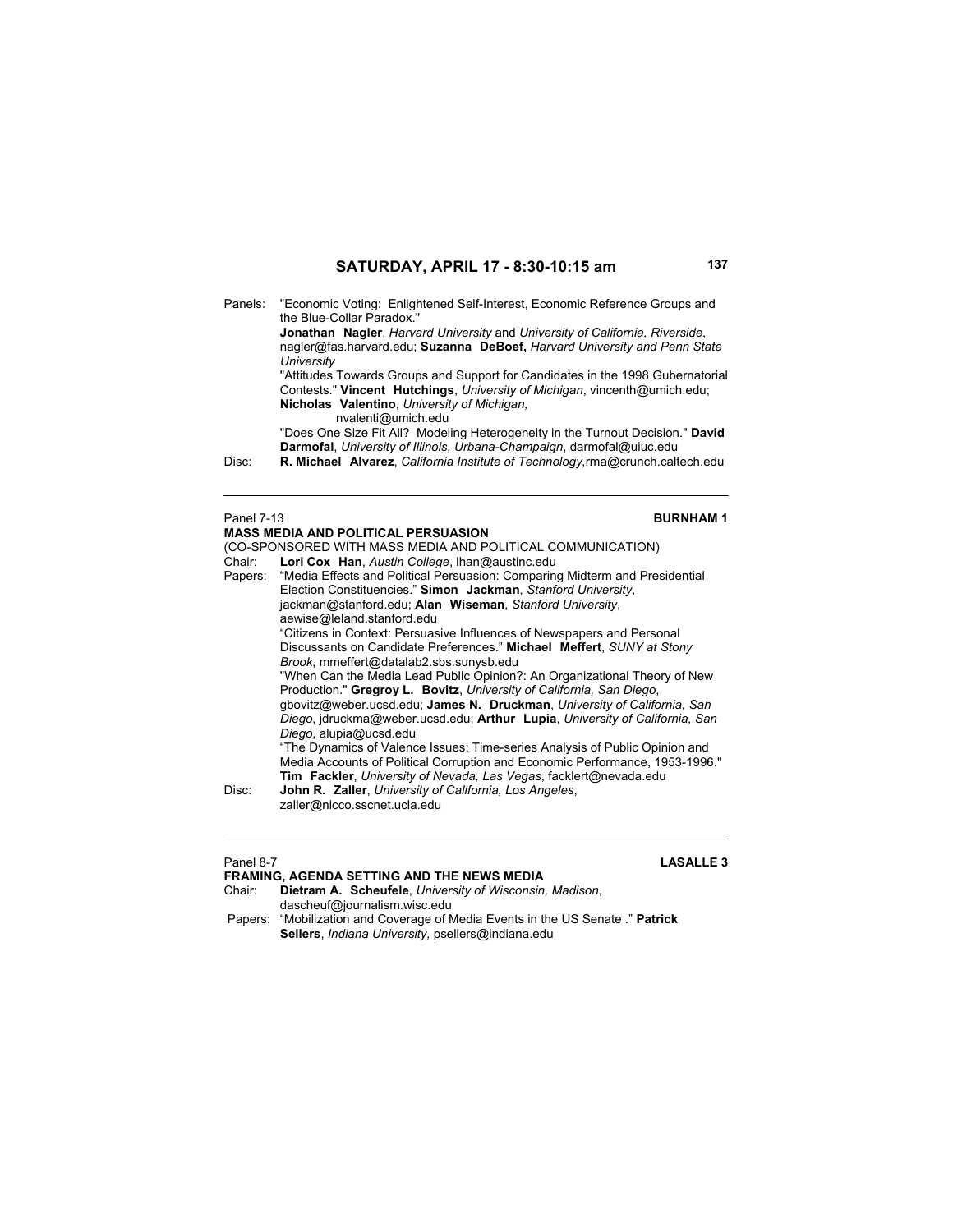## SATURDAY, APRIL 17 - 8:30-10:15 am

Panels: "Economic Voting: Enlightened Self-Interest, Economic Reference Groups and the Blue-Collar Paradox." **Jonathan Nagler**, *Harvard University* and *University of California, Riverside*, nagler@fas.harvard.edu; **Suzanna DeBoef,** *Harvard University and Penn State University*

"Attitudes Towards Groups and Support for Candidates in the 1998 Gubernatorial Contests." **Vincent Hutchings**, *University of Michigan*, vincenth@umich.edu; **Nicholas Valentino**, *University of Michigan,* nvalenti@umich.edu

"Does One Size Fit All? Modeling Heterogeneity in the Turnout Decision." **David Darmofal**, *University of Illinois, Urbana-Champaign*, darmofal@uiuc.edu

Disc: **R. Michael Alvarez**, *California Institute of Technology*,rma@crunch.caltech.edu

---

Panel 7-13 **BURNHAM 1**

### MASS MEDIA AND POLITICAL PERSUASION

(CO-SPONSORED WITH MASS MEDIA AND POLITICAL COMMUNICATION)

Chair: **Lori Cox Han**, *Austin College*, lhan@austinc.edu

Papers: "Media Effects and Political Persuasion: Comparing Midterm and Presidential Election Constituencies." **Simon Jackman**, *Stanford University*, jackman@stanford.edu; **Alan Wiseman**, *Stanford University*, aewise@leland.stanford.edu

"Citizens in Context: Persuasive Influences of Newspapers and Personal Discussants on Candidate Preferences." **Michael Meffert**, *SUNY at Stony Brook*, mmeffert@datalab2.sbs.sunysb.edu

"When Can the Media Lead Public Opinion?: An Organizational Theory of New Production." **Gregroy L. Bovitz**, *University of California, San Diego*, gbovitz@weber.ucsd.edu; **James N. Druckman**, *University of California, San Diego*, jdruckma@weber.ucsd.edu; **Arthur Lupia**, *University of California, San Diego*, alupia@ucsd.edu

"The Dynamics of Valence Issues: Time-series Analysis of Public Opinion and Media Accounts of Political Corruption and Economic Performance, 1953-1996." **Tim Fackler**, *University of Nevada, Las Vegas*, facklert@nevada.edu

Disc: **John R. Zaller**, *University of California, Los Angeles*, zaller@nicco.sscnet.ucla.edu

---

Panel 8-7 **LASALLE 3**

### FRAMING, AGENDA SETTING AND THE NEWS MEDIA

Chair: **Dietram A. Scheufele**, *University of Wisconsin, Madison*, dascheuf@journalism.wisc.edu

Papers: "Mobilization and Coverage of Media Events in the US Senate ." **Patrick Sellers**, *Indiana University,* psellers@indiana.edu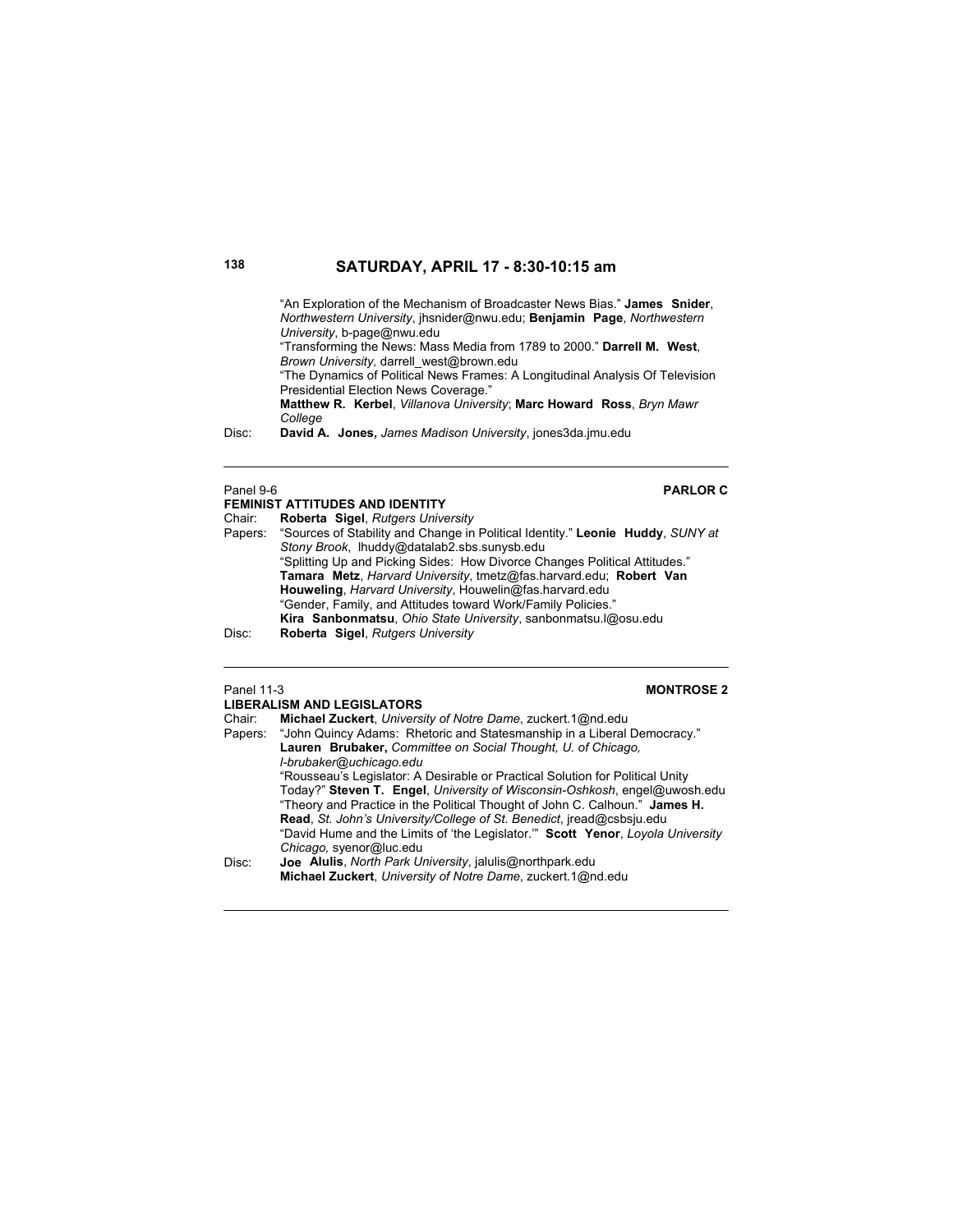## SATURDAY, APRIL 17 - 8:30-10:15 am

“An Exploration of the Mechanism of Broadcaster News Bias.” **James Snider**, *Northwestern University*, jhsnider@nwu.edu; **Benjamin Page**, *Northwestern University*, b-page@nwu.edu

“Transforming the News: Mass Media from 1789 to 2000.” **Darrell M. West**, *Brown University*, darrell_west@brown.edu

“The Dynamics of Political News Frames: A Longitudinal Analysis Of Television Presidential Election News Coverage.”
**Matthew R. Kerbel**, *Villanova University*; **Marc Howard Ross**, *Bryn Mawr College*

Disc: **David A. Jones,** *James Madison University*, jones3da.jmu.edu

---

Panel 9-6 **PARLOR C**

### FEMINIST ATTITUDES AND IDENTITY

Chair: **Roberta Sigel**, *Rutgers University*

Papers: “Sources of Stability and Change in Political Identity.” **Leonie Huddy**, *SUNY at Stony Brook*, lhuddy@datalab2.sbs.sunysb.edu

“Splitting Up and Picking Sides: How Divorce Changes Political Attitudes.” **Tamara Metz**, *Harvard University*, tmetz@fas.harvard.edu; **Robert Van Houweling**, *Harvard University*, Houwelin@fas.harvard.edu

“Gender, Family, and Attitudes toward Work/Family Policies.”
**Kira Sanbonmatsu**, *Ohio State University*, sanbonmatsu.l@osu.edu

Disc: **Roberta Sigel**, *Rutgers University*

---

Panel 11-3 **MONTROSE 2**

### LIBERALISM AND LEGISLATORS

Chair: **Michael Zuckert**, *University of Notre Dame*, zuckert.1@nd.edu

Papers: “John Quincy Adams: Rhetoric and Statesmanship in a Liberal Democracy.” **Lauren Brubaker,** *Committee on Social Thought, U. of Chicago, l-brubaker@uchicago.edu*

“Rousseau’s Legislator: A Desirable or Practical Solution for Political Unity Today?” **Steven T. Engel**, *University of Wisconsin-Oshkosh*, engel@uwosh.edu

“Theory and Practice in the Political Thought of John C. Calhoun.” **James H. Read**, *St. John’s University/College of St. Benedict*, jread@csbsju.edu

“David Hume and the Limits of ‘the Legislator.’” **Scott Yenor**, *Loyola University Chicago,* syenor@luc.edu

Disc: **Joe Alulis**, *North Park University*, jalulis@northpark.edu
**Michael Zuckert**, *University of Notre Dame*, zuckert.1@nd.edu

---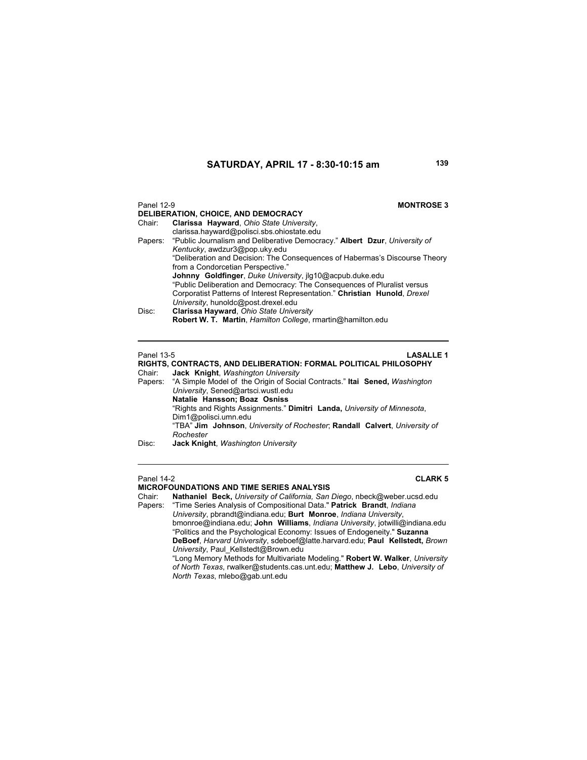## SATURDAY, APRIL 17 - 8:30-10:15 am

Panel 12-9 **MONTROSE 3**

**DELIBERATION, CHOICE, AND DEMOCRACY**

Chair: **Clarissa Hayward**, *Ohio State University*, clarissa.hayward@polisci.sbs.ohiostate.edu

Papers: "Public Journalism and Deliberative Democracy." **Albert Dzur**, *University of Kentucky*, awdzur3@pop.uky.edu

"Deliberation and Decision: The Consequences of Habermas's Discourse Theory from a Condorcetian Perspective."
**Johnny Goldfinger**, *Duke University*, jlg10@acpub.duke.edu

"Public Deliberation and Democracy: The Consequences of Pluralist versus Corporatist Patterns of Interest Representation." **Christian Hunold**, *Drexel University*, hunoldc@post.drexel.edu

Disc: **Clarissa Hayward**, *Ohio State University*
**Robert W. T. Martin**, *Hamilton College*, rmartin@hamilton.edu

---

Panel 13-5 **LASALLE 1**

**RIGHTS, CONTRACTS, AND DELIBERATION: FORMAL POLITICAL PHILOSOPHY**

Chair: **Jack Knight**, *Washington University*

Papers: "A Simple Model of the Origin of Social Contracts." **Itai Sened,** *Washington University*, Sened@artsci.wustl.edu
**Natalie Hansson; Boaz Osniss**

"Rights and Rights Assignments." **Dimitri Landa,** *University of Minnesota*, Dim1@polisci.umn.edu

"TBA" **Jim Johnson**, *University of Rochester*; **Randall Calvert**, *University of Rochester*

Disc: **Jack Knight**, *Washington University*

---

Panel 14-2 **CLARK 5**

**MICROFOUNDATIONS AND TIME SERIES ANALYSIS**

Chair: **Nathaniel Beck,** *University of California, San Diego*, nbeck@weber.ucsd.edu

Papers: "Time Series Analysis of Compositional Data." **Patrick Brandt**, *Indiana University*, pbrandt@indiana.edu; **Burt Monroe**, *Indiana University*, bmonroe@indiana.edu; **John Williams**, *Indiana University*, jotwilli@indiana.edu

"Politics and the Psychological Economy: Issues of Endogeneity." **Suzanna DeBoef**, *Harvard University*, sdeboef@latte.harvard.edu; **Paul Kellstedt,** *Brown University*, Paul_Kellstedt@Brown.edu

"Long Memory Methods for Multivariate Modeling." **Robert W. Walker**, *University of North Texas*, rwalker@students.cas.unt.edu; **Matthew J. Lebo**, *University of North Texas*, mlebo@gab.unt.edu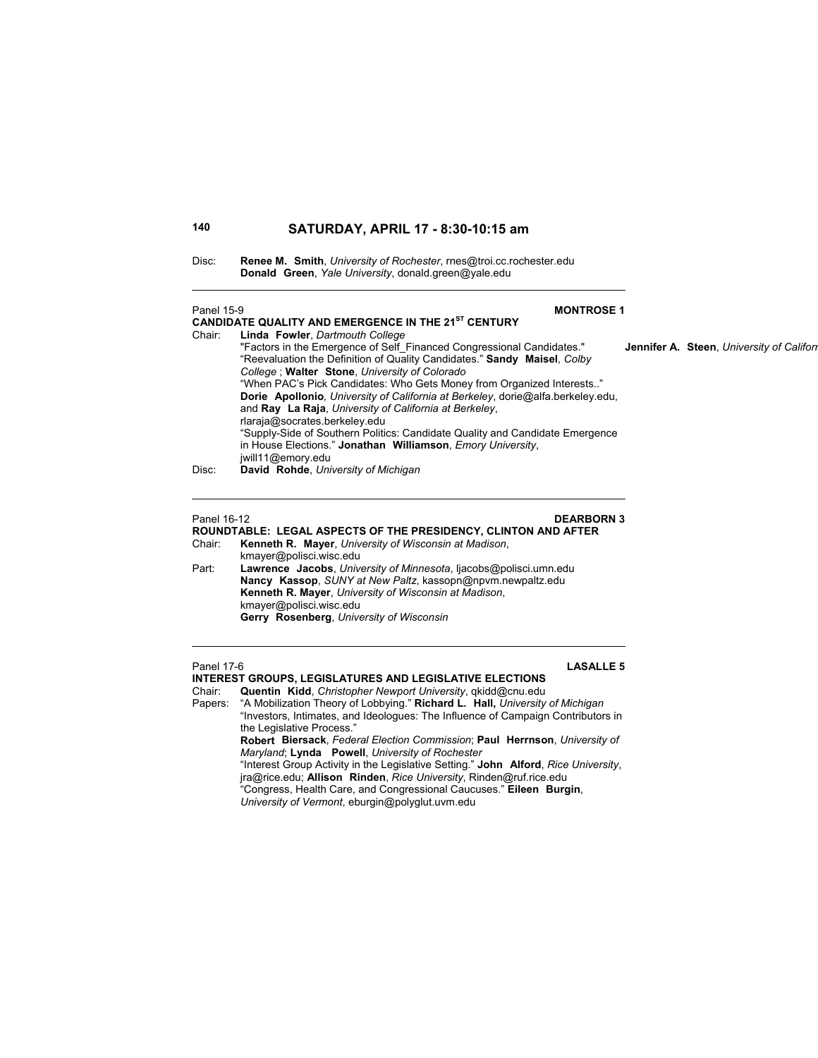## SATURDAY, APRIL 17 - 8:30-10:15 am

Disc: **Renee M. Smith**, *University of Rochester*, rnes@troi.cc.rochester.edu
**Donald Green**, *Yale University*, donald.green@yale.edu

---

Panel 15-9 **MONTROSE 1**

**CANDIDATE QUALITY AND EMERGENCE IN THE 21ST CENTURY**

Chair: **Linda Fowler**, *Dartmouth College*

"Factors in the Emergence of Self_Financed Congressional Candidates." **Jennifer A. Steen**, *University of Californ*

"Reevaluation the Definition of Quality Candidates." **Sandy Maisel**, *Colby College* ; **Walter Stone**, *University of Colorado*

"When PAC's Pick Candidates: Who Gets Money from Organized Interests.." **Dorie Apollonio**, *University of California at Berkeley*, dorie@alfa.berkeley.edu, and **Ray La Raja**, *University of California at Berkeley*, rlaraja@socrates.berkeley.edu

"Supply-Side of Southern Politics: Candidate Quality and Candidate Emergence in House Elections." **Jonathan Williamson**, *Emory University*, jwill11@emory.edu

Disc: **David Rohde**, *University of Michigan*

---

Panel 16-12 **DEARBORN 3**

**ROUNDTABLE: LEGAL ASPECTS OF THE PRESIDENCY, CLINTON AND AFTER**

Chair: **Kenneth R. Mayer**, *University of Wisconsin at Madison*, kmayer@polisci.wisc.edu

Part: **Lawrence Jacobs**, *University of Minnesota*, ljacobs@polisci.umn.edu
**Nancy Kassop**, *SUNY at New Paltz*, kassopn@npvm.newpaltz.edu
**Kenneth R. Mayer**, *University of Wisconsin at Madison*, kmayer@polisci.wisc.edu
**Gerry Rosenberg**, *University of Wisconsin*

---

Panel 17-6 **LASALLE 5**

**INTEREST GROUPS, LEGISLATURES AND LEGISLATIVE ELECTIONS**

Chair: **Quentin Kidd**, *Christopher Newport University*, qkidd@cnu.edu

Papers: "A Mobilization Theory of Lobbying." **Richard L. Hall,** *University of Michigan*

"Investors, Intimates, and Ideologues: The Influence of Campaign Contributors in the Legislative Process."
**Robert Biersack**, *Federal Election Commission*; **Paul Herrnson**, *University of Maryland*; **Lynda Powell**, *University of Rochester*

"Interest Group Activity in the Legislative Setting." **John Alford**, *Rice University*, jra@rice.edu; **Allison Rinden**, *Rice University*, Rinden@ruf.rice.edu

"Congress, Health Care, and Congressional Caucuses." **Eileen Burgin**, *University of Vermont*, eburgin@polyglut.uvm.edu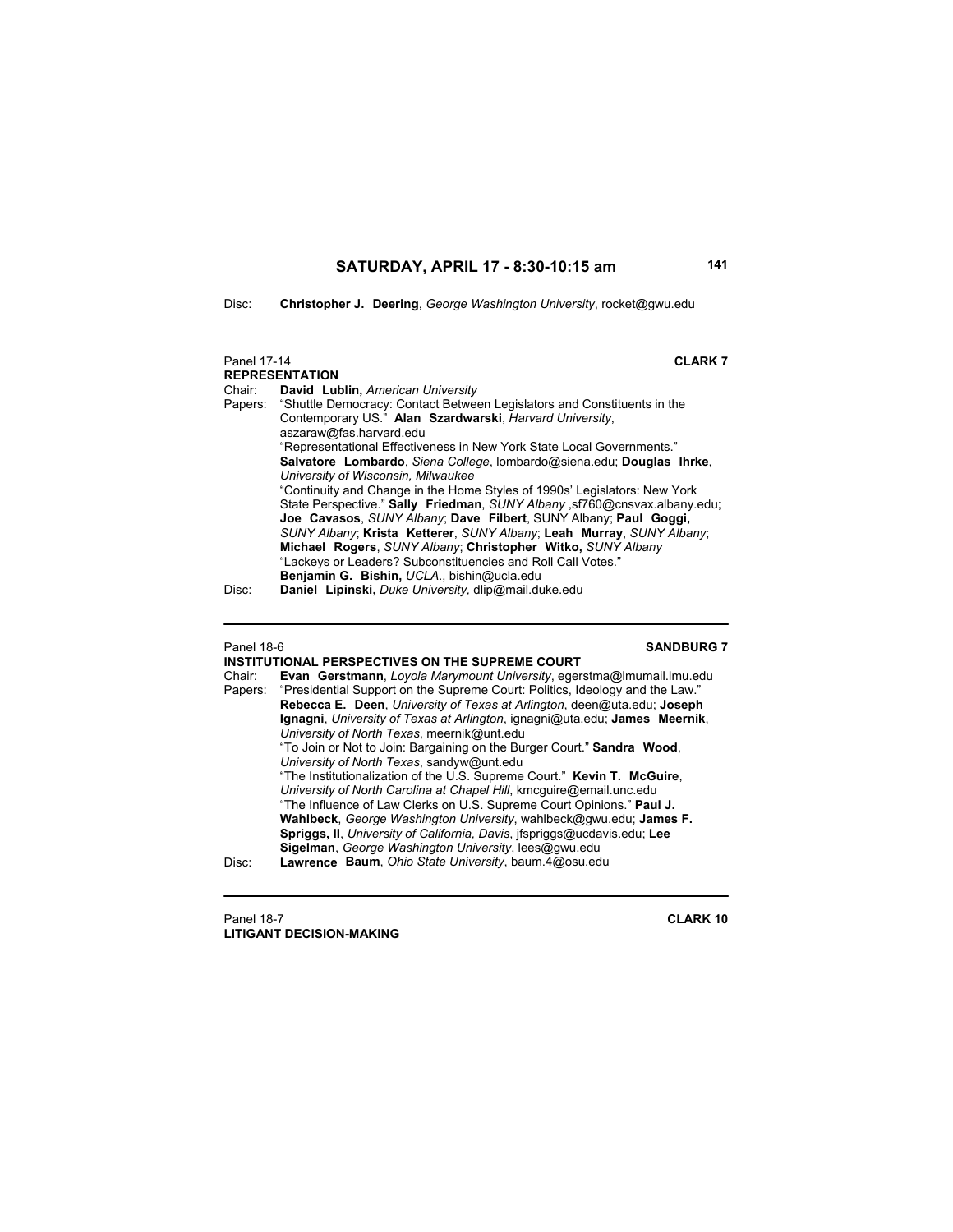Disc: **Christopher J. Deering**, *George Washington University*, rocket@gwu.edu

---

Panel 17-14 **CLARK 7**

**REPRESENTATION**

Chair: **David Lublin,** *American University*

Papers: "Shuttle Democracy: Contact Between Legislators and Constituents in the Contemporary US." **Alan Szardwarski**, *Harvard University*, aszaraw@fas.harvard.edu

"Representational Effectiveness in New York State Local Governments." **Salvatore Lombardo**, *Siena College*, lombardo@siena.edu; **Douglas Ihrke**, *University of Wisconsin, Milwaukee*

"Continuity and Change in the Home Styles of 1990s' Legislators: New York State Perspective." **Sally Friedman**, *SUNY Albany* ,sf760@cnsvax.albany.edu; **Joe Cavasos**, *SUNY Albany*; **Dave Filbert**, SUNY Albany; **Paul Goggi,** *SUNY Albany*; **Krista Ketterer**, *SUNY Albany*; **Leah Murray**, *SUNY Albany*; **Michael Rogers**, *SUNY Albany*; **Christopher Witko,** *SUNY Albany*

"Lackeys or Leaders? Subconstituencies and Roll Call Votes." **Benjamin G. Bishin,** *UCLA*., bishin@ucla.edu

Disc: **Daniel Lipinski,** *Duke University,* dlip@mail.duke.edu

---

Panel 18-6 **SANDBURG 7**

**INSTITUTIONAL PERSPECTIVES ON THE SUPREME COURT**

Chair: **Evan Gerstmann**, *Loyola Marymount University*, egerstma@lmumail.lmu.edu

Papers: "Presidential Support on the Supreme Court: Politics, Ideology and the Law." **Rebecca E. Deen**, *University of Texas at Arlington*, deen@uta.edu; **Joseph Ignagni**, *University of Texas at Arlington*, ignagni@uta.edu; **James Meernik**, *University of North Texas*, meernik@unt.edu

"To Join or Not to Join: Bargaining on the Burger Court." **Sandra Wood**, *University of North Texas*, sandyw@unt.edu

"The Institutionalization of the U.S. Supreme Court." **Kevin T. McGuire**, *University of North Carolina at Chapel Hill*, kmcguire@email.unc.edu

"The Influence of Law Clerks on U.S. Supreme Court Opinions." **Paul J. Wahlbeck**, *George Washington University*, wahlbeck@gwu.edu; **James F. Spriggs, II**, *University of California, Davis*, jfspriggs@ucdavis.edu; **Lee Sigelman**, *George Washington University*, lees@gwu.edu

Disc: **Lawrence Baum**, *Ohio State University*, baum.4@osu.edu

---

Panel 18-7 **CLARK 10**

**LITIGANT DECISION-MAKING**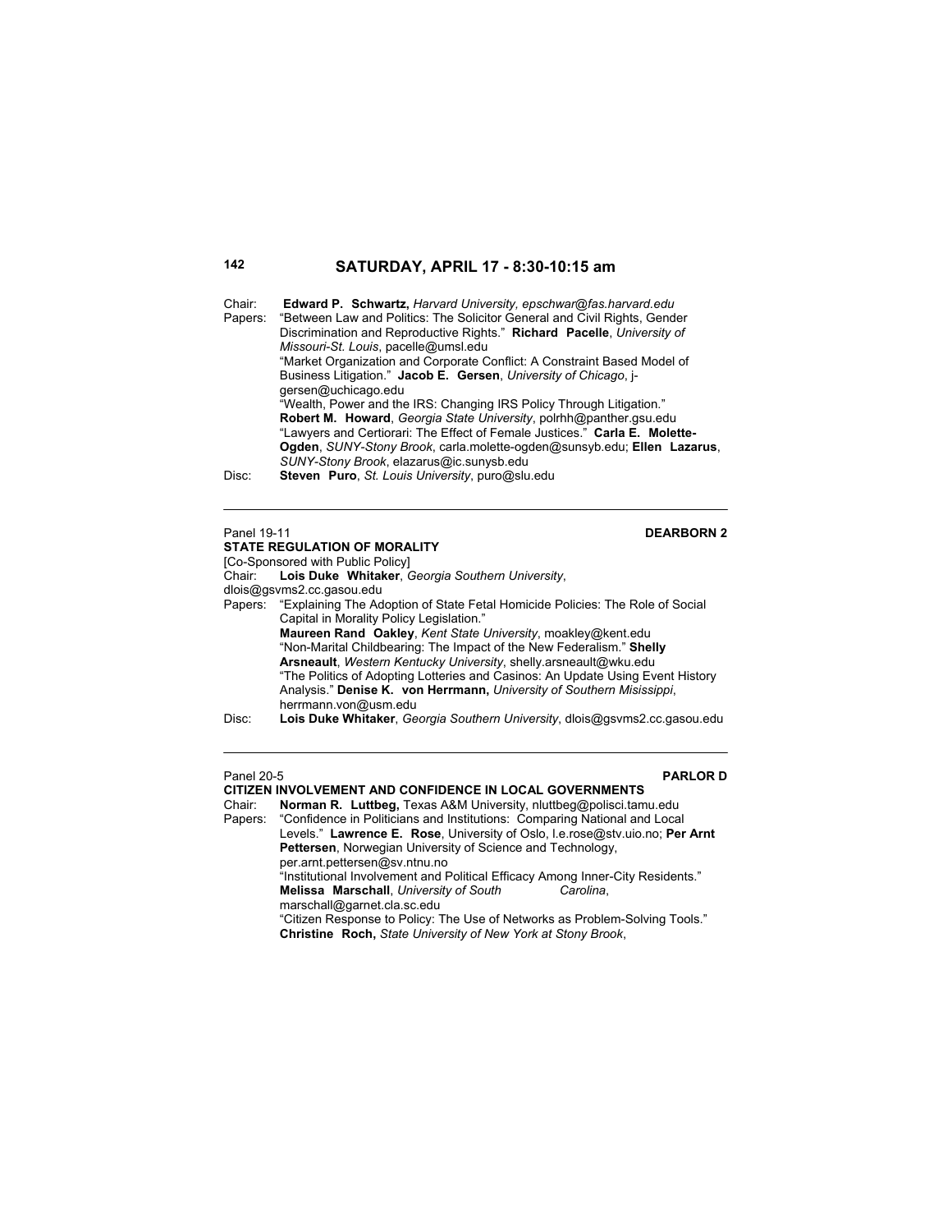## SATURDAY, APRIL 17 - 8:30-10:15 am

Chair: **Edward P. Schwartz,** *Harvard University, epschwar@fas.harvard.edu*
Papers: "Between Law and Politics: The Solicitor General and Civil Rights, Gender Discrimination and Reproductive Rights." **Richard Pacelle**, *University of Missouri-St. Louis*, pacelle@umsl.edu
"Market Organization and Corporate Conflict: A Constraint Based Model of Business Litigation." **Jacob E. Gersen**, *University of Chicago*, j-gersen@uchicago.edu
"Wealth, Power and the IRS: Changing IRS Policy Through Litigation." **Robert M. Howard**, *Georgia State University*, polrhh@panther.gsu.edu
"Lawyers and Certiorari: The Effect of Female Justices." **Carla E. Molette-Ogden**, *SUNY-Stony Brook*, carla.molette-ogden@sunsyb.edu; **Ellen Lazarus**, *SUNY-Stony Brook*, elazarus@ic.sunysb.edu
Disc: **Steven Puro**, *St. Louis University*, puro@slu.edu

---

Panel 19-11 **DEARBORN 2**
**STATE REGULATION OF MORALITY**
[Co-Sponsored with Public Policy]
Chair: **Lois Duke Whitaker**, *Georgia Southern University*, dlois@gsvms2.cc.gasou.edu
Papers: "Explaining The Adoption of State Fetal Homicide Policies: The Role of Social Capital in Morality Policy Legislation."
**Maureen Rand Oakley**, *Kent State University*, moakley@kent.edu
"Non-Marital Childbearing: The Impact of the New Federalism." **Shelly Arsneault**, *Western Kentucky University*, shelly.arsneault@wku.edu
"The Politics of Adopting Lotteries and Casinos: An Update Using Event History Analysis." **Denise K. von Herrmann,** *University of Southern Mississippi*, herrmann.von@usm.edu
Disc: **Lois Duke Whitaker**, *Georgia Southern University*, dlois@gsvms2.cc.gasou.edu

---

Panel 20-5 **PARLOR D**
**CITIZEN INVOLVEMENT AND CONFIDENCE IN LOCAL GOVERNMENTS**
Chair: **Norman R. Luttbeg,** Texas A&M University, nluttbeg@polisci.tamu.edu
Papers: "Confidence in Politicians and Institutions: Comparing National and Local Levels." **Lawrence E. Rose**, University of Oslo, l.e.rose@stv.uio.no; **Per Arnt Pettersen**, Norwegian University of Science and Technology, per.arnt.pettersen@sv.ntnu.no
"Institutional Involvement and Political Efficacy Among Inner-City Residents." **Melissa Marschall**, *University of South Carolina*, marschall@garnet.cla.sc.edu
"Citizen Response to Policy: The Use of Networks as Problem-Solving Tools." **Christine Roch,** *State University of New York at Stony Brook*,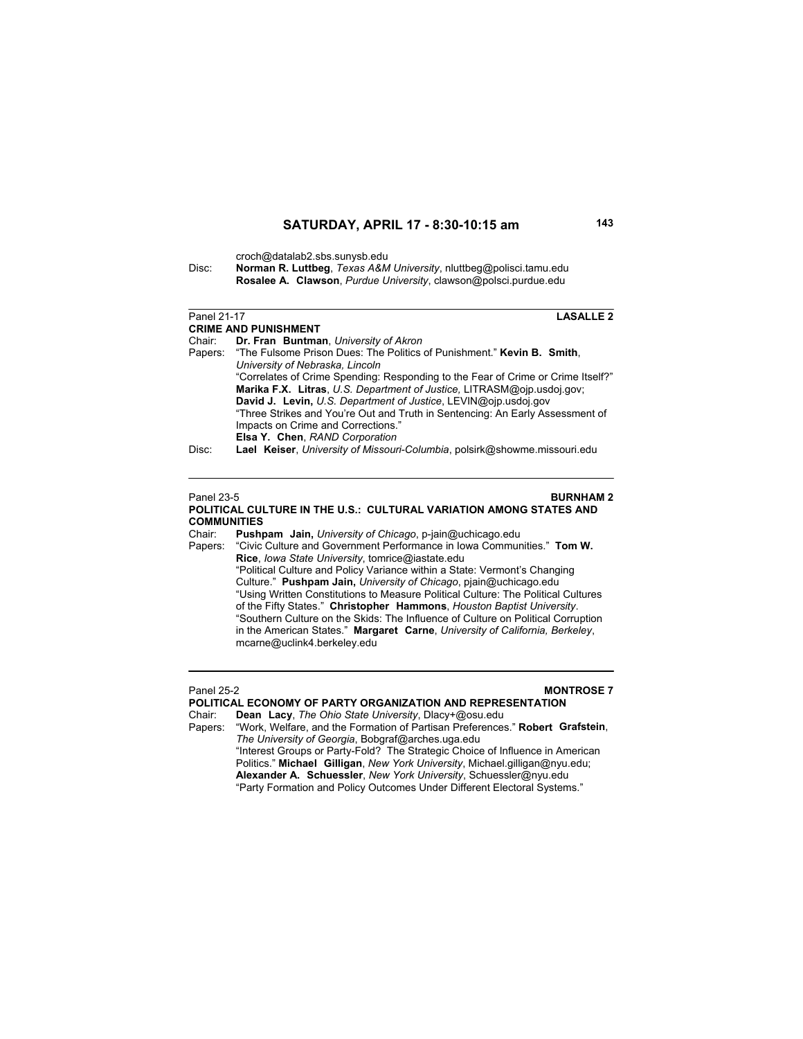croch@datalab2.sbs.sunysb.edu

Disc: **Norman R. Luttbeg**, *Texas A&M University*, nluttbeg@polisci.tamu.edu
**Rosalee A. Clawson**, *Purdue University*, clawson@polsci.purdue.edu

---

Panel 21-17 **LASALLE 2**

**CRIME AND PUNISHMENT**

Chair: **Dr. Fran Buntman**, *University of Akron*

Papers: "The Fulsome Prison Dues: The Politics of Punishment." **Kevin B. Smith**, *University of Nebraska, Lincoln*

"Correlates of Crime Spending: Responding to the Fear of Crime or Crime Itself?" **Marika F.X. Litras**, *U.S. Department of Justice*, LITRASM@ojp.usdoj.gov; **David J. Levin,** *U.S. Department of Justice*, LEVIN@ojp.usdoj.gov

"Three Strikes and You're Out and Truth in Sentencing: An Early Assessment of Impacts on Crime and Corrections."
**Elsa Y. Chen**, *RAND Corporation*

Disc: **Lael Keiser**, *University of Missouri-Columbia*, polsirk@showme.missouri.edu

---

Panel 23-5 **BURNHAM 2**

**POLITICAL CULTURE IN THE U.S.: CULTURAL VARIATION AMONG STATES AND COMMUNITIES**

Chair: **Pushpam Jain,** *University of Chicago*, p-jain@uchicago.edu

Papers: "Civic Culture and Government Performance in Iowa Communities." **Tom W. Rice**, *Iowa State University*, tomrice@iastate.edu

"Political Culture and Policy Variance within a State: Vermont's Changing Culture." **Pushpam Jain,** *University of Chicago*, pjain@uchicago.edu

"Using Written Constitutions to Measure Political Culture: The Political Cultures of the Fifty States." **Christopher Hammons**, *Houston Baptist University*.

"Southern Culture on the Skids: The Influence of Culture on Political Corruption in the American States." **Margaret Carne**, *University of California, Berkeley*, mcarne@uclink4.berkeley.edu

---

Panel 25-2 **MONTROSE 7**

**POLITICAL ECONOMY OF PARTY ORGANIZATION AND REPRESENTATION**

Chair: **Dean Lacy**, *The Ohio State University*, Dlacy+@osu.edu

Papers: "Work, Welfare, and the Formation of Partisan Preferences." **Robert Grafstein**, *The University of Georgia*, Bobgraf@arches.uga.edu

"Interest Groups or Party-Fold? The Strategic Choice of Influence in American Politics." **Michael Gilligan**, *New York University*, Michael.gilligan@nyu.edu; **Alexander A. Schuessler**, *New York University*, Schuessler@nyu.edu

"Party Formation and Policy Outcomes Under Different Electoral Systems."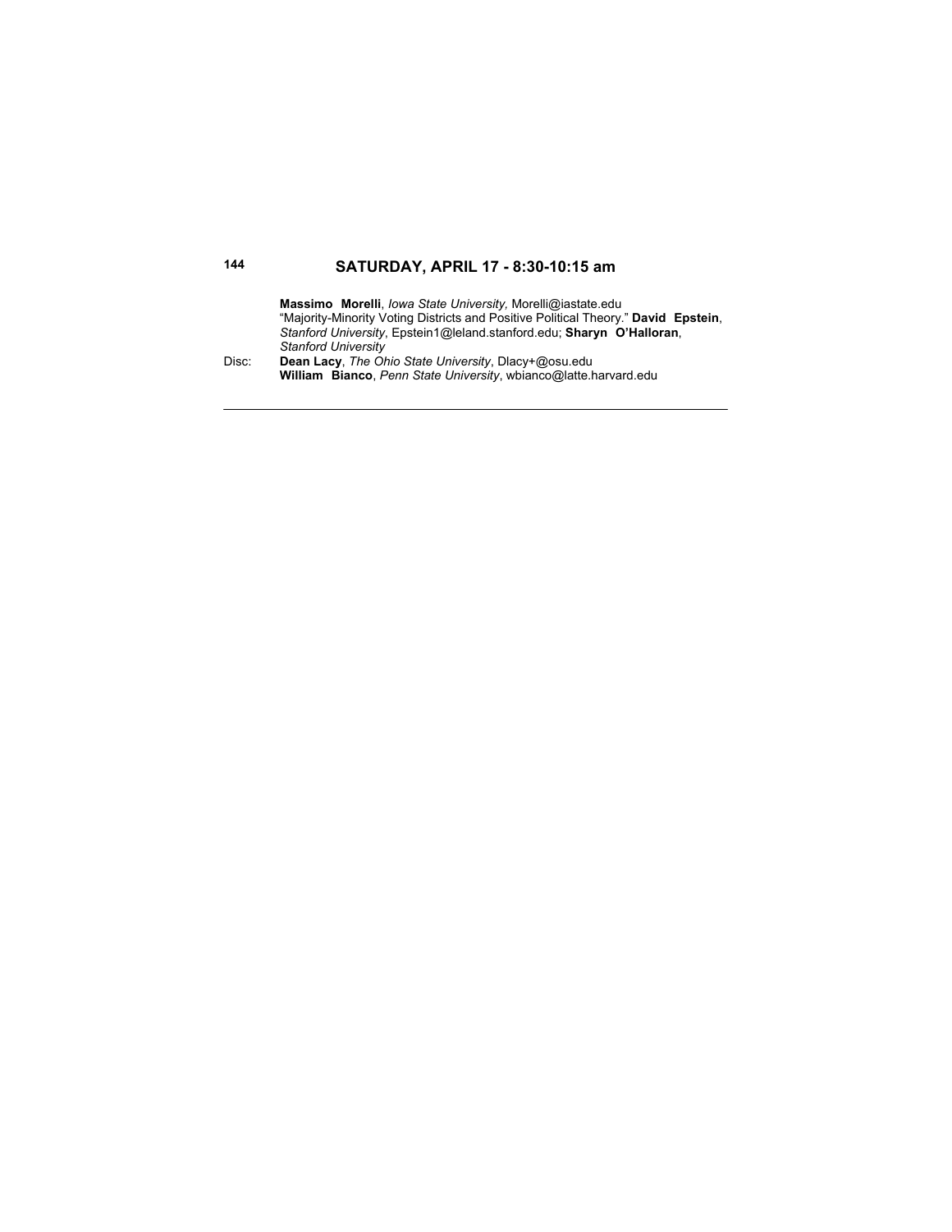## SATURDAY, APRIL 17 - 8:30-10:15 am

**Massimo Morelli**, *Iowa State University,* Morelli@iastate.edu
"Majority-Minority Voting Districts and Positive Political Theory." **David Epstein**, *Stanford University*, Epstein1@leland.stanford.edu; **Sharyn O'Halloran**, *Stanford University*

Disc: **Dean Lacy**, *The Ohio State University*, Dlacy+@osu.edu
**William Bianco**, *Penn State University*, wbianco@latte.harvard.edu

---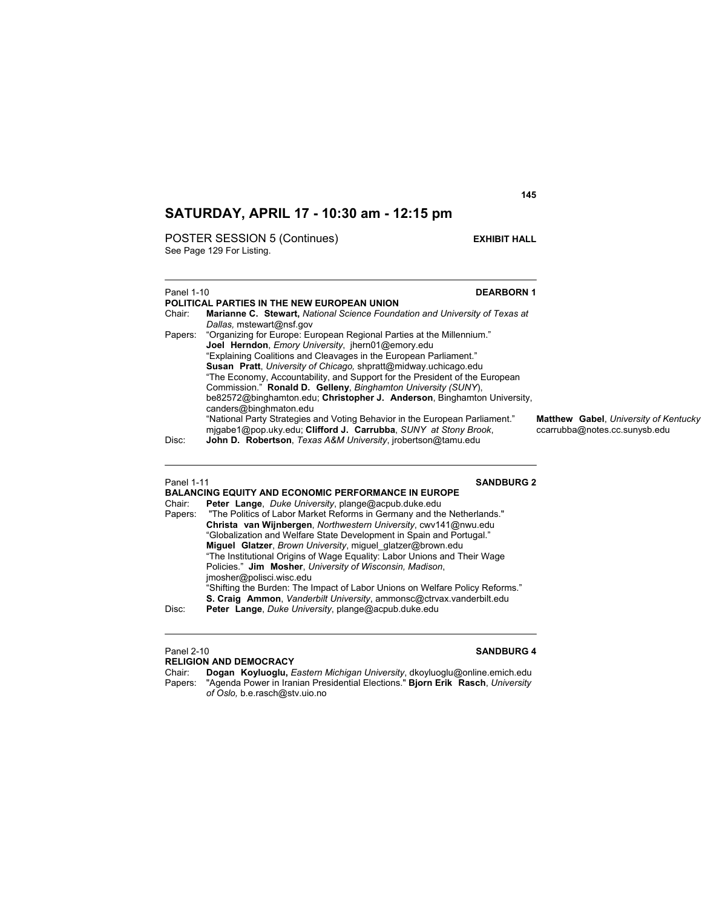# SATURDAY, APRIL 17 - 10:30 am - 12:15 pm

POSTER SESSION 5 (Continues) **EXHIBIT HALL**
See Page 129 For Listing.

---

Panel 1-10 **DEARBORN 1**

**POLITICAL PARTIES IN THE NEW EUROPEAN UNION**

Chair: **Marianne C. Stewart,** *National Science Foundation and University of Texas at Dallas,* mstewart@nsf.gov

Papers: "Organizing for Europe: European Regional Parties at the Millennium." **Joel Herndon**, *Emory University*, jhern01@emory.edu

"Explaining Coalitions and Cleavages in the European Parliament." **Susan Pratt**, *University of Chicago,* shpratt@midway.uchicago.edu

"The Economy, Accountability, and Support for the President of the European Commission." **Ronald D. Gelleny**, *Binghamton University (SUNY)*, be82572@binghamton.edu; **Christopher J. Anderson**, Binghamton University, canders@binghmaton.edu

"National Party Strategies and Voting Behavior in the European Parliament." **Matthew Gabel**, *University of Kentucky*, mjgabe1@pop.uky.edu; **Clifford J. Carrubba**, *SUNY at Stony Brook*, ccarrubba@notes.cc.sunysb.edu

Disc: **John D. Robertson**, *Texas A&M University*, jrobertson@tamu.edu

---

Panel 1-11 **SANDBURG 2**

**BALANCING EQUITY AND ECONOMIC PERFORMANCE IN EUROPE**

Chair: **Peter Lange**, *Duke University*, plange@acpub.duke.edu

Papers: "The Politics of Labor Market Reforms in Germany and the Netherlands." **Christa van Wijnbergen**, *Northwestern University*, cwv141@nwu.edu

"Globalization and Welfare State Development in Spain and Portugal." **Miguel Glatzer**, *Brown University*, miguel_glatzer@brown.edu

"The Institutional Origins of Wage Equality: Labor Unions and Their Wage Policies." **Jim Mosher**, *University of Wisconsin, Madison*, jmosher@polisci.wisc.edu

"Shifting the Burden: The Impact of Labor Unions on Welfare Policy Reforms." **S. Craig Ammon**, *Vanderbilt University*, ammonsc@ctrvax.vanderbilt.edu

Disc: **Peter Lange**, *Duke University*, plange@acpub.duke.edu

---

Panel 2-10 **SANDBURG 4**

**RELIGION AND DEMOCRACY**

Chair: **Dogan Koyluoglu,** *Eastern Michigan University*, dkoyluoglu@online.emich.edu

Papers: "Agenda Power in Iranian Presidential Elections." **Bjorn Erik Rasch**, *University of Oslo,* b.e.rasch@stv.uio.no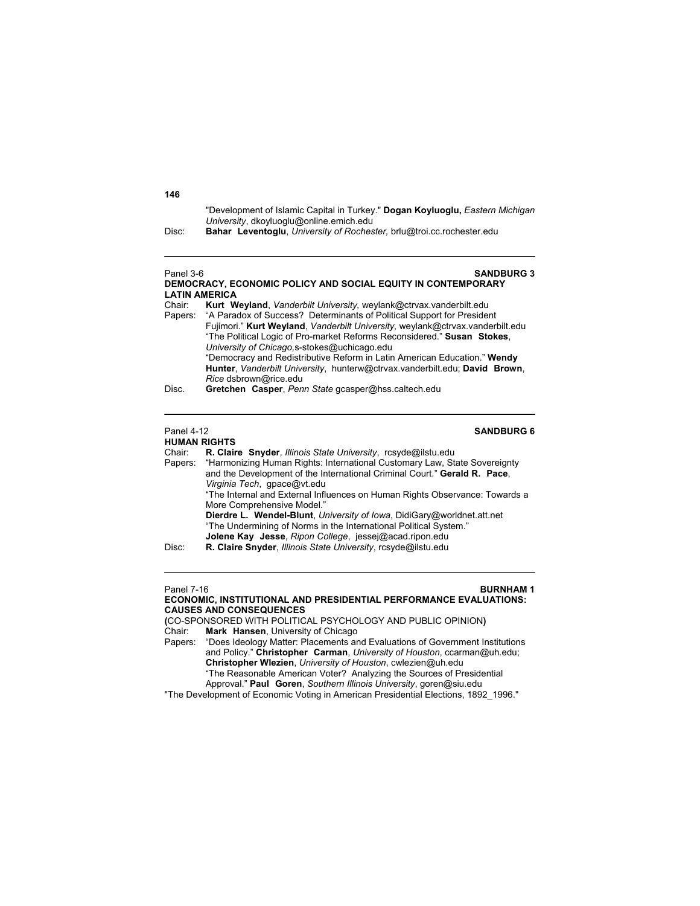"Development of Islamic Capital in Turkey." **Dogan Koyluoglu,** *Eastern Michigan University*, dkoyluoglu@online.emich.edu

Disc: **Bahar Leventoglu**, *University of Rochester,* brlu@troi.cc.rochester.edu

---

Panel 3-6 **SANDBURG 3**

**DEMOCRACY, ECONOMIC POLICY AND SOCIAL EQUITY IN CONTEMPORARY LATIN AMERICA**

Chair: **Kurt Weyland**, *Vanderbilt University,* weylank@ctrvax.vanderbilt.edu

Papers: "A Paradox of Success? Determinants of Political Support for President Fujimori." **Kurt Weyland**, *Vanderbilt University,* weylank@ctrvax.vanderbilt.edu

"The Political Logic of Pro-market Reforms Reconsidered." **Susan Stokes**, *University of Chicago,*s-stokes@uchicago.edu

"Democracy and Redistributive Reform in Latin American Education." **Wendy Hunter**, *Vanderbilt University*, hunterw@ctrvax.vanderbilt.edu; **David Brown**, *Rice* dsbrown@rice.edu

Disc. **Gretchen Casper**, *Penn State* gcasper@hss.caltech.edu

---

Panel 4-12 **SANDBURG 6**

**HUMAN RIGHTS**

Chair: **R. Claire Snyder**, *Illinois State University*, rcsyde@ilstu.edu

Papers: "Harmonizing Human Rights: International Customary Law, State Sovereignty and the Development of the International Criminal Court." **Gerald R. Pace**, *Virginia Tech*, gpace@vt.edu

"The Internal and External Influences on Human Rights Observance: Towards a More Comprehensive Model."
**Dierdre L. Wendel-Blunt**, *University of Iowa*, DidiGary@worldnet.att.net

"The Undermining of Norms in the International Political System."
**Jolene Kay Jesse**, *Ripon College*, jessej@acad.ripon.edu

Disc: **R. Claire Snyder**, *Illinois State University*, rcsyde@ilstu.edu

---

Panel 7-16 **BURNHAM 1**

**ECONOMIC, INSTITUTIONAL AND PRESIDENTIAL PERFORMANCE EVALUATIONS: CAUSES AND CONSEQUENCES**

**(**CO-SPONSORED WITH POLITICAL PSYCHOLOGY AND PUBLIC OPINION**)**

Chair: **Mark Hansen**, University of Chicago

Papers: "Does Ideology Matter: Placements and Evaluations of Government Institutions and Policy." **Christopher Carman**, *University of Houston*, ccarman@uh.edu; **Christopher Wlezien**, *University of Houston*, cwlezien@uh.edu

"The Reasonable American Voter? Analyzing the Sources of Presidential Approval." **Paul Goren**, *Southern Illinois University*, goren@siu.edu

"The Development of Economic Voting in American Presidential Elections, 1892_1996."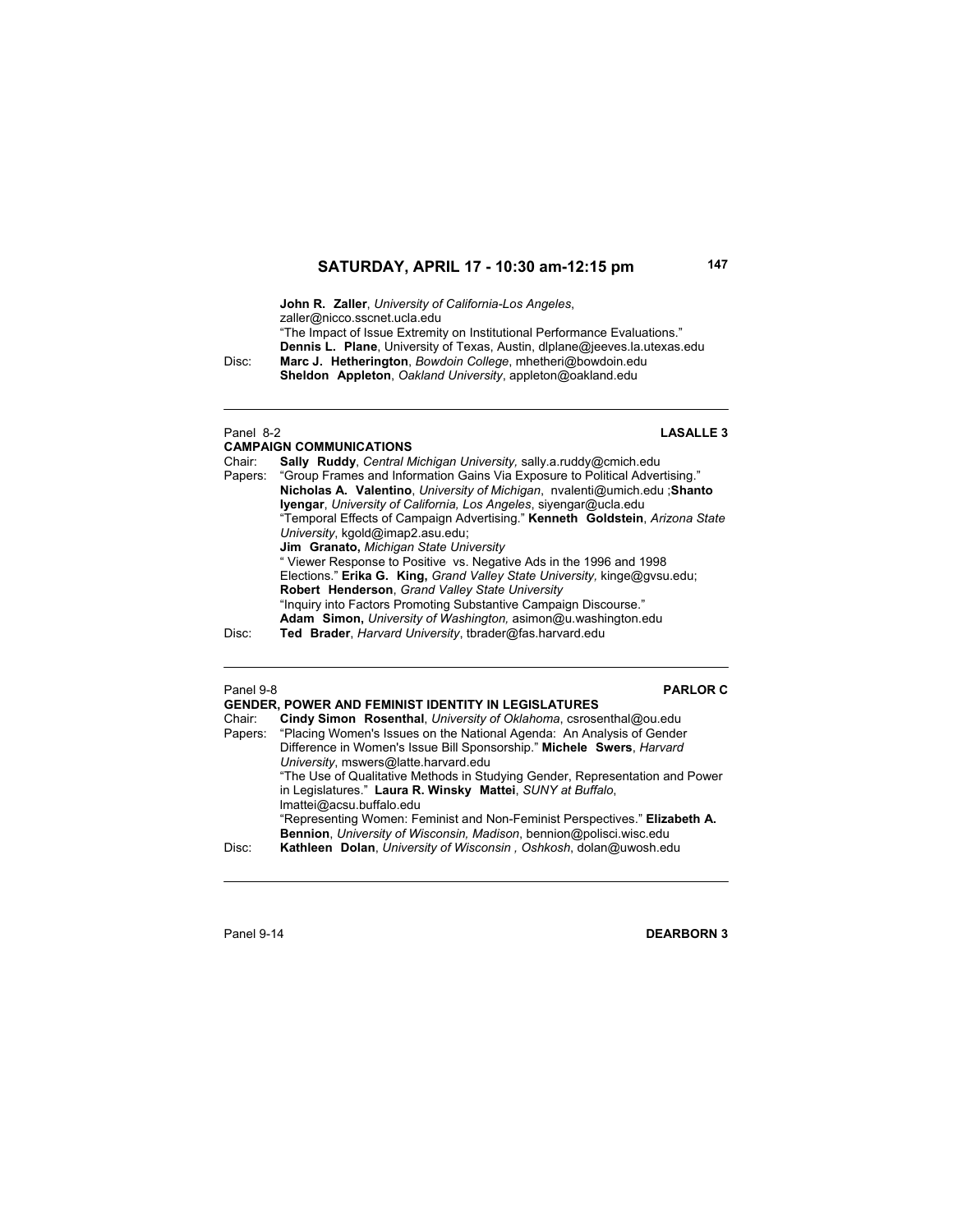## SATURDAY, APRIL 17 - 10:30 am-12:15 pm

**John R. Zaller**, *University of California-Los Angeles*, zaller@nicco.sscnet.ucla.edu
"The Impact of Issue Extremity on Institutional Performance Evaluations."
**Dennis L. Plane**, University of Texas, Austin, dlplane@jeeves.la.utexas.edu

Disc: **Marc J. Hetherington**, *Bowdoin College*, mhetheri@bowdoin.edu
**Sheldon Appleton**, *Oakland University*, appleton@oakland.edu

---

Panel 8-2 **LASALLE 3**

**CAMPAIGN COMMUNICATIONS**

Chair: **Sally Ruddy**, *Central Michigan University,* sally.a.ruddy@cmich.edu

Papers: "Group Frames and Information Gains Via Exposure to Political Advertising." **Nicholas A. Valentino**, *University of Michigan*, nvalenti@umich.edu ;**Shanto Iyengar**, *University of California, Los Angeles*, siyengar@ucla.edu
"Temporal Effects of Campaign Advertising." **Kenneth Goldstein**, *Arizona State University*, kgold@imap2.asu.edu;
**Jim Granato,** *Michigan State University*
" Viewer Response to Positive vs. Negative Ads in the 1996 and 1998 Elections." **Erika G. King,** *Grand Valley State University,* kinge@gvsu.edu;
**Robert Henderson**, *Grand Valley State University*
"Inquiry into Factors Promoting Substantive Campaign Discourse."
**Adam Simon,** *University of Washington,* asimon@u.washington.edu

Disc: **Ted Brader**, *Harvard University*, tbrader@fas.harvard.edu

---

Panel 9-8 **PARLOR C**

**GENDER, POWER AND FEMINIST IDENTITY IN LEGISLATURES**

Chair: **Cindy Simon Rosenthal**, *University of Oklahoma*, csrosenthal@ou.edu

Papers: "Placing Women's Issues on the National Agenda: An Analysis of Gender Difference in Women's Issue Bill Sponsorship." **Michele Swers**, *Harvard University*, mswers@latte.harvard.edu
"The Use of Qualitative Methods in Studying Gender, Representation and Power in Legislatures." **Laura R. Winsky Mattei**, *SUNY at Buffalo*, lmattei@acsu.buffalo.edu
"Representing Women: Feminist and Non-Feminist Perspectives." **Elizabeth A. Bennion**, *University of Wisconsin, Madison*, bennion@polisci.wisc.edu

Disc: **Kathleen Dolan**, *University of Wisconsin , Oshkosh*, dolan@uwosh.edu

---

Panel 9-14 **DEARBORN 3**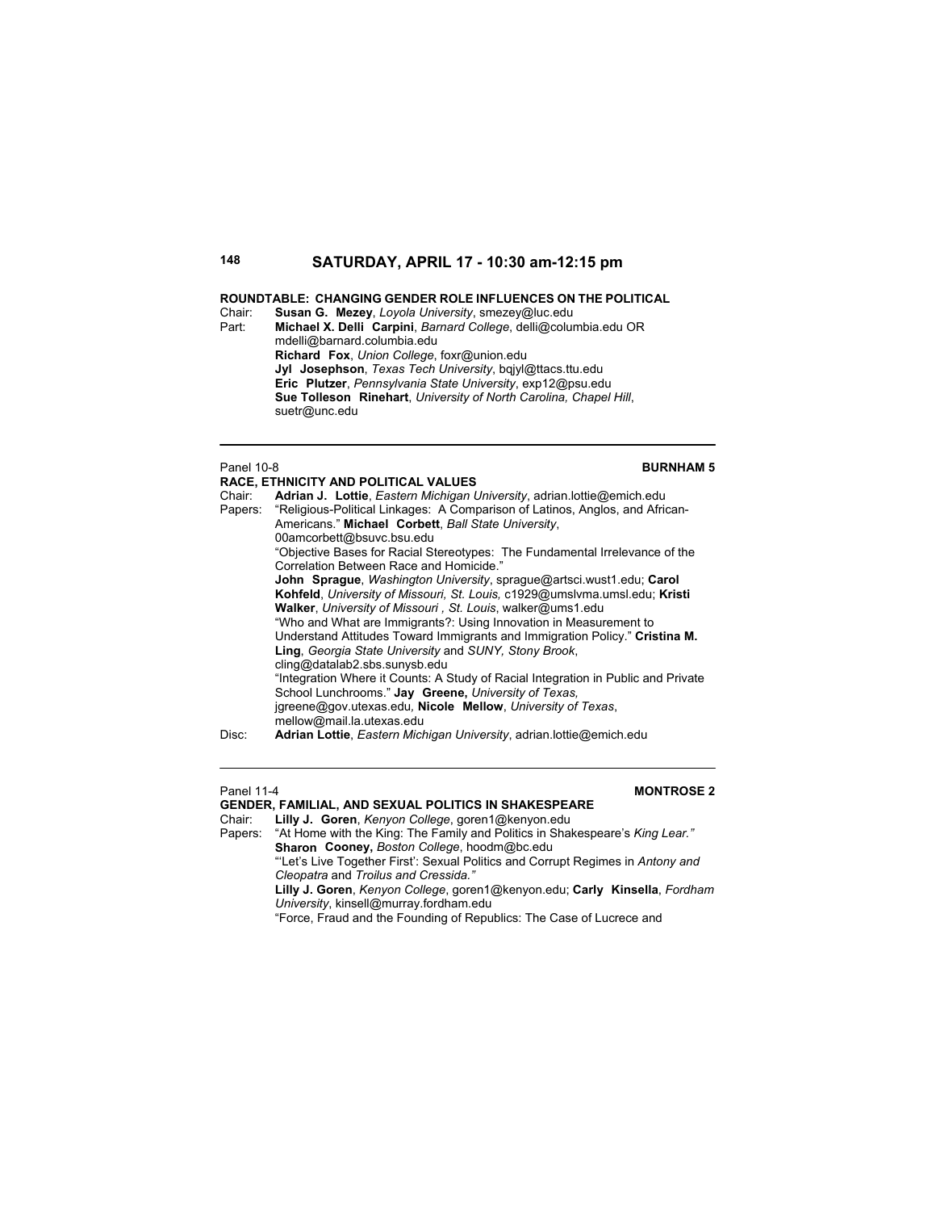## SATURDAY, APRIL 17 - 10:30 am-12:15 pm

**ROUNDTABLE: CHANGING GENDER ROLE INFLUENCES ON THE POLITICAL**

Chair: **Susan G. Mezey**, *Loyola University*, smezey@luc.edu

Part: **Michael X. Delli Carpini**, *Barnard College*, delli@columbia.edu OR mdelli@barnard.columbia.edu
**Richard Fox**, *Union College*, foxr@union.edu
**Jyl Josephson**, *Texas Tech University*, bqjyl@ttacs.ttu.edu
**Eric Plutzer**, *Pennsylvania State University*, exp12@psu.edu
**Sue Tolleson Rinehart**, *University of North Carolina, Chapel Hill*, suetr@unc.edu

---

Panel 10-8 **BURNHAM 5**

**RACE, ETHNICITY AND POLITICAL VALUES**

Chair: **Adrian J. Lottie**, *Eastern Michigan University*, adrian.lottie@emich.edu

Papers: "Religious-Political Linkages: A Comparison of Latinos, Anglos, and African-Americans." **Michael Corbett**, *Ball State University*, 00amcorbett@bsuvc.bsu.edu

"Objective Bases for Racial Stereotypes: The Fundamental Irrelevance of the Correlation Between Race and Homicide."
**John Sprague**, *Washington University*, sprague@artsci.wust1.edu; **Carol Kohfeld**, *University of Missouri, St. Louis,* c1929@umslvma.umsl.edu; **Kristi Walker**, *University of Missouri , St. Louis*, walker@ums1.edu

"Who and What are Immigrants?: Using Innovation in Measurement to Understand Attitudes Toward Immigrants and Immigration Policy." **Cristina M. Ling**, *Georgia State University* and *SUNY, Stony Brook*, cling@datalab2.sbs.sunysb.edu

"Integration Where it Counts: A Study of Racial Integration in Public and Private School Lunchrooms." **Jay Greene,** *University of Texas,* jgreene@gov.utexas.edu, **Nicole Mellow**, *University of Texas*, mellow@mail.la.utexas.edu

Disc: **Adrian Lottie**, *Eastern Michigan University*, adrian.lottie@emich.edu

---

Panel 11-4 **MONTROSE 2**

**GENDER, FAMILIAL, AND SEXUAL POLITICS IN SHAKESPEARE**

Chair: **Lilly J. Goren**, *Kenyon College*, goren1@kenyon.edu

Papers: "At Home with the King: The Family and Politics in Shakespeare's *King Lear."*
**Sharon Cooney,** *Boston College*, hoodm@bc.edu

"'Let's Live Together First': Sexual Politics and Corrupt Regimes in *Antony and Cleopatra* and *Troilus and Cressida."*
**Lilly J. Goren**, *Kenyon College*, goren1@kenyon.edu; **Carly Kinsella**, *Fordham University*, kinsell@murray.fordham.edu

"Force, Fraud and the Founding of Republics: The Case of Lucrece and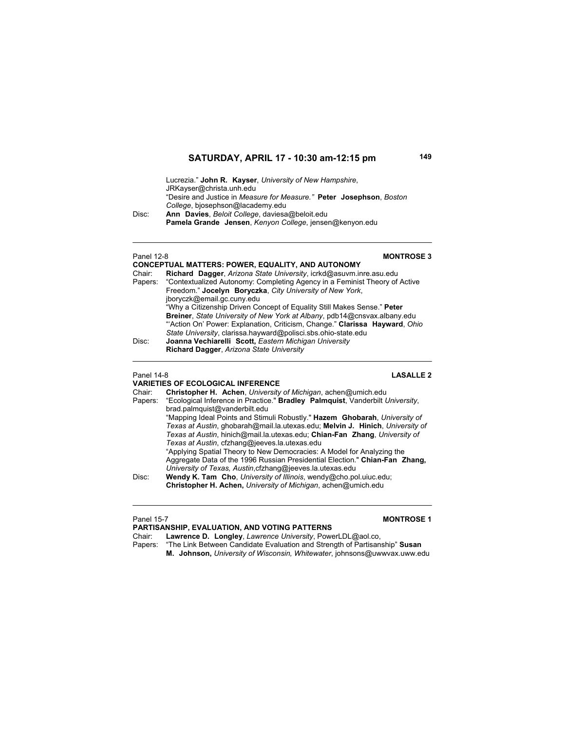## SATURDAY, APRIL 17 - 10:30 am-12:15 pm

Lucrezia." **John R. Kayser**, *University of New Hampshire*, JRKayser@christa.unh.edu
"Desire and Justice in *Measure for Measure."* **Peter Josephson**, *Boston College*, bjosephson@lacademy.edu

Disc: **Ann Davies**, *Beloit College*, daviesa@beloit.edu
**Pamela Grande Jensen**, *Kenyon College*, jensen@kenyon.edu

---

Panel 12-8 **MONTROSE 3**

**CONCEPTUAL MATTERS: POWER, EQUALITY, AND AUTONOMY**

Chair: **Richard Dagger**, *Arizona State University*, icrkd@asuvm.inre.asu.edu

Papers: "Contextualized Autonomy: Completing Agency in a Feminist Theory of Active Freedom." **Jocelyn Boryczka**, *City University of New York*, jboryczk@email.gc.cuny.edu
"Why a Citizenship Driven Concept of Equality Still Makes Sense." **Peter Breiner**, *State University of New York at Albany*, pdb14@cnsvax.albany.edu
"'Action On' Power: Explanation, Criticism, Change." **Clarissa Hayward**, *Ohio State University*, clarissa.hayward@polisci.sbs.ohio-state.edu

Disc: **Joanna Vechiarelli Scott,** *Eastern Michigan University*
**Richard Dagger**, *Arizona State University*

---

Panel 14-8 **LASALLE 2**

**VARIETIES OF ECOLOGICAL INFERENCE**

Chair: **Christopher H. Achen**, *University of Michigan*, achen@umich.edu

Papers: "Ecological Inference in Practice." **Bradley Palmquist**, Vanderbilt *University*, brad.palmquist@vanderbilt.edu
"Mapping Ideal Points and Stimuli Robustly." **Hazem Ghobarah**, *University of Texas at Austin*, ghobarah@mail.la.utexas.edu; **Melvin J. Hinich**, *University of Texas at Austin*, hinich@mail.la.utexas.edu; **Chian-Fan Zhang**, *University of Texas at Austin*, cfzhang@jeeves.la.utexas.edu
"Applying Spatial Theory to New Democracies: A Model for Analyzing the Aggregate Data of the 1996 Russian Presidential Election." **Chian-Fan Zhang,** *University of Texas, Austin*,cfzhang@jeeves.la.utexas.edu

Disc: **Wendy K. Tam Cho**, *University of Illinois*, wendy@cho.pol.uiuc.edu;
**Christopher H. Achen,** *University of Michigan*, achen@umich.edu

---

Panel 15-7 **MONTROSE 1**

**PARTISANSHIP, EVALUATION, AND VOTING PATTERNS**

Chair: **Lawrence D. Longley**, *Lawrence University*, PowerLDL@aol.co,

Papers: "The Link Between Candidate Evaluation and Strength of Partisanship" **Susan M. Johnson,** *University of Wisconsin, Whitewater*, johnsons@uwwvax.uww.edu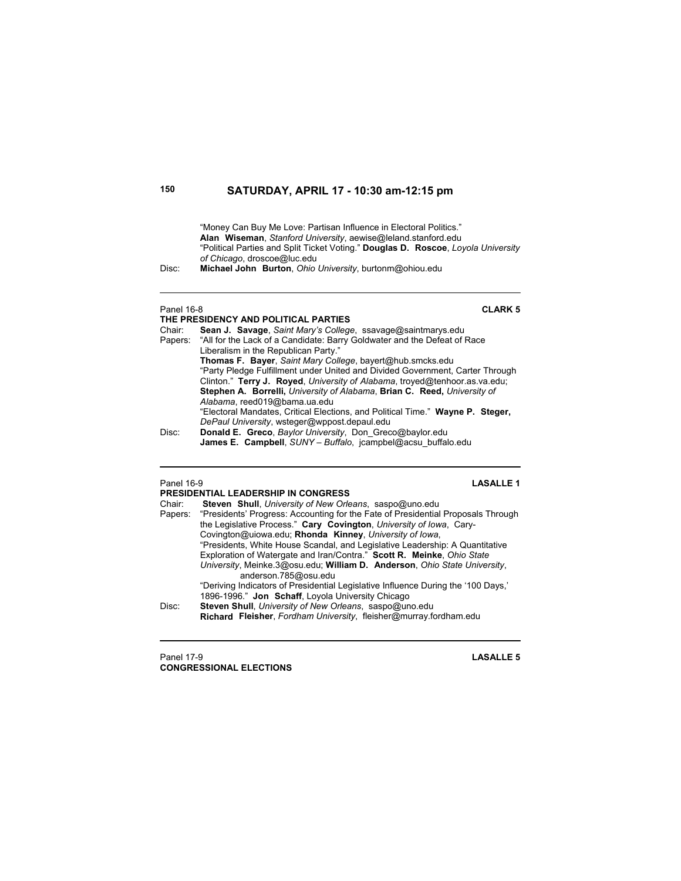“Money Can Buy Me Love: Partisan Influence in Electoral Politics.” **Alan Wiseman**, *Stanford University*, aewise@leland.stanford.edu
“Political Parties and Split Ticket Voting.” **Douglas D. Roscoe**, *Loyola University of Chicago*, droscoe@luc.edu

Disc: **Michael John Burton**, *Ohio University*, burtonm@ohiou.edu

---

Panel 16-8 **CLARK 5**

**THE PRESIDENCY AND POLITICAL PARTIES**

Chair: **Sean J. Savage**, *Saint Mary’s College*, ssavage@saintmarys.edu

Papers: “All for the Lack of a Candidate: Barry Goldwater and the Defeat of Race Liberalism in the Republican Party.”
**Thomas F. Bayer**, *Saint Mary College*, bayert@hub.smcks.edu
“Party Pledge Fulfillment under United and Divided Government, Carter Through Clinton.” **Terry J. Royed**, *University of Alabama*, troyed@tenhoor.as.va.edu; **Stephen A. Borrelli,** *University of Alabama*, **Brian C. Reed,** *University of Alabama*, reed019@bama.ua.edu
“Electoral Mandates, Critical Elections, and Political Time.” **Wayne P. Steger,** *DePaul University*, wsteger@wppost.depaul.edu

Disc: **Donald E. Greco**, *Baylor University*, Don_Greco@baylor.edu
**James E. Campbell**, *SUNY – Buffalo*, jcampbel@acsu_buffalo.edu

---

Panel 16-9 **LASALLE 1**

**PRESIDENTIAL LEADERSHIP IN CONGRESS**

Chair: **Steven Shull**, *University of New Orleans*, saspo@uno.edu

Papers: “Presidents’ Progress: Accounting for the Fate of Presidential Proposals Through the Legislative Process.” **Cary Covington**, *University of Iowa*, Cary-Covington@uiowa.edu; **Rhonda Kinney**, *University of Iowa*,
“Presidents, White House Scandal, and Legislative Leadership: A Quantitative Exploration of Watergate and Iran/Contra.” **Scott R. Meinke**, *Ohio State University*, Meinke.3@osu.edu; **William D. Anderson**, *Ohio State University*, anderson.785@osu.edu
“Deriving Indicators of Presidential Legislative Influence During the ‘100 Days,’ 1896-1996.” **Jon Schaff**, Loyola University Chicago

Disc: **Steven Shull**, *University of New Orleans*, saspo@uno.edu
**Richard Fleisher**, *Fordham University*, fleisher@murray.fordham.edu

---

Panel 17-9 **LASALLE 5**

**CONGRESSIONAL ELECTIONS**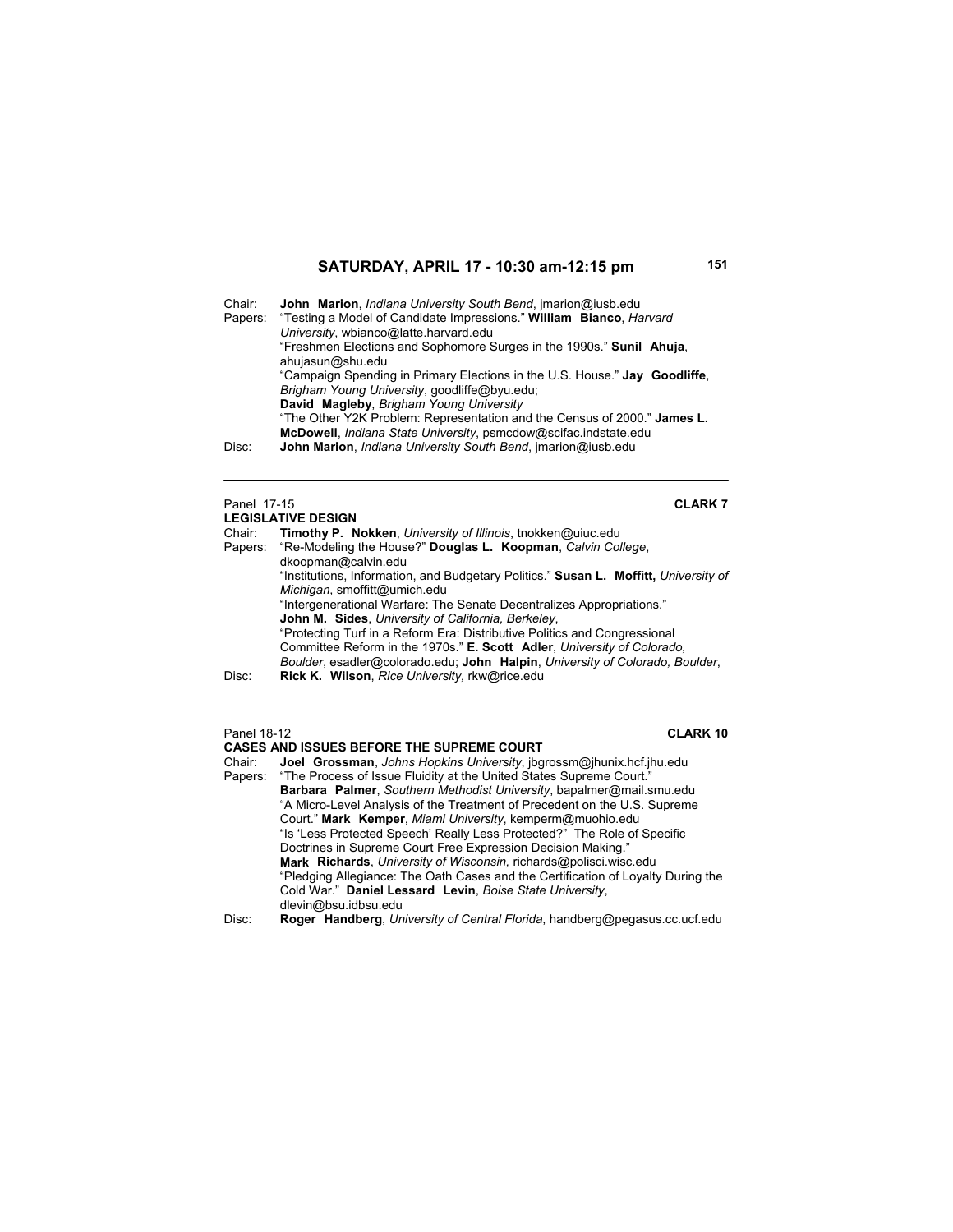## SATURDAY, APRIL 17 - 10:30 am-12:15 pm

Chair: **John Marion**, *Indiana University South Bend*, jmarion@iusb.edu
Papers: "Testing a Model of Candidate Impressions." **William Bianco**, *Harvard University*, wbianco@latte.harvard.edu
"Freshmen Elections and Sophomore Surges in the 1990s." **Sunil Ahuja**, ahujasun@shu.edu
"Campaign Spending in Primary Elections in the U.S. House." **Jay Goodliffe**, *Brigham Young University*, goodliffe@byu.edu; **David Magleby**, *Brigham Young University*
"The Other Y2K Problem: Representation and the Census of 2000." **James L. McDowell**, *Indiana State University*, psmcdow@scifac.indstate.edu
Disc: **John Marion**, *Indiana University South Bend*, jmarion@iusb.edu

---

Panel 17-15 **CLARK 7**
**LEGISLATIVE DESIGN**
Chair: **Timothy P. Nokken**, *University of Illinois*, tnokken@uiuc.edu
Papers: "Re-Modeling the House?" **Douglas L. Koopman**, *Calvin College*, dkoopman@calvin.edu
"Institutions, Information, and Budgetary Politics." **Susan L. Moffitt,** *University of Michigan*, smoffitt@umich.edu
"Intergenerational Warfare: The Senate Decentralizes Appropriations." **John M. Sides**, *University of California, Berkeley*,
"Protecting Turf in a Reform Era: Distributive Politics and Congressional Committee Reform in the 1970s." **E. Scott Adler**, *University of Colorado, Boulder*, esadler@colorado.edu; **John Halpin**, *University of Colorado, Boulder*,
Disc: **Rick K. Wilson**, *Rice University,* rkw@rice.edu

---

Panel 18-12 **CLARK 10**
**CASES AND ISSUES BEFORE THE SUPREME COURT**
Chair: **Joel Grossman**, *Johns Hopkins University*, jbgrossm@jhunix.hcf.jhu.edu
Papers: "The Process of Issue Fluidity at the United States Supreme Court." **Barbara Palmer**, *Southern Methodist University*, bapalmer@mail.smu.edu
"A Micro-Level Analysis of the Treatment of Precedent on the U.S. Supreme Court." **Mark Kemper**, *Miami University*, kemperm@muohio.edu
"Is 'Less Protected Speech' Really Less Protected?" The Role of Specific Doctrines in Supreme Court Free Expression Decision Making." **Mark Richards**, *University of Wisconsin,* richards@polisci.wisc.edu
"Pledging Allegiance: The Oath Cases and the Certification of Loyalty During the Cold War." **Daniel Lessard Levin**, *Boise State University*, dlevin@bsu.idbsu.edu
Disc: **Roger Handberg**, *University of Central Florida*, handberg@pegasus.cc.ucf.edu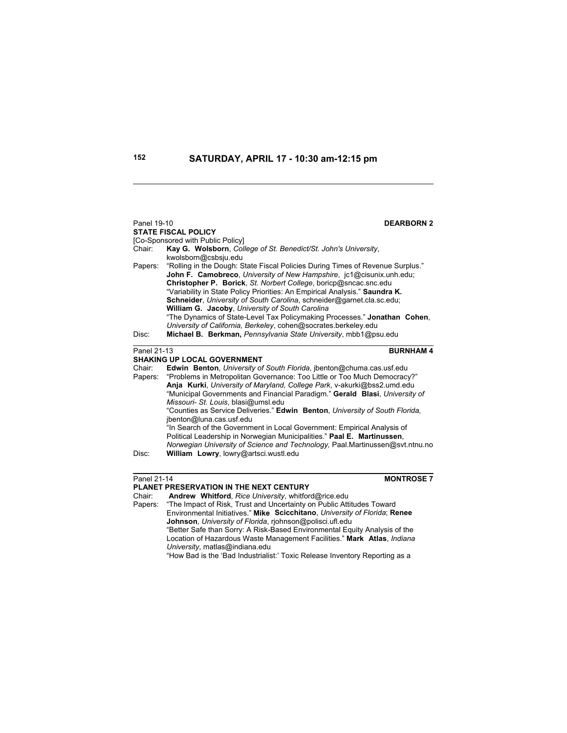## SATURDAY, APRIL 17 - 10:30 am-12:15 pm

Panel 19-10 **DEARBORN 2**

**STATE FISCAL POLICY**

[Co-Sponsored with Public Policy]

Chair: **Kay G. Wolsborn**, *College of St. Benedict/St. John's University*, kwolsborn@csbsju.edu

Papers: "Rolling in the Dough: State Fiscal Policies During Times of Revenue Surplus." **John F. Camobreco**, *University of New Hampshire*, jc1@cisunix.unh.edu; **Christopher P. Borick**, *St. Norbert College*, boricp@sncac.snc.edu

"Variability in State Policy Priorities: An Empirical Analysis." **Saundra K. Schneider**, *University of South Carolina*, schneider@garnet.cla.sc.edu; **William G. Jacoby**, *University of South Carolina*

"The Dynamics of State-Level Tax Policymaking Processes." **Jonathan Cohen**, *University of California, Berkeley*, cohen@socrates.berkeley.edu

Disc: **Michael B. Berkman,** *Pennsylvania State University*, mbb1@psu.edu

---

Panel 21-13 **BURNHAM 4**

**SHAKING UP LOCAL GOVERNMENT**

Chair: **Edwin Benton**, *University of South Florida*, jbenton@chuma.cas.usf.edu

Papers: "Problems in Metropolitan Governance: Too Little or Too Much Democracy?" **Anja Kurki**, *University of Maryland, College Park*, v-akurki@bss2.umd.edu

"Municipal Governments and Financial Paradigm." **Gerald Blasi**, *University of Missouri- St. Louis*, blasi@umsl.edu

"Counties as Service Deliveries." **Edwin Benton**, *University of South Florida,* jbenton@luna.cas.usf.edu

"In Search of the Government in Local Government: Empirical Analysis of Political Leadership in Norwegian Municipalities." **Paal E. Martinussen**, *Norwegian University of Science and Technology,* Paal.Martinussen@svt.ntnu.no

Disc: **William Lowry**, lowry@artsci.wustl.edu

---

Panel 21-14 **MONTROSE 7**

**PLANET PRESERVATION IN THE NEXT CENTURY**

Chair: **Andrew Whitford**, *Rice University*, whitford@rice.edu

Papers: "The Impact of Risk, Trust and Uncertainty on Public Attitudes Toward Environmental Initiatives." **Mike Scicchitano**, *University of Florida*; **Renee Johnson**, *University of Florida*, rjohnson@polisci.ufl.edu

"Better Safe than Sorry: A Risk-Based Environmental Equity Analysis of the Location of Hazardous Waste Management Facilities." **Mark Atlas**, *Indiana University*, matlas@indiana.edu

"How Bad is the 'Bad Industrialist:' Toxic Release Inventory Reporting as a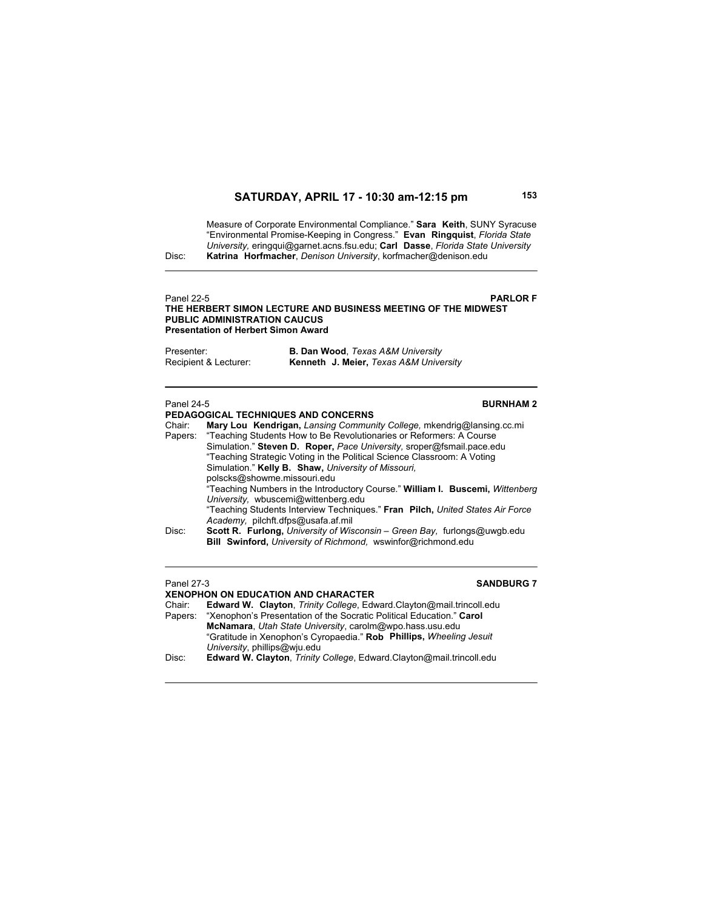Measure of Corporate Environmental Compliance." **Sara Keith**, SUNY Syracuse
"Environmental Promise-Keeping in Congress." **Evan Ringquist**, *Florida State University,* eringqui@garnet.acns.fsu.edu; **Carl Dasse**, *Florida State University*

Disc: **Katrina Horfmacher**, *Denison University*, korfmacher@denison.edu

---

Panel 22-5 **PARLOR F**

**THE HERBERT SIMON LECTURE AND BUSINESS MEETING OF THE MIDWEST PUBLIC ADMINISTRATION CAUCUS**
**Presentation of Herbert Simon Award**

Presenter: **B. Dan Wood**, *Texas A&M University*
Recipient & Lecturer: **Kenneth J. Meier,** *Texas A&M University*

---

Panel 24-5 **BURNHAM 2**

**PEDAGOGICAL TECHNIQUES AND CONCERNS**

Chair: **Mary Lou Kendrigan,** *Lansing Community College,* mkendrig@lansing.cc.mi

Papers: "Teaching Students How to Be Revolutionaries or Reformers: A Course Simulation." **Steven D. Roper,** *Pace University*, sroper@fsmail.pace.edu
"Teaching Strategic Voting in the Political Science Classroom: A Voting Simulation." **Kelly B. Shaw,** *University of Missouri,* polscks@showme.missouri.edu
"Teaching Numbers in the Introductory Course." **William I. Buscemi,** *Wittenberg University,* wbuscemi@wittenberg.edu
"Teaching Students Interview Techniques." **Fran Pilch,** *United States Air Force Academy,* pilchft.dfps@usafa.af.mil

Disc: **Scott R. Furlong,** *University of Wisconsin – Green Bay,* furlongs@uwgb.edu
**Bill Swinford,** *University of Richmond,* wswinfor@richmond.edu

---

Panel 27-3 **SANDBURG 7**

**XENOPHON ON EDUCATION AND CHARACTER**

Chair: **Edward W. Clayton**, *Trinity College*, Edward.Clayton@mail.trincoll.edu

Papers: "Xenophon's Presentation of the Socratic Political Education." **Carol McNamara**, *Utah State University*, carolm@wpo.hass.usu.edu
"Gratitude in Xenophon's Cyropaedia." **Rob Phillips,** *Wheeling Jesuit University*, phillips@wju.edu

Disc: **Edward W. Clayton**, *Trinity College*, Edward.Clayton@mail.trincoll.edu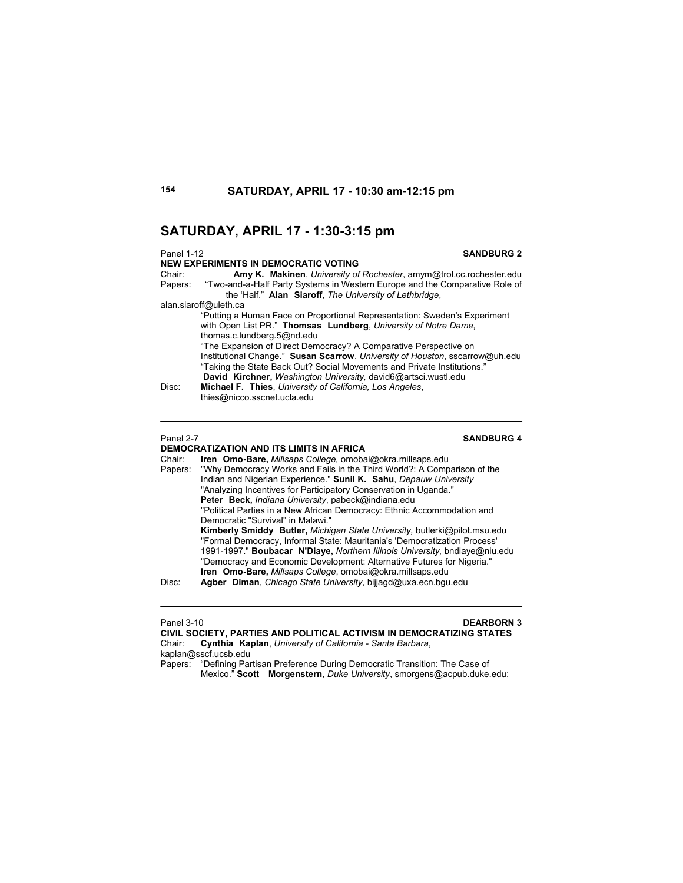## SATURDAY, APRIL 17 - 1:30-3:15 pm

Panel 1-12 **SANDBURG 2**

**NEW EXPERIMENTS IN DEMOCRATIC VOTING**

Chair: **Amy K. Makinen**, *University of Rochester*, amym@trol.cc.rochester.edu

Papers: "Two-and-a-Half Party Systems in Western Europe and the Comparative Role of the 'Half.'" **Alan Siaroff**, *The University of Lethbridge*, alan.siaroff@uleth.ca

"Putting a Human Face on Proportional Representation: Sweden's Experiment with Open List PR." **Thomsas Lundberg**, *University of Notre Dame*, thomas.c.lundberg.5@nd.edu

"The Expansion of Direct Democracy? A Comparative Perspective on Institutional Change." **Susan Scarrow**, *University of Houston*, sscarrow@uh.edu

"Taking the State Back Out? Social Movements and Private Institutions." **David Kirchner,** *Washington University,* david6@artsci.wustl.edu

Disc: **Michael F. Thies**, *University of California, Los Angeles*, thies@nicco.sscnet.ucla.edu

---

Panel 2-7 **SANDBURG 4**

**DEMOCRATIZATION AND ITS LIMITS IN AFRICA**

Chair: **Iren Omo-Bare,** *Millsaps College,* omobai@okra.millsaps.edu

Papers: "Why Democracy Works and Fails in the Third World?: A Comparison of the Indian and Nigerian Experience." **Sunil K. Sahu**, *Depauw University*

"Analyzing Incentives for Participatory Conservation in Uganda." **Peter Beck,** *Indiana University*, pabeck@indiana.edu

"Political Parties in a New African Democracy: Ethnic Accommodation and Democratic "Survival" in Malawi." **Kimberly Smiddy Butler,** *Michigan State University,* butlerki@pilot.msu.edu

"Formal Democracy, Informal State: Mauritania's 'Democratization Process' 1991-1997." **Boubacar N'Diaye,** *Northern Illinois University,* bndiaye@niu.edu

"Democracy and Economic Development: Alternative Futures for Nigeria." **Iren Omo-Bare,** *Millsaps College*, omobai@okra.millsaps.edu

Disc: **Agber Diman**, *Chicago State University*, bijjagd@uxa.ecn.bgu.edu

---

Panel 3-10 **DEARBORN 3**

**CIVIL SOCIETY, PARTIES AND POLITICAL ACTIVISM IN DEMOCRATIZING STATES**

Chair: **Cynthia Kaplan**, *University of California - Santa Barbara*, kaplan@sscf.ucsb.edu

Papers: "Defining Partisan Preference During Democratic Transition: The Case of Mexico." **Scott Morgenstern**, *Duke University*, smorgens@acpub.duke.edu;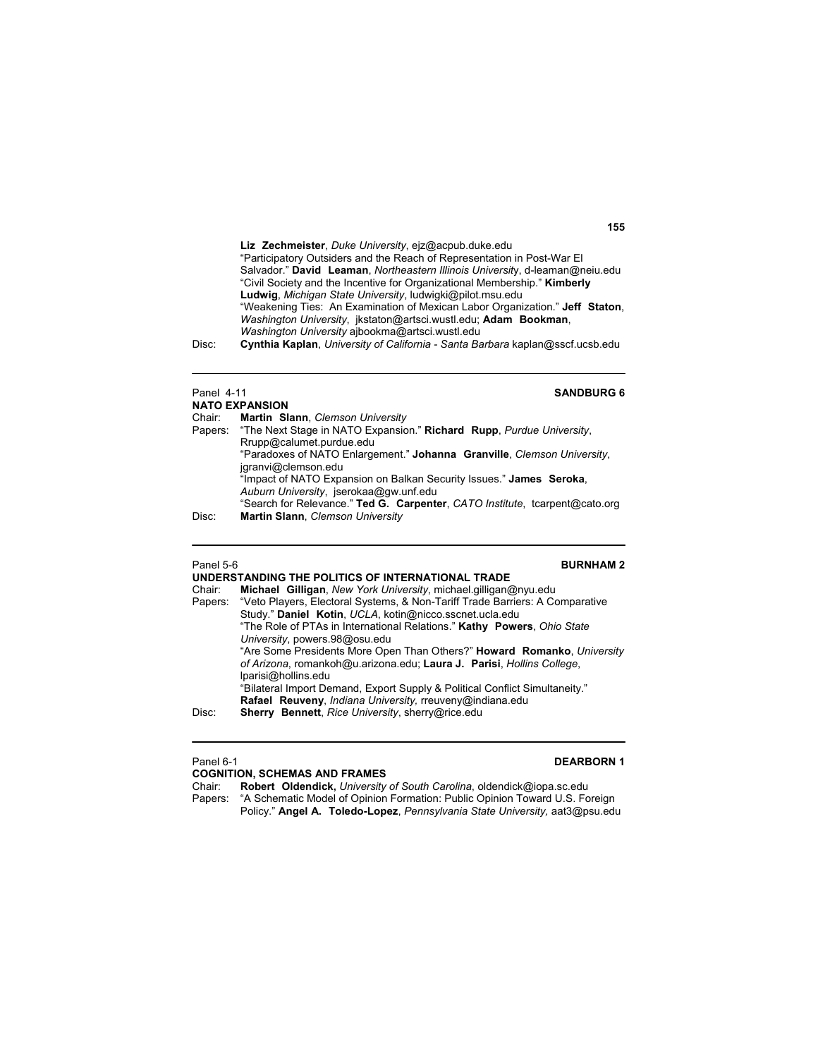**Liz Zechmeister**, *Duke University*, ejz@acpub.duke.edu
"Participatory Outsiders and the Reach of Representation in Post-War El Salvador." **David Leaman**, *Northeastern Illinois University*, d-leaman@neiu.edu
"Civil Society and the Incentive for Organizational Membership." **Kimberly Ludwig**, *Michigan State University*, ludwigki@pilot.msu.edu
"Weakening Ties: An Examination of Mexican Labor Organization." **Jeff Staton**, *Washington University*, jkstaton@artsci.wustl.edu; **Adam Bookman**, *Washington University* ajbookma@artsci.wustl.edu

Disc: **Cynthia Kaplan**, *University of California - Santa Barbara* kaplan@sscf.ucsb.edu

---

Panel 4-11 **SANDBURG 6**

**NATO EXPANSION**

Chair: **Martin Slann**, *Clemson University*

Papers: "The Next Stage in NATO Expansion." **Richard Rupp**, *Purdue University*, Rrupp@calumet.purdue.edu
"Paradoxes of NATO Enlargement." **Johanna Granville**, *Clemson University*, jgranvi@clemson.edu
"Impact of NATO Expansion on Balkan Security Issues." **James Seroka**, *Auburn University*, jserokaa@gw.unf.edu
"Search for Relevance." **Ted G. Carpenter**, *CATO Institute*, tcarpent@cato.org

Disc: **Martin Slann**, *Clemson University*

---

Panel 5-6 **BURNHAM 2**

**UNDERSTANDING THE POLITICS OF INTERNATIONAL TRADE**

Chair: **Michael Gilligan**, *New York University*, michael.gilligan@nyu.edu

Papers: "Veto Players, Electoral Systems, & Non-Tariff Trade Barriers: A Comparative Study." **Daniel Kotin**, *UCLA*, kotin@nicco.sscnet.ucla.edu
"The Role of PTAs in International Relations." **Kathy Powers**, *Ohio State University*, powers.98@osu.edu
"Are Some Presidents More Open Than Others?" **Howard Romanko**, *University of Arizona*, romankoh@u.arizona.edu; **Laura J. Parisi**, *Hollins College*, lparisi@hollins.edu
"Bilateral Import Demand, Export Supply & Political Conflict Simultaneity." **Rafael Reuveny**, *Indiana University,* rreuveny@indiana.edu

Disc: **Sherry Bennett**, *Rice University*, sherry@rice.edu

---

Panel 6-1 **DEARBORN 1**

**COGNITION, SCHEMAS AND FRAMES**

Chair: **Robert Oldendick,** *University of South Carolina*, oldendick@iopa.sc.edu

Papers: "A Schematic Model of Opinion Formation: Public Opinion Toward U.S. Foreign Policy." **Angel A. Toledo-Lopez**, *Pennsylvania State University,* aat3@psu.edu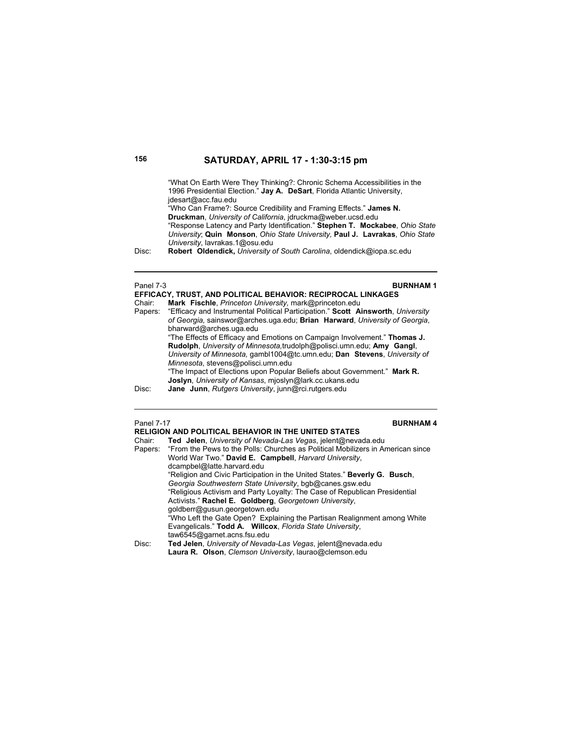## SATURDAY, APRIL 17 - 1:30-3:15 pm

"What On Earth Were They Thinking?: Chronic Schema Accessibilities in the 1996 Presidential Election." **Jay A. DeSart**, Florida Atlantic University, jdesart@acc.fau.edu

"Who Can Frame?: Source Credibility and Framing Effects." **James N. Druckman**, *University of California*, jdruckma@weber.ucsd.edu

"Response Latency and Party Identification." **Stephen T. Mockabee**, *Ohio State University*; **Quin Monson**, *Ohio State University*, **Paul J. Lavrakas**, *Ohio State University*, lavrakas.1@osu.edu

Disc: **Robert Oldendick,** *University of South Carolina*, oldendick@iopa.sc.edu

---

Panel 7-3 **BURNHAM 1**

**EFFICACY, TRUST, AND POLITICAL BEHAVIOR: RECIPROCAL LINKAGES**

Chair: **Mark Fischle**, *Princeton University*, mark@princeton.edu

Papers: "Efficacy and Instrumental Political Participation." **Scott Ainsworth**, *University of Georgia,* sainswor@arches.uga.edu; **Brian Harward**, *University of Georgia*, bharward@arches.uga.edu

"The Effects of Efficacy and Emotions on Campaign Involvement." **Thomas J. Rudolph**, *University of Minnesota,*trudolph@polisci.umn.edu; **Amy Gangl**, *University of Minnesota,* gambl1004@tc.umn.edu; **Dan Stevens**, *University of Minnesota*, stevens@polisci.umn.edu

"The Impact of Elections upon Popular Beliefs about Government." **Mark R. Joslyn**, *University of Kansas*, mjoslyn@lark.cc.ukans.edu

Disc: **Jane Junn**, *Rutgers University*, junn@rci.rutgers.edu

---

Panel 7-17 **BURNHAM 4**

**RELIGION AND POLITICAL BEHAVIOR IN THE UNITED STATES**

Chair: **Ted Jelen**, *University of Nevada-Las Vegas*, jelent@nevada.edu

Papers: "From the Pews to the Polls: Churches as Political Mobilizers in American since World War Two." **David E. Campbell**, *Harvard University*, dcampbel@latte.harvard.edu

"Religion and Civic Participation in the United States." **Beverly G. Busch**, *Georgia Southwestern State University*, bgb@canes.gsw.edu

"Religious Activism and Party Loyalty: The Case of Republican Presidential Activists." **Rachel E. Goldberg**, *Georgetown University*, goldberr@gusun.georgetown.edu

"Who Left the Gate Open? Explaining the Partisan Realignment among White Evangelicals." **Todd A. Willcox**, *Florida State University*, taw6545@garnet.acns.fsu.edu

Disc: **Ted Jelen**, *University of Nevada-Las Vegas*, jelent@nevada.edu
**Laura R. Olson**, *Clemson University*, laurao@clemson.edu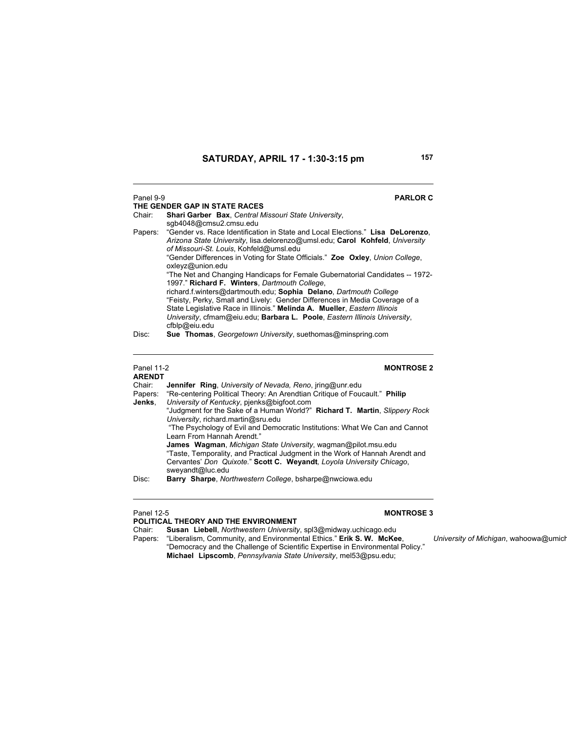## SATURDAY, APRIL 17 - 1:30-3:15 pm

---

Panel 9-9 **PARLOR C**

**THE GENDER GAP IN STATE RACES**

Chair: **Shari Garber Bax**, *Central Missouri State University*, sgb4048@cmsu2.cmsu.edu

Papers: "Gender vs. Race Identification in State and Local Elections." **Lisa DeLorenzo**, *Arizona State University*, lisa.delorenzo@umsl.edu; **Carol Kohfeld**, *University of Missouri-St. Louis*, Kohfeld@umsl.edu

"Gender Differences in Voting for State Officials." **Zoe Oxley**, *Union College*, oxleyz@union.edu

"The Net and Changing Handicaps for Female Gubernatorial Candidates -- 1972-1997." **Richard F. Winters**, *Dartmouth College*, richard.f.winters@dartmouth.edu; **Sophia Delano**, *Dartmouth College*

"Feisty, Perky, Small and Lively: Gender Differences in Media Coverage of a State Legislative Race in Illinois." **Melinda A. Mueller**, *Eastern Illinois University*, cfmam@eiu.edu; **Barbara L. Poole**, *Eastern Illinois University*, cfblp@eiu.edu

Disc: **Sue Thomas**, *Georgetown University*, suethomas@minspring.com

---

Panel 11-2 **MONTROSE 2**

**ARENDT**

Chair: **Jennifer Ring**, *University of Nevada, Reno*, jring@unr.edu

Papers: "Re-centering Political Theory: An Arendtian Critique of Foucault." **Philip Jenks**, *University of Kentucky*, pjenks@bigfoot.com

"Judgment for the Sake of a Human World?" **Richard T. Martin**, *Slippery Rock University*, richard.martin@sru.edu

"The Psychology of Evil and Democratic Institutions: What We Can and Cannot Learn From Hannah Arendt."
**James Wagman**, *Michigan State University*, wagman@pilot.msu.edu

"Taste, Temporality, and Practical Judgment in the Work of Hannah Arendt and Cervantes' *Don Quixote*." **Scott C. Weyandt**, *Loyola University Chicago*, sweyandt@luc.edu

Disc: **Barry Sharpe**, *Northwestern College*, bsharpe@nwciowa.edu

---

Panel 12-5 **MONTROSE 3**

**POLITICAL THEORY AND THE ENVIRONMENT**

Chair: **Susan Liebell**, *Northwestern University*, spl3@midway.uchicago.edu

Papers: "Liberalism, Community, and Environmental Ethics." **Erik S. W. McKee**, *University of Michigan*, wahoowa@umich

"Democracy and the Challenge of Scientific Expertise in Environmental Policy." **Michael Lipscomb**, *Pennsylvania State University*, mel53@psu.edu;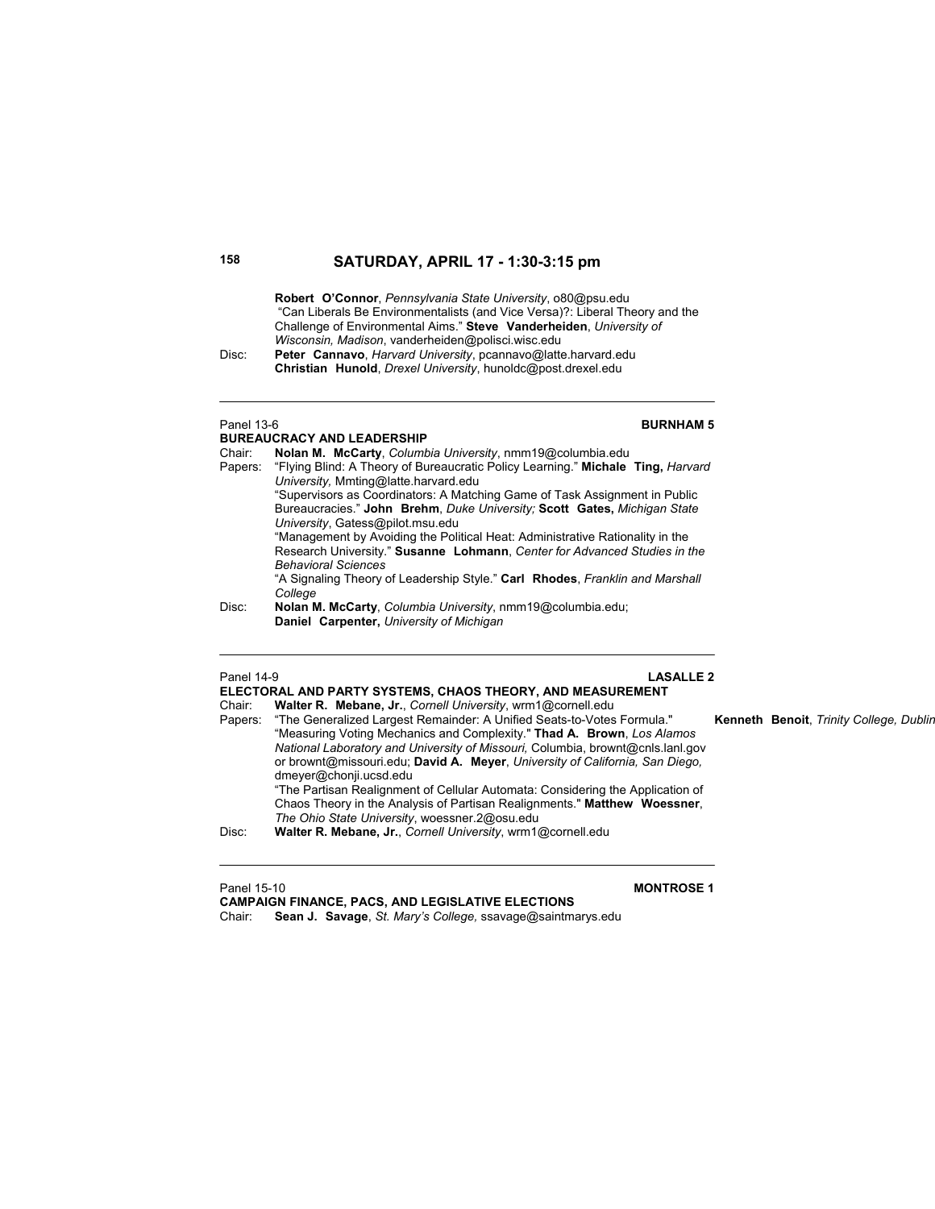**Robert O'Connor**, *Pennsylvania State University*, o80@psu.edu
"Can Liberals Be Environmentalists (and Vice Versa)?: Liberal Theory and the Challenge of Environmental Aims." **Steve Vanderheiden**, *University of Wisconsin, Madison*, vanderheiden@polisci.wisc.edu

Disc: **Peter Cannavo**, *Harvard University*, pcannavo@latte.harvard.edu
**Christian Hunold**, *Drexel University*, hunoldc@post.drexel.edu

---

Panel 13-6 **BURNHAM 5**

**BUREAUCRACY AND LEADERSHIP**

Chair: **Nolan M. McCarty**, *Columbia University*, nmm19@columbia.edu

Papers: "Flying Blind: A Theory of Bureaucratic Policy Learning." **Michale Ting,** *Harvard University,* Mmting@latte.harvard.edu

"Supervisors as Coordinators: A Matching Game of Task Assignment in Public Bureaucracies." **John Brehm**, *Duke University;* **Scott Gates,** *Michigan State University*, Gatess@pilot.msu.edu

"Management by Avoiding the Political Heat: Administrative Rationality in the Research University." **Susanne Lohmann**, *Center for Advanced Studies in the Behavioral Sciences*

"A Signaling Theory of Leadership Style." **Carl Rhodes**, *Franklin and Marshall College*

Disc: **Nolan M. McCarty**, *Columbia University*, nmm19@columbia.edu;
**Daniel Carpenter,** *University of Michigan*

---

Panel 14-9 **LASALLE 2**

**ELECTORAL AND PARTY SYSTEMS, CHAOS THEORY, AND MEASUREMENT**

Chair: **Walter R. Mebane, Jr.**, *Cornell University*, wrm1@cornell.edu

Papers: "The Generalized Largest Remainder: A Unified Seats-to-Votes Formula." **Kenneth Benoit**, *Trinity College, Dublin*

"Measuring Voting Mechanics and Complexity." **Thad A. Brown**, *Los Alamos National Laboratory and University of Missouri,* Columbia, brownt@cnls.lanl.gov or brownt@missouri.edu; **David A. Meyer**, *University of California, San Diego,* dmeyer@chonji.ucsd.edu

"The Partisan Realignment of Cellular Automata: Considering the Application of Chaos Theory in the Analysis of Partisan Realignments." **Matthew Woessner**, *The Ohio State University*, woessner.2@osu.edu

Disc: **Walter R. Mebane, Jr.**, *Cornell University*, wrm1@cornell.edu

---

Panel 15-10 **MONTROSE 1**

**CAMPAIGN FINANCE, PACS, AND LEGISLATIVE ELECTIONS**

Chair: **Sean J. Savage**, *St. Mary's College,* ssavage@saintmarys.edu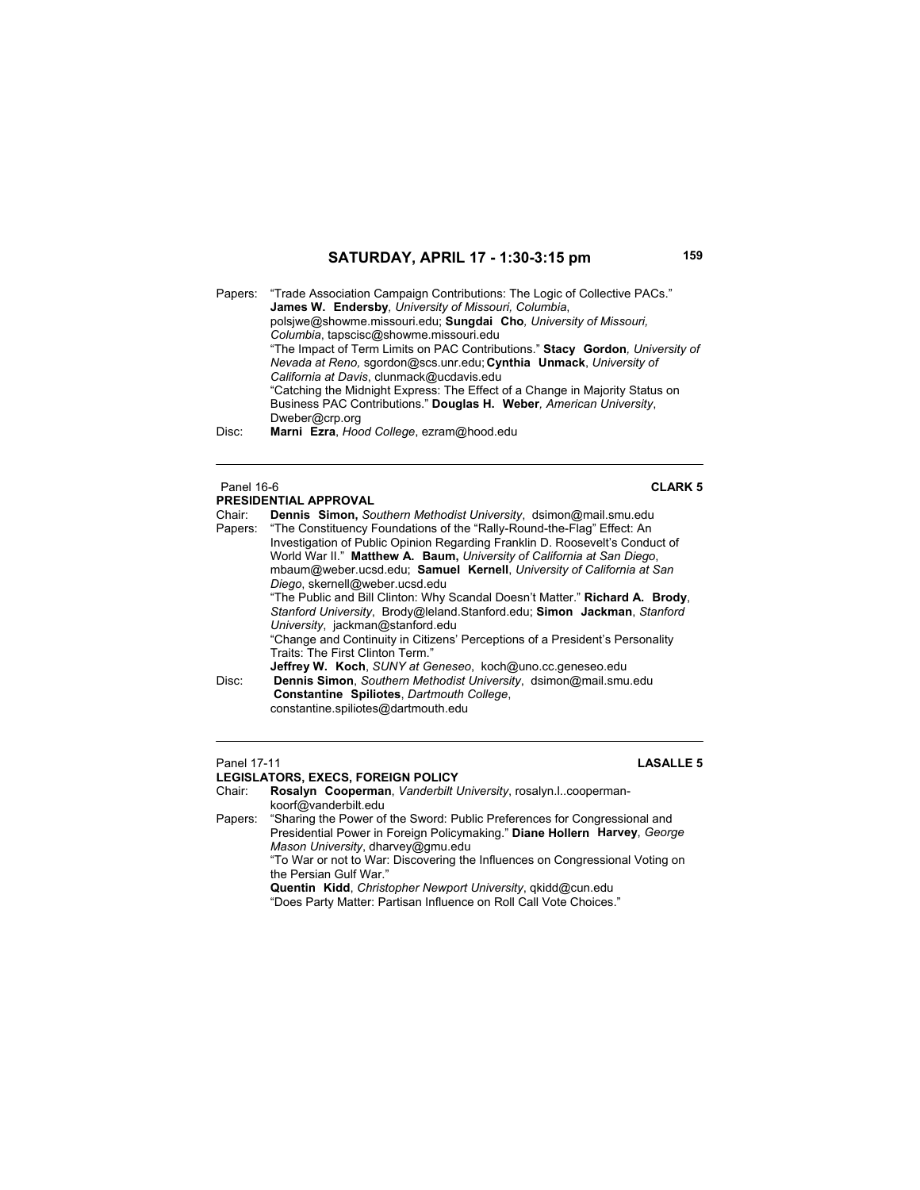## SATURDAY, APRIL 17 - 1:30-3:15 pm

Papers: "Trade Association Campaign Contributions: The Logic of Collective PACs." **James W. Endersby**, *University of Missouri, Columbia*, polsjwe@showme.missouri.edu; **Sungdai Cho**, *University of Missouri, Columbia*, tapscisc@showme.missouri.edu
"The Impact of Term Limits on PAC Contributions." **Stacy Gordon**, *University of Nevada at Reno,* sgordon@scs.unr.edu; **Cynthia Unmack**, *University of California at Davis*, clunmack@ucdavis.edu
"Catching the Midnight Express: The Effect of a Change in Majority Status on Business PAC Contributions." **Douglas H. Weber**, *American University*, Dweber@crp.org

Disc: **Marni Ezra**, *Hood College*, ezram@hood.edu

---

Panel 16-6 **CLARK 5**

**PRESIDENTIAL APPROVAL**

Chair: **Dennis Simon,** *Southern Methodist University*, dsimon@mail.smu.edu

Papers: "The Constituency Foundations of the "Rally-Round-the-Flag" Effect: An Investigation of Public Opinion Regarding Franklin D. Roosevelt's Conduct of World War II." **Matthew A. Baum,** *University of California at San Diego*, mbaum@weber.ucsd.edu; **Samuel Kernell**, *University of California at San Diego*, skernell@weber.ucsd.edu
"The Public and Bill Clinton: Why Scandal Doesn't Matter." **Richard A. Brody**, *Stanford University*, Brody@leland.Stanford.edu; **Simon Jackman**, *Stanford University*, jackman@stanford.edu
"Change and Continuity in Citizens' Perceptions of a President's Personality Traits: The First Clinton Term."
**Jeffrey W. Koch**, *SUNY at Geneseo*, koch@uno.cc.geneseo.edu

Disc: **Dennis Simon**, *Southern Methodist University*, dsimon@mail.smu.edu
**Constantine Spiliotes**, *Dartmouth College*, constantine.spiliotes@dartmouth.edu

---

Panel 17-11 **LASALLE 5**

**LEGISLATORS, EXECS, FOREIGN POLICY**

Chair: **Rosalyn Cooperman**, *Vanderbilt University*, rosalyn.l..cooperman-koorf@vanderbilt.edu

Papers: "Sharing the Power of the Sword: Public Preferences for Congressional and Presidential Power in Foreign Policymaking." **Diane Hollern Harvey**, *George Mason University*, dharvey@gmu.edu
"To War or not to War: Discovering the Influences on Congressional Voting on the Persian Gulf War."
**Quentin Kidd**, *Christopher Newport University*, qkidd@cun.edu
"Does Party Matter: Partisan Influence on Roll Call Vote Choices."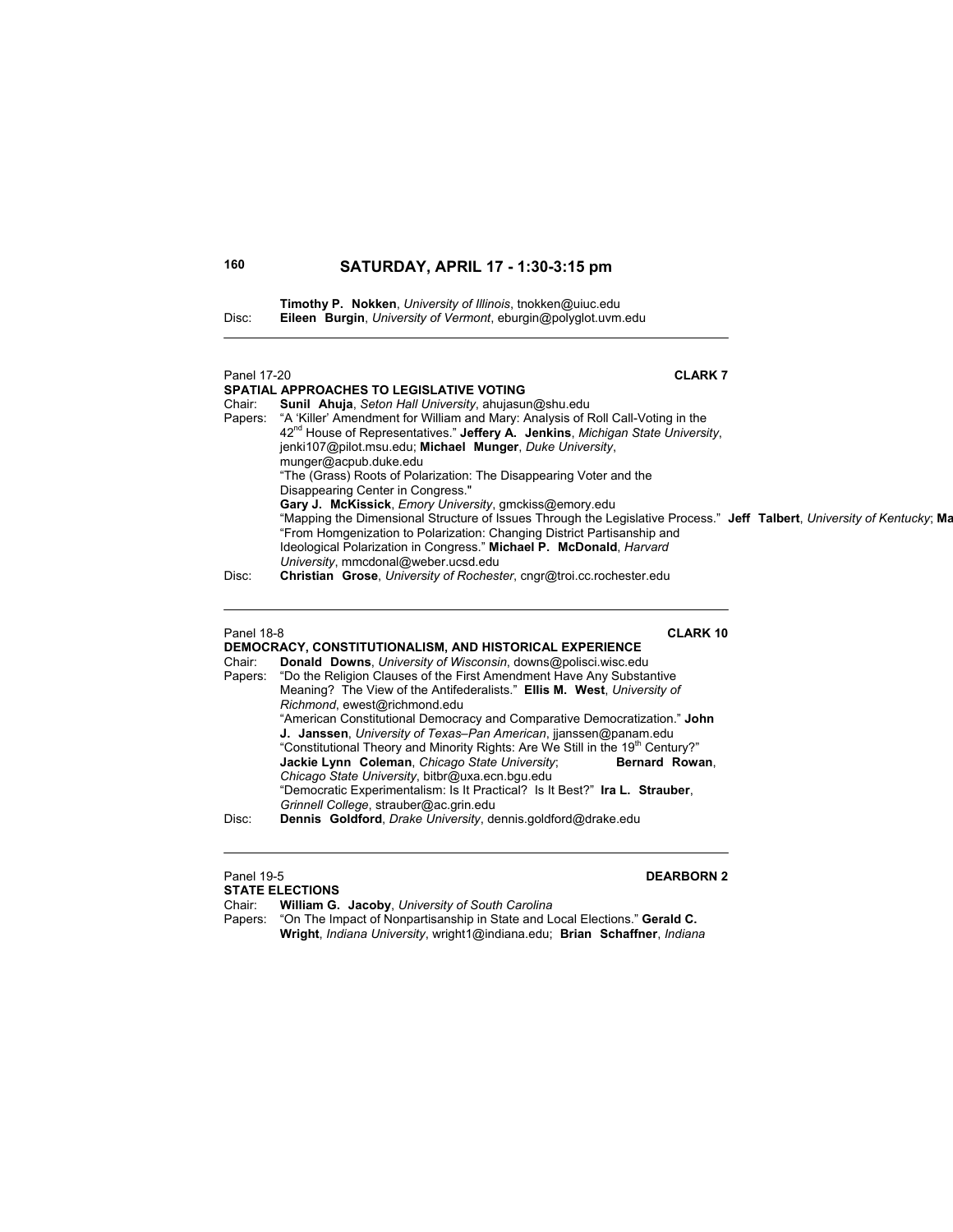**Timothy P. Nokken**, *University of Illinois*, tnokken@uiuc.edu
Disc: **Eileen Burgin**, *University of Vermont*, eburgin@polyglot.uvm.edu

---

Panel 17-20 **CLARK 7**

**SPATIAL APPROACHES TO LEGISLATIVE VOTING**

Chair: **Sunil Ahuja**, *Seton Hall University*, ahujasun@shu.edu

Papers: "A 'Killer' Amendment for William and Mary: Analysis of Roll Call-Voting in the 42nd House of Representatives." **Jeffery A. Jenkins**, *Michigan State University*, jenki107@pilot.msu.edu; **Michael Munger**, *Duke University*, munger@acpub.duke.edu

"The (Grass) Roots of Polarization: The Disappearing Voter and the Disappearing Center in Congress." **Gary J. McKissick**, *Emory University*, gmckiss@emory.edu

"Mapping the Dimensional Structure of Issues Through the Legislative Process." **Jeff Talbert**, *University of Kentucky*; **Ma**

"From Homgenization to Polarization: Changing District Partisanship and Ideological Polarization in Congress." **Michael P. McDonald**, *Harvard University*, mmcdonal@weber.ucsd.edu

Disc: **Christian Grose**, *University of Rochester*, cngr@troi.cc.rochester.edu

---

Panel 18-8 **CLARK 10**

**DEMOCRACY, CONSTITUTIONALISM, AND HISTORICAL EXPERIENCE**

Chair: **Donald Downs**, *University of Wisconsin*, downs@polisci.wisc.edu

Papers: "Do the Religion Clauses of the First Amendment Have Any Substantive Meaning? The View of the Antifederalists." **Ellis M. West**, *University of Richmond*, ewest@richmond.edu

"American Constitutional Democracy and Comparative Democratization." **John J. Janssen**, *University of Texas–Pan American*, jjanssen@panam.edu

"Constitutional Theory and Minority Rights: Are We Still in the 19th Century?" **Jackie Lynn Coleman**, *Chicago State University*; **Bernard Rowan**, *Chicago State University*, bitbr@uxa.ecn.bgu.edu

"Democratic Experimentalism: Is It Practical? Is It Best?" **Ira L. Strauber**, *Grinnell College*, strauber@ac.grin.edu

Disc: **Dennis Goldford**, *Drake University*, dennis.goldford@drake.edu

---

Panel 19-5 **DEARBORN 2**

**STATE ELECTIONS**

Chair: **William G. Jacoby**, *University of South Carolina*

Papers: "On The Impact of Nonpartisanship in State and Local Elections." **Gerald C. Wright**, *Indiana University*, wright1@indiana.edu; **Brian Schaffner**, *Indiana*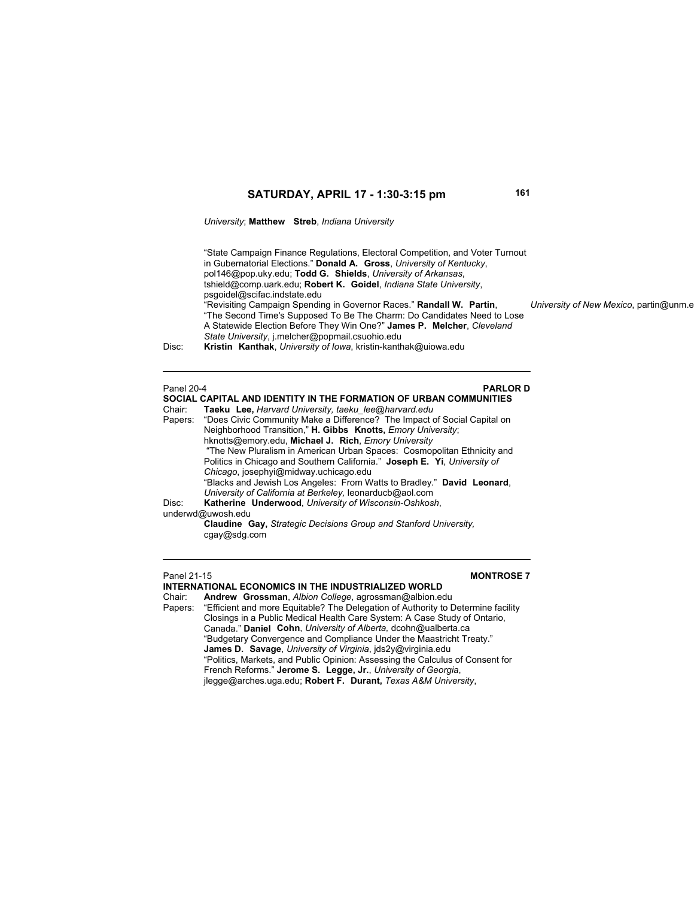*University*; **Matthew Streb**, *Indiana University*

"State Campaign Finance Regulations, Electoral Competition, and Voter Turnout in Gubernatorial Elections." **Donald A. Gross**, *University of Kentucky*, pol146@pop.uky.edu; **Todd G. Shields**, *University of Arkansas*, tshield@comp.uark.edu; **Robert K. Goidel**, *Indiana State University*, psgoidel@scifac.indstate.edu

"Revisiting Campaign Spending in Governor Races." **Randall W. Partin**, *University of New Mexico*, partin@unm.e

"The Second Time's Supposed To Be The Charm: Do Candidates Need to Lose A Statewide Election Before They Win One?" **James P. Melcher**, *Cleveland State University*, j.melcher@popmail.csuohio.edu

Disc: **Kristin Kanthak**, *University of Iowa*, kristin-kanthak@uiowa.edu

---

Panel 20-4 **PARLOR D**

**SOCIAL CAPITAL AND IDENTITY IN THE FORMATION OF URBAN COMMUNITIES**

Chair: **Taeku Lee,** *Harvard University, taeku_lee@harvard.edu*

Papers: "Does Civic Community Make a Difference? The Impact of Social Capital on Neighborhood Transition," **H. Gibbs Knotts,** *Emory University*; hknotts@emory.edu, **Michael J. Rich**, *Emory University*

"The New Pluralism in American Urban Spaces: Cosmopolitan Ethnicity and Politics in Chicago and Southern California." **Joseph E. Yi**, *University of Chicago*, josephyi@midway.uchicago.edu

"Blacks and Jewish Los Angeles: From Watts to Bradley." **David Leonard**, *University of California at Berkeley*, leonarducb@aol.com

Disc: **Katherine Underwood**, *University of Wisconsin-Oshkosh*, underwd@uwosh.edu

**Claudine Gay,** *Strategic Decisions Group and Stanford University,* cgay@sdg.com

---

Panel 21-15 **MONTROSE 7**

**INTERNATIONAL ECONOMICS IN THE INDUSTRIALIZED WORLD**

Chair: **Andrew Grossman**, *Albion College*, agrossman@albion.edu

Papers: "Efficient and more Equitable? The Delegation of Authority to Determine facility Closings in a Public Medical Health Care System: A Case Study of Ontario, Canada." **Daniel Cohn**, *University of Alberta,* dcohn@ualberta.ca

"Budgetary Convergence and Compliance Under the Maastricht Treaty." **James D. Savage**, *University of Virginia*, jds2y@virginia.edu

"Politics, Markets, and Public Opinion: Assessing the Calculus of Consent for French Reforms." **Jerome S. Legge, Jr.**, *University of Georgia*, jlegge@arches.uga.edu; **Robert F. Durant,** *Texas A&M University*,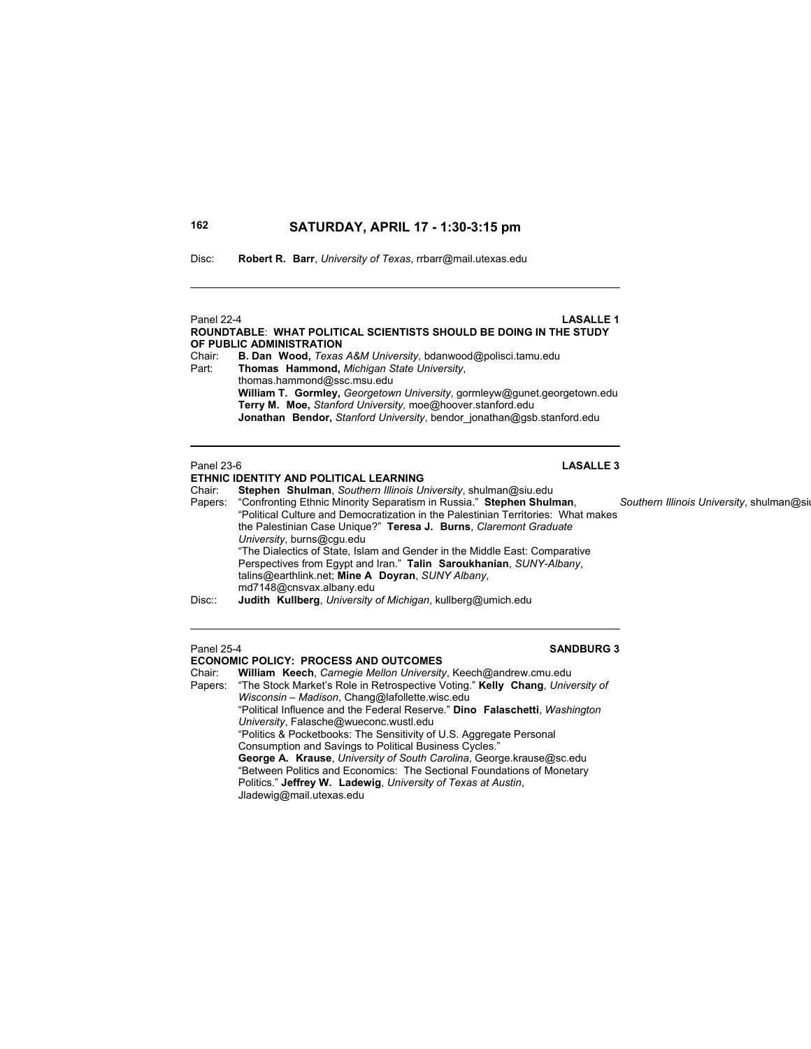## SATURDAY, APRIL 17 - 1:30-3:15 pm

Disc: **Robert R. Barr**, *University of Texas*, rrbarr@mail.utexas.edu

---

Panel 22-4 **LASALLE 1**

**ROUNDTABLE**: **WHAT POLITICAL SCIENTISTS SHOULD BE DOING IN THE STUDY OF PUBLIC ADMINISTRATION**

Chair: **B. Dan Wood,** *Texas A&M University*, bdanwood@polisci.tamu.edu

Part: **Thomas Hammond,** *Michigan State University*, thomas.hammond@ssc.msu.edu
**William T. Gormley,** *Georgetown University*, gormleyw@gunet.georgetown.edu
**Terry M. Moe,** *Stanford University,* moe@hoover.stanford.edu
**Jonathan Bendor,** *Stanford University*, bendor_jonathan@gsb.stanford.edu

---

Panel 23-6 **LASALLE 3**

**ETHNIC IDENTITY AND POLITICAL LEARNING**

Chair: **Stephen Shulman**, *Southern Illinois University*, shulman@siu.edu

Papers: "Confronting Ethnic Minority Separatism in Russia." **Stephen Shulman**, *Southern Illinois University*, shulman@siu
"Political Culture and Democratization in the Palestinian Territories: What makes the Palestinian Case Unique?" **Teresa J. Burns**, *Claremont Graduate University*, burns@cgu.edu
"The Dialectics of State, Islam and Gender in the Middle East: Comparative Perspectives from Egypt and Iran." **Talin Saroukhanian**, *SUNY-Albany*, talins@earthlink.net; **Mine A Doyran**, *SUNY Albany*, md7148@cnsvax.albany.edu

Disc:: **Judith Kullberg**, *University of Michigan*, kullberg@umich.edu

---

Panel 25-4 **SANDBURG 3**

**ECONOMIC POLICY: PROCESS AND OUTCOMES**

Chair: **William Keech**, *Carnegie Mellon University*, Keech@andrew.cmu.edu

Papers: "The Stock Market's Role in Retrospective Voting." **Kelly Chang**, *University of Wisconsin – Madison*, Chang@lafollette.wisc.edu
"Political Influence and the Federal Reserve." **Dino Falaschetti**, *Washington University*, Falasche@wueconc.wustl.edu
"Politics & Pocketbooks: The Sensitivity of U.S. Aggregate Personal Consumption and Savings to Political Business Cycles."
**George A. Krause**, *University of South Carolina*, George.krause@sc.edu
"Between Politics and Economics: The Sectional Foundations of Monetary Politics." **Jeffrey W. Ladewig**, *University of Texas at Austin*, Jladewig@mail.utexas.edu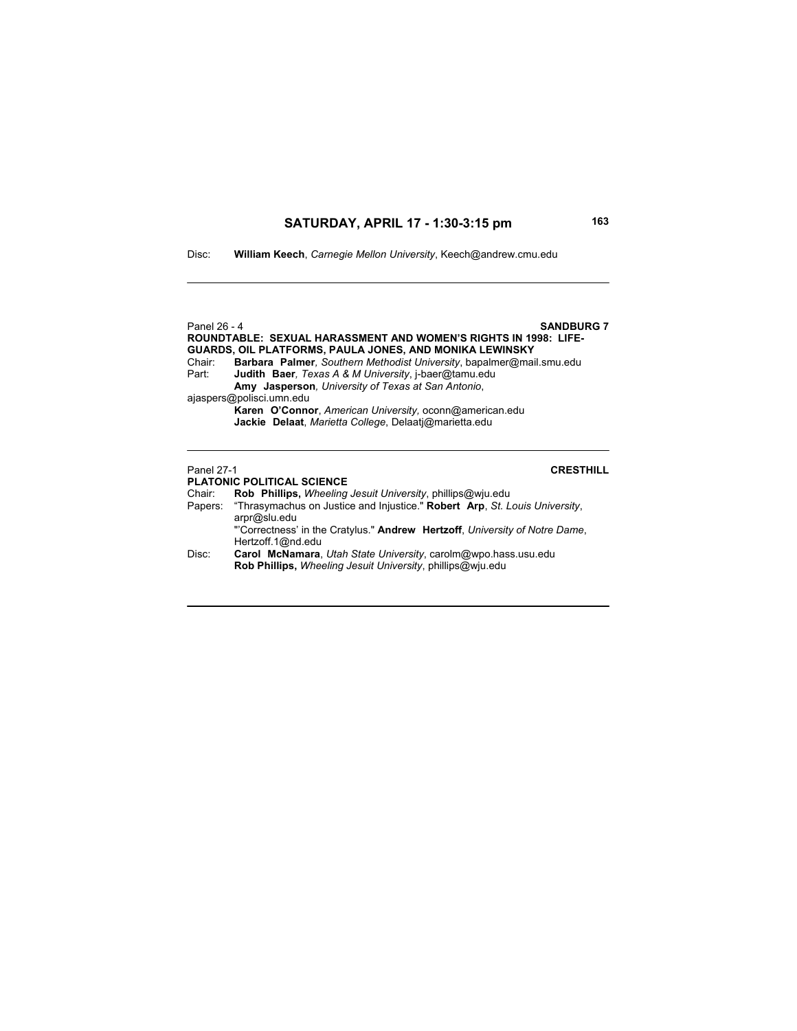Disc: **William Keech**, *Carnegie Mellon University*, Keech@andrew.cmu.edu

---

Panel 26 - 4 **SANDBURG 7**

**ROUNDTABLE: SEXUAL HARASSMENT AND WOMEN'S RIGHTS IN 1998: LIFE-GUARDS, OIL PLATFORMS, PAULA JONES, AND MONIKA LEWINSKY**

Chair: **Barbara Palmer**, *Southern Methodist University*, bapalmer@mail.smu.edu

Part: **Judith Baer**, *Texas A & M University*, j-baer@tamu.edu

**Amy Jasperson**, *University of Texas at San Antonio*, ajaspers@polisci.umn.edu

**Karen O'Connor**, *American University,* oconn@american.edu

**Jackie Delaat**, *Marietta College*, Delaatj@marietta.edu

---

Panel 27-1 **CRESTHILL**

**PLATONIC POLITICAL SCIENCE**

Chair: **Rob Phillips,** *Wheeling Jesuit University*, phillips@wju.edu

Papers: "Thrasymachus on Justice and Injustice." **Robert Arp**, *St. Louis University*, arpr@slu.edu

"'Correctness' in the Cratylus." **Andrew Hertzoff**, *University of Notre Dame*, Hertzoff.1@nd.edu

Disc: **Carol McNamara**, *Utah State University*, carolm@wpo.hass.usu.edu

**Rob Phillips,** *Wheeling Jesuit University*, phillips@wju.edu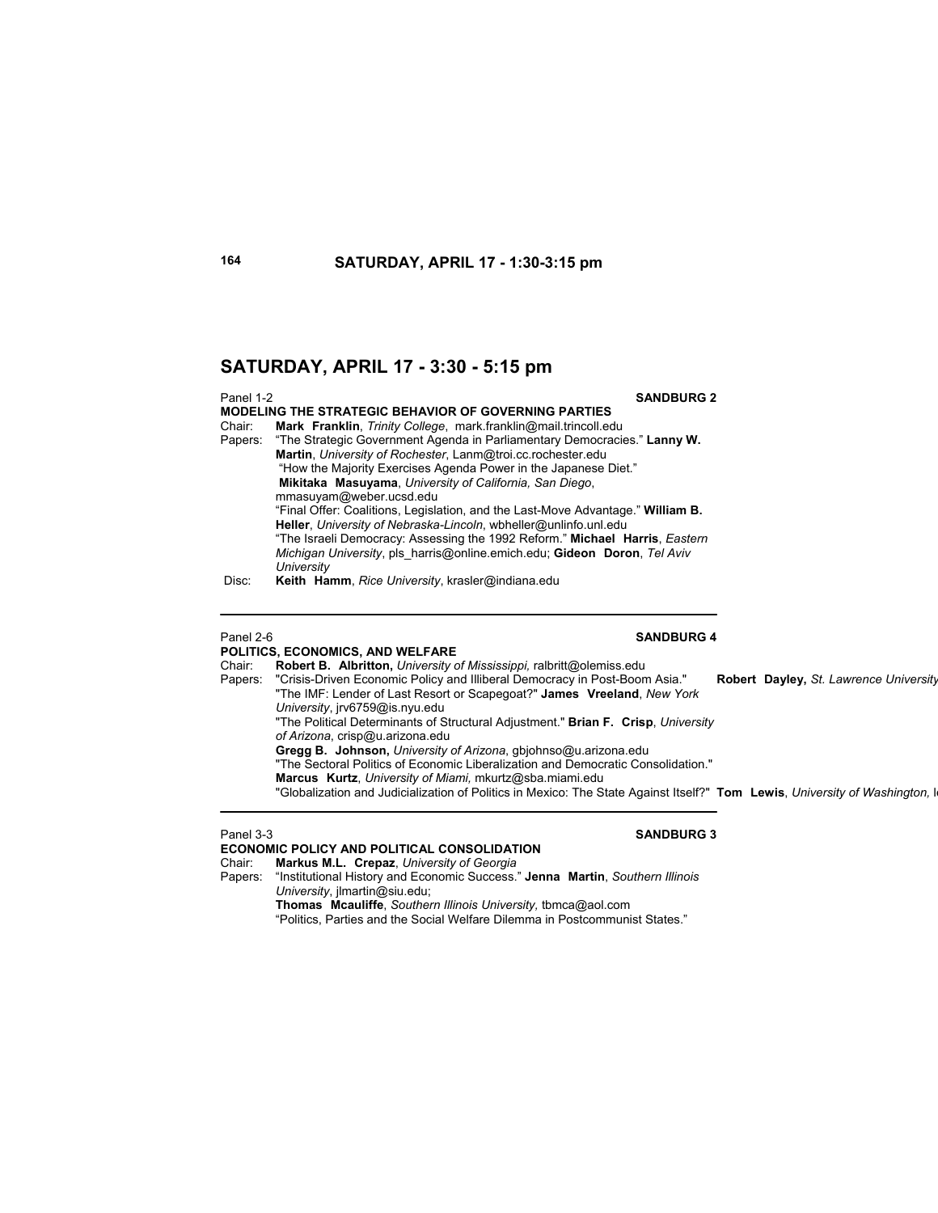# SATURDAY, APRIL 17 - 1:30-3:15 pm

# SATURDAY, APRIL 17 - 3:30 - 5:15 pm

Panel 1-2 **SANDBURG 2**

**MODELING THE STRATEGIC BEHAVIOR OF GOVERNING PARTIES**

Chair: **Mark Franklin**, *Trinity College*, mark.franklin@mail.trincoll.edu

Papers: "The Strategic Government Agenda in Parliamentary Democracies." **Lanny W. Martin**, *University of Rochester*, Lanm@troi.cc.rochester.edu

"How the Majority Exercises Agenda Power in the Japanese Diet." **Mikitaka Masuyama**, *University of California, San Diego*, mmasuyam@weber.ucsd.edu

"Final Offer: Coalitions, Legislation, and the Last-Move Advantage." **William B. Heller**, *University of Nebraska-Lincoln*, wbheller@unlinfo.unl.edu

"The Israeli Democracy: Assessing the 1992 Reform." **Michael Harris**, *Eastern Michigan University*, pls_harris@online.emich.edu; **Gideon Doron**, *Tel Aviv University*

Disc: **Keith Hamm**, *Rice University*, krasler@indiana.edu

---

Panel 2-6 **SANDBURG 4**

**POLITICS, ECONOMICS, AND WELFARE**

Chair: **Robert B. Albritton,** *University of Mississippi,* ralbritt@olemiss.edu

Papers: "Crisis-Driven Economic Policy and Illiberal Democracy in Post-Boom Asia." **Robert Dayley,** *St. Lawrence University*

"The IMF: Lender of Last Resort or Scapegoat?" **James Vreeland**, *New York University*, jrv6759@is.nyu.edu

"The Political Determinants of Structural Adjustment." **Brian F. Crisp**, *University of Arizona*, crisp@u.arizona.edu

**Gregg B. Johnson,** *University of Arizona*, gbjohnso@u.arizona.edu

"The Sectoral Politics of Economic Liberalization and Democratic Consolidation." **Marcus Kurtz**, *University of Miami,* mkurtz@sba.miami.edu

"Globalization and Judicialization of Politics in Mexico: The State Against Itself?" **Tom Lewis**, *University of Washington,* l

---

Panel 3-3 **SANDBURG 3**

**ECONOMIC POLICY AND POLITICAL CONSOLIDATION**

Chair: **Markus M.L. Crepaz**, *University of Georgia*

Papers: "Institutional History and Economic Success." **Jenna Martin**, *Southern Illinois University*, jlmartin@siu.edu;

**Thomas Mcauliffe**, *Southern Illinois University,* tbmca@aol.com

"Politics, Parties and the Social Welfare Dilemma in Postcommunist States."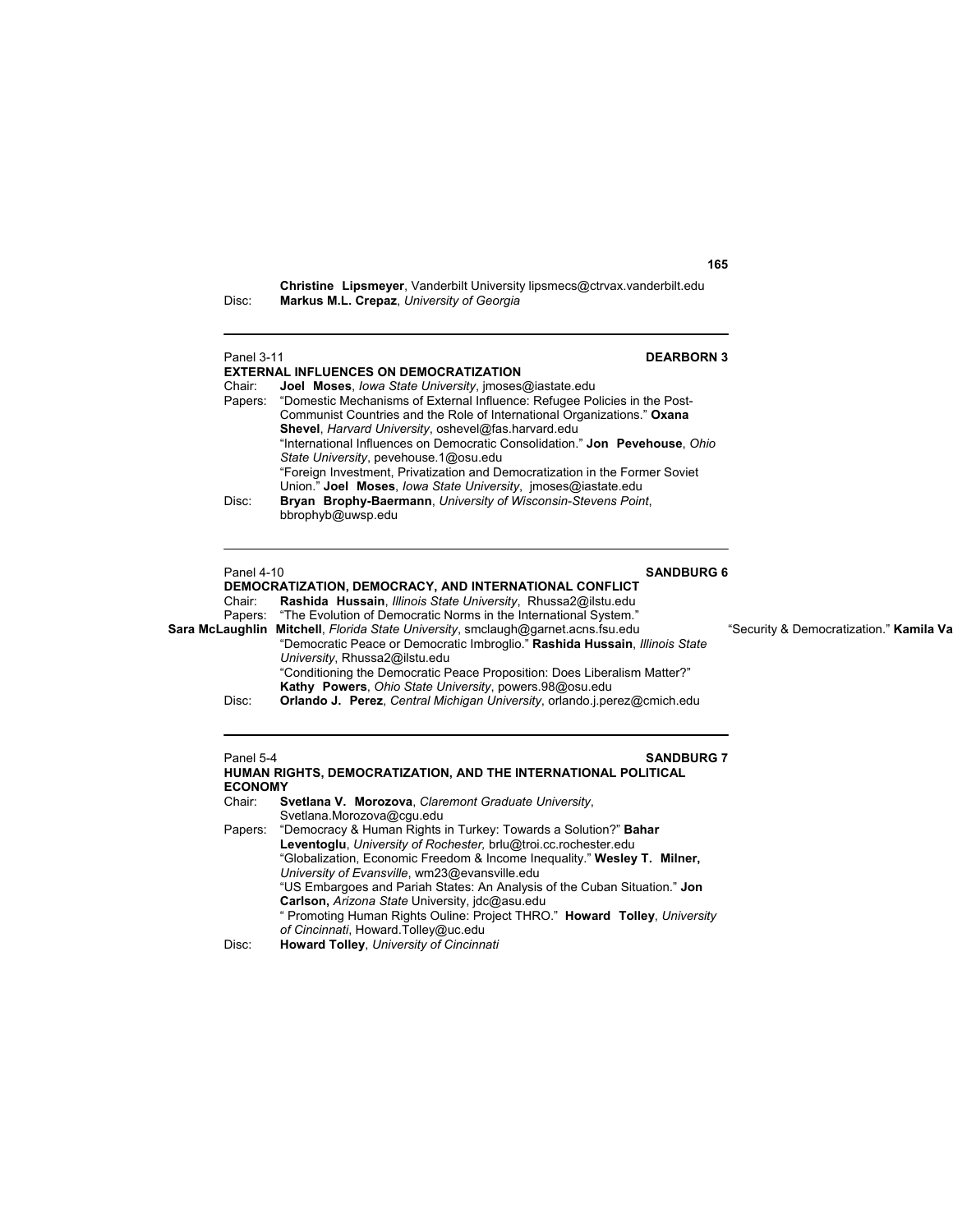**Christine Lipsmeyer**, Vanderbilt University lipsmecs@ctrvax.vanderbilt.edu
Disc: **Markus M.L. Crepaz**, *University of Georgia*

---

Panel 3-11 **DEARBORN 3**

**EXTERNAL INFLUENCES ON DEMOCRATIZATION**

Chair: **Joel Moses**, *Iowa State University*, jmoses@iastate.edu

Papers: "Domestic Mechanisms of External Influence: Refugee Policies in the Post-Communist Countries and the Role of International Organizations." **Oxana Shevel**, *Harvard University*, oshevel@fas.harvard.edu

"International Influences on Democratic Consolidation." **Jon Pevehouse**, *Ohio State University*, pevehouse.1@osu.edu

"Foreign Investment, Privatization and Democratization in the Former Soviet Union." **Joel Moses**, *Iowa State University*, jmoses@iastate.edu

Disc: **Bryan Brophy-Baermann**, *University of Wisconsin-Stevens Point*, bbrophyb@uwsp.edu

---

Panel 4-10 **SANDBURG 6**

**DEMOCRATIZATION, DEMOCRACY, AND INTERNATIONAL CONFLICT**

Chair: **Rashida Hussain**, *Illinois State University*, Rhussa2@ilstu.edu

Papers: "The Evolution of Democratic Norms in the International System." **Sara McLaughlin Mitchell**, *Florida State University*, smclaugh@garnet.acns.fsu.edu

"Security & Democratization." **Kamila Va**

"Democratic Peace or Democratic Imbroglio." **Rashida Hussain**, *Illinois State University*, Rhussa2@ilstu.edu

"Conditioning the Democratic Peace Proposition: Does Liberalism Matter?" **Kathy Powers**, *Ohio State University*, powers.98@osu.edu

Disc: **Orlando J. Perez**, *Central Michigan University*, orlando.j.perez@cmich.edu

---

Panel 5-4 **SANDBURG 7**

**HUMAN RIGHTS, DEMOCRATIZATION, AND THE INTERNATIONAL POLITICAL ECONOMY**

Chair: **Svetlana V. Morozova**, *Claremont Graduate University*, Svetlana.Morozova@cgu.edu

Papers: "Democracy & Human Rights in Turkey: Towards a Solution?" **Bahar Leventoglu**, *University of Rochester,* brlu@troi.cc.rochester.edu

"Globalization, Economic Freedom & Income Inequality." **Wesley T. Milner,** *University of Evansville*, wm23@evansville.edu

"US Embargoes and Pariah States: An Analysis of the Cuban Situation." **Jon Carlson,** *Arizona State* University, jdc@asu.edu

" Promoting Human Rights Ouline: Project THRO." **Howard Tolley**, *University of Cincinnati*, Howard.Tolley@uc.edu

Disc: **Howard Tolley**, *University of Cincinnati*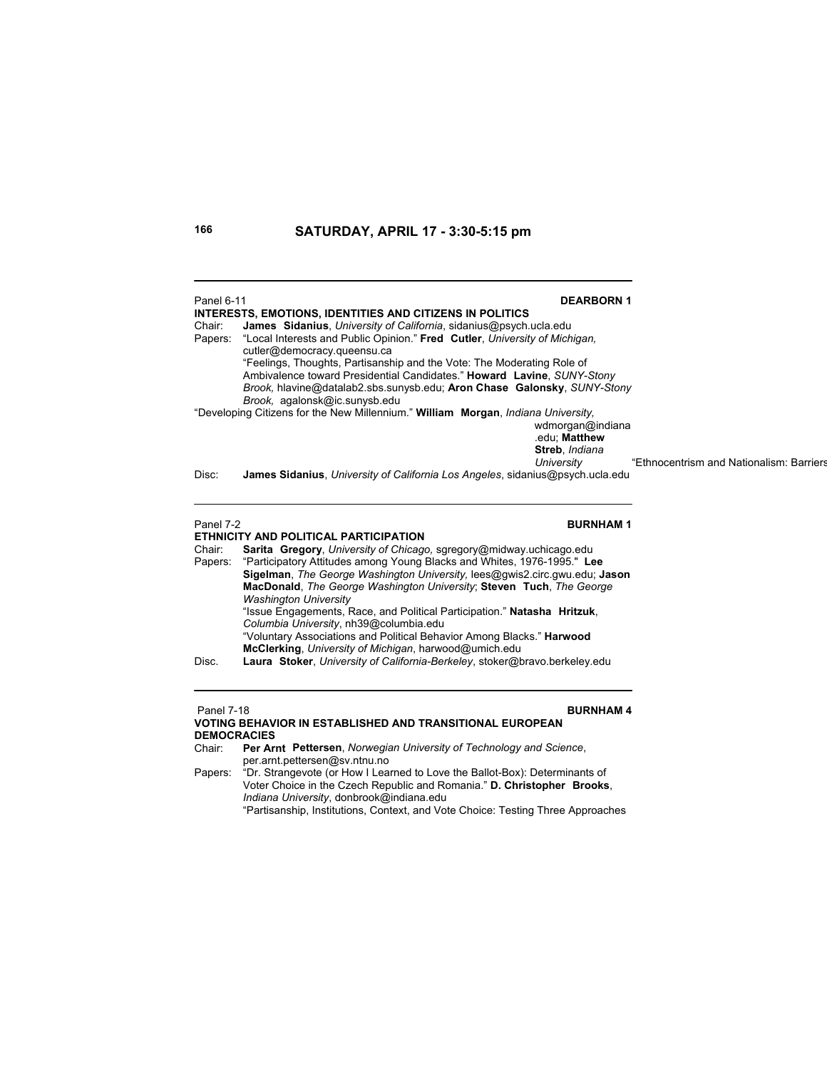## SATURDAY, APRIL 17 - 3:30-5:15 pm

---

Panel 6-11 **DEARBORN 1**

**INTERESTS, EMOTIONS, IDENTITIES AND CITIZENS IN POLITICS**

Chair: **James Sidanius**, *University of California*, sidanius@psych.ucla.edu

Papers: "Local Interests and Public Opinion." **Fred Cutler**, *University of Michigan,* cutler@democracy.queensu.ca

"Feelings, Thoughts, Partisanship and the Vote: The Moderating Role of Ambivalence toward Presidential Candidates." **Howard Lavine**, *SUNY-Stony Brook,* hlavine@datalab2.sbs.sunysb.edu; **Aron Chase Galonsky**, *SUNY-Stony Brook,* agalonsk@ic.sunysb.edu

"Developing Citizens for the New Millennium." **William Morgan**, *Indiana University,* wdmorgan@indiana.edu; **Matthew Streb**, *Indiana University* "Ethnocentrism and Nationalism: Barriers

Disc: **James Sidanius**, *University of California Los Angeles*, sidanius@psych.ucla.edu

---

Panel 7-2 **BURNHAM 1**

**ETHNICITY AND POLITICAL PARTICIPATION**

Chair: **Sarita Gregory**, *University of Chicago,* sgregory@midway.uchicago.edu

Papers: "Participatory Attitudes among Young Blacks and Whites, 1976-1995." **Lee Sigelman**, *The George Washington University,* lees@gwis2.circ.gwu.edu; **Jason MacDonald**, *The George Washington University*; **Steven Tuch**, *The George Washington University*

"Issue Engagements, Race, and Political Participation." **Natasha Hritzuk**, *Columbia University*, nh39@columbia.edu

"Voluntary Associations and Political Behavior Among Blacks." **Harwood McClerking**, *University of Michigan*, harwood@umich.edu

Disc. **Laura Stoker**, *University of California-Berkeley*, stoker@bravo.berkeley.edu

---

Panel 7-18 **BURNHAM 4**

**VOTING BEHAVIOR IN ESTABLISHED AND TRANSITIONAL EUROPEAN DEMOCRACIES**

Chair: **Per Arnt Pettersen**, *Norwegian University of Technology and Science*, per.arnt.pettersen@sv.ntnu.no

Papers: "Dr. Strangevote (or How I Learned to Love the Ballot-Box): Determinants of Voter Choice in the Czech Republic and Romania." **D. Christopher Brooks**, *Indiana University*, donbrook@indiana.edu

"Partisanship, Institutions, Context, and Vote Choice: Testing Three Approaches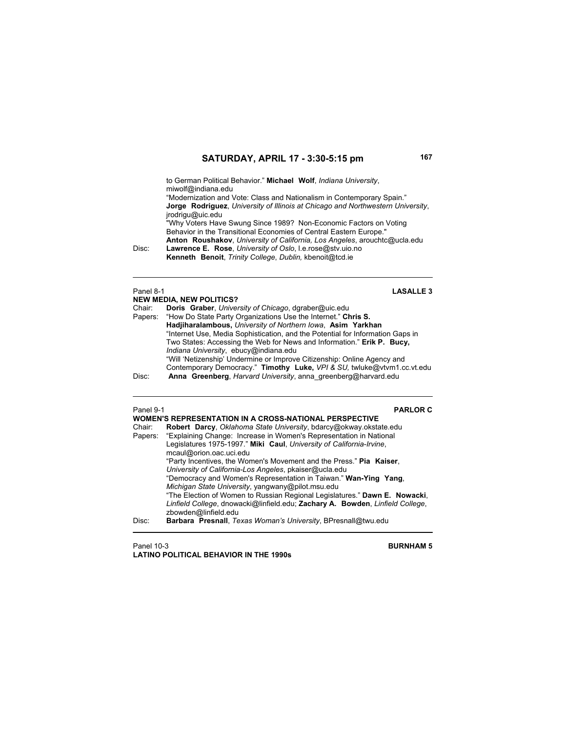to German Political Behavior." **Michael Wolf**, *Indiana University*, miwolf@indiana.edu
"Modernization and Vote: Class and Nationalism in Contemporary Spain." **Jorge Rodriguez**, *University of Illinois at Chicago and Northwestern University*, jrodrigu@uic.edu
"Why Voters Have Swung Since 1989? Non-Economic Factors on Voting Behavior in the Transitional Economies of Central Eastern Europe." **Anton Roushakov**, *University of California, Los Angeles*, arouchtc@ucla.edu

Disc: **Lawrence E. Rose**, *University of Oslo*, l.e.rose@stv.uio.no
**Kenneth Benoit**, *Trinity College*, *Dublin,* kbenoit@tcd.ie

---

Panel 8-1 **LASALLE 3**

**NEW MEDIA, NEW POLITICS?**

Chair: **Doris Graber**, *University of Chicago*, dgraber@uic.edu

Papers: "How Do State Party Organizations Use the Internet." **Chris S. Hadjiharalambous,** *University of Northern Iowa*, **Asim Yarkhan**
"Internet Use, Media Sophistication, and the Potential for Information Gaps in Two States: Accessing the Web for News and Information." **Erik P. Bucy,** *Indiana University*, ebucy@indiana.edu
"Will 'Netizenship' Undermine or Improve Citizenship: Online Agency and Contemporary Democracy." **Timothy Luke,** *VPI & SU,* twluke@vtvm1.cc.vt.edu

Disc: **Anna Greenberg**, *Harvard University*, anna_greenberg@harvard.edu

---

Panel 9-1 **PARLOR C**

**WOMEN'S REPRESENTATION IN A CROSS-NATIONAL PERSPECTIVE**

Chair: **Robert Darcy**, *Oklahoma State University*, bdarcy@okway.okstate.edu

Papers: "Explaining Change: Increase in Women's Representation in National Legislatures 1975-1997." **Miki Caul**, *University of California-Irvine*, mcaul@orion.oac.uci.edu
"Party Incentives, the Women's Movement and the Press." **Pia Kaiser**, *University of California-Los Angeles*, pkaiser@ucla.edu
"Democracy and Women's Representation in Taiwan." **Wan-Ying Yang**, *Michigan State University*, yangwany@pilot.msu.edu
"The Election of Women to Russian Regional Legislatures." **Dawn E. Nowacki**, *Linfield College*, dnowacki@linfield.edu; **Zachary A. Bowden**, *Linfield College*, zbowden@linfield.edu

Disc: **Barbara Presnall**, *Texas Woman's University*, BPresnall@twu.edu

---

Panel 10-3 **BURNHAM 5**

**LATINO POLITICAL BEHAVIOR IN THE 1990s**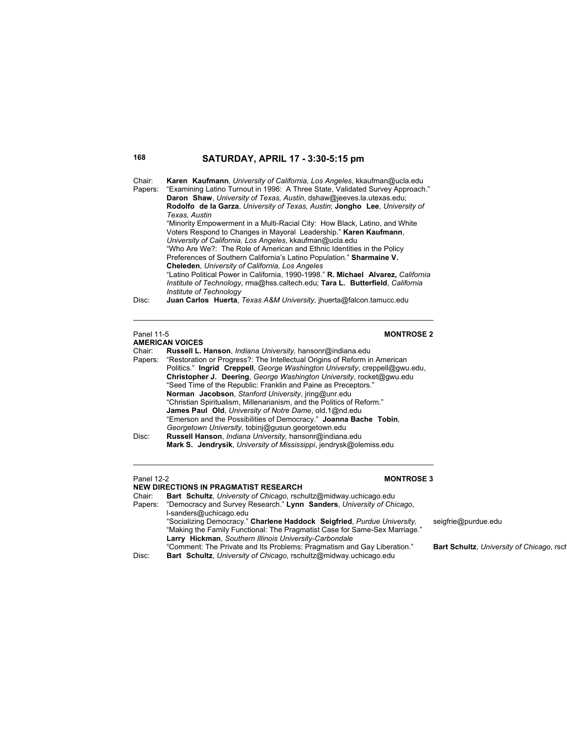## SATURDAY, APRIL 17 - 3:30-5:15 pm

Chair: **Karen Kaufmann**, *University of California, Los Angeles*, kkaufman@ucla.edu

Papers: “Examining Latino Turnout in 1996: A Three State, Validated Survey Approach.” **Daron Shaw**, *University of Texas, Austin*, dshaw@jeeves.la.utexas.edu; **Rodolfo de la Garza**, *University of Texas, Austin*; **Jongho Lee**, *University of Texas, Austin*

“Minority Empowerment in a Multi-Racial City: How Black, Latino, and White Voters Respond to Changes in Mayoral Leadership.” **Karen Kaufmann**, *University of California, Los Angeles*, kkaufman@ucla.edu

“Who Are We?: The Role of American and Ethnic Identities in the Policy Preferences of Southern California’s Latino Population.” **Sharmaine V. Cheleden**, *University of California, Los Angeles*

“Latino Political Power in California, 1990-1998.” **R. Michael Alvarez,** *California Institute of Technology*, rma@hss.caltech.edu; **Tara L. Butterfield**, *California Institute of Technology*

Disc: **Juan Carlos Huerta**, *Texas A&M University,* jhuerta@falcon.tamucc.edu

---

Panel 11-5 **MONTROSE 2**

### AMERICAN VOICES

Chair: **Russell L. Hanson**, *Indiana University,* hansonr@indiana.edu

Papers: “Restoration or Progress?: The Intellectual Origins of Reform in American Politics.” **Ingrid Creppell**, *George Washington University*, creppell@gwu.edu, **Christopher J. Deering**, *George Washington University*, rocket@gwu.edu

“Seed Time of the Republic: Franklin and Paine as Preceptors.” **Norman Jacobson**, *Stanford University*, jring@unr.edu

“Christian Spiritualism, Millenarianism, and the Politics of Reform.” **James Paul Old**, *University of Notre Dame*, old.1@nd.edu

“Emerson and the Possibilities of Democracy.” **Joanna Bache Tobin**, *Georgetown University,* tobinj@gusun.georgetown.edu

Disc: **Russell Hanson**, *Indiana University,* hansonr@indiana.edu
**Mark S. Jendrysik**, *University of Mississippi*, jendrysk@olemiss.edu

---

Panel 12-2 **MONTROSE 3**

### NEW DIRECTIONS IN PRAGMATIST RESEARCH

Chair: **Bart Schultz**, *University of Chicago*, rschultz@midway.uchicago.edu

Papers: “Democracy and Survey Research.” **Lynn Sanders**, *University of Chicago*, l-sanders@uchicago.edu

“Socializing Democracy.” **Charlene Haddock Seigfried**, *Purdue University,* seigfrie@purdue.edu

“Making the Family Functional: The Pragmatist Case for Same-Sex Marriage.” **Larry Hickman**, *Southern Illinois University-Carbondale*

“Comment: The Private and Its Problems: Pragmatism and Gay Liberation.” **Bart Schultz**, *University of Chicago*, rsch

Disc: **Bart Schultz**, *University of Chicago*, rschultz@midway.uchicago.edu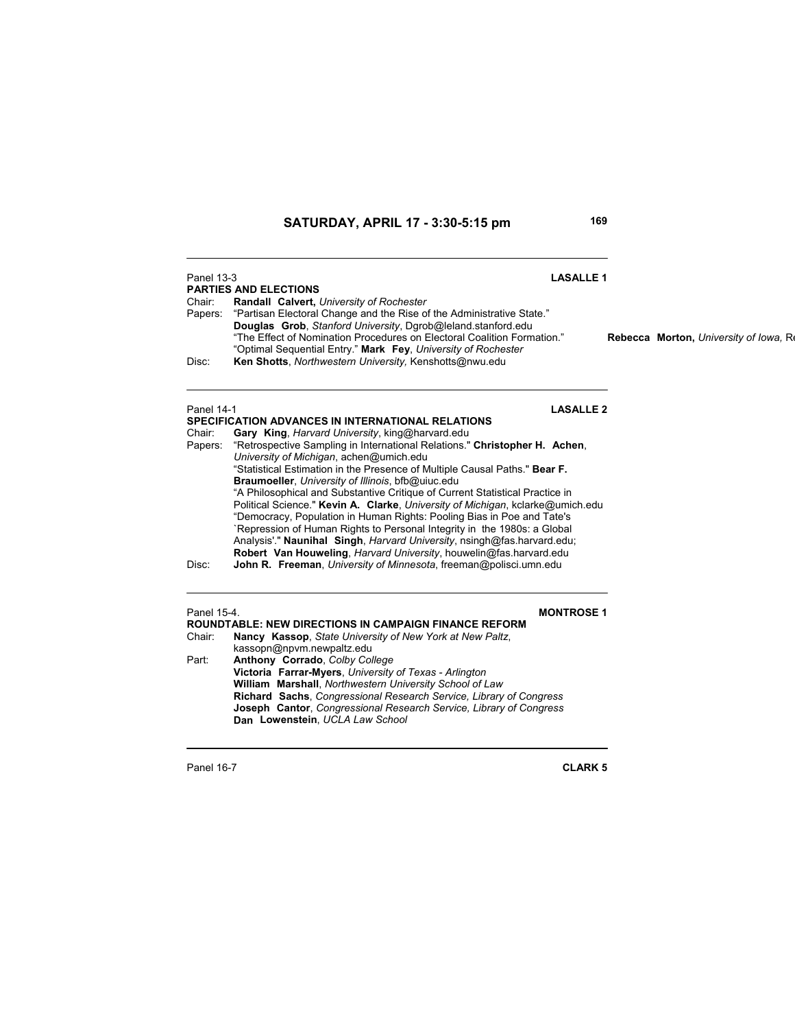## SATURDAY, APRIL 17 - 3:30-5:15 pm

Panel 13-3 **LASALLE 1**

**PARTIES AND ELECTIONS**

Chair: **Randall Calvert,** *University of Rochester*

Papers: "Partisan Electoral Change and the Rise of the Administrative State." **Douglas Grob**, *Stanford University*, Dgrob@leland.stanford.edu

"The Effect of Nomination Procedures on Electoral Coalition Formation." **Rebecca Morton,** *University of Iowa,* Re

"Optimal Sequential Entry." **Mark Fey**, *University of Rochester*

Disc: **Ken Shotts**, *Northwestern University,* Kenshotts@nwu.edu

---

Panel 14-1 **LASALLE 2**

**SPECIFICATION ADVANCES IN INTERNATIONAL RELATIONS**

Chair: **Gary King**, *Harvard University*, king@harvard.edu

Papers: "Retrospective Sampling in International Relations." **Christopher H. Achen**, *University of Michigan*, achen@umich.edu

"Statistical Estimation in the Presence of Multiple Causal Paths." **Bear F. Braumoeller**, *University of Illinois*, bfb@uiuc.edu

"A Philosophical and Substantive Critique of Current Statistical Practice in Political Science." **Kevin A. Clarke**, *University of Michigan*, kclarke@umich.edu

"Democracy, Population in Human Rights: Pooling Bias in Poe and Tate's `Repression of Human Rights to Personal Integrity in the 1980s: a Global Analysis'." **Naunihal Singh**, *Harvard University*, nsingh@fas.harvard.edu; **Robert Van Houweling**, *Harvard University*, houwelin@fas.harvard.edu

Disc: **John R. Freeman**, *University of Minnesota*, freeman@polisci.umn.edu

---

Panel 15-4. **MONTROSE 1**

**ROUNDTABLE: NEW DIRECTIONS IN CAMPAIGN FINANCE REFORM**

Chair: **Nancy Kassop**, *State University of New York at New Paltz*, kassopn@npvm.newpaltz.edu

Part: **Anthony Corrado**, *Colby College*

**Victoria Farrar-Myers**, *University of Texas - Arlington*

**William Marshall**, *Northwestern University School of Law*

**Richard Sachs**, *Congressional Research Service, Library of Congress*

**Joseph Cantor**, *Congressional Research Service, Library of Congress*

**Dan Lowenstein**, *UCLA Law School*

---

Panel 16-7 **CLARK 5**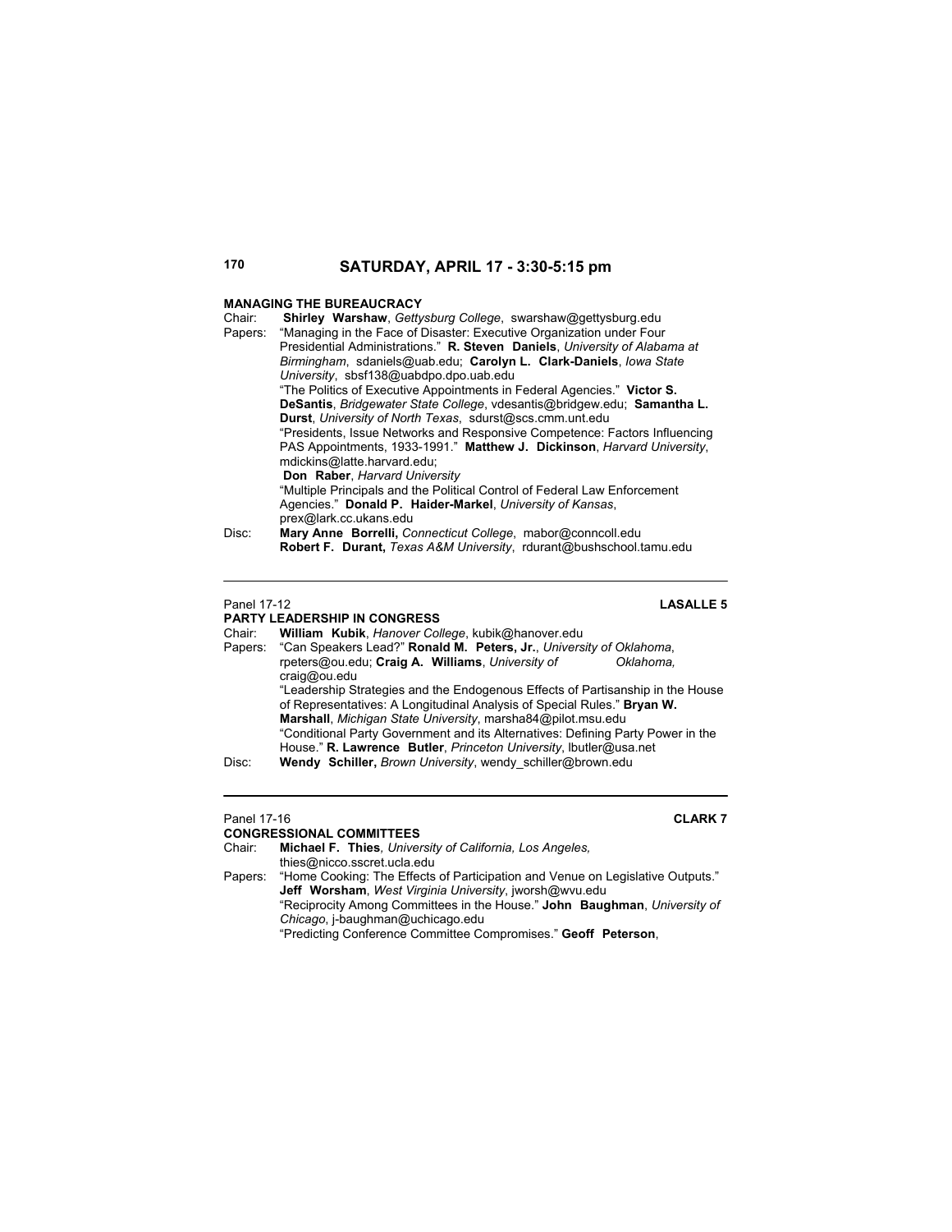## SATURDAY, APRIL 17 - 3:30-5:15 pm

**MANAGING THE BUREAUCRACY**

Chair: **Shirley Warshaw**, *Gettysburg College*, swarshaw@gettysburg.edu

Papers: "Managing in the Face of Disaster: Executive Organization under Four Presidential Administrations." **R. Steven Daniels**, *University of Alabama at Birmingham*, sdaniels@uab.edu; **Carolyn L. Clark-Daniels**, *Iowa State University*, sbsf138@uabdpo.dpo.uab.edu

"The Politics of Executive Appointments in Federal Agencies." **Victor S. DeSantis**, *Bridgewater State College*, vdesantis@bridgew.edu; **Samantha L. Durst**, *University of North Texas*, sdurst@scs.cmm.unt.edu

"Presidents, Issue Networks and Responsive Competence: Factors Influencing PAS Appointments, 1933-1991." **Matthew J. Dickinson**, *Harvard University*, mdickins@latte.harvard.edu; **Don Raber**, *Harvard University*

"Multiple Principals and the Political Control of Federal Law Enforcement Agencies." **Donald P. Haider-Markel**, *University of Kansas*, prex@lark.cc.ukans.edu

Disc: **Mary Anne Borrelli,** *Connecticut College*, mabor@conncoll.edu
**Robert F. Durant,** *Texas A&M University*, rdurant@bushschool.tamu.edu

---

Panel 17-12 **LASALLE 5**

**PARTY LEADERSHIP IN CONGRESS**

Chair: **William Kubik**, *Hanover College*, kubik@hanover.edu

Papers: "Can Speakers Lead?" **Ronald M. Peters, Jr.**, *University of Oklahoma*, rpeters@ou.edu; **Craig A. Williams**, *University of Oklahoma,* craig@ou.edu

"Leadership Strategies and the Endogenous Effects of Partisanship in the House of Representatives: A Longitudinal Analysis of Special Rules." **Bryan W. Marshall**, *Michigan State University*, marsha84@pilot.msu.edu

"Conditional Party Government and its Alternatives: Defining Party Power in the House." **R. Lawrence Butler**, *Princeton University*, lbutler@usa.net

Disc: **Wendy Schiller,** *Brown University*, wendy_schiller@brown.edu

---

Panel 17-16 **CLARK 7**

**CONGRESSIONAL COMMITTEES**

Chair: **Michael F. Thies**, *University of California, Los Angeles,* thies@nicco.sscret.ucla.edu

Papers: "Home Cooking: The Effects of Participation and Venue on Legislative Outputs." **Jeff Worsham**, *West Virginia University*, jworsh@wvu.edu

"Reciprocity Among Committees in the House." **John Baughman**, *University of Chicago*, j-baughman@uchicago.edu

"Predicting Conference Committee Compromises." **Geoff Peterson**,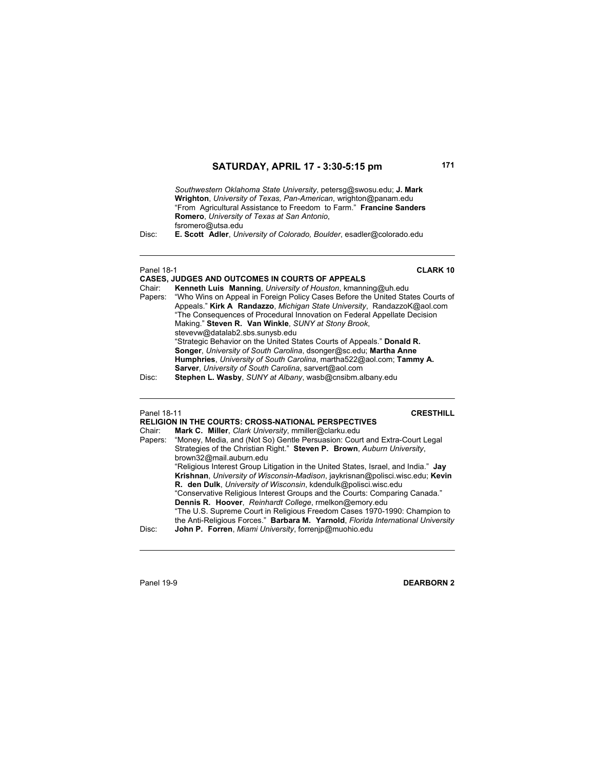*Southwestern Oklahoma State University*, petersg@swosu.edu; **J. Mark Wrighton**, *University of Texas, Pan-American*, wrighton@panam.edu
"From Agricultural Assistance to Freedom to Farm." **Francine Sanders Romero**, *University of Texas at San Antonio*, fsromero@utsa.edu

Disc: **E. Scott Adler**, *University of Colorado, Boulder*, esadler@colorado.edu

---

Panel 18-1 **CLARK 10**

**CASES, JUDGES AND OUTCOMES IN COURTS OF APPEALS**

Chair: **Kenneth Luis Manning**, *University of Houston*, kmanning@uh.edu

Papers: "Who Wins on Appeal in Foreign Policy Cases Before the United States Courts of Appeals." **Kirk A Randazzo**, *Michigan State University*, RandazzoK@aol.com
"The Consequences of Procedural Innovation on Federal Appellate Decision Making." **Steven R. Van Winkle**, *SUNY at Stony Brook*, stevevw@datalab2.sbs.sunysb.edu
"Strategic Behavior on the United States Courts of Appeals." **Donald R. Songer**, *University of South Carolina*, dsonger@sc.edu; **Martha Anne Humphries**, *University of South Carolina*, martha522@aol.com; **Tammy A. Sarver**, *University of South Carolina*, sarvert@aol.com

Disc: **Stephen L. Wasby**, *SUNY at Albany*, wasb@cnsibm.albany.edu

---

Panel 18-11 **CRESTHILL**

**RELIGION IN THE COURTS: CROSS-NATIONAL PERSPECTIVES**

Chair: **Mark C. Miller**, *Clark University*, mmiller@clarku.edu

Papers: "Money, Media, and (Not So) Gentle Persuasion: Court and Extra-Court Legal Strategies of the Christian Right." **Steven P. Brown**, *Auburn University*, brown32@mail.auburn.edu
"Religious Interest Group Litigation in the United States, Israel, and India." **Jay Krishnan**, *University of Wisconsin-Madison*, jaykrisnan@polisci.wisc.edu; **Kevin R. den Dulk**, *University of Wisconsin*, kdendulk@polisci.wisc.edu
"Conservative Religious Interest Groups and the Courts: Comparing Canada." **Dennis R. Hoover**, *Reinhardt College*, rmelkon@emory.edu
"The U.S. Supreme Court in Religious Freedom Cases 1970-1990: Champion to the Anti-Religious Forces." **Barbara M. Yarnold**, *Florida International University*

Disc: **John P. Forren**, *Miami University*, forrenjp@muohio.edu

---

Panel 19-9 **DEARBORN 2**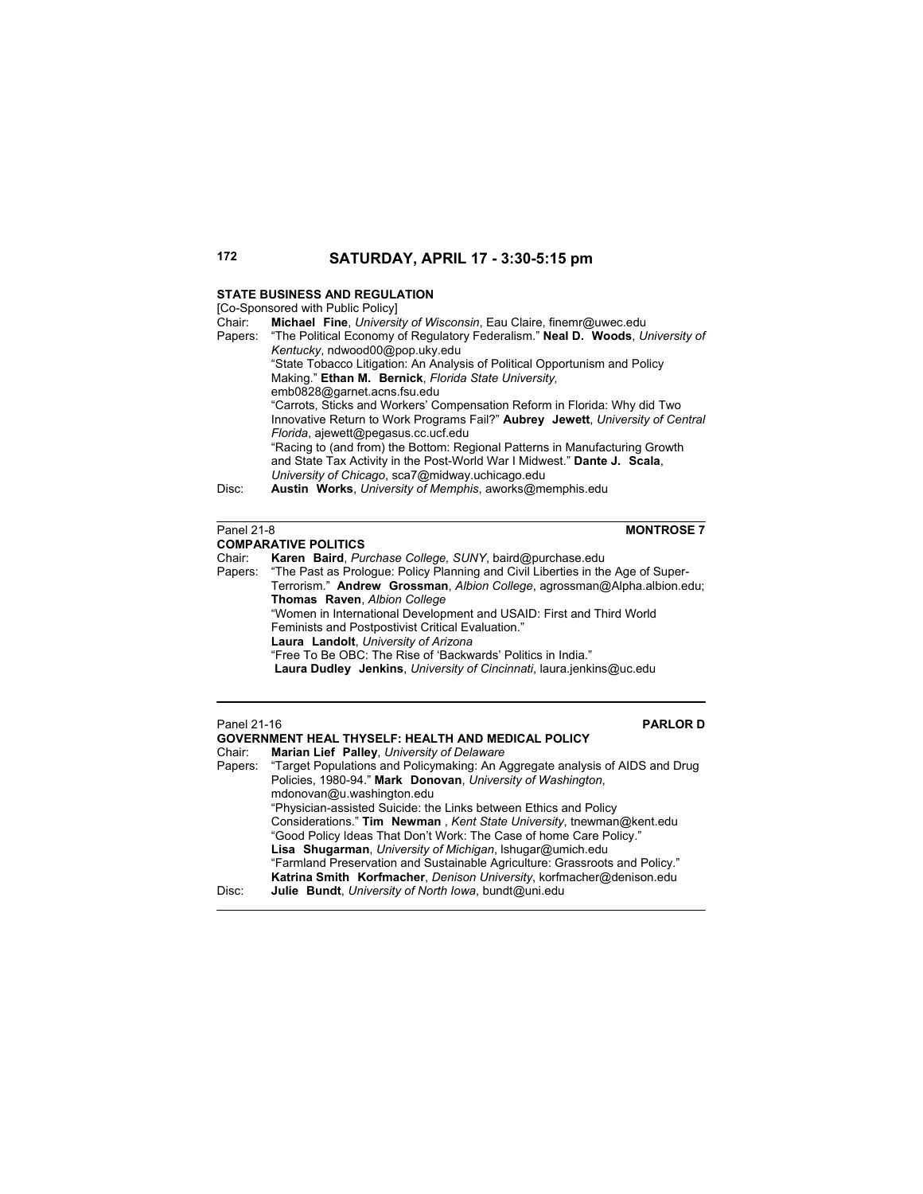# SATURDAY, APRIL 17 - 3:30-5:15 pm

**STATE BUSINESS AND REGULATION**
[Co-Sponsored with Public Policy]

Chair: **Michael Fine**, *University of Wisconsin*, Eau Claire, finemr@uwec.edu

Papers: "The Political Economy of Regulatory Federalism." **Neal D. Woods**, *University of Kentucky*, ndwood00@pop.uky.edu

"State Tobacco Litigation: An Analysis of Political Opportunism and Policy Making." **Ethan M. Bernick**, *Florida State University,* emb0828@garnet.acns.fsu.edu

"Carrots, Sticks and Workers' Compensation Reform in Florida: Why did Two Innovative Return to Work Programs Fail?" **Aubrey Jewett**, *University of Central Florida*, ajewett@pegasus.cc.ucf.edu

"Racing to (and from) the Bottom: Regional Patterns in Manufacturing Growth and State Tax Activity in the Post-World War I Midwest." **Dante J. Scala**, *University of Chicago*, sca7@midway.uchicago.edu

Disc: **Austin Works**, *University of Memphis*, aworks@memphis.edu

---

Panel 21-8 **MONTROSE 7**

**COMPARATIVE POLITICS**

Chair: **Karen Baird**, *Purchase College, SUNY*, baird@purchase.edu

Papers: "The Past as Prologue: Policy Planning and Civil Liberties in the Age of Super-Terrorism." **Andrew Grossman**, *Albion College*, agrossman@Alpha.albion.edu; **Thomas Raven**, *Albion College*

"Women in International Development and USAID: First and Third World Feminists and Postpostivist Critical Evaluation."
**Laura Landolt**, *University of Arizona*

"Free To Be OBC: The Rise of 'Backwards' Politics in India."
**Laura Dudley Jenkins**, *University of Cincinnati*, laura.jenkins@uc.edu

---

Panel 21-16 **PARLOR D**

**GOVERNMENT HEAL THYSELF: HEALTH AND MEDICAL POLICY**

Chair: **Marian Lief Palley**, *University of Delaware*

Papers: "Target Populations and Policymaking: An Aggregate analysis of AIDS and Drug Policies, 1980-94." **Mark Donovan**, *University of Washington*, mdonovan@u.washington.edu

"Physician-assisted Suicide: the Links between Ethics and Policy Considerations." **Tim Newman** , *Kent State University*, tnewman@kent.edu

"Good Policy Ideas That Don't Work: The Case of home Care Policy."
**Lisa Shugarman**, *University of Michigan*, lshugar@umich.edu

"Farmland Preservation and Sustainable Agriculture: Grassroots and Policy."
**Katrina Smith Korfmacher**, *Denison University*, korfmacher@denison.edu

Disc: **Julie Bundt**, *University of North Iowa*, bundt@uni.edu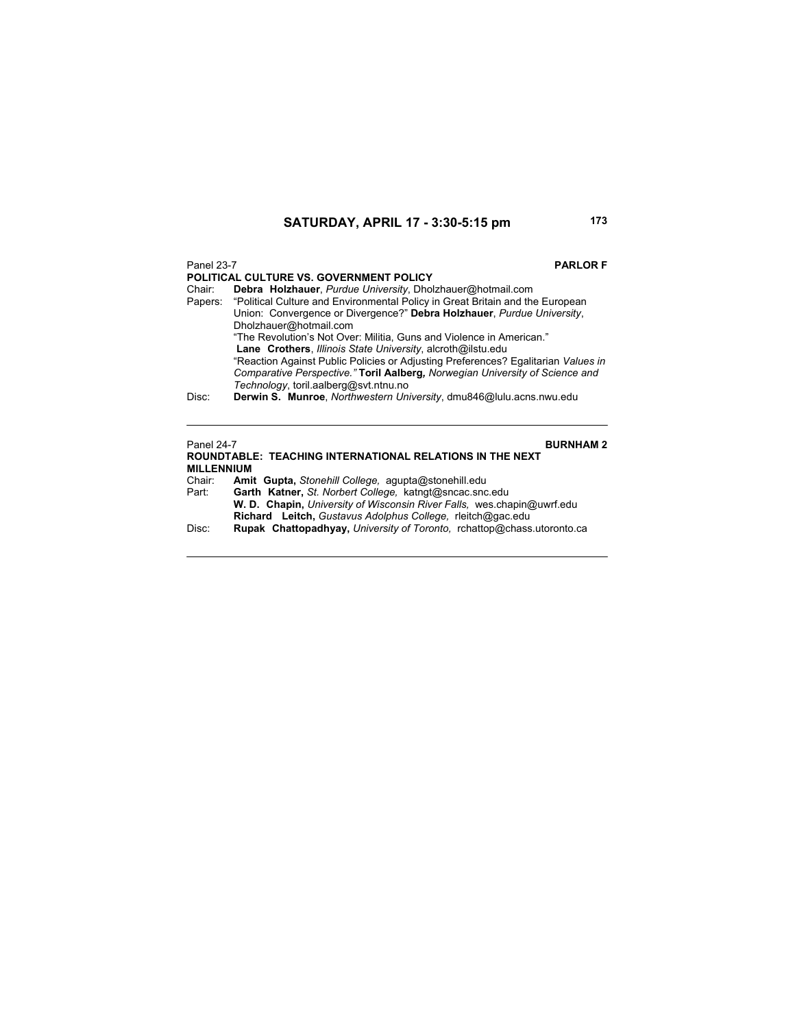# SATURDAY, APRIL 17 - 3:30-5:15 pm

Panel 23-7 **PARLOR F**

**POLITICAL CULTURE VS. GOVERNMENT POLICY**

Chair: **Debra Holzhauer**, *Purdue University*, Dholzhauer@hotmail.com

Papers: "Political Culture and Environmental Policy in Great Britain and the European Union: Convergence or Divergence?" **Debra Holzhauer**, *Purdue University*, Dholzhauer@hotmail.com

"The Revolution's Not Over: Militia, Guns and Violence in American." **Lane Crothers**, *Illinois State University*, alcroth@ilstu.edu

"Reaction Against Public Policies or Adjusting Preferences? Egalitarian *Values in Comparative Perspective."* **Toril Aalberg***, Norwegian University of Science and Technology*, toril.aalberg@svt.ntnu.no

Disc: **Derwin S. Munroe**, *Northwestern University*, dmu846@lulu.acns.nwu.edu

---

Panel 24-7 **BURNHAM 2**

**ROUNDTABLE: TEACHING INTERNATIONAL RELATIONS IN THE NEXT MILLENNIUM**

Chair: **Amit Gupta,** *Stonehill College,* agupta@stonehill.edu

Part: **Garth Katner,** *St. Norbert College,* katngt@sncac.snc.edu

**W. D. Chapin,** *University of Wisconsin River Falls,* wes.chapin@uwrf.edu

**Richard Leitch,** *Gustavus Adolphus College,* rleitch@gac.edu

Disc: **Rupak Chattopadhyay,** *University of Toronto,* rchattop@chass.utoronto.ca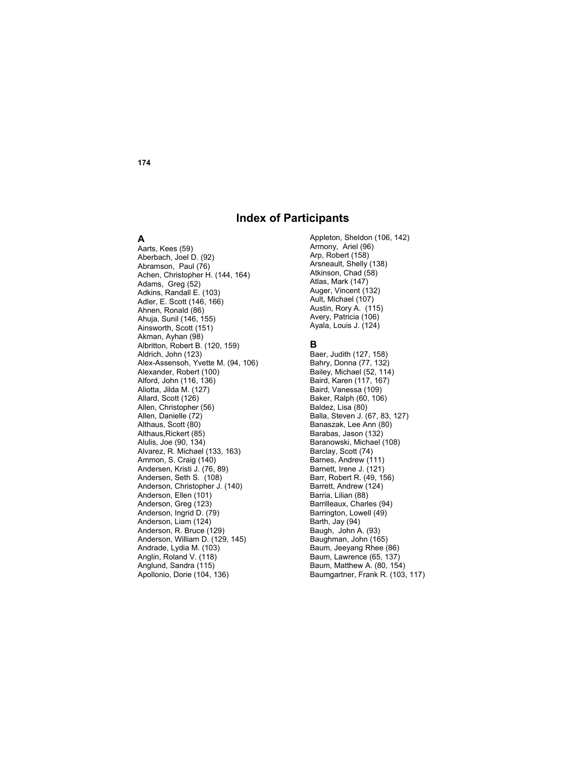# Index of Participants

## A

Aarts, Kees (59)
Aberbach, Joel D. (92)
Abramson, Paul (76)
Achen, Christopher H. (144, 164)
Adams, Greg (52)
Adkins, Randall E. (103)
Adler, E. Scott (146, 166)
Ahnen, Ronald (86)
Ahuja, Sunil (146, 155)
Ainsworth, Scott (151)
Akman, Ayhan (98)
Albritton, Robert B. (120, 159)
Aldrich, John (123)
Alex-Assensoh, Yvette M. (94, 106)
Alexander, Robert (100)
Alford, John (116, 136)
Aliotta, Jilda M. (127)
Allard, Scott (126)
Allen, Christopher (56)
Allen, Danielle (72)
Althaus, Scott (80)
Althaus,Rickert (85)
Alulis, Joe (90, 134)
Alvarez, R. Michael (133, 163)
Ammon, S. Craig (140)
Andersen, Kristi J. (76, 89)
Andersen, Seth S. (108)
Anderson, Christopher J. (140)
Anderson, Ellen (101)
Anderson, Greg (123)
Anderson, Ingrid D. (79)
Anderson, Liam (124)
Anderson, R. Bruce (129)
Anderson, William D. (129, 145)
Andrade, Lydia M. (103)
Anglin, Roland V. (118)
Anglund, Sandra (115)
Apollonio, Dorie (104, 136)
Appleton, Sheldon (106, 142)
Armony, Ariel (96)
Arp, Robert (158)
Arsneault, Shelly (138)
Atkinson, Chad (58)
Atlas, Mark (147)
Auger, Vincent (132)
Ault, Michael (107)
Austin, Rory A. (115)
Avery, Patricia (106)
Ayala, Louis J. (124)

## B

Baer, Judith (127, 158)
Bahry, Donna (77, 132)
Bailey, Michael (52, 114)
Baird, Karen (117, 167)
Baird, Vanessa (109)
Baker, Ralph (60, 106)
Baldez, Lisa (80)
Balla, Steven J. (67, 83, 127)
Banaszak, Lee Ann (80)
Barabas, Jason (132)
Baranowski, Michael (108)
Barclay, Scott (74)
Barnes, Andrew (111)
Barnett, Irene J. (121)
Barr, Robert R. (49, 156)
Barrett, Andrew (124)
Barria, Lilian (88)
Barrilleaux, Charles (94)
Barrington, Lowell (49)
Barth, Jay (94)
Baugh, John A. (93)
Baughman, John (165)
Baum, Jeeyang Rhee (86)
Baum, Lawrence (65, 137)
Baum, Matthew A. (80, 154)
Baumgartner, Frank R. (103, 117)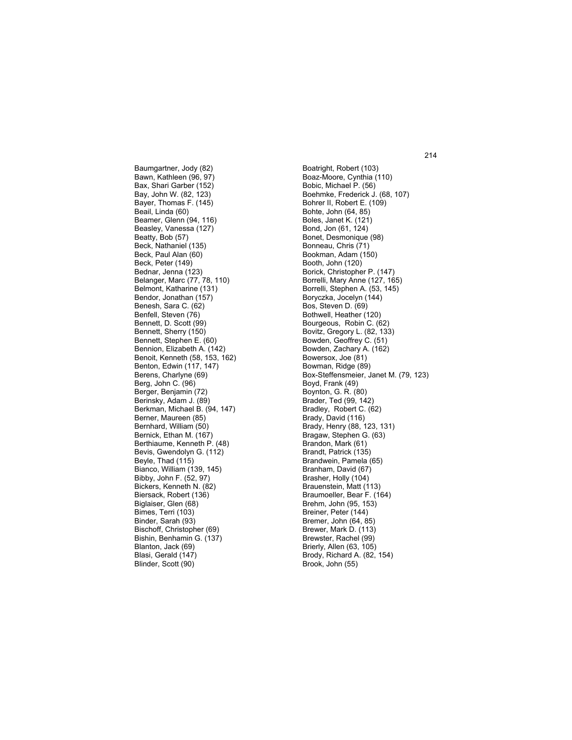Baumgartner, Jody (82)
Bawn, Kathleen (96, 97)
Bax, Shari Garber (152)
Bay, John W. (82, 123)
Bayer, Thomas F. (145)
Beail, Linda (60)
Beamer, Glenn (94, 116)
Beasley, Vanessa (127)
Beatty, Bob (57)
Beck, Nathaniel (135)
Beck, Paul Alan (60)
Beck, Peter (149)
Bednar, Jenna (123)
Belanger, Marc (77, 78, 110)
Belmont, Katharine (131)
Bendor, Jonathan (157)
Benesh, Sara C. (62)
Benfell, Steven (76)
Bennett, D. Scott (99)
Bennett, Sherry (150)
Bennett, Stephen E. (60)
Bennion, Elizabeth A. (142)
Benoit, Kenneth (58, 153, 162)
Benton, Edwin (117, 147)
Berens, Charlyne (69)
Berg, John C. (96)
Berger, Benjamin (72)
Berinsky, Adam J. (89)
Berkman, Michael B. (94, 147)
Berner, Maureen (85)
Bernhard, William (50)
Bernick, Ethan M. (167)
Berthiaume, Kenneth P. (48)
Bevis, Gwendolyn G. (112)
Beyle, Thad (115)
Bianco, William (139, 145)
Bibby, John F. (52, 97)
Bickers, Kenneth N. (82)
Biersack, Robert (136)
Biglaiser, Glen (68)
Bimes, Terri (103)
Binder, Sarah (93)
Bischoff, Christopher (69)
Bishin, Benhamin G. (137)
Blanton, Jack (69)
Blasi, Gerald (147)
Blinder, Scott (90)
Boatright, Robert (103)
Boaz-Moore, Cynthia (110)
Bobic, Michael P. (56)
Boehmke, Frederick J. (68, 107)
Bohrer II, Robert E. (109)
Bohte, John (64, 85)
Boles, Janet K. (121)
Bond, Jon (61, 124)
Bonet, Desmonique (98)
Bonneau, Chris (71)
Bookman, Adam (150)
Booth, John (120)
Borick, Christopher P. (147)
Borrelli, Mary Anne (127, 165)
Borrelli, Stephen A. (53, 145)
Boryczka, Jocelyn (144)
Bos, Steven D. (69)
Bothwell, Heather (120)
Bourgeous, Robin C. (62)
Bovitz, Gregory L. (82, 133)
Bowden, Geoffrey C. (51)
Bowden, Zachary A. (162)
Bowersox, Joe (81)
Bowman, Ridge (89)
Box-Steffensmeier, Janet M. (79, 123)
Boyd, Frank (49)
Boynton, G. R. (80)
Brader, Ted (99, 142)
Bradley, Robert C. (62)
Brady, David (116)
Brady, Henry (88, 123, 131)
Bragaw, Stephen G. (63)
Brandon, Mark (61)
Brandt, Patrick (135)
Brandwein, Pamela (65)
Branham, David (67)
Brasher, Holly (104)
Brauenstein, Matt (113)
Braumoeller, Bear F. (164)
Brehm, John (95, 153)
Breiner, Peter (144)
Bremer, John (64, 85)
Brewer, Mark D. (113)
Brewster, Rachel (99)
Brierly, Allen (63, 105)
Brody, Richard A. (82, 154)
Brook, John (55)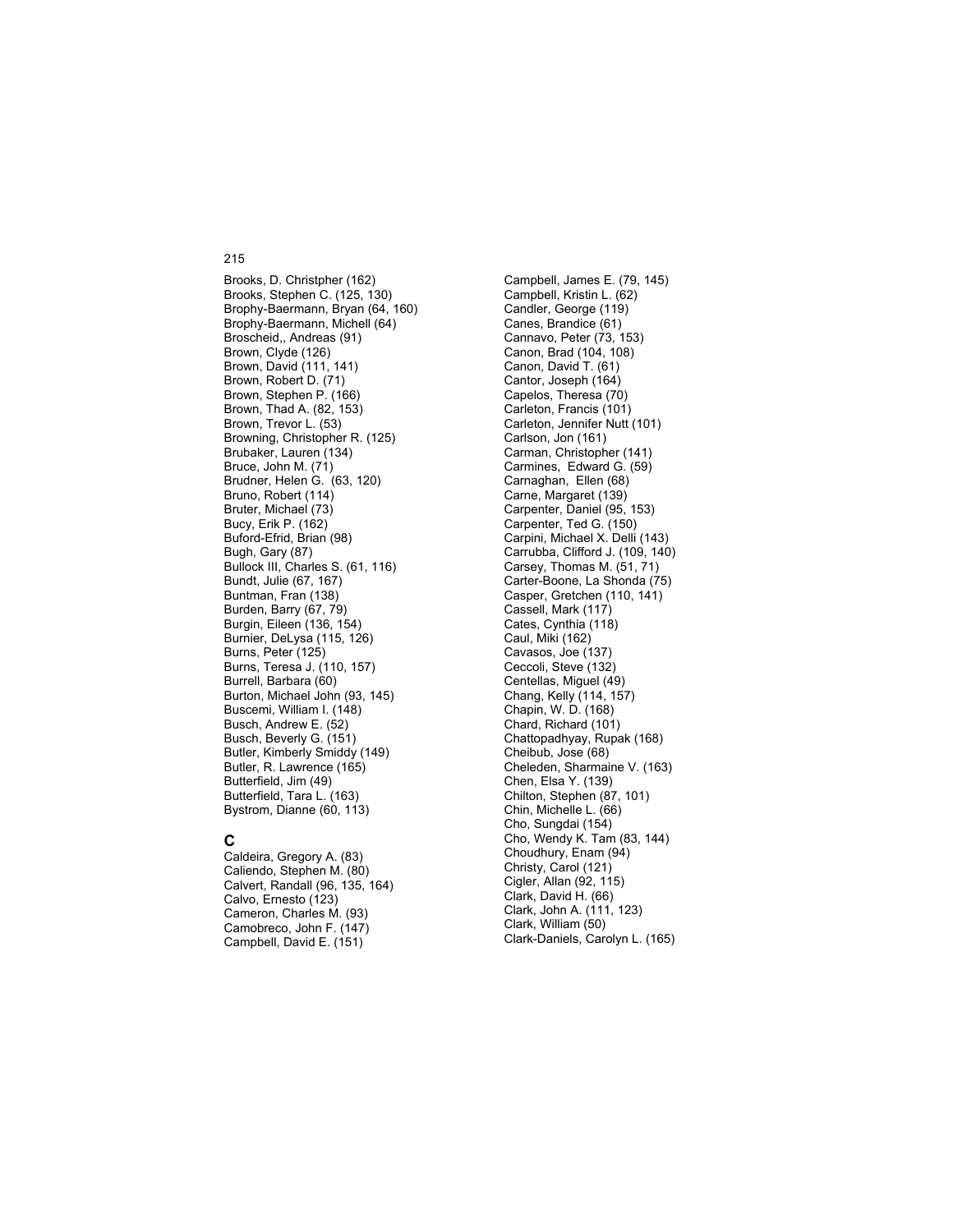Brooks, D. Christpher (162)
Brooks, Stephen C. (125, 130)
Brophy-Baermann, Bryan (64, 160)
Brophy-Baermann, Michell (64)
Broscheid,, Andreas (91)
Brown, Clyde (126)
Brown, David (111, 141)
Brown, Robert D. (71)
Brown, Stephen P. (166)
Brown, Thad A. (82, 153)
Brown, Trevor L. (53)
Browning, Christopher R. (125)
Brubaker, Lauren (134)
Bruce, John M. (71)
Brudner, Helen G. (63, 120)
Bruno, Robert (114)
Bruter, Michael (73)
Bucy, Erik P. (162)
Buford-Efrid, Brian (98)
Bugh, Gary (87)
Bullock III, Charles S. (61, 116)
Bundt, Julie (67, 167)
Buntman, Fran (138)
Burden, Barry (67, 79)
Burgin, Eileen (136, 154)
Burnier, DeLysa (115, 126)
Burns, Peter (125)
Burns, Teresa J. (110, 157)
Burrell, Barbara (60)
Burton, Michael John (93, 145)
Buscemi, William I. (148)
Busch, Andrew E. (52)
Busch, Beverly G. (151)
Butler, Kimberly Smiddy (149)
Butler, R. Lawrence (165)
Butterfield, Jim (49)
Butterfield, Tara L. (163)
Bystrom, Dianne (60, 113)

## C

Caldeira, Gregory A. (83)
Caliendo, Stephen M. (80)
Calvert, Randall (96, 135, 164)
Calvo, Ernesto (123)
Cameron, Charles M. (93)
Camobreco, John F. (147)
Campbell, David E. (151)
Campbell, James E. (79, 145)
Campbell, Kristin L. (62)
Candler, George (119)
Canes, Brandice (61)
Cannavo, Peter (73, 153)
Canon, Brad (104, 108)
Canon, David T. (61)
Cantor, Joseph (164)
Capelos, Theresa (70)
Carleton, Francis (101)
Carleton, Jennifer Nutt (101)
Carlson, Jon (161)
Carman, Christopher (141)
Carmines, Edward G. (59)
Carnaghan, Ellen (68)
Carne, Margaret (139)
Carpenter, Daniel (95, 153)
Carpenter, Ted G. (150)
Carpini, Michael X. Delli (143)
Carrubba, Clifford J. (109, 140)
Carsey, Thomas M. (51, 71)
Carter-Boone, La Shonda (75)
Casper, Gretchen (110, 141)
Cassell, Mark (117)
Cates, Cynthia (118)
Caul, Miki (162)
Cavasos, Joe (137)
Ceccoli, Steve (132)
Centellas, Miguel (49)
Chang, Kelly (114, 157)
Chapin, W. D. (168)
Chard, Richard (101)
Chattopadhyay, Rupak (168)
Cheibub, Jose (68)
Cheleden, Sharmaine V. (163)
Chen, Elsa Y. (139)
Chilton, Stephen (87, 101)
Chin, Michelle L. (66)
Cho, Sungdai (154)
Cho, Wendy K. Tam (83, 144)
Choudhury, Enam (94)
Christy, Carol (121)
Cigler, Allan (92, 115)
Clark, David H. (66)
Clark, John A. (111, 123)
Clark, William (50)
Clark-Daniels, Carolyn L. (165)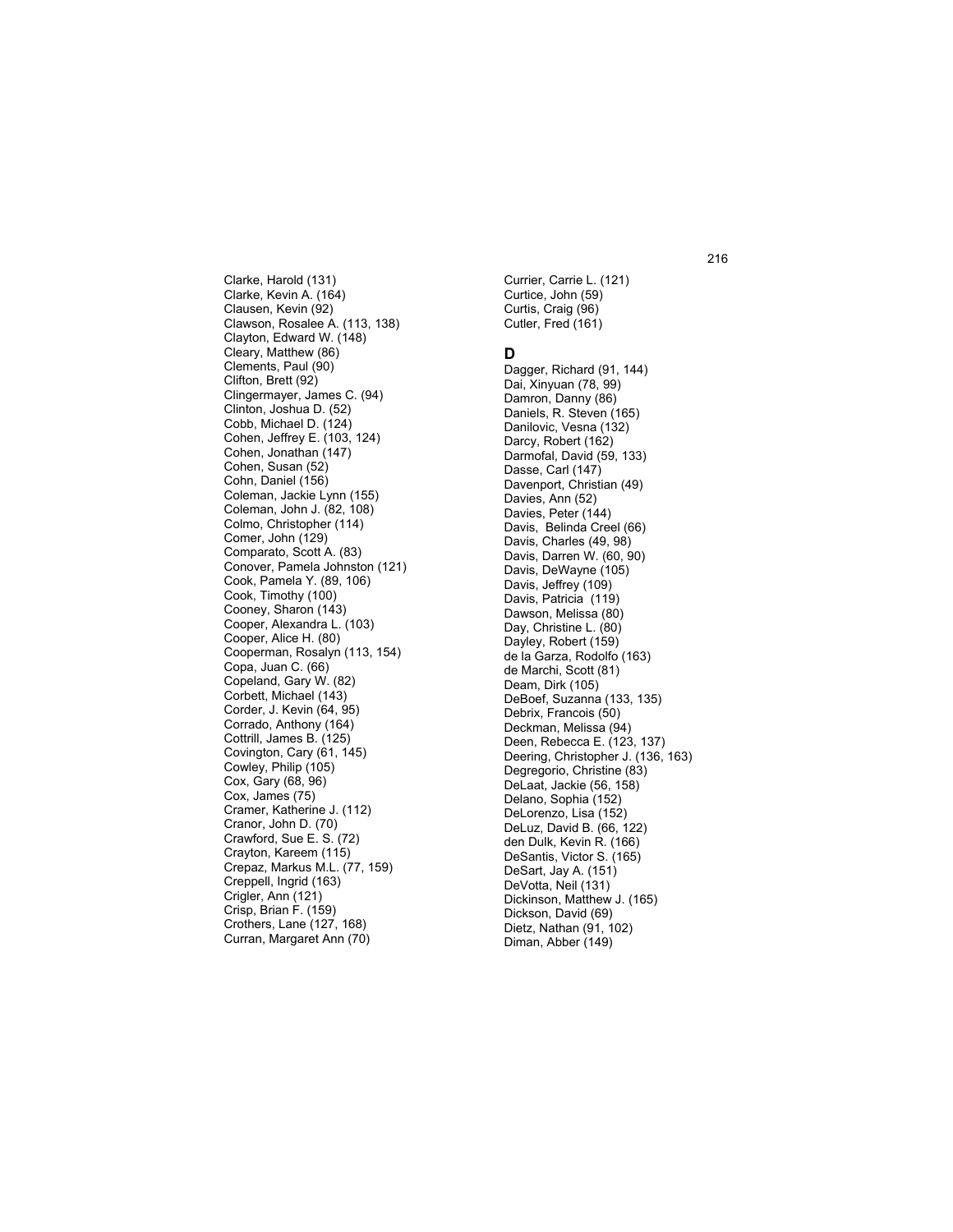Clarke, Harold (131)
Clarke, Kevin A. (164)
Clausen, Kevin (92)
Clawson, Rosalee A. (113, 138)
Clayton, Edward W. (148)
Cleary, Matthew (86)
Clements, Paul (90)
Clifton, Brett (92)
Clingermayer, James C. (94)
Clinton, Joshua D. (52)
Cobb, Michael D. (124)
Cohen, Jeffrey E. (103, 124)
Cohen, Jonathan (147)
Cohen, Susan (52)
Cohn, Daniel (156)
Coleman, Jackie Lynn (155)
Coleman, John J. (82, 108)
Colmo, Christopher (114)
Comer, John (129)
Comparato, Scott A. (83)
Conover, Pamela Johnston (121)
Cook, Pamela Y. (89, 106)
Cook, Timothy (100)
Cooney, Sharon (143)
Cooper, Alexandra L. (103)
Cooper, Alice H. (80)
Cooperman, Rosalyn (113, 154)
Copa, Juan C. (66)
Copeland, Gary W. (82)
Corbett, Michael (143)
Corder, J. Kevin (64, 95)
Corrado, Anthony (164)
Cottrill, James B. (125)
Covington, Cary (61, 145)
Cowley, Philip (105)
Cox, Gary (68, 96)
Cox, James (75)
Cramer, Katherine J. (112)
Cranor, John D. (70)
Crawford, Sue E. S. (72)
Crayton, Kareem (115)
Crepaz, Markus M.L. (77, 159)
Creppell, Ingrid (163)
Crigler, Ann (121)
Crisp, Brian F. (159)
Crothers, Lane (127, 168)
Curran, Margaret Ann (70)
Currier, Carrie L. (121)
Curtice, John (59)
Curtis, Craig (96)
Cutler, Fred (161)

## D

Dagger, Richard (91, 144)
Dai, Xinyuan (78, 99)
Damron, Danny (86)
Daniels, R. Steven (165)
Danilovic, Vesna (132)
Darcy, Robert (162)
Darmofal, David (59, 133)
Dasse, Carl (147)
Davenport, Christian (49)
Davies, Ann (52)
Davies, Peter (144)
Davis, Belinda Creel (66)
Davis, Charles (49, 98)
Davis, Darren W. (60, 90)
Davis, DeWayne (105)
Davis, Jeffrey (109)
Davis, Patricia (119)
Dawson, Melissa (80)
Day, Christine L. (80)
Dayley, Robert (159)
de la Garza, Rodolfo (163)
de Marchi, Scott (81)
Deam, Dirk (105)
DeBoef, Suzanna (133, 135)
Debrix, Francois (50)
Deckman, Melissa (94)
Deen, Rebecca E. (123, 137)
Deering, Christopher J. (136, 163)
Degregorio, Christine (83)
DeLaat, Jackie (56, 158)
Delano, Sophia (152)
DeLorenzo, Lisa (152)
DeLuz, David B. (66, 122)
den Dulk, Kevin R. (166)
DeSantis, Victor S. (165)
DeSart, Jay A. (151)
DeVotta, Neil (131)
Dickinson, Matthew J. (165)
Dickson, David (69)
Dietz, Nathan (91, 102)
Diman, Abber (149)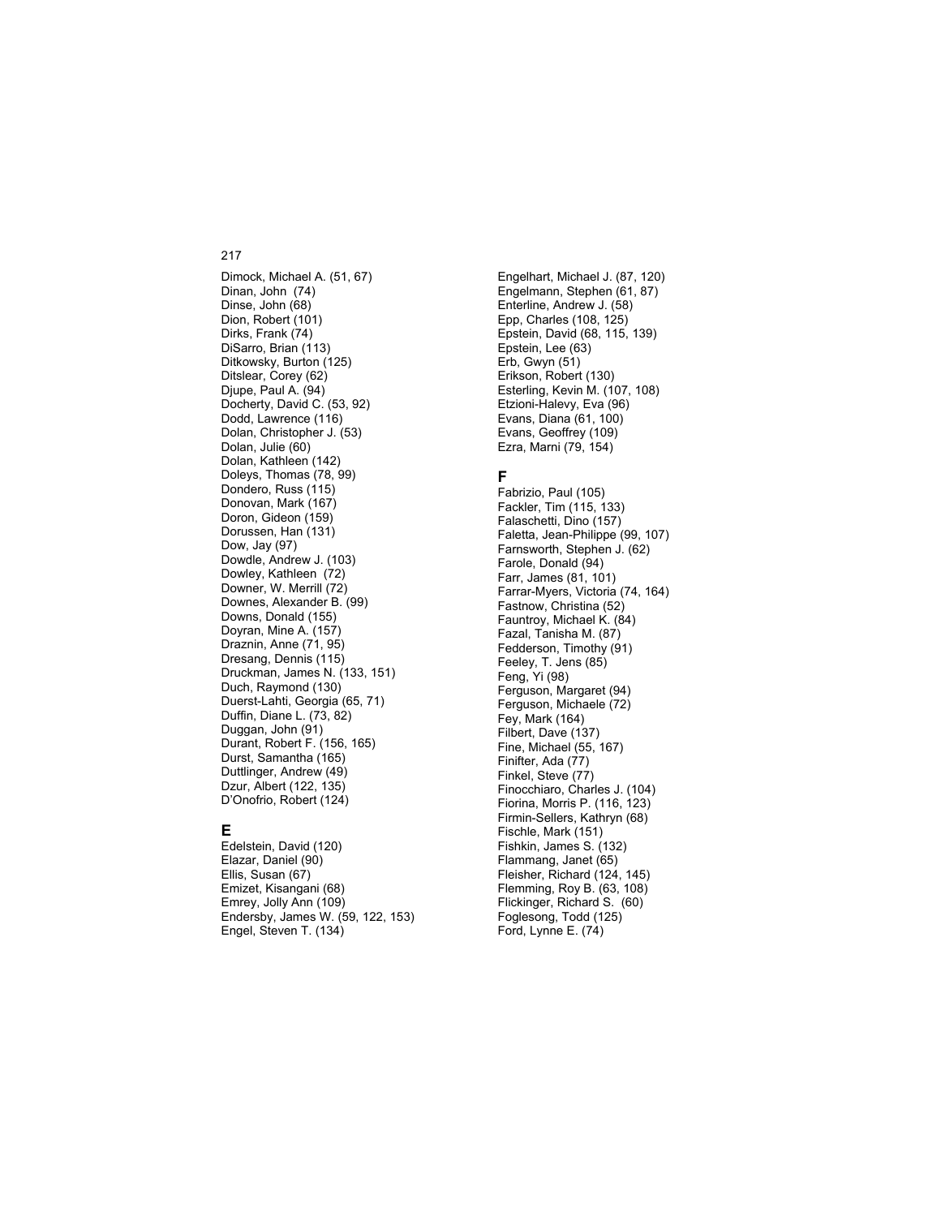Dimock, Michael A. (51, 67)
Dinan, John (74)
Dinse, John (68)
Dion, Robert (101)
Dirks, Frank (74)
DiSarro, Brian (113)
Ditkowsky, Burton (125)
Ditslear, Corey (62)
Djupe, Paul A. (94)
Docherty, David C. (53, 92)
Dodd, Lawrence (116)
Dolan, Christopher J. (53)
Dolan, Julie (60)
Dolan, Kathleen (142)
Doleys, Thomas (78, 99)
Dondero, Russ (115)
Donovan, Mark (167)
Doron, Gideon (159)
Dorussen, Han (131)
Dow, Jay (97)
Dowdle, Andrew J. (103)
Dowley, Kathleen (72)
Downer, W. Merrill (72)
Downes, Alexander B. (99)
Downs, Donald (155)
Doyran, Mine A. (157)
Draznin, Anne (71, 95)
Dresang, Dennis (115)
Druckman, James N. (133, 151)
Duch, Raymond (130)
Duerst-Lahti, Georgia (65, 71)
Duffin, Diane L. (73, 82)
Duggan, John (91)
Durant, Robert F. (156, 165)
Durst, Samantha (165)
Duttlinger, Andrew (49)
Dzur, Albert (122, 135)
D'Onofrio, Robert (124)

## E

Edelstein, David (120)
Elazar, Daniel (90)
Ellis, Susan (67)
Emizet, Kisangani (68)
Emrey, Jolly Ann (109)
Endersby, James W. (59, 122, 153)
Engel, Steven T. (134)
Engelhart, Michael J. (87, 120)
Engelmann, Stephen (61, 87)
Enterline, Andrew J. (58)
Epp, Charles (108, 125)
Epstein, David (68, 115, 139)
Epstein, Lee (63)
Erb, Gwyn (51)
Erikson, Robert (130)
Esterling, Kevin M. (107, 108)
Etzioni-Halevy, Eva (96)
Evans, Diana (61, 100)
Evans, Geoffrey (109)
Ezra, Marni (79, 154)

## F

Fabrizio, Paul (105)
Fackler, Tim (115, 133)
Falaschetti, Dino (157)
Faletta, Jean-Philippe (99, 107)
Farnsworth, Stephen J. (62)
Farole, Donald (94)
Farr, James (81, 101)
Farrar-Myers, Victoria (74, 164)
Fastnow, Christina (52)
Fauntroy, Michael K. (84)
Fazal, Tanisha M. (87)
Fedderson, Timothy (91)
Feeley, T. Jens (85)
Feng, Yi (98)
Ferguson, Margaret (94)
Ferguson, Michaele (72)
Fey, Mark (164)
Filbert, Dave (137)
Fine, Michael (55, 167)
Finifter, Ada (77)
Finkel, Steve (77)
Finocchiaro, Charles J. (104)
Fiorina, Morris P. (116, 123)
Firmin-Sellers, Kathryn (68)
Fischle, Mark (151)
Fishkin, James S. (132)
Flammang, Janet (65)
Fleisher, Richard (124, 145)
Flemming, Roy B. (63, 108)
Flickinger, Richard S. (60)
Foglesong, Todd (125)
Ford, Lynne E. (74)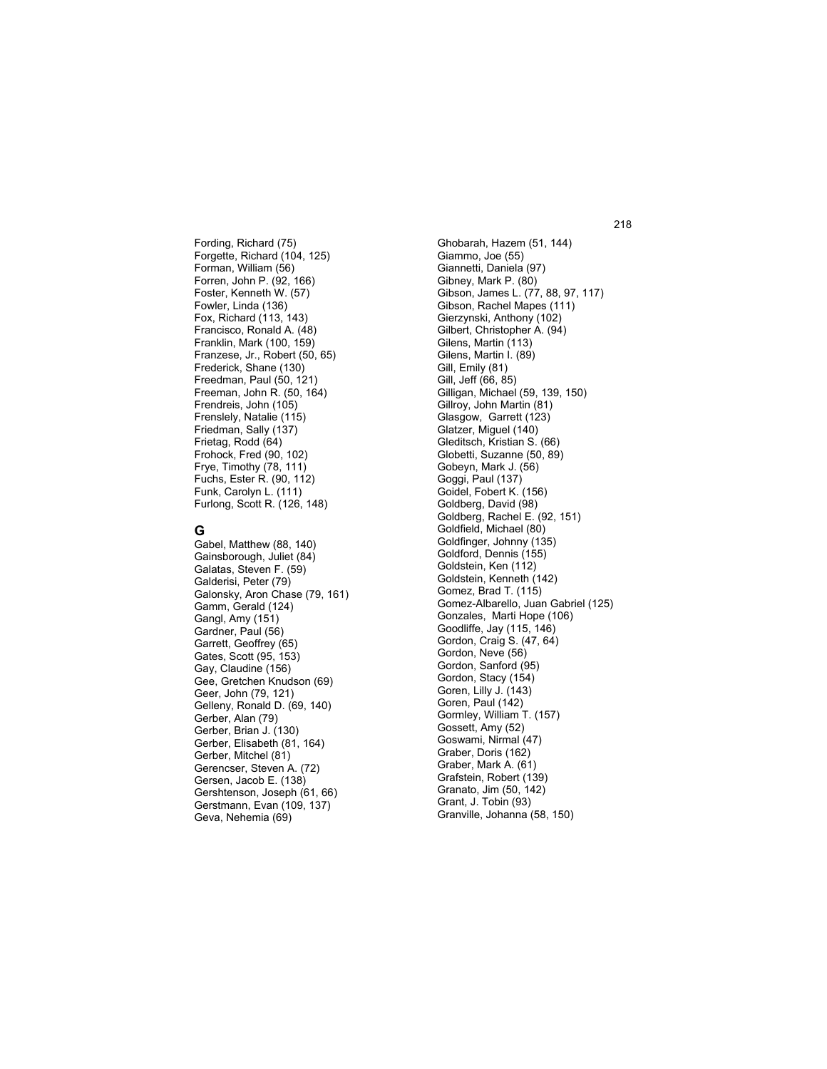Fording, Richard (75)
Forgette, Richard (104, 125)
Forman, William (56)
Forren, John P. (92, 166)
Foster, Kenneth W. (57)
Fowler, Linda (136)
Fox, Richard (113, 143)
Francisco, Ronald A. (48)
Franklin, Mark (100, 159)
Franzese, Jr., Robert (50, 65)
Frederick, Shane (130)
Freedman, Paul (50, 121)
Freeman, John R. (50, 164)
Frendreis, John (105)
Frenslely, Natalie (115)
Friedman, Sally (137)
Frietag, Rodd (64)
Frohock, Fred (90, 102)
Frye, Timothy (78, 111)
Fuchs, Ester R. (90, 112)
Funk, Carolyn L. (111)
Furlong, Scott R. (126, 148)

## G

Gabel, Matthew (88, 140)
Gainsborough, Juliet (84)
Galatas, Steven F. (59)
Galderisi, Peter (79)
Galonsky, Aron Chase (79, 161)
Gamm, Gerald (124)
Gangl, Amy (151)
Gardner, Paul (56)
Garrett, Geoffrey (65)
Gates, Scott (95, 153)
Gay, Claudine (156)
Gee, Gretchen Knudson (69)
Geer, John (79, 121)
Gelleny, Ronald D. (69, 140)
Gerber, Alan (79)
Gerber, Brian J. (130)
Gerber, Elisabeth (81, 164)
Gerber, Mitchel (81)
Gerencser, Steven A. (72)
Gersen, Jacob E. (138)
Gershtenson, Joseph (61, 66)
Gerstmann, Evan (109, 137)
Geva, Nehemia (69)
Ghobarah, Hazem (51, 144)
Giammo, Joe (55)
Giannetti, Daniela (97)
Gibney, Mark P. (80)
Gibson, James L. (77, 88, 97, 117)
Gibson, Rachel Mapes (111)
Gierzynski, Anthony (102)
Gilbert, Christopher A. (94)
Gilens, Martin (113)
Gilens, Martin I. (89)
Gill, Emily (81)
Gill, Jeff (66, 85)
Gilligan, Michael (59, 139, 150)
Gillroy, John Martin (81)
Glasgow, Garrett (123)
Glatzer, Miguel (140)
Gleditsch, Kristian S. (66)
Globetti, Suzanne (50, 89)
Gobeyn, Mark J. (56)
Goggi, Paul (137)
Goidel, Fobert K. (156)
Goldberg, David (98)
Goldberg, Rachel E. (92, 151)
Goldfield, Michael (80)
Goldfinger, Johnny (135)
Goldford, Dennis (155)
Goldstein, Ken (112)
Goldstein, Kenneth (142)
Gomez, Brad T. (115)
Gomez-Albarello, Juan Gabriel (125)
Gonzales, Marti Hope (106)
Goodliffe, Jay (115, 146)
Gordon, Craig S. (47, 64)
Gordon, Neve (56)
Gordon, Sanford (95)
Gordon, Stacy (154)
Goren, Lilly J. (143)
Goren, Paul (142)
Gormley, William T. (157)
Gossett, Amy (52)
Goswami, Nirmal (47)
Graber, Doris (162)
Graber, Mark A. (61)
Grafstein, Robert (139)
Granato, Jim (50, 142)
Grant, J. Tobin (93)
Granville, Johanna (58, 150)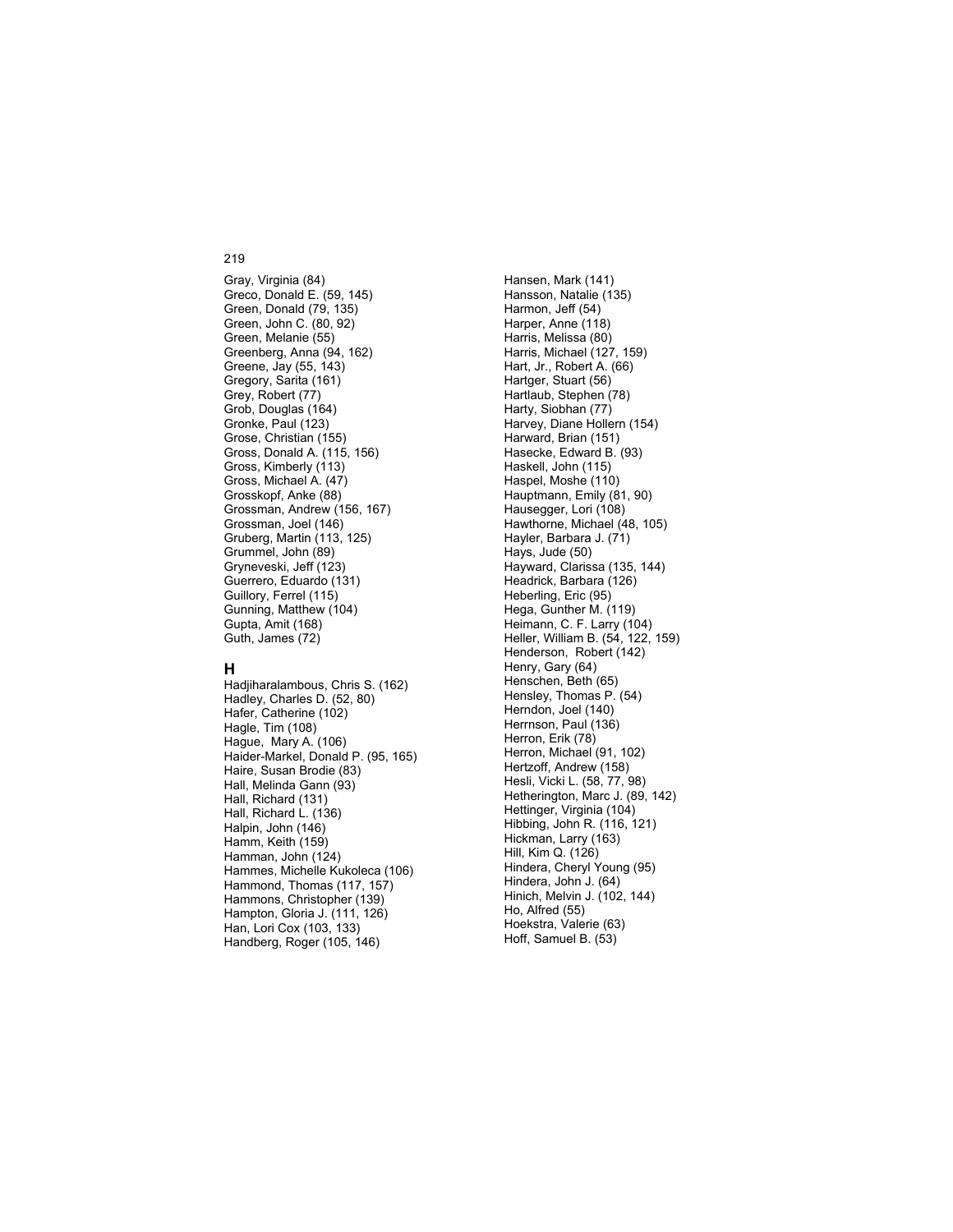Gray, Virginia (84)
Greco, Donald E. (59, 145)
Green, Donald (79, 135)
Green, John C. (80, 92)
Green, Melanie (55)
Greenberg, Anna (94, 162)
Greene, Jay (55, 143)
Gregory, Sarita (161)
Grey, Robert (77)
Grob, Douglas (164)
Gronke, Paul (123)
Grose, Christian (155)
Gross, Donald A. (115, 156)
Gross, Kimberly (113)
Gross, Michael A. (47)
Grosskopf, Anke (88)
Grossman, Andrew (156, 167)
Grossman, Joel (146)
Gruberg, Martin (113, 125)
Grummel, John (89)
Gryneveski, Jeff (123)
Guerrero, Eduardo (131)
Guillory, Ferrel (115)
Gunning, Matthew (104)
Gupta, Amit (168)
Guth, James (72)

## H

Hadjiharalambous, Chris S. (162)
Hadley, Charles D. (52, 80)
Hafer, Catherine (102)
Hagle, Tim (108)
Hague, Mary A. (106)
Haider-Markel, Donald P. (95, 165)
Haire, Susan Brodie (83)
Hall, Melinda Gann (93)
Hall, Richard (131)
Hall, Richard L. (136)
Halpin, John (146)
Hamm, Keith (159)
Hamman, John (124)
Hammes, Michelle Kukoleca (106)
Hammond, Thomas (117, 157)
Hammons, Christopher (139)
Hampton, Gloria J. (111, 126)
Han, Lori Cox (103, 133)
Handberg, Roger (105, 146)
Hansen, Mark (141)
Hansson, Natalie (135)
Harmon, Jeff (54)
Harper, Anne (118)
Harris, Melissa (80)
Harris, Michael (127, 159)
Hart, Jr., Robert A. (66)
Hartger, Stuart (56)
Hartlaub, Stephen (78)
Harty, Siobhan (77)
Harvey, Diane Hollern (154)
Harward, Brian (151)
Hasecke, Edward B. (93)
Haskell, John (115)
Haspel, Moshe (110)
Hauptmann, Emily (81, 90)
Hausegger, Lori (108)
Hawthorne, Michael (48, 105)
Hayler, Barbara J. (71)
Hays, Jude (50)
Hayward, Clarissa (135, 144)
Headrick, Barbara (126)
Heberling, Eric (95)
Hega, Gunther M. (119)
Heimann, C. F. Larry (104)
Heller, William B. (54, 122, 159)
Henderson, Robert (142)
Henry, Gary (64)
Henschen, Beth (65)
Hensley, Thomas P. (54)
Herndon, Joel (140)
Herrnson, Paul (136)
Herron, Erik (78)
Herron, Michael (91, 102)
Hertzoff, Andrew (158)
Hesli, Vicki L. (58, 77, 98)
Hetherington, Marc J. (89, 142)
Hettinger, Virginia (104)
Hibbing, John R. (116, 121)
Hickman, Larry (163)
Hill, Kim Q. (126)
Hindera, Cheryl Young (95)
Hindera, John J. (64)
Hinich, Melvin J. (102, 144)
Ho, Alfred (55)
Hoekstra, Valerie (63)
Hoff, Samuel B. (53)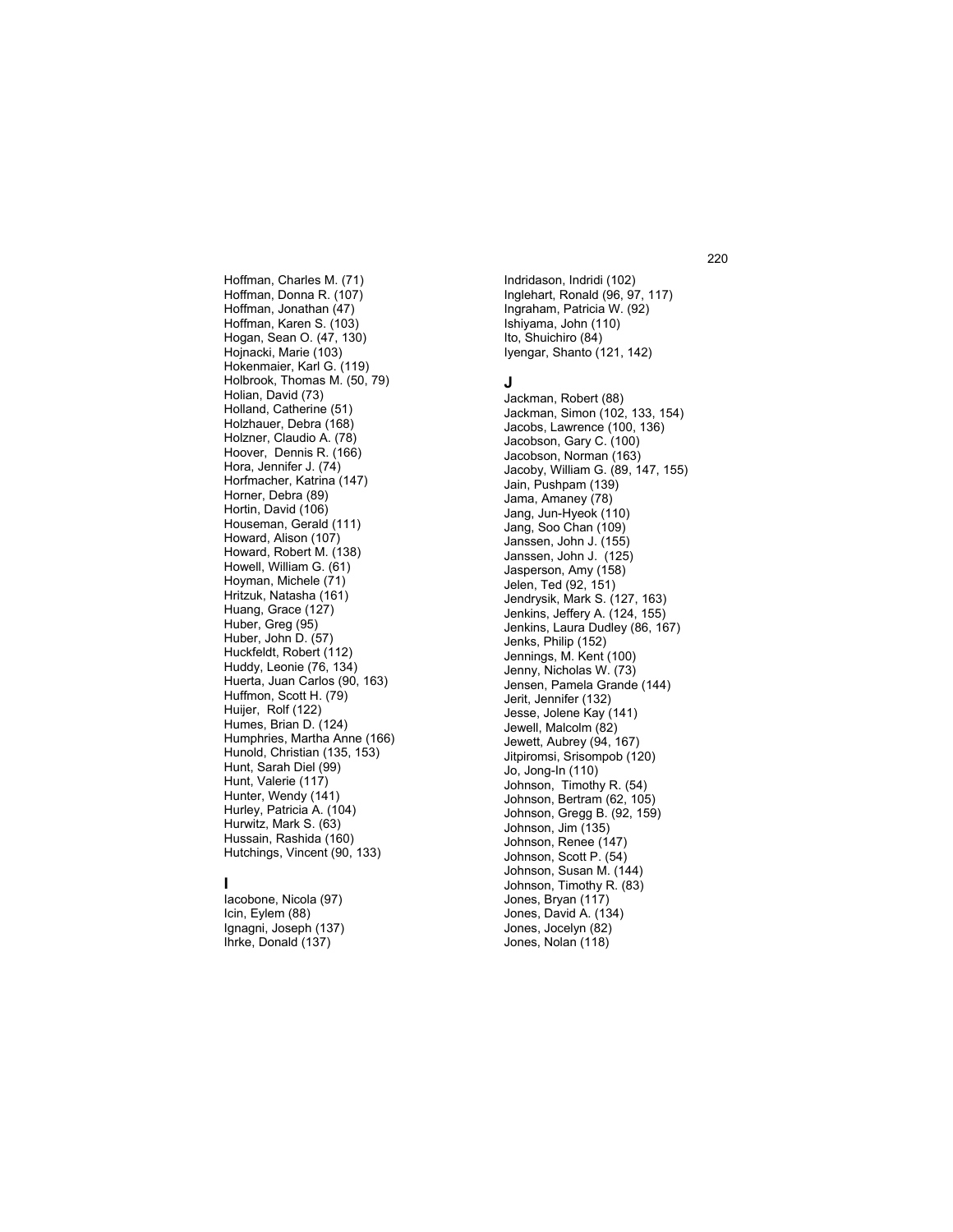Hoffman, Charles M. (71)
Hoffman, Donna R. (107)
Hoffman, Jonathan (47)
Hoffman, Karen S. (103)
Hogan, Sean O. (47, 130)
Hojnacki, Marie (103)
Hokenmaier, Karl G. (119)
Holbrook, Thomas M. (50, 79)
Holian, David (73)
Holland, Catherine (51)
Holzhauer, Debra (168)
Holzner, Claudio A. (78)
Hoover, Dennis R. (166)
Hora, Jennifer J. (74)
Horfmacher, Katrina (147)
Horner, Debra (89)
Hortin, David (106)
Houseman, Gerald (111)
Howard, Alison (107)
Howard, Robert M. (138)
Howell, William G. (61)
Hoyman, Michele (71)
Hritzuk, Natasha (161)
Huang, Grace (127)
Huber, Greg (95)
Huber, John D. (57)
Huckfeldt, Robert (112)
Huddy, Leonie (76, 134)
Huerta, Juan Carlos (90, 163)
Huffmon, Scott H. (79)
Huijer, Rolf (122)
Humes, Brian D. (124)
Humphries, Martha Anne (166)
Hunold, Christian (135, 153)
Hunt, Sarah Diel (99)
Hunt, Valerie (117)
Hunter, Wendy (141)
Hurley, Patricia A. (104)
Hurwitz, Mark S. (63)
Hussain, Rashida (160)
Hutchings, Vincent (90, 133)

## I

Iacobone, Nicola (97)
Icin, Eylem (88)
Ignagni, Joseph (137)
Ihrke, Donald (137)
Indridason, Indridi (102)
Inglehart, Ronald (96, 97, 117)
Ingraham, Patricia W. (92)
Ishiyama, John (110)
Ito, Shuichiro (84)
Iyengar, Shanto (121, 142)

## J

Jackman, Robert (88)
Jackman, Simon (102, 133, 154)
Jacobs, Lawrence (100, 136)
Jacobson, Gary C. (100)
Jacobson, Norman (163)
Jacoby, William G. (89, 147, 155)
Jain, Pushpam (139)
Jama, Amaney (78)
Jang, Jun-Hyeok (110)
Jang, Soo Chan (109)
Janssen, John J. (155)
Janssen, John J. (125)
Jasperson, Amy (158)
Jelen, Ted (92, 151)
Jendrysik, Mark S. (127, 163)
Jenkins, Jeffery A. (124, 155)
Jenkins, Laura Dudley (86, 167)
Jenks, Philip (152)
Jennings, M. Kent (100)
Jenny, Nicholas W. (73)
Jensen, Pamela Grande (144)
Jerit, Jennifer (132)
Jesse, Jolene Kay (141)
Jewell, Malcolm (82)
Jewett, Aubrey (94, 167)
Jitpiromsi, Srisompob (120)
Jo, Jong-In (110)
Johnson, Timothy R. (54)
Johnson, Bertram (62, 105)
Johnson, Gregg B. (92, 159)
Johnson, Jim (135)
Johnson, Renee (147)
Johnson, Scott P. (54)
Johnson, Susan M. (144)
Johnson, Timothy R. (83)
Jones, Bryan (117)
Jones, David A. (134)
Jones, Jocelyn (82)
Jones, Nolan (118)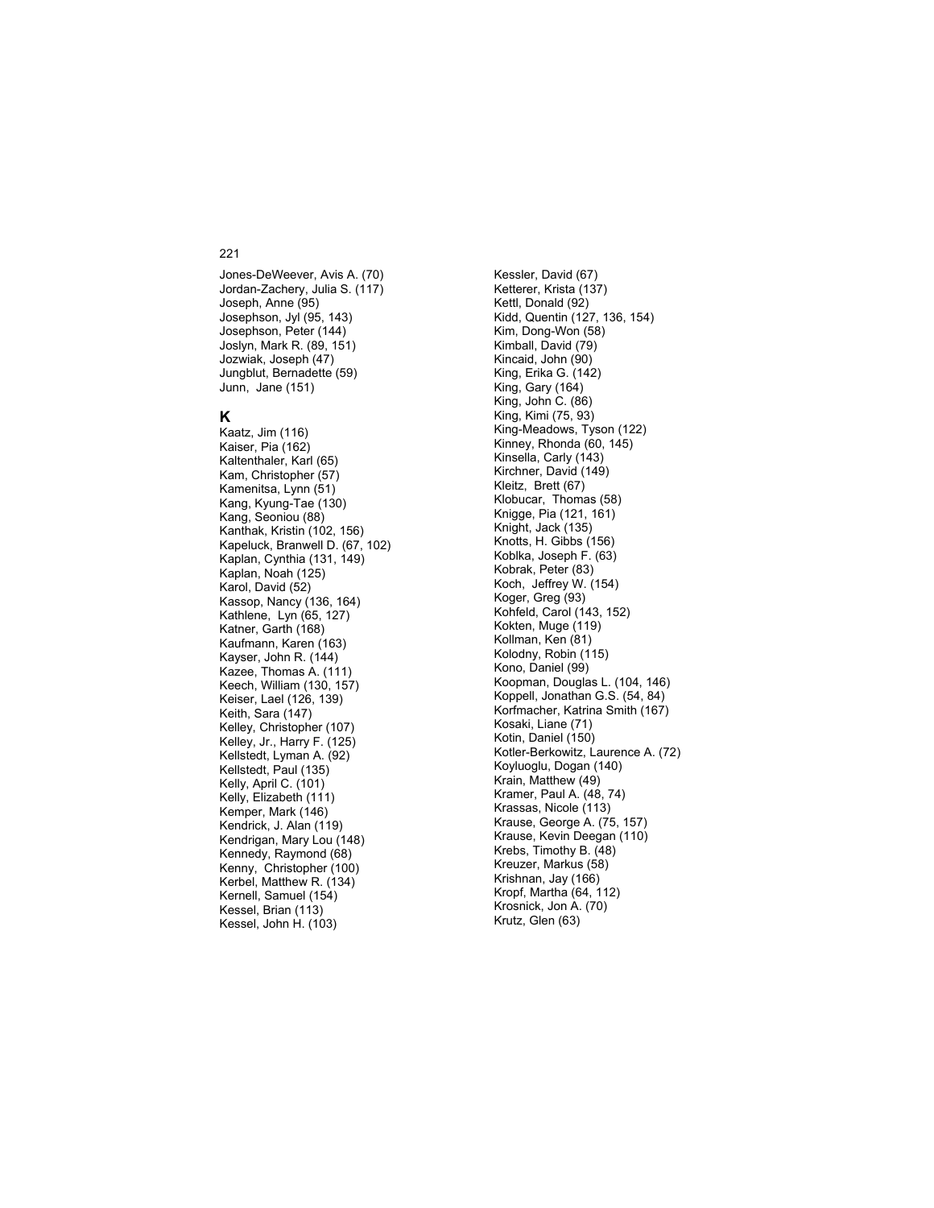Jones-DeWeever, Avis A. (70)
Jordan-Zachery, Julia S. (117)
Joseph, Anne (95)
Josephson, Jyl (95, 143)
Josephson, Peter (144)
Joslyn, Mark R. (89, 151)
Jozwiak, Joseph (47)
Jungblut, Bernadette (59)
Junn, Jane (151)

## K

Kaatz, Jim (116)
Kaiser, Pia (162)
Kaltenthaler, Karl (65)
Kam, Christopher (57)
Kamenitsa, Lynn (51)
Kang, Kyung-Tae (130)
Kang, Seoniou (88)
Kanthak, Kristin (102, 156)
Kapeluck, Branwell D. (67, 102)
Kaplan, Cynthia (131, 149)
Kaplan, Noah (125)
Karol, David (52)
Kassop, Nancy (136, 164)
Kathlene, Lyn (65, 127)
Katner, Garth (168)
Kaufmann, Karen (163)
Kayser, John R. (144)
Kazee, Thomas A. (111)
Keech, William (130, 157)
Keiser, Lael (126, 139)
Keith, Sara (147)
Kelley, Christopher (107)
Kelley, Jr., Harry F. (125)
Kellstedt, Lyman A. (92)
Kellstedt, Paul (135)
Kelly, April C. (101)
Kelly, Elizabeth (111)
Kemper, Mark (146)
Kendrick, J. Alan (119)
Kendrigan, Mary Lou (148)
Kennedy, Raymond (68)
Kenny, Christopher (100)
Kerbel, Matthew R. (134)
Kernell, Samuel (154)
Kessel, Brian (113)
Kessel, John H. (103)
Kessler, David (67)
Ketterer, Krista (137)
Kettl, Donald (92)
Kidd, Quentin (127, 136, 154)
Kim, Dong-Won (58)
Kimball, David (79)
Kincaid, John (90)
King, Erika G. (142)
King, Gary (164)
King, John C. (86)
King, Kimi (75, 93)
King-Meadows, Tyson (122)
Kinney, Rhonda (60, 145)
Kinsella, Carly (143)
Kirchner, David (149)
Kleitz, Brett (67)
Klobucar, Thomas (58)
Knigge, Pia (121, 161)
Knight, Jack (135)
Knotts, H. Gibbs (156)
Koblka, Joseph F. (63)
Kobrak, Peter (83)
Koch, Jeffrey W. (154)
Koger, Greg (93)
Kohfeld, Carol (143, 152)
Kokten, Muge (119)
Kollman, Ken (81)
Kolodny, Robin (115)
Kono, Daniel (99)
Koopman, Douglas L. (104, 146)
Koppell, Jonathan G.S. (54, 84)
Korfmacher, Katrina Smith (167)
Kosaki, Liane (71)
Kotin, Daniel (150)
Kotler-Berkowitz, Laurence A. (72)
Koyluoglu, Dogan (140)
Krain, Matthew (49)
Kramer, Paul A. (48, 74)
Krassas, Nicole (113)
Krause, George A. (75, 157)
Krause, Kevin Deegan (110)
Krebs, Timothy B. (48)
Kreuzer, Markus (58)
Krishnan, Jay (166)
Kropf, Martha (64, 112)
Krosnick, Jon A. (70)
Krutz, Glen (63)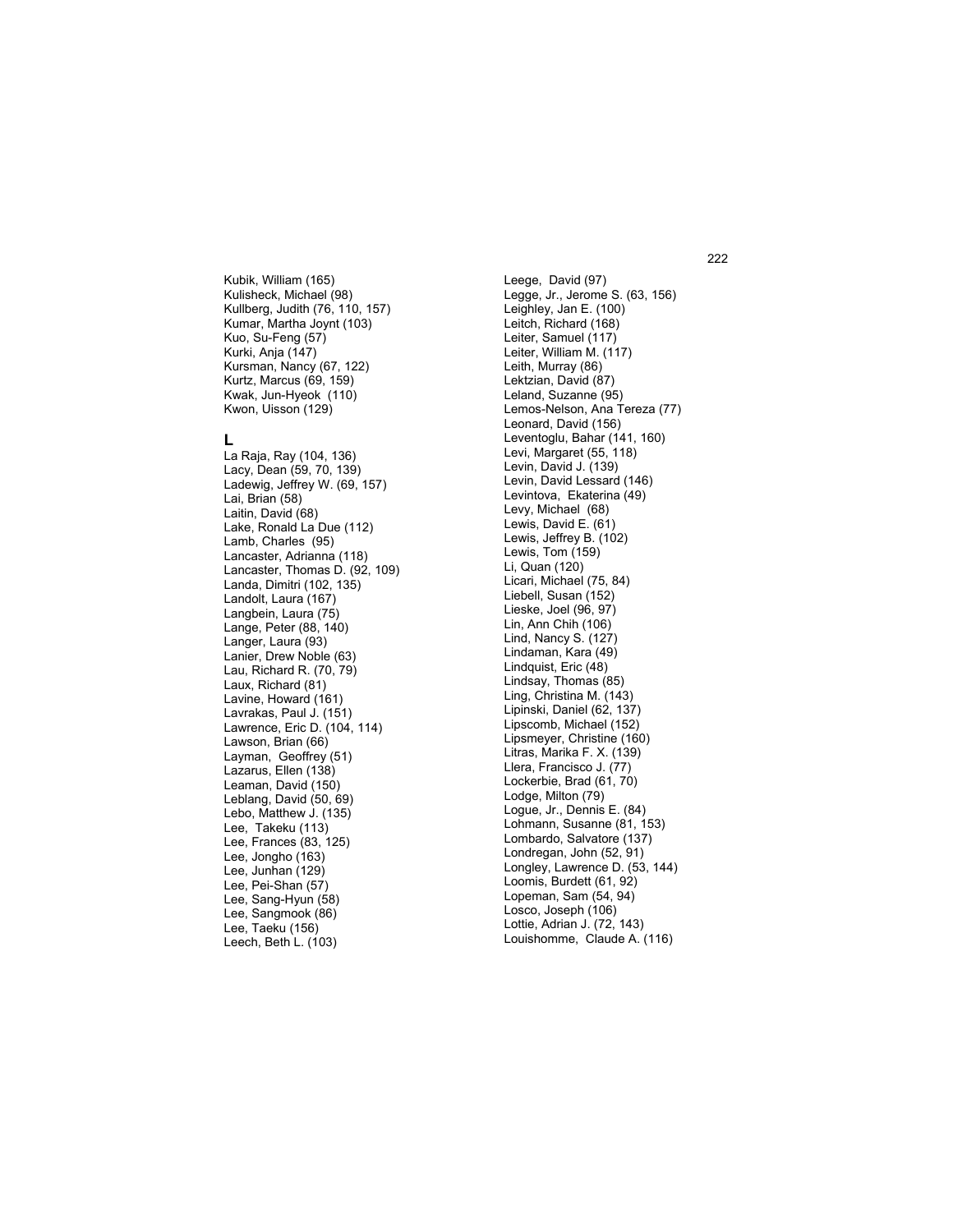Kubik, William (165)
Kulisheck, Michael (98)
Kullberg, Judith (76, 110, 157)
Kumar, Martha Joynt (103)
Kuo, Su-Feng (57)
Kurki, Anja (147)
Kursman, Nancy (67, 122)
Kurtz, Marcus (69, 159)
Kwak, Jun-Hyeok (110)
Kwon, Uisson (129)

## L

La Raja, Ray (104, 136)
Lacy, Dean (59, 70, 139)
Ladewig, Jeffrey W. (69, 157)
Lai, Brian (58)
Laitin, David (68)
Lake, Ronald La Due (112)
Lamb, Charles (95)
Lancaster, Adrianna (118)
Lancaster, Thomas D. (92, 109)
Landa, Dimitri (102, 135)
Landolt, Laura (167)
Langbein, Laura (75)
Lange, Peter (88, 140)
Langer, Laura (93)
Lanier, Drew Noble (63)
Lau, Richard R. (70, 79)
Laux, Richard (81)
Lavine, Howard (161)
Lavrakas, Paul J. (151)
Lawrence, Eric D. (104, 114)
Lawson, Brian (66)
Layman, Geoffrey (51)
Lazarus, Ellen (138)
Leaman, David (150)
Leblang, David (50, 69)
Lebo, Matthew J. (135)
Lee, Takeku (113)
Lee, Frances (83, 125)
Lee, Jongho (163)
Lee, Junhan (129)
Lee, Pei-Shan (57)
Lee, Sang-Hyun (58)
Lee, Sangmook (86)
Lee, Taeku (156)
Leech, Beth L. (103)
Leege, David (97)
Legge, Jr., Jerome S. (63, 156)
Leighley, Jan E. (100)
Leitch, Richard (168)
Leiter, Samuel (117)
Leiter, William M. (117)
Leith, Murray (86)
Lektzian, David (87)
Leland, Suzanne (95)
Lemos-Nelson, Ana Tereza (77)
Leonard, David (156)
Leventoglu, Bahar (141, 160)
Levi, Margaret (55, 118)
Levin, David J. (139)
Levin, David Lessard (146)
Levintova, Ekaterina (49)
Levy, Michael (68)
Lewis, David E. (61)
Lewis, Jeffrey B. (102)
Lewis, Tom (159)
Li, Quan (120)
Licari, Michael (75, 84)
Liebell, Susan (152)
Lieske, Joel (96, 97)
Lin, Ann Chih (106)
Lind, Nancy S. (127)
Lindaman, Kara (49)
Lindquist, Eric (48)
Lindsay, Thomas (85)
Ling, Christina M. (143)
Lipinski, Daniel (62, 137)
Lipscomb, Michael (152)
Lipsmeyer, Christine (160)
Litras, Marika F. X. (139)
Llera, Francisco J. (77)
Lockerbie, Brad (61, 70)
Lodge, Milton (79)
Logue, Jr., Dennis E. (84)
Lohmann, Susanne (81, 153)
Lombardo, Salvatore (137)
Londregan, John (52, 91)
Longley, Lawrence D. (53, 144)
Loomis, Burdett (61, 92)
Lopeman, Sam (54, 94)
Losco, Joseph (106)
Lottie, Adrian J. (72, 143)
Louishomme, Claude A. (116)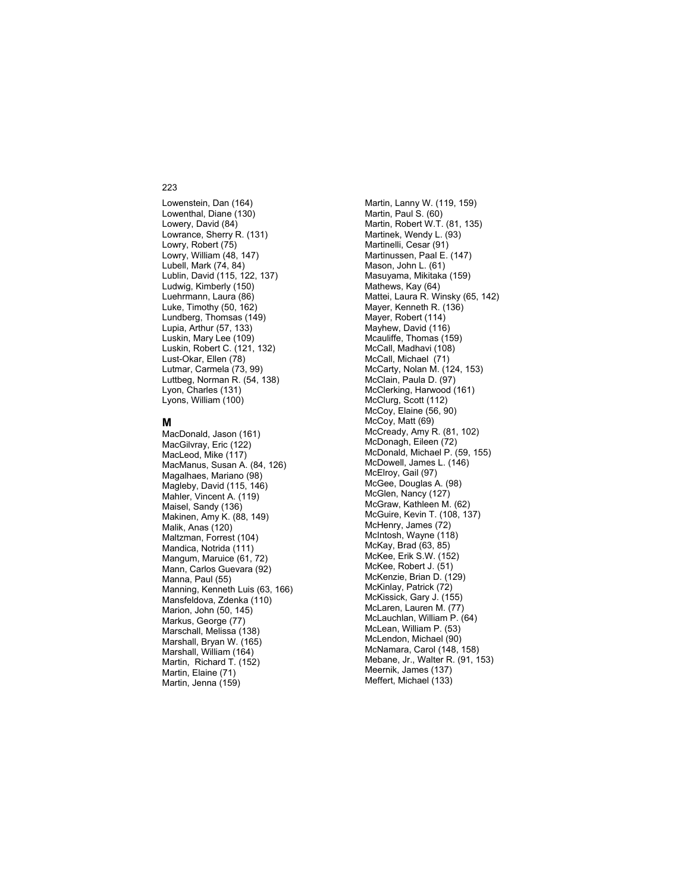Lowenstein, Dan (164)
Lowenthal, Diane (130)
Lowery, David (84)
Lowrance, Sherry R. (131)
Lowry, Robert (75)
Lowry, William (48, 147)
Lubell, Mark (74, 84)
Lublin, David (115, 122, 137)
Ludwig, Kimberly (150)
Luehrmann, Laura (86)
Luke, Timothy (50, 162)
Lundberg, Thomsas (149)
Lupia, Arthur (57, 133)
Luskin, Mary Lee (109)
Luskin, Robert C. (121, 132)
Lust-Okar, Ellen (78)
Lutmar, Carmela (73, 99)
Luttbeg, Norman R. (54, 138)
Lyon, Charles (131)
Lyons, William (100)

## M

MacDonald, Jason (161)
MacGilvray, Eric (122)
MacLeod, Mike (117)
MacManus, Susan A. (84, 126)
Magalhaes, Mariano (98)
Magleby, David (115, 146)
Mahler, Vincent A. (119)
Maisel, Sandy (136)
Makinen, Amy K. (88, 149)
Malik, Anas (120)
Maltzman, Forrest (104)
Mandica, Notrida (111)
Mangum, Maruice (61, 72)
Mann, Carlos Guevara (92)
Manna, Paul (55)
Manning, Kenneth Luis (63, 166)
Mansfeldova, Zdenka (110)
Marion, John (50, 145)
Markus, George (77)
Marschall, Melissa (138)
Marshall, Bryan W. (165)
Marshall, William (164)
Martin, Richard T. (152)
Martin, Elaine (71)
Martin, Jenna (159)
Martin, Lanny W. (119, 159)
Martin, Paul S. (60)
Martin, Robert W.T. (81, 135)
Martinek, Wendy L. (93)
Martinelli, Cesar (91)
Martinussen, Paal E. (147)
Mason, John L. (61)
Masuyama, Mikitaka (159)
Mathews, Kay (64)
Mattei, Laura R. Winsky (65, 142)
Mayer, Kenneth R. (136)
Mayer, Robert (114)
Mayhew, David (116)
Mcauliffe, Thomas (159)
McCall, Madhavi (108)
McCall, Michael (71)
McCarty, Nolan M. (124, 153)
McClain, Paula D. (97)
McClerking, Harwood (161)
McClurg, Scott (112)
McCoy, Elaine (56, 90)
McCoy, Matt (69)
McCready, Amy R. (81, 102)
McDonagh, Eileen (72)
McDonald, Michael P. (59, 155)
McDowell, James L. (146)
McElroy, Gail (97)
McGee, Douglas A. (98)
McGlen, Nancy (127)
McGraw, Kathleen M. (62)
McGuire, Kevin T. (108, 137)
McHenry, James (72)
McIntosh, Wayne (118)
McKay, Brad (63, 85)
McKee, Erik S.W. (152)
McKee, Robert J. (51)
McKenzie, Brian D. (129)
McKinlay, Patrick (72)
McKissick, Gary J. (155)
McLaren, Lauren M. (77)
McLauchlan, William P. (64)
McLean, William P. (53)
McLendon, Michael (90)
McNamara, Carol (148, 158)
Mebane, Jr., Walter R. (91, 153)
Meernik, James (137)
Meffert, Michael (133)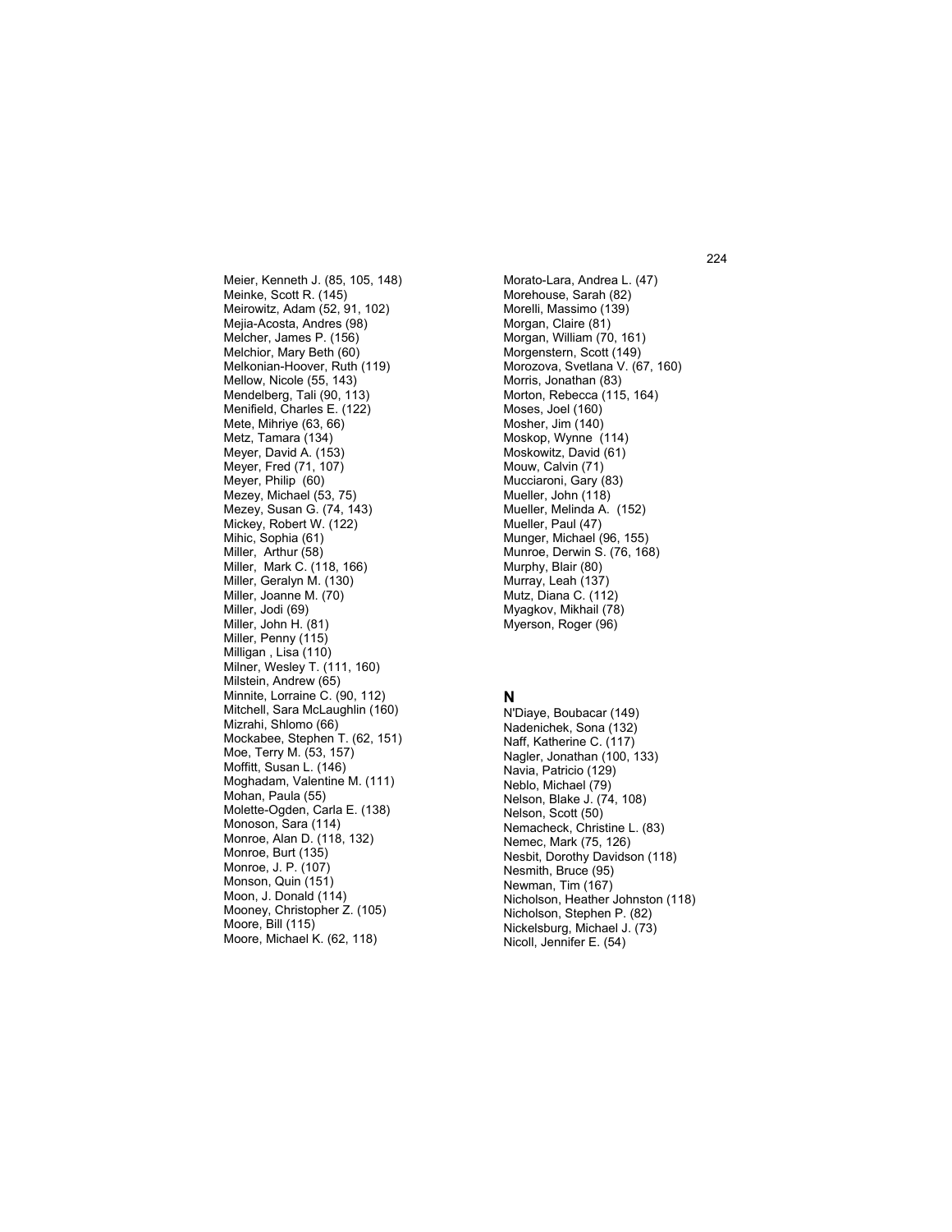Meier, Kenneth J. (85, 105, 148)
Meinke, Scott R. (145)
Meirowitz, Adam (52, 91, 102)
Mejia-Acosta, Andres (98)
Melcher, James P. (156)
Melchior, Mary Beth (60)
Melkonian-Hoover, Ruth (119)
Mellow, Nicole (55, 143)
Mendelberg, Tali (90, 113)
Menifield, Charles E. (122)
Mete, Mihriye (63, 66)
Metz, Tamara (134)
Meyer, David A. (153)
Meyer, Fred (71, 107)
Meyer, Philip (60)
Mezey, Michael (53, 75)
Mezey, Susan G. (74, 143)
Mickey, Robert W. (122)
Mihic, Sophia (61)
Miller, Arthur (58)
Miller, Mark C. (118, 166)
Miller, Geralyn M. (130)
Miller, Joanne M. (70)
Miller, Jodi (69)
Miller, John H. (81)
Miller, Penny (115)
Milligan , Lisa (110)
Milner, Wesley T. (111, 160)
Milstein, Andrew (65)
Minnite, Lorraine C. (90, 112)
Mitchell, Sara McLaughlin (160)
Mizrahi, Shlomo (66)
Mockabee, Stephen T. (62, 151)
Moe, Terry M. (53, 157)
Moffitt, Susan L. (146)
Moghadam, Valentine M. (111)
Mohan, Paula (55)
Molette-Ogden, Carla E. (138)
Monoson, Sara (114)
Monroe, Alan D. (118, 132)
Monroe, Burt (135)
Monroe, J. P. (107)
Monson, Quin (151)
Moon, J. Donald (114)
Mooney, Christopher Z. (105)
Moore, Bill (115)
Moore, Michael K. (62, 118)
Morato-Lara, Andrea L. (47)
Morehouse, Sarah (82)
Morelli, Massimo (139)
Morgan, Claire (81)
Morgan, William (70, 161)
Morgenstern, Scott (149)
Morozova, Svetlana V. (67, 160)
Morris, Jonathan (83)
Morton, Rebecca (115, 164)
Moses, Joel (160)
Mosher, Jim (140)
Moskop, Wynne (114)
Moskowitz, David (61)
Mouw, Calvin (71)
Mucciaroni, Gary (83)
Mueller, John (118)
Mueller, Melinda A. (152)
Mueller, Paul (47)
Munger, Michael (96, 155)
Munroe, Derwin S. (76, 168)
Murphy, Blair (80)
Murray, Leah (137)
Mutz, Diana C. (112)
Myagkov, Mikhail (78)
Myerson, Roger (96)

## N

N'Diaye, Boubacar (149)
Nadenichek, Sona (132)
Naff, Katherine C. (117)
Nagler, Jonathan (100, 133)
Navia, Patricio (129)
Neblo, Michael (79)
Nelson, Blake J. (74, 108)
Nelson, Scott (50)
Nemacheck, Christine L. (83)
Nemec, Mark (75, 126)
Nesbit, Dorothy Davidson (118)
Nesmith, Bruce (95)
Newman, Tim (167)
Nicholson, Heather Johnston (118)
Nicholson, Stephen P. (82)
Nickelsburg, Michael J. (73)
Nicoll, Jennifer E. (54)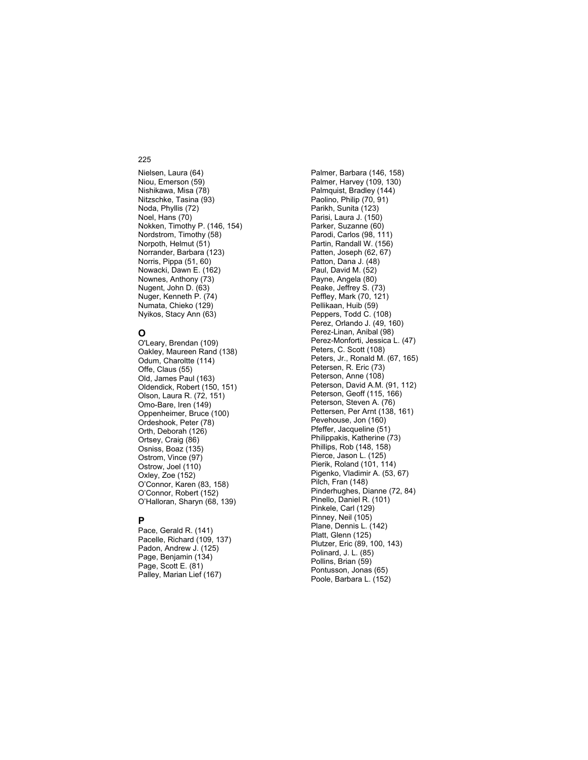Nielsen, Laura (64)
Niou, Emerson (59)
Nishikawa, Misa (78)
Nitzschke, Tasina (93)
Noda, Phyllis (72)
Noel, Hans (70)
Nokken, Timothy P. (146, 154)
Nordstrom, Timothy (58)
Norpoth, Helmut (51)
Norrander, Barbara (123)
Norris, Pippa (51, 60)
Nowacki, Dawn E. (162)
Nownes, Anthony (73)
Nugent, John D. (63)
Nuger, Kenneth P. (74)
Numata, Chieko (129)
Nyikos, Stacy Ann (63)

## O

O'Leary, Brendan (109)
Oakley, Maureen Rand (138)
Odum, Charoltte (114)
Offe, Claus (55)
Old, James Paul (163)
Oldendick, Robert (150, 151)
Olson, Laura R. (72, 151)
Omo-Bare, Iren (149)
Oppenheimer, Bruce (100)
Ordeshook, Peter (78)
Orth, Deborah (126)
Ortsey, Craig (86)
Osniss, Boaz (135)
Ostrom, Vince (97)
Ostrow, Joel (110)
Oxley, Zoe (152)
O'Connor, Karen (83, 158)
O'Connor, Robert (152)
O'Halloran, Sharyn (68, 139)

## P

Pace, Gerald R. (141)
Pacelle, Richard (109, 137)
Padon, Andrew J. (125)
Page, Benjamin (134)
Page, Scott E. (81)
Palley, Marian Lief (167)
Palmer, Barbara (146, 158)
Palmer, Harvey (109, 130)
Palmquist, Bradley (144)
Paolino, Philip (70, 91)
Parikh, Sunita (123)
Parisi, Laura J. (150)
Parker, Suzanne (60)
Parodi, Carlos (98, 111)
Partin, Randall W. (156)
Patten, Joseph (62, 67)
Patton, Dana J. (48)
Paul, David M. (52)
Payne, Angela (80)
Peake, Jeffrey S. (73)
Peffley, Mark (70, 121)
Pellikaan, Huib (59)
Peppers, Todd C. (108)
Perez, Orlando J. (49, 160)
Perez-Linan, Anibal (98)
Perez-Monforti, Jessica L. (47)
Peters, C. Scott (108)
Peters, Jr., Ronald M. (67, 165)
Petersen, R. Eric (73)
Peterson, Anne (108)
Peterson, David A.M. (91, 112)
Peterson, Geoff (115, 166)
Peterson, Steven A. (76)
Pettersen, Per Arnt (138, 161)
Pevehouse, Jon (160)
Pfeffer, Jacqueline (51)
Philippakis, Katherine (73)
Phillips, Rob (148, 158)
Pierce, Jason L. (125)
Pierik, Roland (101, 114)
Pigenko, Vladimir A. (53, 67)
Pilch, Fran (148)
Pinderhughes, Dianne (72, 84)
Pinello, Daniel R. (101)
Pinkele, Carl (129)
Pinney, Neil (105)
Plane, Dennis L. (142)
Platt, Glenn (125)
Plutzer, Eric (89, 100, 143)
Polinard, J. L. (85)
Pollins, Brian (59)
Pontusson, Jonas (65)
Poole, Barbara L. (152)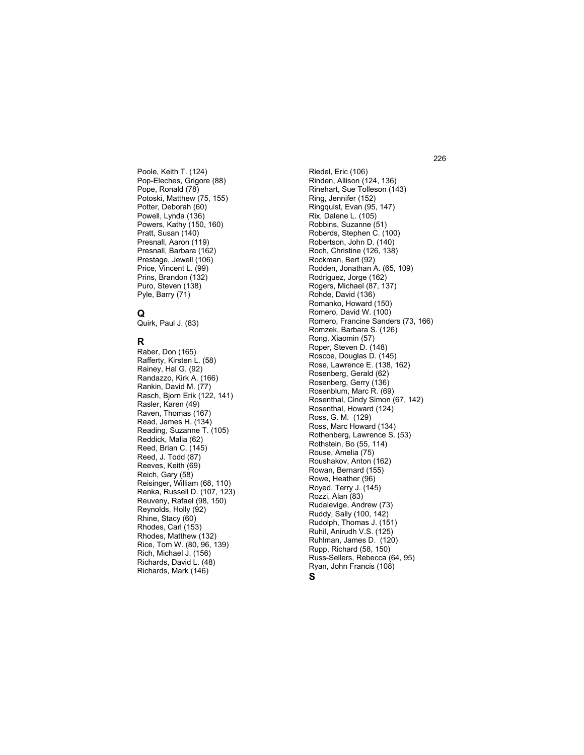Poole, Keith T. (124)
Pop-Eleches, Grigore (88)
Pope, Ronald (78)
Potoski, Matthew (75, 155)
Potter, Deborah (60)
Powell, Lynda (136)
Powers, Kathy (150, 160)
Pratt, Susan (140)
Presnall, Aaron (119)
Presnall, Barbara (162)
Prestage, Jewell (106)
Price, Vincent L. (99)
Prins, Brandon (132)
Puro, Steven (138)
Pyle, Barry (71)

## Q

Quirk, Paul J. (83)

## R

Raber, Don (165)
Rafferty, Kirsten L. (58)
Rainey, Hal G. (92)
Randazzo, Kirk A. (166)
Rankin, David M. (77)
Rasch, Bjorn Erik (122, 141)
Rasler, Karen (49)
Raven, Thomas (167)
Read, James H. (134)
Reading, Suzanne T. (105)
Reddick, Malia (62)
Reed, Brian C. (145)
Reed, J. Todd (87)
Reeves, Keith (69)
Reich, Gary (58)
Reisinger, William (68, 110)
Renka, Russell D. (107, 123)
Reuveny, Rafael (98, 150)
Reynolds, Holly (92)
Rhine, Stacy (60)
Rhodes, Carl (153)
Rhodes, Matthew (132)
Rice, Tom W. (80, 96, 139)
Rich, Michael J. (156)
Richards, David L. (48)
Richards, Mark (146)
Riedel, Eric (106)
Rinden, Allison (124, 136)
Rinehart, Sue Tolleson (143)
Ring, Jennifer (152)
Ringquist, Evan (95, 147)
Rix, Dalene L. (105)
Robbins, Suzanne (51)
Roberds, Stephen C. (100)
Robertson, John D. (140)
Roch, Christine (126, 138)
Rockman, Bert (92)
Rodden, Jonathan A. (65, 109)
Rodriguez, Jorge (162)
Rogers, Michael (87, 137)
Rohde, David (136)
Romanko, Howard (150)
Romero, David W. (100)
Romero, Francine Sanders (73, 166)
Romzek, Barbara S. (126)
Rong, Xiaomin (57)
Roper, Steven D. (148)
Roscoe, Douglas D. (145)
Rose, Lawrence E. (138, 162)
Rosenberg, Gerald (62)
Rosenberg, Gerry (136)
Rosenblum, Marc R. (69)
Rosenthal, Cindy Simon (67, 142)
Rosenthal, Howard (124)
Ross, G. M. (129)
Ross, Marc Howard (134)
Rothenberg, Lawrence S. (53)
Rothstein, Bo (55, 114)
Rouse, Amelia (75)
Roushakov, Anton (162)
Rowan, Bernard (155)
Rowe, Heather (96)
Royed, Terry J. (145)
Rozzi, Alan (83)
Rudalevige, Andrew (73)
Ruddy, Sally (100, 142)
Rudolph, Thomas J. (151)
Ruhil, Anirudh V.S. (125)
Ruhlman, James D. (120)
Rupp, Richard (58, 150)
Russ-Sellers, Rebecca (64, 95)
Ryan, John Francis (108)

## S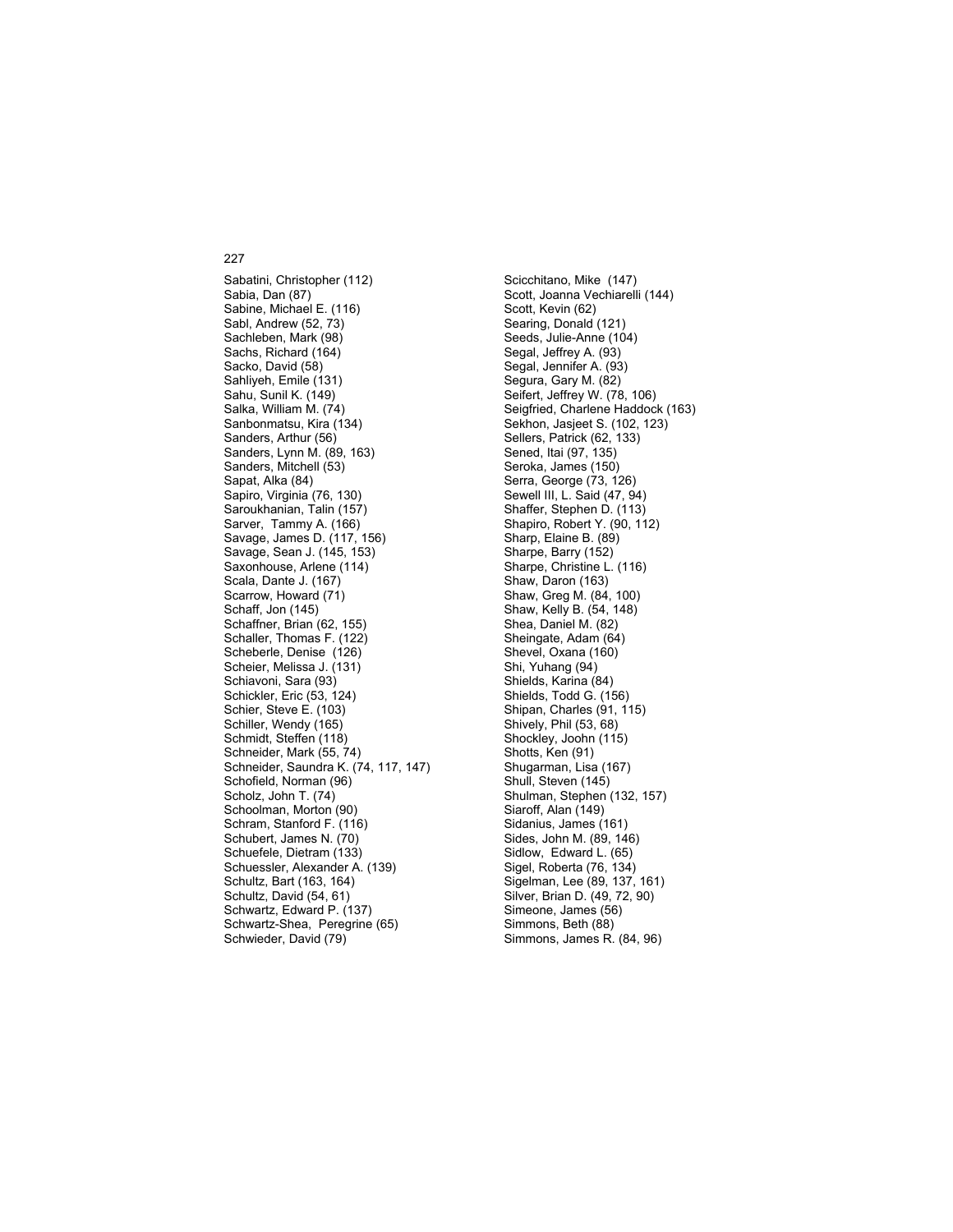Sabatini, Christopher (112)
Sabia, Dan (87)
Sabine, Michael E. (116)
Sabl, Andrew (52, 73)
Sachleben, Mark (98)
Sachs, Richard (164)
Sacko, David (58)
Sahliyeh, Emile (131)
Sahu, Sunil K. (149)
Salka, William M. (74)
Sanbonmatsu, Kira (134)
Sanders, Arthur (56)
Sanders, Lynn M. (89, 163)
Sanders, Mitchell (53)
Sapat, Alka (84)
Sapiro, Virginia (76, 130)
Saroukhanian, Talin (157)
Sarver, Tammy A. (166)
Savage, James D. (117, 156)
Savage, Sean J. (145, 153)
Saxonhouse, Arlene (114)
Scala, Dante J. (167)
Scarrow, Howard (71)
Schaff, Jon (145)
Schaffner, Brian (62, 155)
Schaller, Thomas F. (122)
Scheberle, Denise (126)
Scheier, Melissa J. (131)
Schiavoni, Sara (93)
Schickler, Eric (53, 124)
Schier, Steve E. (103)
Schiller, Wendy (165)
Schmidt, Steffen (118)
Schneider, Mark (55, 74)
Schneider, Saundra K. (74, 117, 147)
Schofield, Norman (96)
Scholz, John T. (74)
Schoolman, Morton (90)
Schram, Stanford F. (116)
Schubert, James N. (70)
Schuefele, Dietram (133)
Schuessler, Alexander A. (139)
Schultz, Bart (163, 164)
Schultz, David (54, 61)
Schwartz, Edward P. (137)
Schwartz-Shea, Peregrine (65)
Schwieder, David (79)
Scicchitano, Mike (147)
Scott, Joanna Vechiarelli (144)
Scott, Kevin (62)
Searing, Donald (121)
Seeds, Julie-Anne (104)
Segal, Jeffrey A. (93)
Segal, Jennifer A. (93)
Segura, Gary M. (82)
Seifert, Jeffrey W. (78, 106)
Seigfried, Charlene Haddock (163)
Sekhon, Jasjeet S. (102, 123)
Sellers, Patrick (62, 133)
Sened, Itai (97, 135)
Seroka, James (150)
Serra, George (73, 126)
Sewell III, L. Said (47, 94)
Shaffer, Stephen D. (113)
Shapiro, Robert Y. (90, 112)
Sharp, Elaine B. (89)
Sharpe, Barry (152)
Sharpe, Christine L. (116)
Shaw, Daron (163)
Shaw, Greg M. (84, 100)
Shaw, Kelly B. (54, 148)
Shea, Daniel M. (82)
Sheingate, Adam (64)
Shevel, Oxana (160)
Shi, Yuhang (94)
Shields, Karina (84)
Shields, Todd G. (156)
Shipan, Charles (91, 115)
Shively, Phil (53, 68)
Shockley, Joohn (115)
Shotts, Ken (91)
Shugarman, Lisa (167)
Shull, Steven (145)
Shulman, Stephen (132, 157)
Siaroff, Alan (149)
Sidanius, James (161)
Sides, John M. (89, 146)
Sidlow, Edward L. (65)
Sigel, Roberta (76, 134)
Sigelman, Lee (89, 137, 161)
Silver, Brian D. (49, 72, 90)
Simeone, James (56)
Simmons, Beth (88)
Simmons, James R. (84, 96)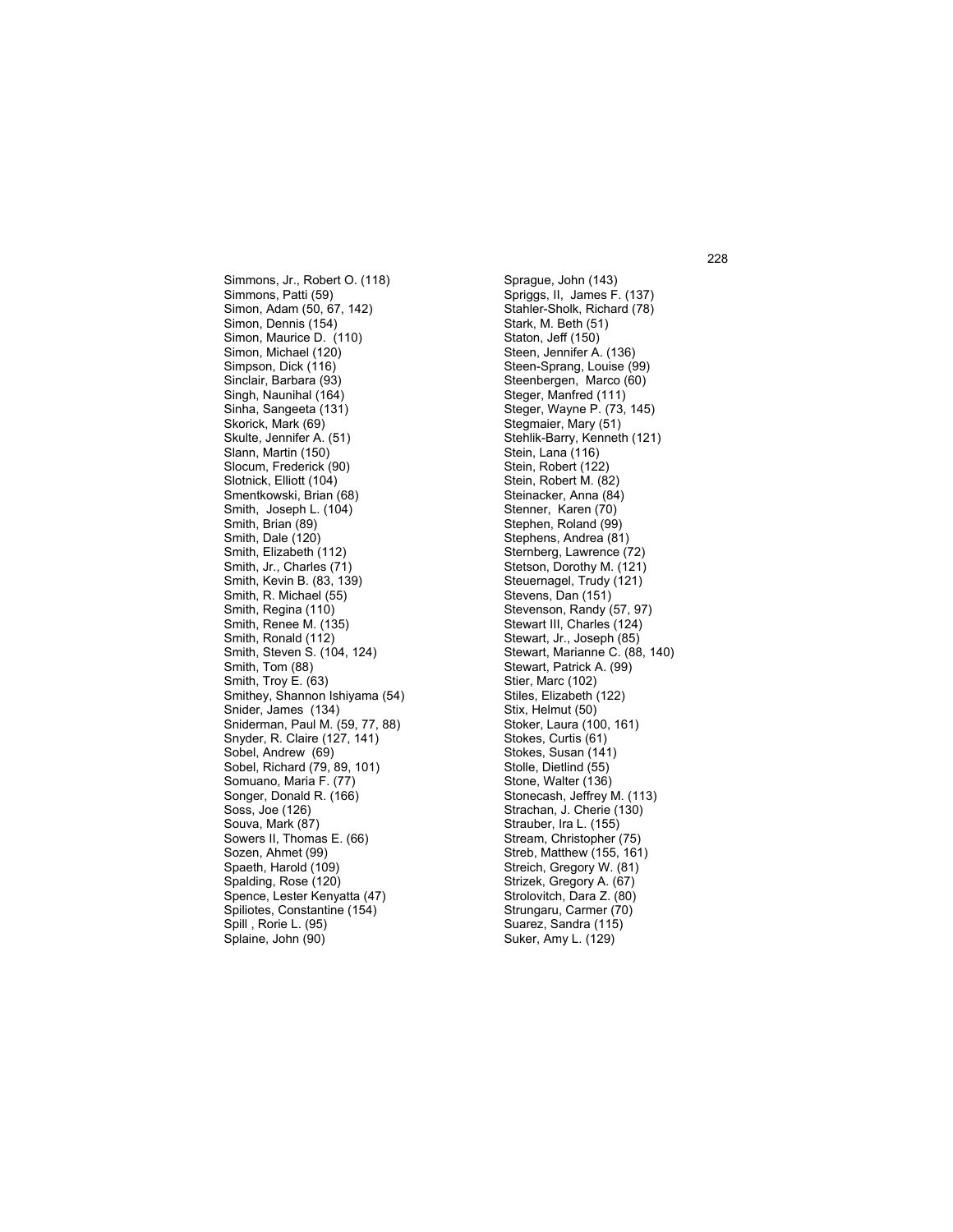Simmons, Jr., Robert O. (118)
Simmons, Patti (59)
Simon, Adam (50, 67, 142)
Simon, Dennis (154)
Simon, Maurice D. (110)
Simon, Michael (120)
Simpson, Dick (116)
Sinclair, Barbara (93)
Singh, Naunihal (164)
Sinha, Sangeeta (131)
Skorick, Mark (69)
Skulte, Jennifer A. (51)
Slann, Martin (150)
Slocum, Frederick (90)
Slotnick, Elliott (104)
Smentkowski, Brian (68)
Smith, Joseph L. (104)
Smith, Brian (89)
Smith, Dale (120)
Smith, Elizabeth (112)
Smith, Jr., Charles (71)
Smith, Kevin B. (83, 139)
Smith, R. Michael (55)
Smith, Regina (110)
Smith, Renee M. (135)
Smith, Ronald (112)
Smith, Steven S. (104, 124)
Smith, Tom (88)
Smith, Troy E. (63)
Smithey, Shannon Ishiyama (54)
Snider, James (134)
Sniderman, Paul M. (59, 77, 88)
Snyder, R. Claire (127, 141)
Sobel, Andrew (69)
Sobel, Richard (79, 89, 101)
Somuano, Maria F. (77)
Songer, Donald R. (166)
Soss, Joe (126)
Souva, Mark (87)
Sowers II, Thomas E. (66)
Sozen, Ahmet (99)
Spaeth, Harold (109)
Spalding, Rose (120)
Spence, Lester Kenyatta (47)
Spiliotes, Constantine (154)
Spill , Rorie L. (95)
Splaine, John (90)
Sprague, John (143)
Spriggs, II, James F. (137)
Stahler-Sholk, Richard (78)
Stark, M. Beth (51)
Staton, Jeff (150)
Steen, Jennifer A. (136)
Steen-Sprang, Louise (99)
Steenbergen, Marco (60)
Steger, Manfred (111)
Steger, Wayne P. (73, 145)
Stegmaier, Mary (51)
Stehlik-Barry, Kenneth (121)
Stein, Lana (116)
Stein, Robert (122)
Stein, Robert M. (82)
Steinacker, Anna (84)
Stenner, Karen (70)
Stephen, Roland (99)
Stephens, Andrea (81)
Sternberg, Lawrence (72)
Stetson, Dorothy M. (121)
Steuernagel, Trudy (121)
Stevens, Dan (151)
Stevenson, Randy (57, 97)
Stewart III, Charles (124)
Stewart, Jr., Joseph (85)
Stewart, Marianne C. (88, 140)
Stewart, Patrick A. (99)
Stier, Marc (102)
Stiles, Elizabeth (122)
Stix, Helmut (50)
Stoker, Laura (100, 161)
Stokes, Curtis (61)
Stokes, Susan (141)
Stolle, Dietlind (55)
Stone, Walter (136)
Stonecash, Jeffrey M. (113)
Strachan, J. Cherie (130)
Strauber, Ira L. (155)
Stream, Christopher (75)
Streb, Matthew (155, 161)
Streich, Gregory W. (81)
Strizek, Gregory A. (67)
Strolovitch, Dara Z. (80)
Strungaru, Carmer (70)
Suarez, Sandra (115)
Suker, Amy L. (129)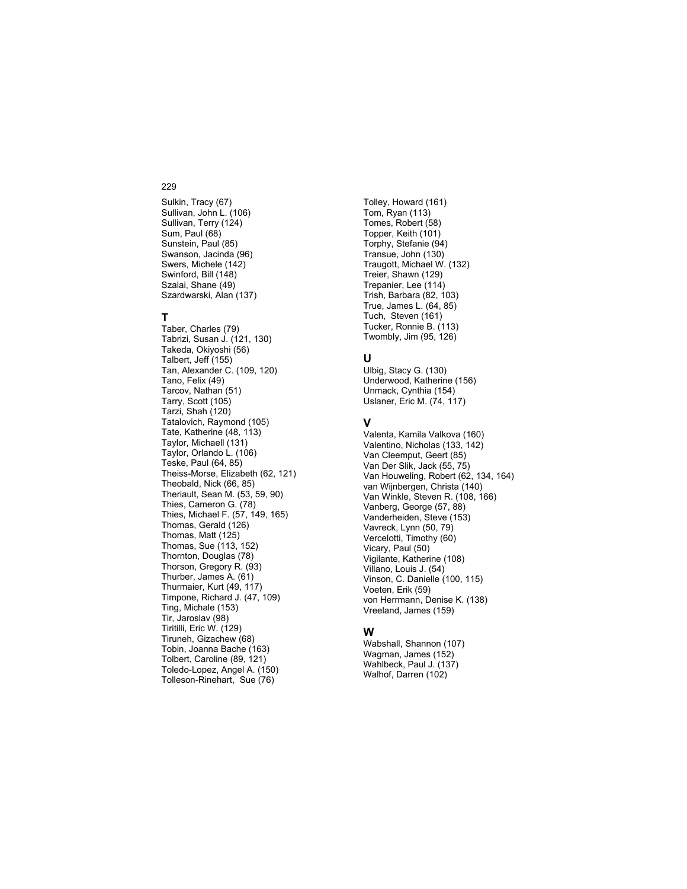Sulkin, Tracy (67)
Sullivan, John L. (106)
Sullivan, Terry (124)
Sum, Paul (68)
Sunstein, Paul (85)
Swanson, Jacinda (96)
Swers, Michele (142)
Swinford, Bill (148)
Szalai, Shane (49)
Szardwarski, Alan (137)

## T

Taber, Charles (79)
Tabrizi, Susan J. (121, 130)
Takeda, Okiyoshi (56)
Talbert, Jeff (155)
Tan, Alexander C. (109, 120)
Tano, Felix (49)
Tarcov, Nathan (51)
Tarry, Scott (105)
Tarzi, Shah (120)
Tatalovich, Raymond (105)
Tate, Katherine (48, 113)
Taylor, Michaell (131)
Taylor, Orlando L. (106)
Teske, Paul (64, 85)
Theiss-Morse, Elizabeth (62, 121)
Theobald, Nick (66, 85)
Theriault, Sean M. (53, 59, 90)
Thies, Cameron G. (78)
Thies, Michael F. (57, 149, 165)
Thomas, Gerald (126)
Thomas, Matt (125)
Thomas, Sue (113, 152)
Thornton, Douglas (78)
Thorson, Gregory R. (93)
Thurber, James A. (61)
Thurmaier, Kurt (49, 117)
Timpone, Richard J. (47, 109)
Ting, Michale (153)
Tir, Jaroslav (98)
Tiritilli, Eric W. (129)
Tiruneh, Gizachew (68)
Tobin, Joanna Bache (163)
Tolbert, Caroline (89, 121)
Toledo-Lopez, Angel A. (150)
Tolleson-Rinehart, Sue (76)
Tolley, Howard (161)
Tom, Ryan (113)
Tomes, Robert (58)
Topper, Keith (101)
Torphy, Stefanie (94)
Transue, John (130)
Traugott, Michael W. (132)
Treier, Shawn (129)
Trepanier, Lee (114)
Trish, Barbara (82, 103)
True, James L. (64, 85)
Tuch, Steven (161)
Tucker, Ronnie B. (113)
Twombly, Jim (95, 126)

## U

Ulbig, Stacy G. (130)
Underwood, Katherine (156)
Unmack, Cynthia (154)
Uslaner, Eric M. (74, 117)

## V

Valenta, Kamila Valkova (160)
Valentino, Nicholas (133, 142)
Van Cleemput, Geert (85)
Van Der Slik, Jack (55, 75)
Van Houweling, Robert (62, 134, 164)
van Wijnbergen, Christa (140)
Van Winkle, Steven R. (108, 166)
Vanberg, George (57, 88)
Vanderheiden, Steve (153)
Vavreck, Lynn (50, 79)
Vercelotti, Timothy (60)
Vicary, Paul (50)
Vigilante, Katherine (108)
Villano, Louis J. (54)
Vinson, C. Danielle (100, 115)
Voeten, Erik (59)
von Herrmann, Denise K. (138)
Vreeland, James (159)

## W

Wabshall, Shannon (107)
Wagman, James (152)
Wahlbeck, Paul J. (137)
Walhof, Darren (102)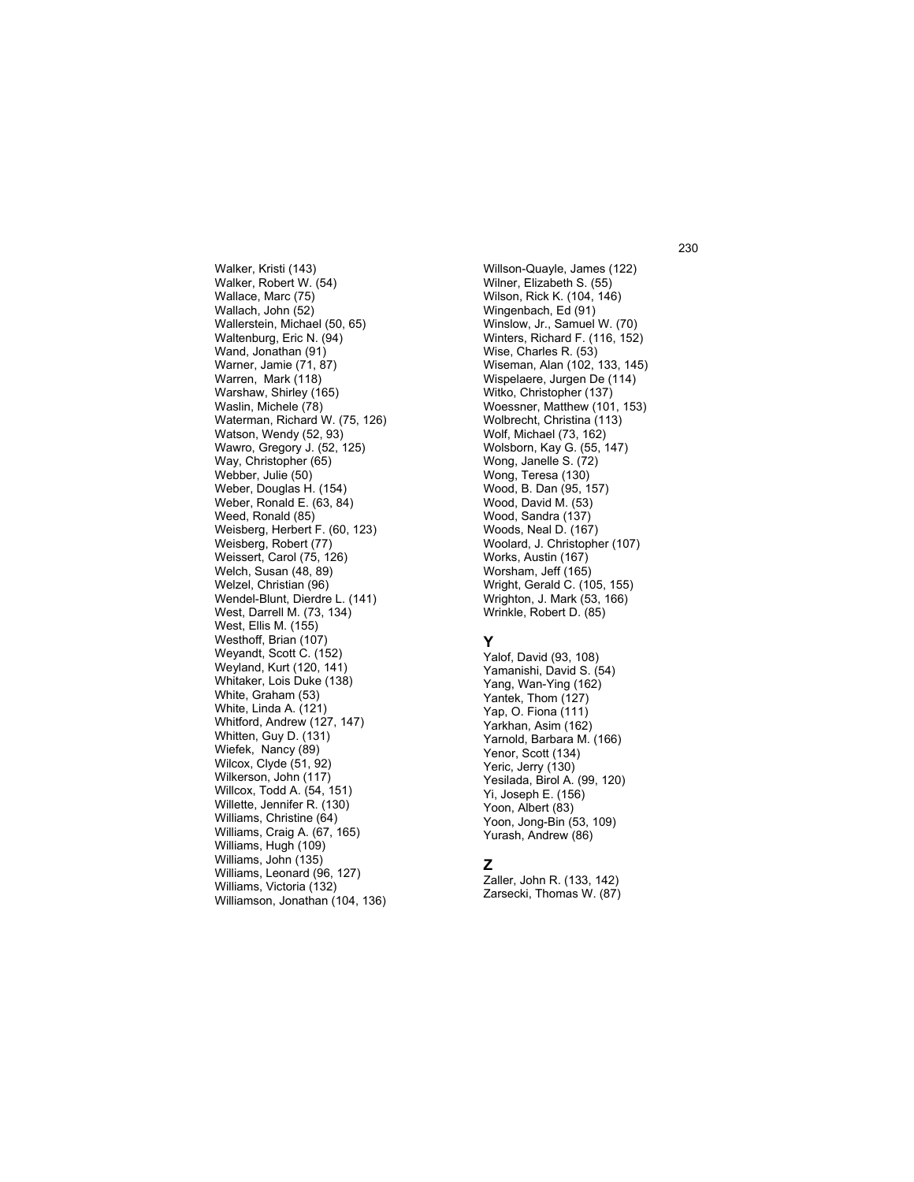Walker, Kristi (143)
Walker, Robert W. (54)
Wallace, Marc (75)
Wallach, John (52)
Wallerstein, Michael (50, 65)
Waltenburg, Eric N. (94)
Wand, Jonathan (91)
Warner, Jamie (71, 87)
Warren, Mark (118)
Warshaw, Shirley (165)
Waslin, Michele (78)
Waterman, Richard W. (75, 126)
Watson, Wendy (52, 93)
Wawro, Gregory J. (52, 125)
Way, Christopher (65)
Webber, Julie (50)
Weber, Douglas H. (154)
Weber, Ronald E. (63, 84)
Weed, Ronald (85)
Weisberg, Herbert F. (60, 123)
Weisberg, Robert (77)
Weissert, Carol (75, 126)
Welch, Susan (48, 89)
Welzel, Christian (96)
Wendel-Blunt, Dierdre L. (141)
West, Darrell M. (73, 134)
West, Ellis M. (155)
Westhoff, Brian (107)
Weyandt, Scott C. (152)
Weyland, Kurt (120, 141)
Whitaker, Lois Duke (138)
White, Graham (53)
White, Linda A. (121)
Whitford, Andrew (127, 147)
Whitten, Guy D. (131)
Wiefek, Nancy (89)
Wilcox, Clyde (51, 92)
Wilkerson, John (117)
Willcox, Todd A. (54, 151)
Willette, Jennifer R. (130)
Williams, Christine (64)
Williams, Craig A. (67, 165)
Williams, Hugh (109)
Williams, John (135)
Williams, Leonard (96, 127)
Williams, Victoria (132)
Williamson, Jonathan (104, 136)
Willson-Quayle, James (122)
Wilner, Elizabeth S. (55)
Wilson, Rick K. (104, 146)
Wingenbach, Ed (91)
Winslow, Jr., Samuel W. (70)
Winters, Richard F. (116, 152)
Wise, Charles R. (53)
Wiseman, Alan (102, 133, 145)
Wispelaere, Jurgen De (114)
Witko, Christopher (137)
Woessner, Matthew (101, 153)
Wolbrecht, Christina (113)
Wolf, Michael (73, 162)
Wolsborn, Kay G. (55, 147)
Wong, Janelle S. (72)
Wong, Teresa (130)
Wood, B. Dan (95, 157)
Wood, David M. (53)
Wood, Sandra (137)
Woods, Neal D. (167)
Woolard, J. Christopher (107)
Works, Austin (167)
Worsham, Jeff (165)
Wright, Gerald C. (105, 155)
Wrighton, J. Mark (53, 166)
Wrinkle, Robert D. (85)

## Y

Yalof, David (93, 108)
Yamanishi, David S. (54)
Yang, Wan-Ying (162)
Yantek, Thom (127)
Yap, O. Fiona (111)
Yarkhan, Asim (162)
Yarnold, Barbara M. (166)
Yenor, Scott (134)
Yeric, Jerry (130)
Yesilada, Birol A. (99, 120)
Yi, Joseph E. (156)
Yoon, Albert (83)
Yoon, Jong-Bin (53, 109)
Yurash, Andrew (86)

## Z

Zaller, John R. (133, 142)
Zarsecki, Thomas W. (87)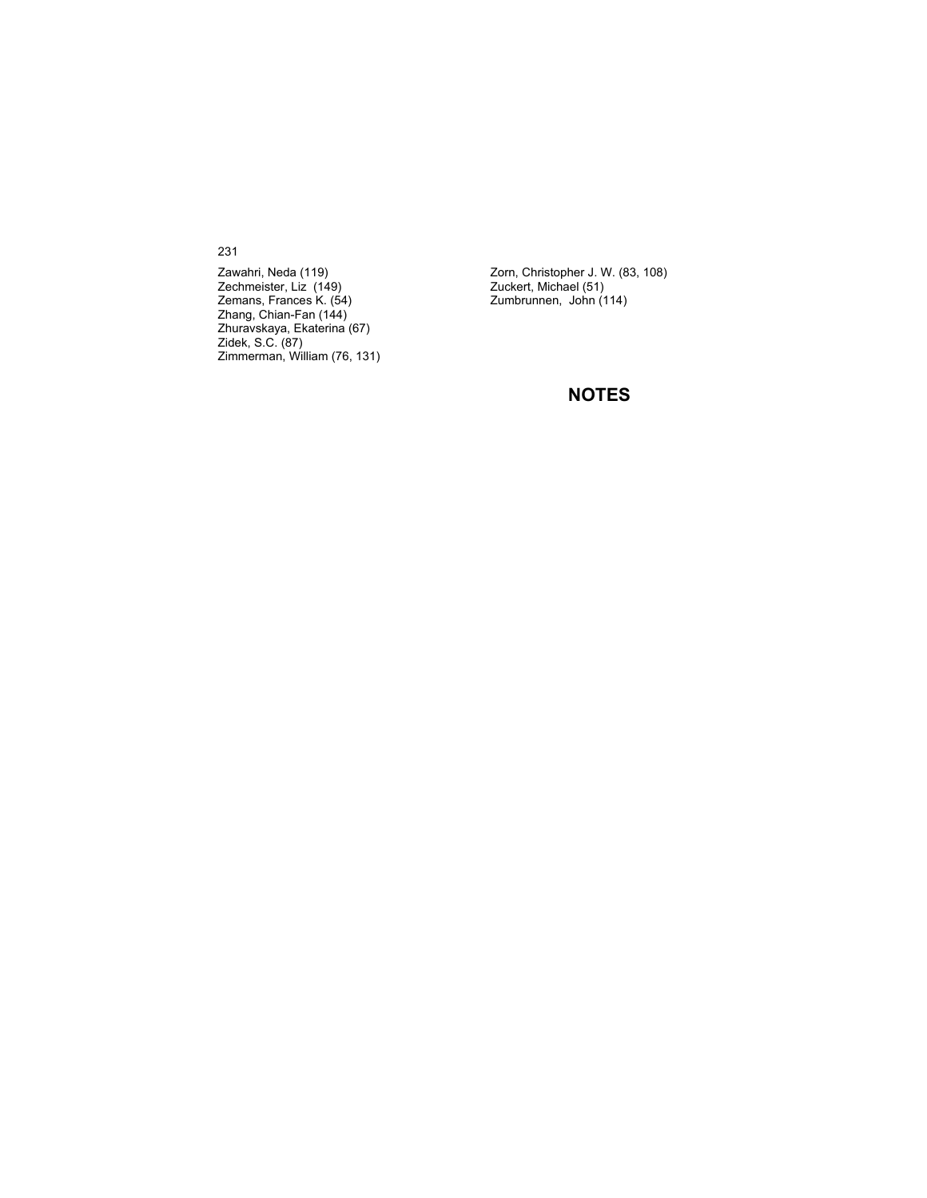Zawahri, Neda (119)
Zechmeister, Liz (149)
Zemans, Frances K. (54)
Zhang, Chian-Fan (144)
Zhuravskaya, Ekaterina (67)
Zidek, S.C. (87)
Zimmerman, William (76, 131)
Zorn, Christopher J. W. (83, 108)
Zuckert, Michael (51)
Zumbrunnen, John (114)

## NOTES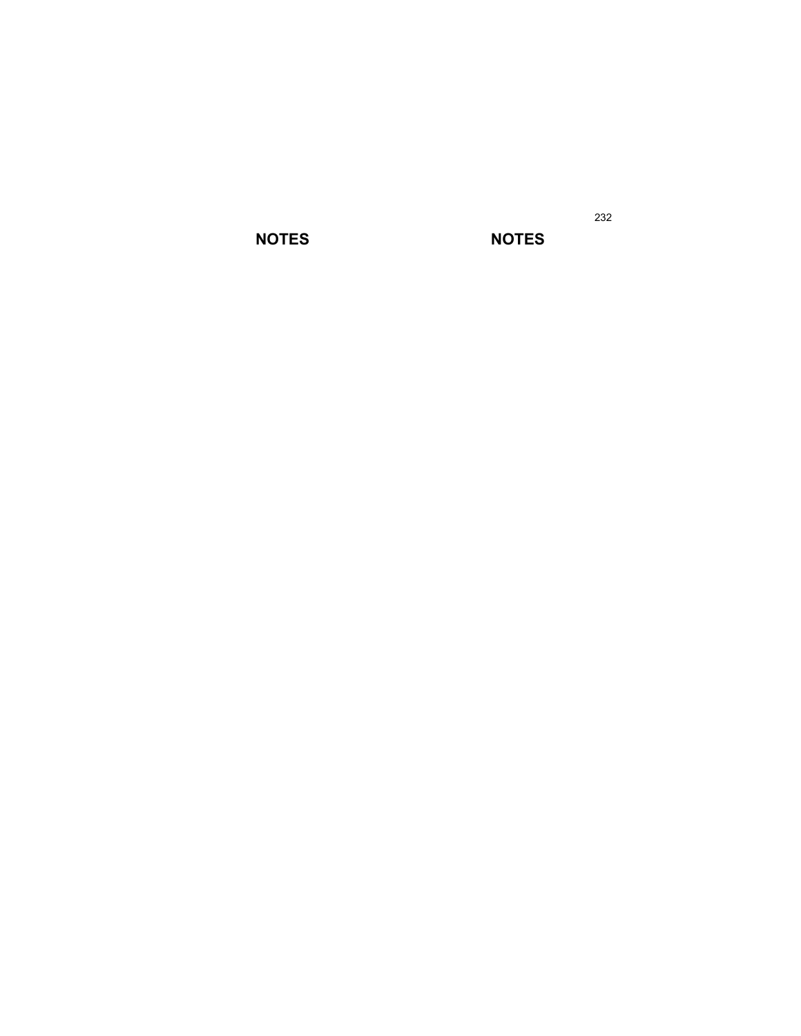## NOTES

## NOTES